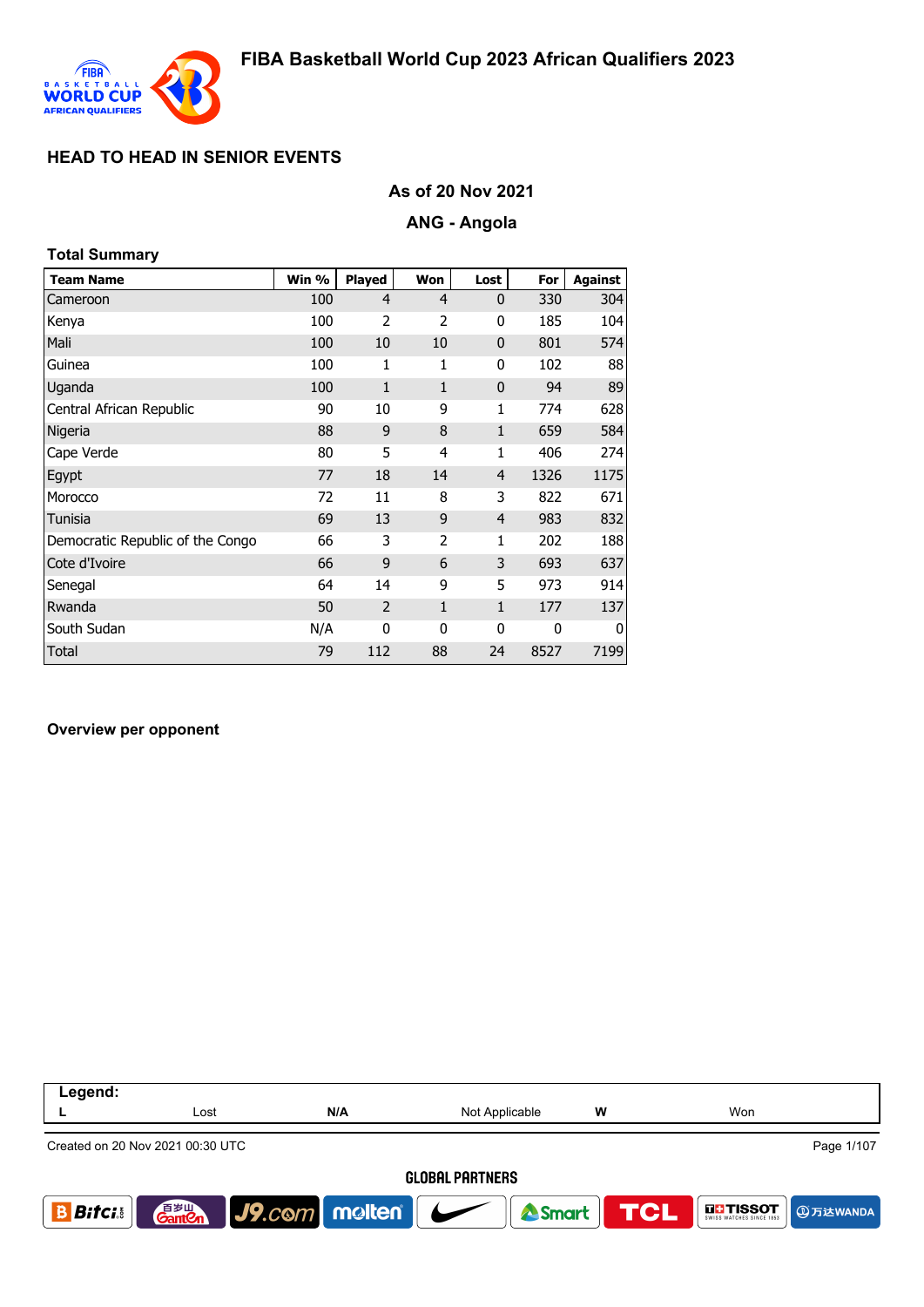# FIBA Basketball World Cup 2023 African Qualifiers 2023

## HEAD TO HEAD IN SENIOR EVENTS

### As of 20 Nov 2021

### ANG - Angola

**Total Summary**

| Team Name | Win % | Played | Won | Lost | For | Against |
|---|---|---|---|---|---|---|
| Cameroon | 100 | 4 | 4 | 0 | 330 | 304 |
| Kenya | 100 | 2 | 2 | 0 | 185 | 104 |
| Mali | 100 | 10 | 10 | 0 | 801 | 574 |
| Guinea | 100 | 1 | 1 | 0 | 102 | 88 |
| Uganda | 100 | 1 | 1 | 0 | 94 | 89 |
| Central African Republic | 90 | 10 | 9 | 1 | 774 | 628 |
| Nigeria | 88 | 9 | 8 | 1 | 659 | 584 |
| Cape Verde | 80 | 5 | 4 | 1 | 406 | 274 |
| Egypt | 77 | 18 | 14 | 4 | 1326 | 1175 |
| Morocco | 72 | 11 | 8 | 3 | 822 | 671 |
| Tunisia | 69 | 13 | 9 | 4 | 983 | 832 |
| Democratic Republic of the Congo | 66 | 3 | 2 | 1 | 202 | 188 |
| Cote d'Ivoire | 66 | 9 | 6 | 3 | 693 | 637 |
| Senegal | 64 | 14 | 9 | 5 | 973 | 914 |
| Rwanda | 50 | 2 | 1 | 1 | 177 | 137 |
| South Sudan | N/A | 0 | 0 | 0 | 0 | 0 |
| Total | 79 | 112 | 88 | 24 | 8527 | 7199 |

**Overview per opponent**

| Legend: | | | | | |
|---|---|---|---|---|---|
| L | Lost | N/A | Not Applicable | W | Won |

Created on 20 Nov 2021 00:30 UTC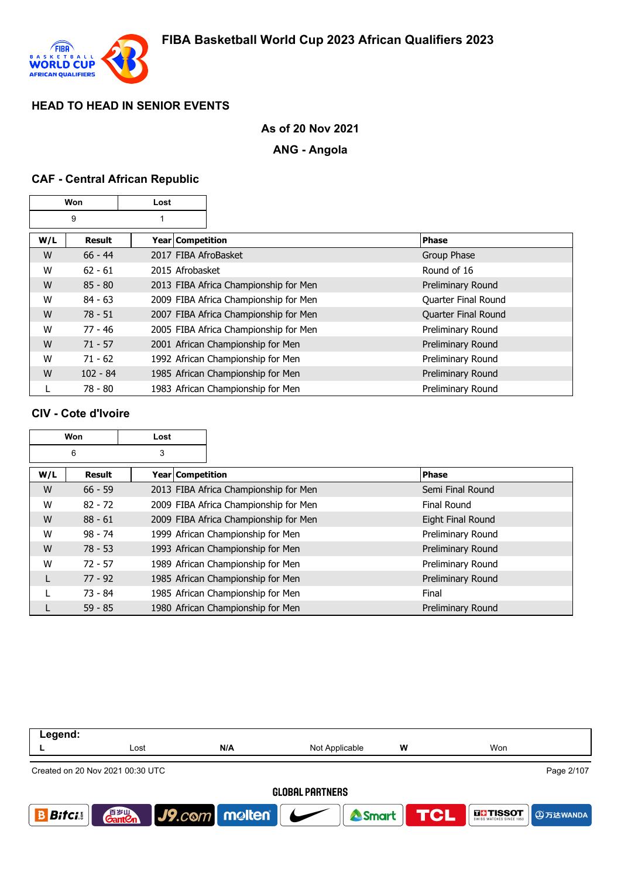## HEAD TO HEAD IN SENIOR EVENTS

**As of 20 Nov 2021**

**ANG - Angola**

### CAF - Central African Republic

| Won | Lost |
|---|---|
| 9 | 1 |

| W/L | Result | Year | Competition | Phase |
|---|---|---|---|---|
| W | 66 - 44 | 2017 | FIBA AfroBasket | Group Phase |
| W | 62 - 61 | 2015 | Afrobasket | Round of 16 |
| W | 85 - 80 | 2013 | FIBA Africa Championship for Men | Preliminary Round |
| W | 84 - 63 | 2009 | FIBA Africa Championship for Men | Quarter Final Round |
| W | 78 - 51 | 2007 | FIBA Africa Championship for Men | Quarter Final Round |
| W | 77 - 46 | 2005 | FIBA Africa Championship for Men | Preliminary Round |
| W | 71 - 57 | 2001 | African Championship for Men | Preliminary Round |
| W | 71 - 62 | 1992 | African Championship for Men | Preliminary Round |
| W | 102 - 84 | 1985 | African Championship for Men | Preliminary Round |
| L | 78 - 80 | 1983 | African Championship for Men | Preliminary Round |

### CIV - Cote d'Ivoire

| Won | Lost |
|---|---|
| 6 | 3 |

| W/L | Result | Year | Competition | Phase |
|---|---|---|---|---|
| W | 66 - 59 | 2013 | FIBA Africa Championship for Men | Semi Final Round |
| W | 82 - 72 | 2009 | FIBA Africa Championship for Men | Final Round |
| W | 88 - 61 | 2009 | FIBA Africa Championship for Men | Eight Final Round |
| W | 98 - 74 | 1999 | African Championship for Men | Preliminary Round |
| W | 78 - 53 | 1993 | African Championship for Men | Preliminary Round |
| W | 72 - 57 | 1989 | African Championship for Men | Preliminary Round |
| L | 77 - 92 | 1985 | African Championship for Men | Preliminary Round |
| L | 73 - 84 | 1985 | African Championship for Men | Final |
| L | 59 - 85 | 1980 | African Championship for Men | Preliminary Round |

**Legend:**

| L | Lost | N/A | Not Applicable | W | Won |
|---|---|---|---|---|---|

Created on 20 Nov 2021 00:30 UTC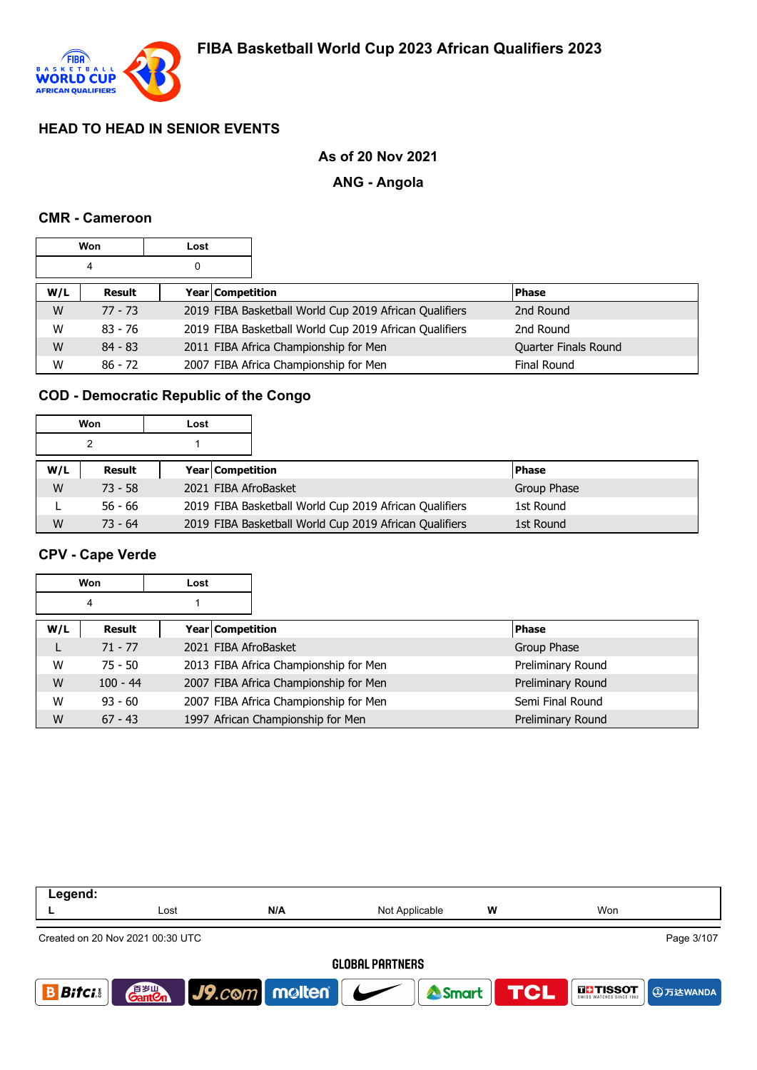# FIBA Basketball World Cup 2023 African Qualifiers 2023

## HEAD TO HEAD IN SENIOR EVENTS

**As of 20 Nov 2021**

**ANG - Angola**

### CMR - Cameroon

| Won | Lost |
|---|---|
| 4 | 0 |

| W/L | Result | Year | Competition | Phase |
|---|---|---|---|---|
| W | 77 - 73 | 2019 | FIBA Basketball World Cup 2019 African Qualifiers | 2nd Round |
| W | 83 - 76 | 2019 | FIBA Basketball World Cup 2019 African Qualifiers | 2nd Round |
| W | 84 - 83 | 2011 | FIBA Africa Championship for Men | Quarter Finals Round |
| W | 86 - 72 | 2007 | FIBA Africa Championship for Men | Final Round |

### COD - Democratic Republic of the Congo

| Won | Lost |
|---|---|
| 2 | 1 |

| W/L | Result | Year | Competition | Phase |
|---|---|---|---|---|
| W | 73 - 58 | 2021 | FIBA AfroBasket | Group Phase |
| L | 56 - 66 | 2019 | FIBA Basketball World Cup 2019 African Qualifiers | 1st Round |
| W | 73 - 64 | 2019 | FIBA Basketball World Cup 2019 African Qualifiers | 1st Round |

### CPV - Cape Verde

| Won | Lost |
|---|---|
| 4 | 1 |

| W/L | Result | Year | Competition | Phase |
|---|---|---|---|---|
| L | 71 - 77 | 2021 | FIBA AfroBasket | Group Phase |
| W | 75 - 50 | 2013 | FIBA Africa Championship for Men | Preliminary Round |
| W | 100 - 44 | 2007 | FIBA Africa Championship for Men | Preliminary Round |
| W | 93 - 60 | 2007 | FIBA Africa Championship for Men | Semi Final Round |
| W | 67 - 43 | 1997 | African Championship for Men | Preliminary Round |

**Legend:**

| L | Lost | N/A | Not Applicable | W | Won |
|---|---|---|---|---|---|

Created on 20 Nov 2021 00:30 UTC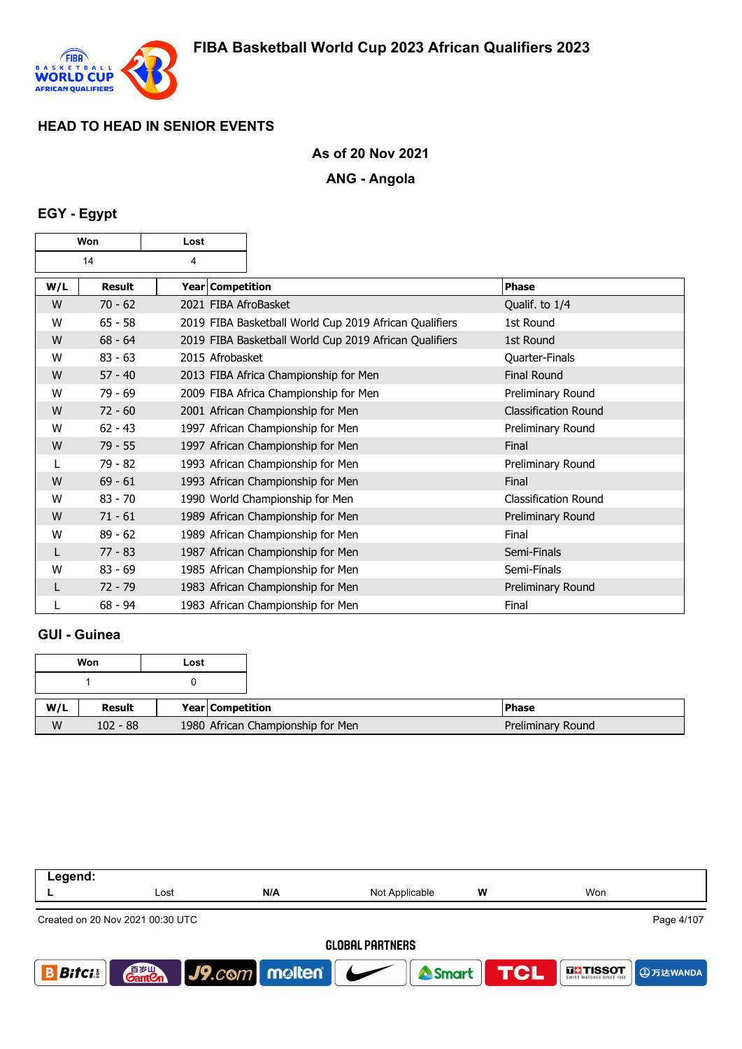# FIBA Basketball World Cup 2023 African Qualifiers 2023

## HEAD TO HEAD IN SENIOR EVENTS

**As of 20 Nov 2021**

**ANG - Angola**

### EGY - Egypt

| Won | Lost |
|---|---|
| 14 | 4 |

| W/L | Result | Year | Competition | Phase |
|---|---|---|---|---|
| W | 70 - 62 | 2021 | FIBA AfroBasket | Qualif. to 1/4 |
| W | 65 - 58 | 2019 | FIBA Basketball World Cup 2019 African Qualifiers | 1st Round |
| W | 68 - 64 | 2019 | FIBA Basketball World Cup 2019 African Qualifiers | 1st Round |
| W | 83 - 63 | 2015 | Afrobasket | Quarter-Finals |
| W | 57 - 40 | 2013 | FIBA Africa Championship for Men | Final Round |
| W | 79 - 69 | 2009 | FIBA Africa Championship for Men | Preliminary Round |
| W | 72 - 60 | 2001 | African Championship for Men | Classification Round |
| W | 62 - 43 | 1997 | African Championship for Men | Preliminary Round |
| W | 79 - 55 | 1997 | African Championship for Men | Final |
| L | 79 - 82 | 1993 | African Championship for Men | Preliminary Round |
| W | 69 - 61 | 1993 | African Championship for Men | Final |
| W | 83 - 70 | 1990 | World Championship for Men | Classification Round |
| W | 71 - 61 | 1989 | African Championship for Men | Preliminary Round |
| W | 89 - 62 | 1989 | African Championship for Men | Final |
| L | 77 - 83 | 1987 | African Championship for Men | Semi-Finals |
| W | 83 - 69 | 1985 | African Championship for Men | Semi-Finals |
| L | 72 - 79 | 1983 | African Championship for Men | Preliminary Round |
| L | 68 - 94 | 1983 | African Championship for Men | Final |

### GUI - Guinea

| Won | Lost |
|---|---|
| 1 | 0 |

| W/L | Result | Year | Competition | Phase |
|---|---|---|---|---|
| W | 102 - 88 | 1980 | African Championship for Men | Preliminary Round |

**Legend:**

| L | Lost | N/A | Not Applicable | W | Won |
|---|---|---|---|---|---|

Created on 20 Nov 2021 00:30 UTC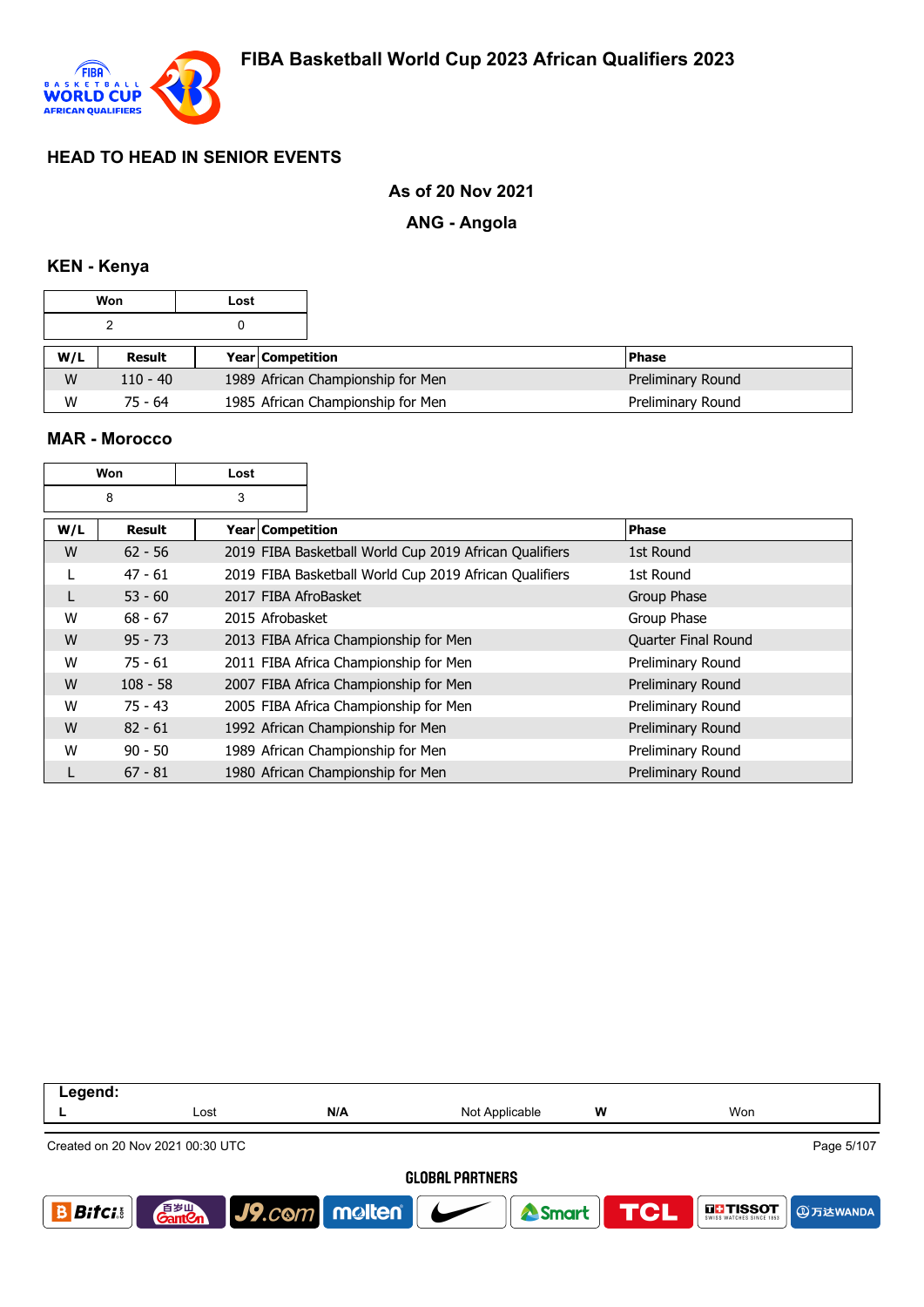# FIBA Basketball World Cup 2023 African Qualifiers 2023

## HEAD TO HEAD IN SENIOR EVENTS

**As of 20 Nov 2021**

**ANG - Angola**

### KEN - Kenya

| Won | Lost |
|---|---|
| 2 | 0 |

| W/L | Result | Year | Competition | Phase |
|---|---|---|---|---|
| W | 110 - 40 | 1989 | African Championship for Men | Preliminary Round |
| W | 75 - 64 | 1985 | African Championship for Men | Preliminary Round |

### MAR - Morocco

| Won | Lost |
|---|---|
| 8 | 3 |

| W/L | Result | Year | Competition | Phase |
|---|---|---|---|---|
| W | 62 - 56 | 2019 | FIBA Basketball World Cup 2019 African Qualifiers | 1st Round |
| L | 47 - 61 | 2019 | FIBA Basketball World Cup 2019 African Qualifiers | 1st Round |
| L | 53 - 60 | 2017 | FIBA AfroBasket | Group Phase |
| W | 68 - 67 | 2015 | Afrobasket | Group Phase |
| W | 95 - 73 | 2013 | FIBA Africa Championship for Men | Quarter Final Round |
| W | 75 - 61 | 2011 | FIBA Africa Championship for Men | Preliminary Round |
| W | 108 - 58 | 2007 | FIBA Africa Championship for Men | Preliminary Round |
| W | 75 - 43 | 2005 | FIBA Africa Championship for Men | Preliminary Round |
| W | 82 - 61 | 1992 | African Championship for Men | Preliminary Round |
| W | 90 - 50 | 1989 | African Championship for Men | Preliminary Round |
| L | 67 - 81 | 1980 | African Championship for Men | Preliminary Round |

**Legend:**

| L | Lost | N/A | Not Applicable | W | Won |
|---|---|---|---|---|---|

Created on 20 Nov 2021 00:30 UTC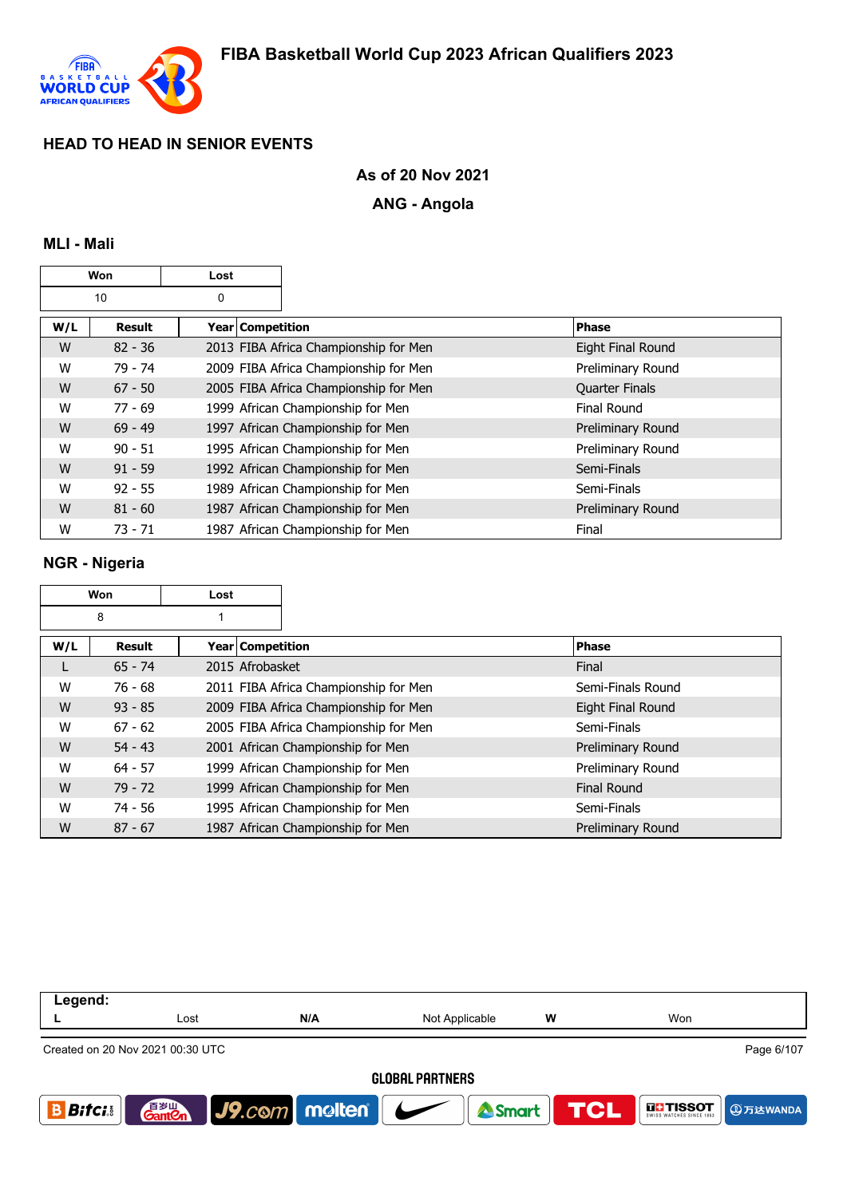# FIBA Basketball World Cup 2023 African Qualifiers 2023

## HEAD TO HEAD IN SENIOR EVENTS

**As of 20 Nov 2021**

**ANG - Angola**

### MLI - Mali

| Won | Lost |
|---|---|
| 10 | 0 |

| W/L | Result | Year | Competition | Phase |
|---|---|---|---|---|
| W | 82 - 36 | 2013 | FIBA Africa Championship for Men | Eight Final Round |
| W | 79 - 74 | 2009 | FIBA Africa Championship for Men | Preliminary Round |
| W | 67 - 50 | 2005 | FIBA Africa Championship for Men | Quarter Finals |
| W | 77 - 69 | 1999 | African Championship for Men | Final Round |
| W | 69 - 49 | 1997 | African Championship for Men | Preliminary Round |
| W | 90 - 51 | 1995 | African Championship for Men | Preliminary Round |
| W | 91 - 59 | 1992 | African Championship for Men | Semi-Finals |
| W | 92 - 55 | 1989 | African Championship for Men | Semi-Finals |
| W | 81 - 60 | 1987 | African Championship for Men | Preliminary Round |
| W | 73 - 71 | 1987 | African Championship for Men | Final |

### NGR - Nigeria

| Won | Lost |
|---|---|
| 8 | 1 |

| W/L | Result | Year | Competition | Phase |
|---|---|---|---|---|
| L | 65 - 74 | 2015 | Afrobasket | Final |
| W | 76 - 68 | 2011 | FIBA Africa Championship for Men | Semi-Finals Round |
| W | 93 - 85 | 2009 | FIBA Africa Championship for Men | Eight Final Round |
| W | 67 - 62 | 2005 | FIBA Africa Championship for Men | Semi-Finals |
| W | 54 - 43 | 2001 | African Championship for Men | Preliminary Round |
| W | 64 - 57 | 1999 | African Championship for Men | Preliminary Round |
| W | 79 - 72 | 1999 | African Championship for Men | Final Round |
| W | 74 - 56 | 1995 | African Championship for Men | Semi-Finals |
| W | 87 - 67 | 1987 | African Championship for Men | Preliminary Round |

**Legend:**

| L | Lost | N/A | Not Applicable | W | Won |
|---|---|---|---|---|---|

Created on 20 Nov 2021 00:30 UTC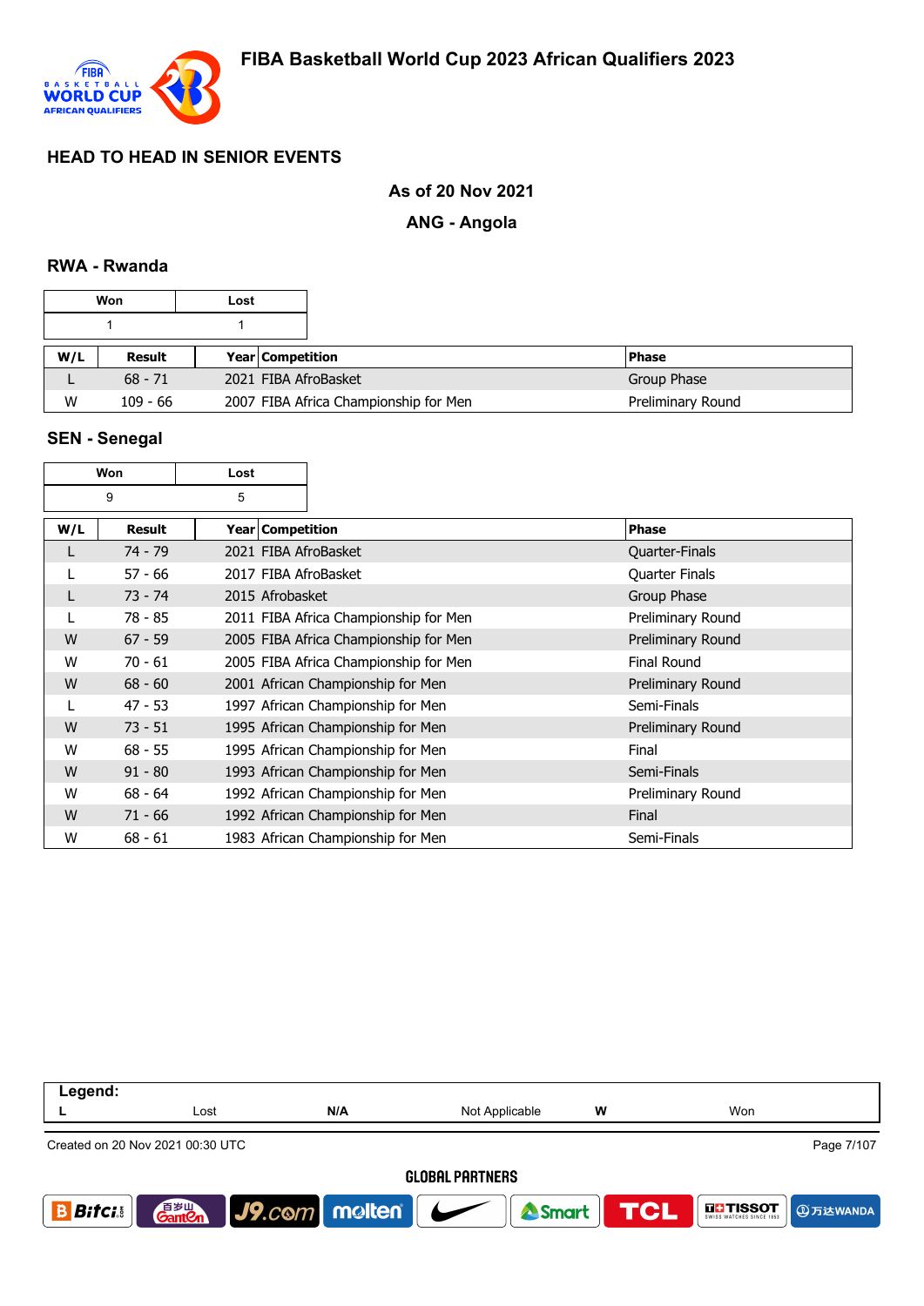# FIBA Basketball World Cup 2023 African Qualifiers 2023

## HEAD TO HEAD IN SENIOR EVENTS

**As of 20 Nov 2021**

**ANG - Angola**

### RWA - Rwanda

| Won | Lost |
|---|---|
| 1 | 1 |

| W/L | Result | Year | Competition | Phase |
|---|---|---|---|---|
| L | 68 - 71 | 2021 | FIBA AfroBasket | Group Phase |
| W | 109 - 66 | 2007 | FIBA Africa Championship for Men | Preliminary Round |

### SEN - Senegal

| Won | Lost |
|---|---|
| 9 | 5 |

| W/L | Result | Year | Competition | Phase |
|---|---|---|---|---|
| L | 74 - 79 | 2021 | FIBA AfroBasket | Quarter-Finals |
| L | 57 - 66 | 2017 | FIBA AfroBasket | Quarter Finals |
| L | 73 - 74 | 2015 | Afrobasket | Group Phase |
| L | 78 - 85 | 2011 | FIBA Africa Championship for Men | Preliminary Round |
| W | 67 - 59 | 2005 | FIBA Africa Championship for Men | Preliminary Round |
| W | 70 - 61 | 2005 | FIBA Africa Championship for Men | Final Round |
| W | 68 - 60 | 2001 | African Championship for Men | Preliminary Round |
| L | 47 - 53 | 1997 | African Championship for Men | Semi-Finals |
| W | 73 - 51 | 1995 | African Championship for Men | Preliminary Round |
| W | 68 - 55 | 1995 | African Championship for Men | Final |
| W | 91 - 80 | 1993 | African Championship for Men | Semi-Finals |
| W | 68 - 64 | 1992 | African Championship for Men | Preliminary Round |
| W | 71 - 66 | 1992 | African Championship for Men | Final |
| W | 68 - 61 | 1983 | African Championship for Men | Semi-Finals |

**Legend:**

| L | Lost | N/A | Not Applicable | W | Won |
|---|---|---|---|---|---|

Created on 20 Nov 2021 00:30 UTC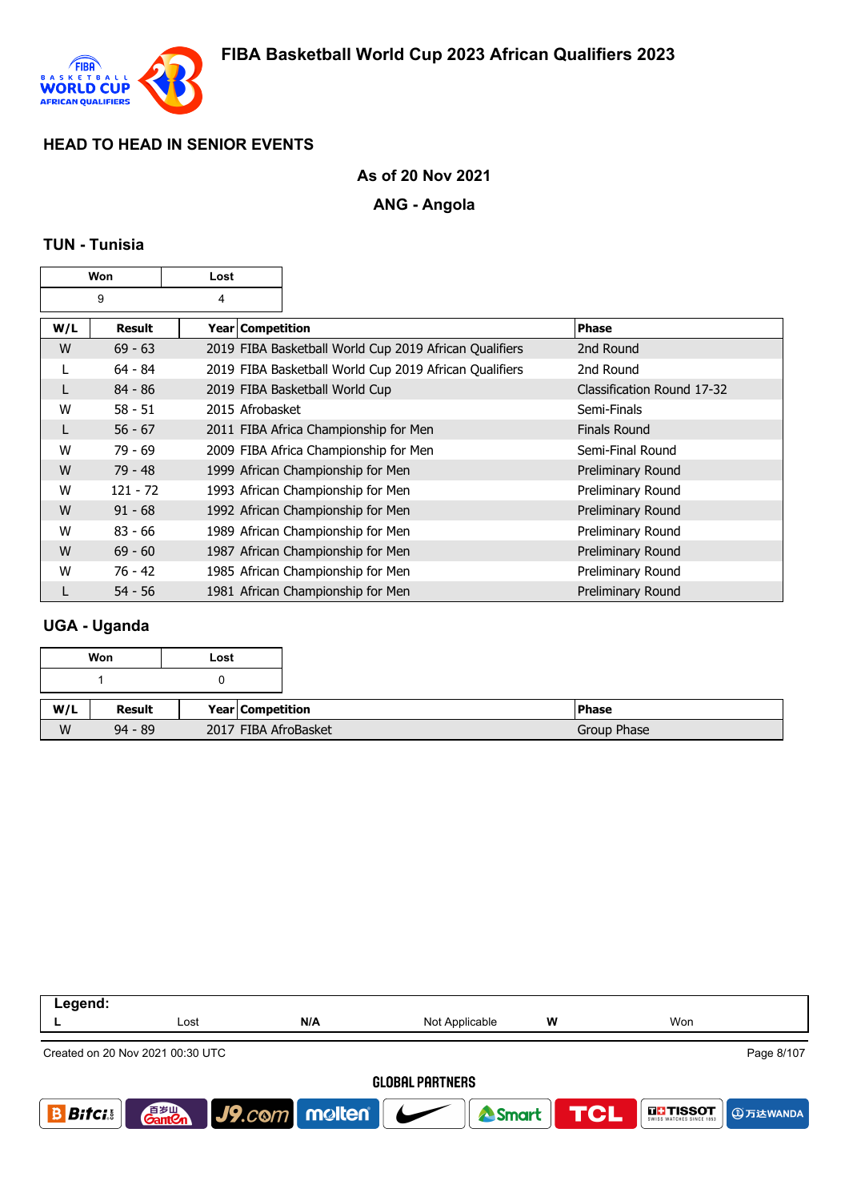# FIBA Basketball World Cup 2023 African Qualifiers 2023

## HEAD TO HEAD IN SENIOR EVENTS

**As of 20 Nov 2021**

**ANG - Angola**

### TUN - Tunisia

| Won | Lost |
|---|---|
| 9 | 4 |

| W/L | Result | Year | Competition | Phase |
|---|---|---|---|---|
| W | 69 - 63 | 2019 | FIBA Basketball World Cup 2019 African Qualifiers | 2nd Round |
| L | 64 - 84 | 2019 | FIBA Basketball World Cup 2019 African Qualifiers | 2nd Round |
| L | 84 - 86 | 2019 | FIBA Basketball World Cup | Classification Round 17-32 |
| W | 58 - 51 | 2015 | Afrobasket | Semi-Finals |
| L | 56 - 67 | 2011 | FIBA Africa Championship for Men | Finals Round |
| W | 79 - 69 | 2009 | FIBA Africa Championship for Men | Semi-Final Round |
| W | 79 - 48 | 1999 | African Championship for Men | Preliminary Round |
| W | 121 - 72 | 1993 | African Championship for Men | Preliminary Round |
| W | 91 - 68 | 1992 | African Championship for Men | Preliminary Round |
| W | 83 - 66 | 1989 | African Championship for Men | Preliminary Round |
| W | 69 - 60 | 1987 | African Championship for Men | Preliminary Round |
| W | 76 - 42 | 1985 | African Championship for Men | Preliminary Round |
| L | 54 - 56 | 1981 | African Championship for Men | Preliminary Round |

### UGA - Uganda

| Won | Lost |
|---|---|
| 1 | 0 |

| W/L | Result | Year | Competition | Phase |
|---|---|---|---|---|
| W | 94 - 89 | 2017 | FIBA AfroBasket | Group Phase |

| Legend: | | | | | |
|---|---|---|---|---|---|
| L | Lost | N/A | Not Applicable | W | Won |

Created on 20 Nov 2021 00:30 UTC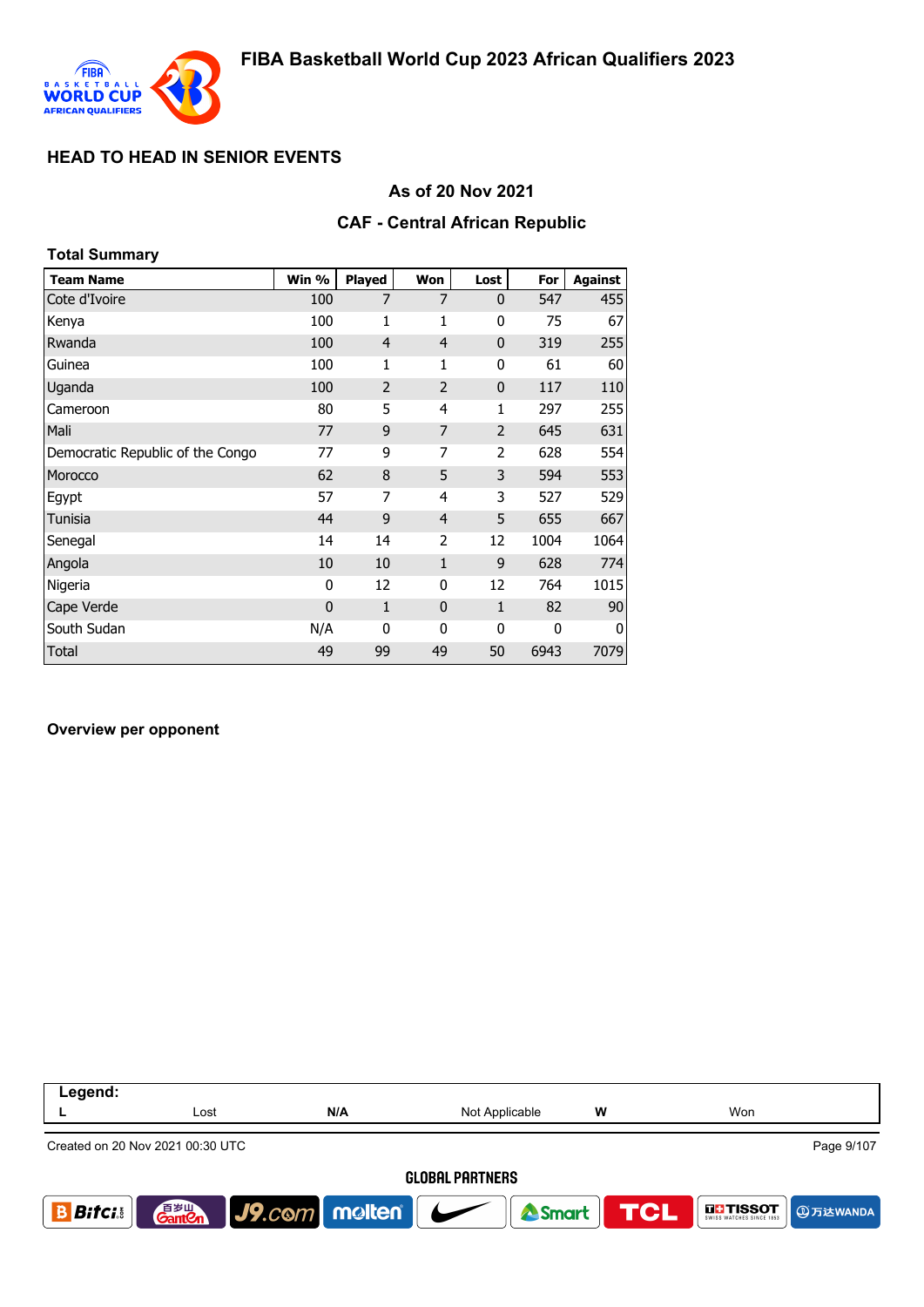## HEAD TO HEAD IN SENIOR EVENTS

### As of 20 Nov 2021

### CAF - Central African Republic

**Total Summary**

| Team Name | Win % | Played | Won | Lost | For | Against |
|---|---|---|---|---|---|---|
| Cote d'Ivoire | 100 | 7 | 7 | 0 | 547 | 455 |
| Kenya | 100 | 1 | 1 | 0 | 75 | 67 |
| Rwanda | 100 | 4 | 4 | 0 | 319 | 255 |
| Guinea | 100 | 1 | 1 | 0 | 61 | 60 |
| Uganda | 100 | 2 | 2 | 0 | 117 | 110 |
| Cameroon | 80 | 5 | 4 | 1 | 297 | 255 |
| Mali | 77 | 9 | 7 | 2 | 645 | 631 |
| Democratic Republic of the Congo | 77 | 9 | 7 | 2 | 628 | 554 |
| Morocco | 62 | 8 | 5 | 3 | 594 | 553 |
| Egypt | 57 | 7 | 4 | 3 | 527 | 529 |
| Tunisia | 44 | 9 | 4 | 5 | 655 | 667 |
| Senegal | 14 | 14 | 2 | 12 | 1004 | 1064 |
| Angola | 10 | 10 | 1 | 9 | 628 | 774 |
| Nigeria | 0 | 12 | 0 | 12 | 764 | 1015 |
| Cape Verde | 0 | 1 | 0 | 1 | 82 | 90 |
| South Sudan | N/A | 0 | 0 | 0 | 0 | 0 |
| Total | 49 | 99 | 49 | 50 | 6943 | 7079 |

**Overview per opponent**

**Legend:**

| L | Lost | N/A | Not Applicable | W | Won |
|---|---|---|---|---|---|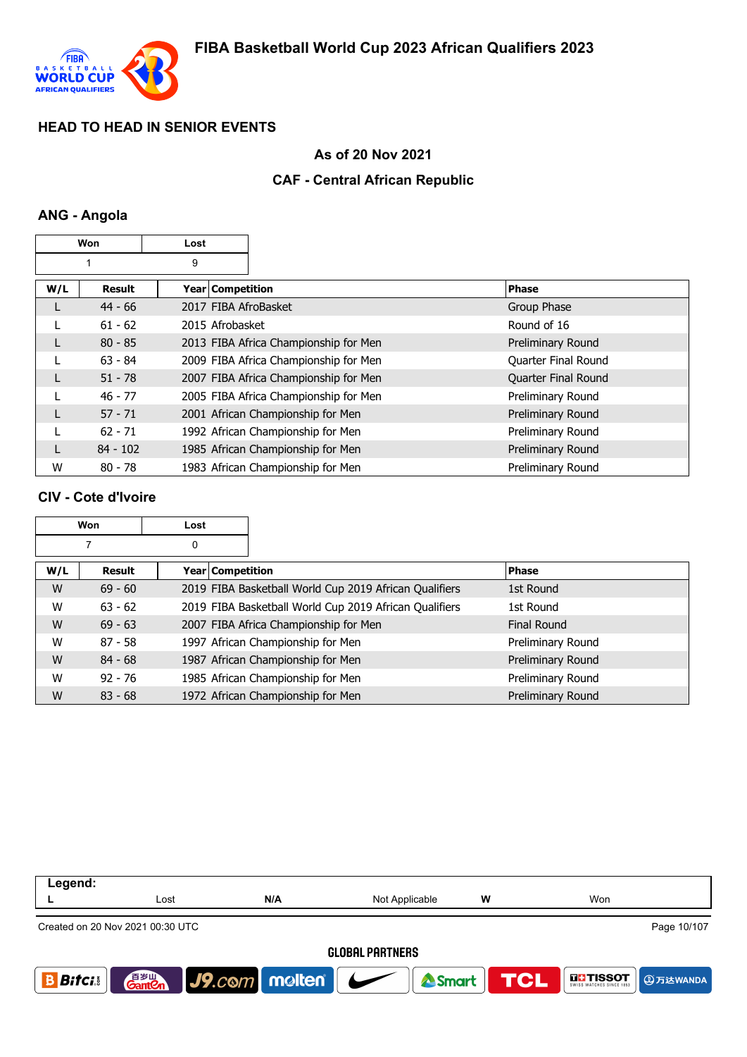# FIBA Basketball World Cup 2023 African Qualifiers 2023

## HEAD TO HEAD IN SENIOR EVENTS

### As of 20 Nov 2021

### CAF - Central African Republic

## ANG - Angola

| Won | Lost |
|---|---|
| 1 | 9 |

| W/L | Result | Year | Competition | Phase |
|---|---|---|---|---|
| L | 44 - 66 | 2017 | FIBA AfroBasket | Group Phase |
| L | 61 - 62 | 2015 | Afrobasket | Round of 16 |
| L | 80 - 85 | 2013 | FIBA Africa Championship for Men | Preliminary Round |
| L | 63 - 84 | 2009 | FIBA Africa Championship for Men | Quarter Final Round |
| L | 51 - 78 | 2007 | FIBA Africa Championship for Men | Quarter Final Round |
| L | 46 - 77 | 2005 | FIBA Africa Championship for Men | Preliminary Round |
| L | 57 - 71 | 2001 | African Championship for Men | Preliminary Round |
| L | 62 - 71 | 1992 | African Championship for Men | Preliminary Round |
| L | 84 - 102 | 1985 | African Championship for Men | Preliminary Round |
| W | 80 - 78 | 1983 | African Championship for Men | Preliminary Round |

## CIV - Cote d'Ivoire

| Won | Lost |
|---|---|
| 7 | 0 |

| W/L | Result | Year | Competition | Phase |
|---|---|---|---|---|
| W | 69 - 60 | 2019 | FIBA Basketball World Cup 2019 African Qualifiers | 1st Round |
| W | 63 - 62 | 2019 | FIBA Basketball World Cup 2019 African Qualifiers | 1st Round |
| W | 69 - 63 | 2007 | FIBA Africa Championship for Men | Final Round |
| W | 87 - 58 | 1997 | African Championship for Men | Preliminary Round |
| W | 84 - 68 | 1987 | African Championship for Men | Preliminary Round |
| W | 92 - 76 | 1985 | African Championship for Men | Preliminary Round |
| W | 83 - 68 | 1972 | African Championship for Men | Preliminary Round |

**Legend:**

| L | Lost | N/A | Not Applicable | W | Won |
|---|---|---|---|---|---|

Created on 20 Nov 2021 00:30 UTC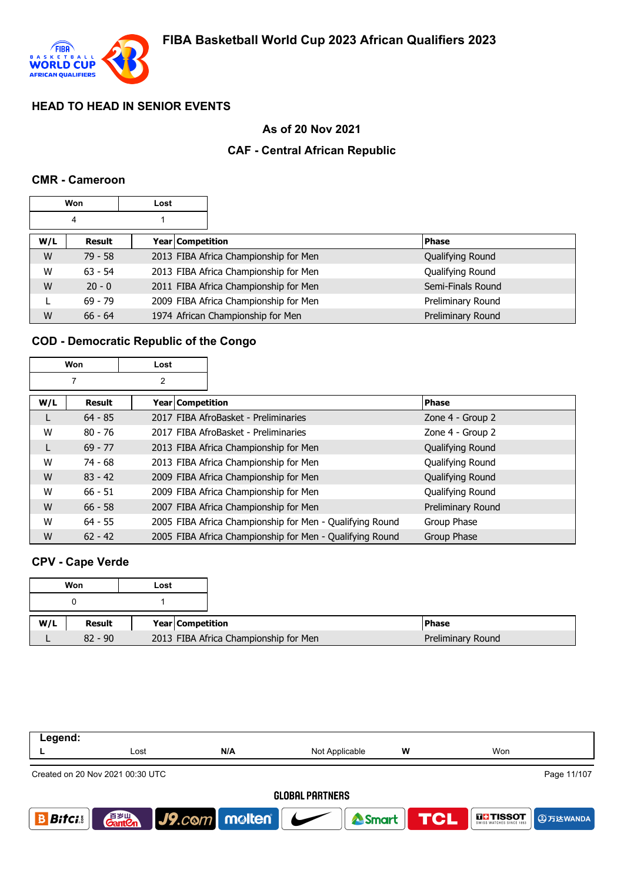# FIBA Basketball World Cup 2023 African Qualifiers 2023

## HEAD TO HEAD IN SENIOR EVENTS

### As of 20 Nov 2021

### CAF - Central African Republic

### CMR - Cameroon

| Won | Lost |
|---|---|
| 4 | 1 |

| W/L | Result | Year | Competition | Phase |
|---|---|---|---|---|
| W | 79 - 58 | 2013 | FIBA Africa Championship for Men | Qualifying Round |
| W | 63 - 54 | 2013 | FIBA Africa Championship for Men | Qualifying Round |
| W | 20 - 0 | 2011 | FIBA Africa Championship for Men | Semi-Finals Round |
| L | 69 - 79 | 2009 | FIBA Africa Championship for Men | Preliminary Round |
| W | 66 - 64 | 1974 | African Championship for Men | Preliminary Round |

### COD - Democratic Republic of the Congo

| Won | Lost |
|---|---|
| 7 | 2 |

| W/L | Result | Year | Competition | Phase |
|---|---|---|---|---|
| L | 64 - 85 | 2017 | FIBA AfroBasket - Preliminaries | Zone 4 - Group 2 |
| W | 80 - 76 | 2017 | FIBA AfroBasket - Preliminaries | Zone 4 - Group 2 |
| L | 69 - 77 | 2013 | FIBA Africa Championship for Men | Qualifying Round |
| W | 74 - 68 | 2013 | FIBA Africa Championship for Men | Qualifying Round |
| W | 83 - 42 | 2009 | FIBA Africa Championship for Men | Qualifying Round |
| W | 66 - 51 | 2009 | FIBA Africa Championship for Men | Qualifying Round |
| W | 66 - 58 | 2007 | FIBA Africa Championship for Men | Preliminary Round |
| W | 64 - 55 | 2005 | FIBA Africa Championship for Men - Qualifying Round | Group Phase |
| W | 62 - 42 | 2005 | FIBA Africa Championship for Men - Qualifying Round | Group Phase |

### CPV - Cape Verde

| Won | Lost |
|---|---|
| 0 | 1 |

| W/L | Result | Year | Competition | Phase |
|---|---|---|---|---|
| L | 82 - 90 | 2013 | FIBA Africa Championship for Men | Preliminary Round |

| Legend: | | | | | |
|---|---|---|---|---|---|
| L | Lost | N/A | Not Applicable | W | Won |

Created on 20 Nov 2021 00:30 UTC

GLOBAL PARTNERS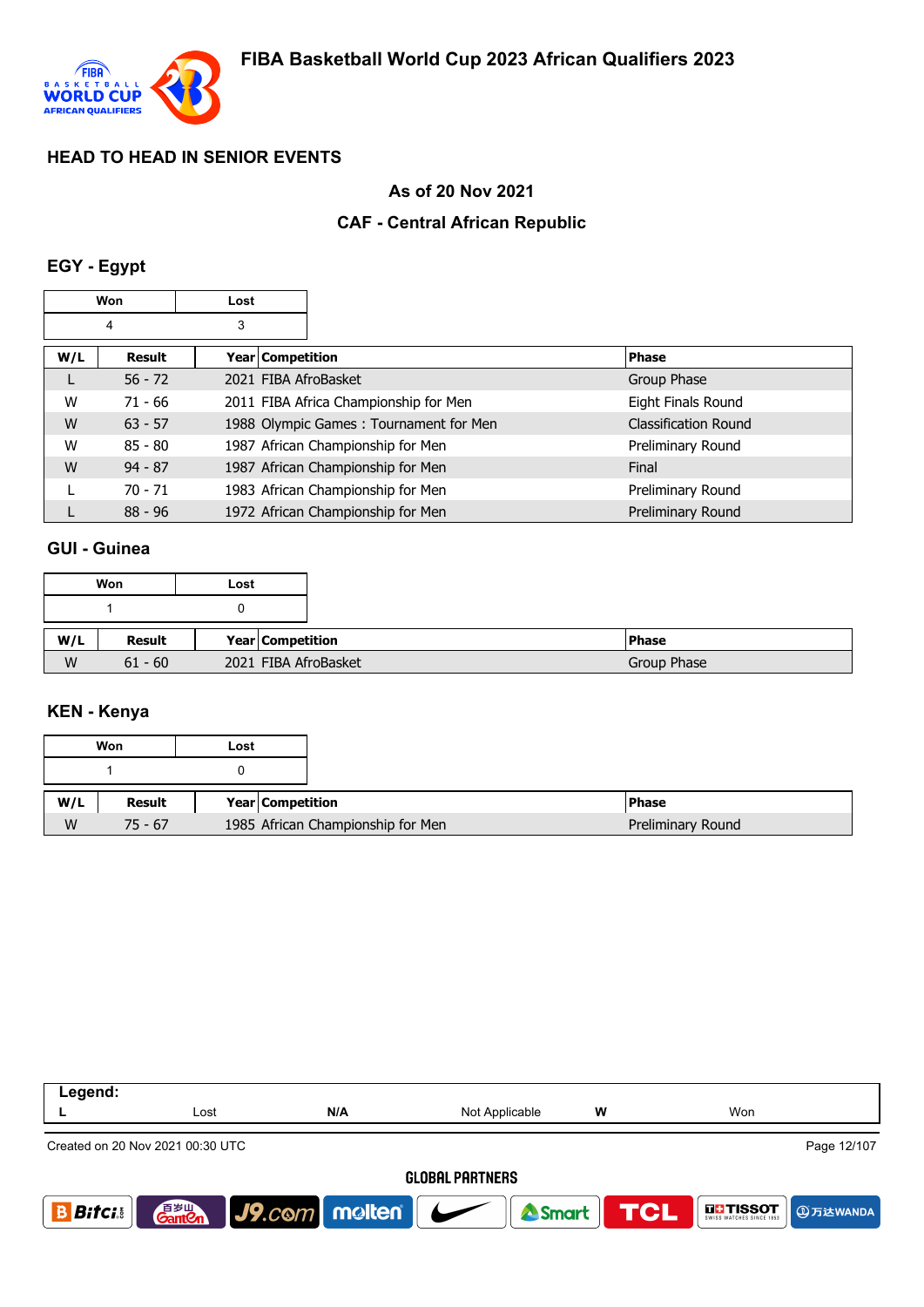## HEAD TO HEAD IN SENIOR EVENTS

### As of 20 Nov 2021

### CAF - Central African Republic

### EGY - Egypt

| Won | Lost |
|---|---|
| 4 | 3 |

| W/L | Result | Year | Competition | Phase |
|---|---|---|---|---|
| L | 56 - 72 | 2021 | FIBA AfroBasket | Group Phase |
| W | 71 - 66 | 2011 | FIBA Africa Championship for Men | Eight Finals Round |
| W | 63 - 57 | 1988 | Olympic Games : Tournament for Men | Classification Round |
| W | 85 - 80 | 1987 | African Championship for Men | Preliminary Round |
| W | 94 - 87 | 1987 | African Championship for Men | Final |
| L | 70 - 71 | 1983 | African Championship for Men | Preliminary Round |
| L | 88 - 96 | 1972 | African Championship for Men | Preliminary Round |

### GUI - Guinea

| Won | Lost |
|---|---|
| 1 | 0 |

| W/L | Result | Year | Competition | Phase |
|---|---|---|---|---|
| W | 61 - 60 | 2021 | FIBA AfroBasket | Group Phase |

### KEN - Kenya

| Won | Lost |
|---|---|
| 1 | 0 |

| W/L | Result | Year | Competition | Phase |
|---|---|---|---|---|
| W | 75 - 67 | 1985 | African Championship for Men | Preliminary Round |

| Legend: | | | | | |
|---|---|---|---|---|---|
| L | Lost | N/A | Not Applicable | W | Won |

Created on 20 Nov 2021 00:30 UTC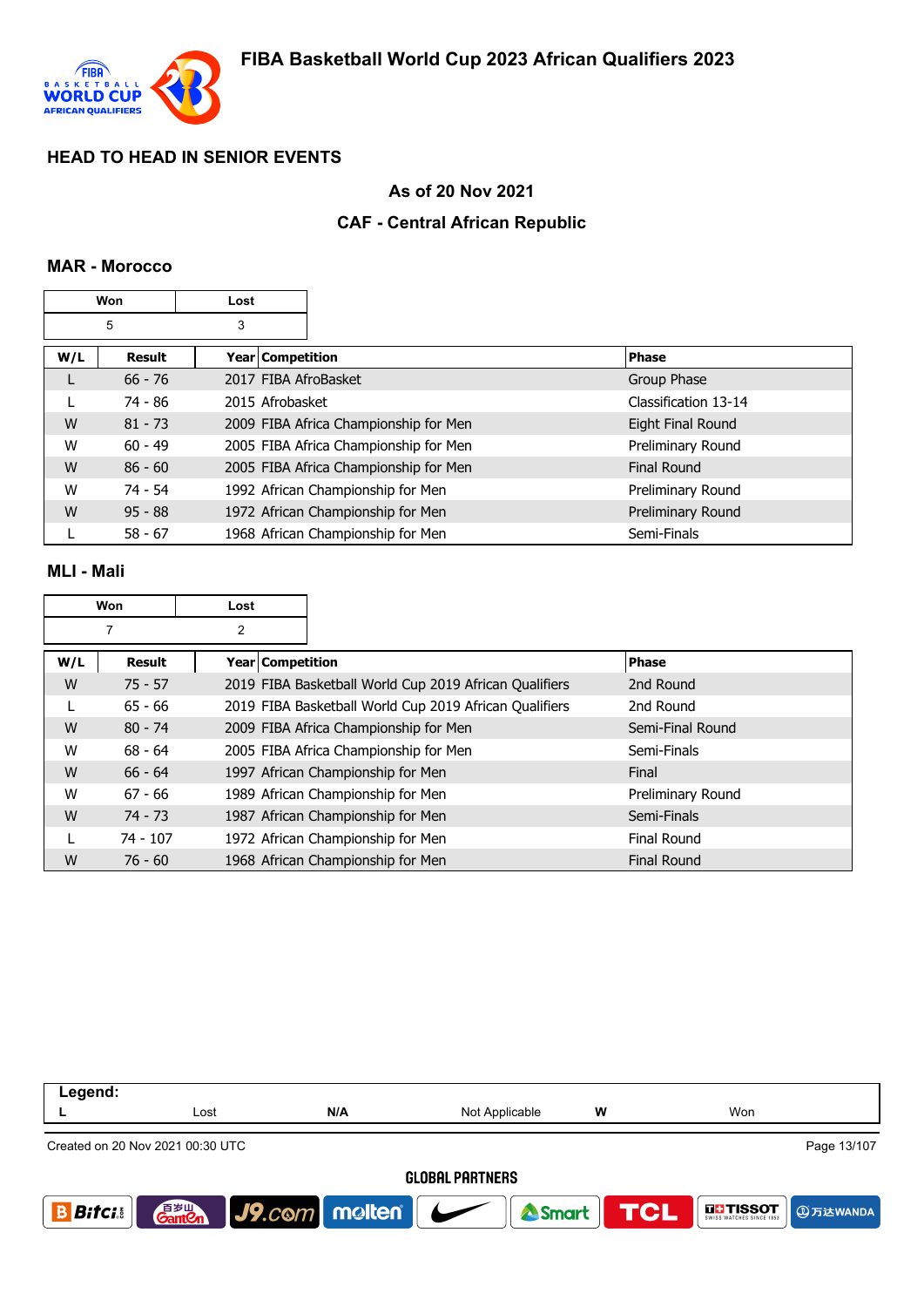# FIBA Basketball World Cup 2023 African Qualifiers 2023

## HEAD TO HEAD IN SENIOR EVENTS

### As of 20 Nov 2021

### CAF - Central African Republic

### MAR - Morocco

| Won | Lost |
|---|---|
| 5 | 3 |

| W/L | Result | Year | Competition | Phase |
|---|---|---|---|---|
| L | 66 - 76 | 2017 | FIBA AfroBasket | Group Phase |
| L | 74 - 86 | 2015 | Afrobasket | Classification 13-14 |
| W | 81 - 73 | 2009 | FIBA Africa Championship for Men | Eight Final Round |
| W | 60 - 49 | 2005 | FIBA Africa Championship for Men | Preliminary Round |
| W | 86 - 60 | 2005 | FIBA Africa Championship for Men | Final Round |
| W | 74 - 54 | 1992 | African Championship for Men | Preliminary Round |
| W | 95 - 88 | 1972 | African Championship for Men | Preliminary Round |
| L | 58 - 67 | 1968 | African Championship for Men | Semi-Finals |

### MLI - Mali

| Won | Lost |
|---|---|
| 7 | 2 |

| W/L | Result | Year | Competition | Phase |
|---|---|---|---|---|
| W | 75 - 57 | 2019 | FIBA Basketball World Cup 2019 African Qualifiers | 2nd Round |
| L | 65 - 66 | 2019 | FIBA Basketball World Cup 2019 African Qualifiers | 2nd Round |
| W | 80 - 74 | 2009 | FIBA Africa Championship for Men | Semi-Final Round |
| W | 68 - 64 | 2005 | FIBA Africa Championship for Men | Semi-Finals |
| W | 66 - 64 | 1997 | African Championship for Men | Final |
| W | 67 - 66 | 1989 | African Championship for Men | Preliminary Round |
| W | 74 - 73 | 1987 | African Championship for Men | Semi-Finals |
| L | 74 - 107 | 1972 | African Championship for Men | Final Round |
| W | 76 - 60 | 1968 | African Championship for Men | Final Round |

| Legend: | | | | | |
|---|---|---|---|---|---|
| L | Lost | N/A | Not Applicable | W | Won |

Created on 20 Nov 2021 00:30 UTC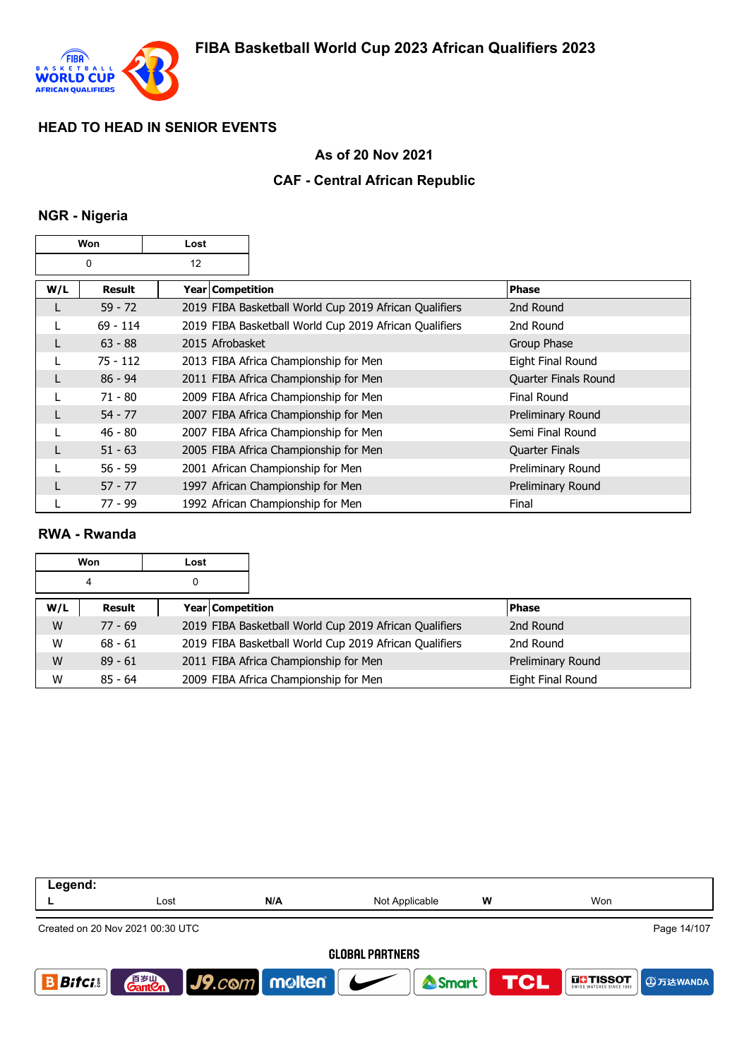## HEAD TO HEAD IN SENIOR EVENTS

### As of 20 Nov 2021

### CAF - Central African Republic

### NGR - Nigeria

| Won | Lost |
|---|---|
| 0 | 12 |

| W/L | Result | Year | Competition | Phase |
|---|---|---|---|---|
| L | 59 - 72 | 2019 | FIBA Basketball World Cup 2019 African Qualifiers | 2nd Round |
| L | 69 - 114 | 2019 | FIBA Basketball World Cup 2019 African Qualifiers | 2nd Round |
| L | 63 - 88 | 2015 | Afrobasket | Group Phase |
| L | 75 - 112 | 2013 | FIBA Africa Championship for Men | Eight Final Round |
| L | 86 - 94 | 2011 | FIBA Africa Championship for Men | Quarter Finals Round |
| L | 71 - 80 | 2009 | FIBA Africa Championship for Men | Final Round |
| L | 54 - 77 | 2007 | FIBA Africa Championship for Men | Preliminary Round |
| L | 46 - 80 | 2007 | FIBA Africa Championship for Men | Semi Final Round |
| L | 51 - 63 | 2005 | FIBA Africa Championship for Men | Quarter Finals |
| L | 56 - 59 | 2001 | African Championship for Men | Preliminary Round |
| L | 57 - 77 | 1997 | African Championship for Men | Preliminary Round |
| L | 77 - 99 | 1992 | African Championship for Men | Final |

### RWA - Rwanda

| Won | Lost |
|---|---|
| 4 | 0 |

| W/L | Result | Year | Competition | Phase |
|---|---|---|---|---|
| W | 77 - 69 | 2019 | FIBA Basketball World Cup 2019 African Qualifiers | 2nd Round |
| W | 68 - 61 | 2019 | FIBA Basketball World Cup 2019 African Qualifiers | 2nd Round |
| W | 89 - 61 | 2011 | FIBA Africa Championship for Men | Preliminary Round |
| W | 85 - 64 | 2009 | FIBA Africa Championship for Men | Eight Final Round |

**Legend:**

| L | Lost | N/A | Not Applicable | W | Won |
|---|---|---|---|---|---|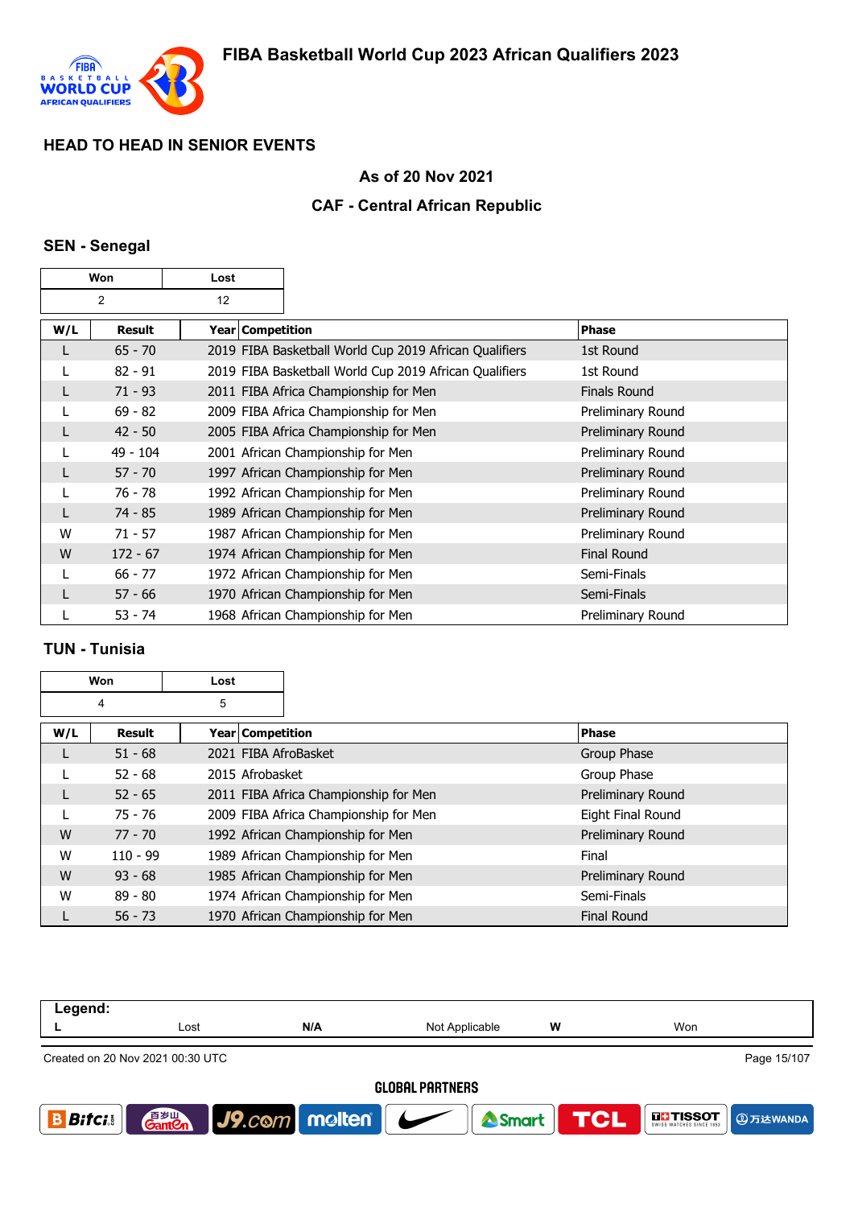# FIBA Basketball World Cup 2023 African Qualifiers 2023

## HEAD TO HEAD IN SENIOR EVENTS

### As of 20 Nov 2021

### CAF - Central African Republic

### SEN - Senegal

| Won | Lost |
|---|---|
| 2 | 12 |

| W/L | Result | Year | Competition | Phase |
|---|---|---|---|---|
| L | 65 - 70 | 2019 | FIBA Basketball World Cup 2019 African Qualifiers | 1st Round |
| L | 82 - 91 | 2019 | FIBA Basketball World Cup 2019 African Qualifiers | 1st Round |
| L | 71 - 93 | 2011 | FIBA Africa Championship for Men | Finals Round |
| L | 69 - 82 | 2009 | FIBA Africa Championship for Men | Preliminary Round |
| L | 42 - 50 | 2005 | FIBA Africa Championship for Men | Preliminary Round |
| L | 49 - 104 | 2001 | African Championship for Men | Preliminary Round |
| L | 57 - 70 | 1997 | African Championship for Men | Preliminary Round |
| L | 76 - 78 | 1992 | African Championship for Men | Preliminary Round |
| L | 74 - 85 | 1989 | African Championship for Men | Preliminary Round |
| W | 71 - 57 | 1987 | African Championship for Men | Preliminary Round |
| W | 172 - 67 | 1974 | African Championship for Men | Final Round |
| L | 66 - 77 | 1972 | African Championship for Men | Semi-Finals |
| L | 57 - 66 | 1970 | African Championship for Men | Semi-Finals |
| L | 53 - 74 | 1968 | African Championship for Men | Preliminary Round |

### TUN - Tunisia

| Won | Lost |
|---|---|
| 4 | 5 |

| W/L | Result | Year | Competition | Phase |
|---|---|---|---|---|
| L | 51 - 68 | 2021 | FIBA AfroBasket | Group Phase |
| L | 52 - 68 | 2015 | Afrobasket | Group Phase |
| L | 52 - 65 | 2011 | FIBA Africa Championship for Men | Preliminary Round |
| L | 75 - 76 | 2009 | FIBA Africa Championship for Men | Eight Final Round |
| W | 77 - 70 | 1992 | African Championship for Men | Preliminary Round |
| W | 110 - 99 | 1989 | African Championship for Men | Final |
| W | 93 - 68 | 1985 | African Championship for Men | Preliminary Round |
| W | 89 - 80 | 1974 | African Championship for Men | Semi-Finals |
| L | 56 - 73 | 1970 | African Championship for Men | Final Round |

**Legend:**

| L | Lost | N/A | Not Applicable | W | Won |
|---|---|---|---|---|---|

Created on 20 Nov 2021 00:30 UTC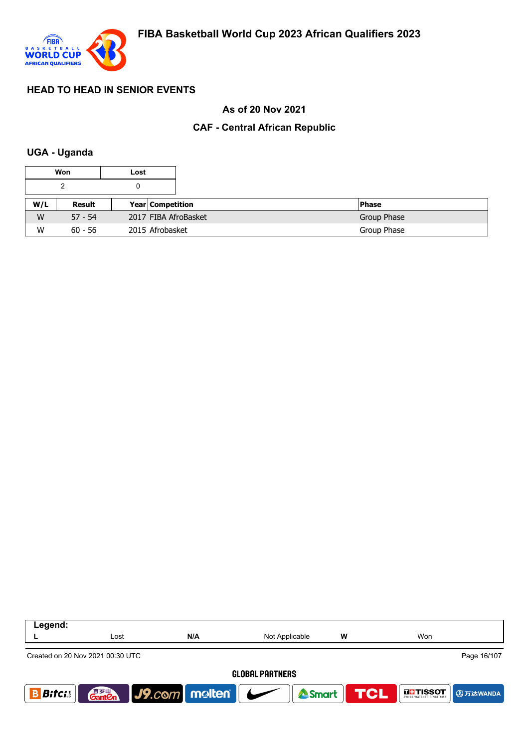## HEAD TO HEAD IN SENIOR EVENTS

### As of 20 Nov 2021

### CAF - Central African Republic

### UGA - Uganda

| Won | Lost |
|---|---|
| 2 | 0 |

| W/L | Result | Year | Competition | Phase |
|---|---|---|---|---|
| W | 57 - 54 | 2017 | FIBA AfroBasket | Group Phase |
| W | 60 - 56 | 2015 | Afrobasket | Group Phase |

**Legend:**

| L | Lost | N/A | Not Applicable | W | Won |
|---|---|---|---|---|---|

Created on 20 Nov 2021 00:30 UTC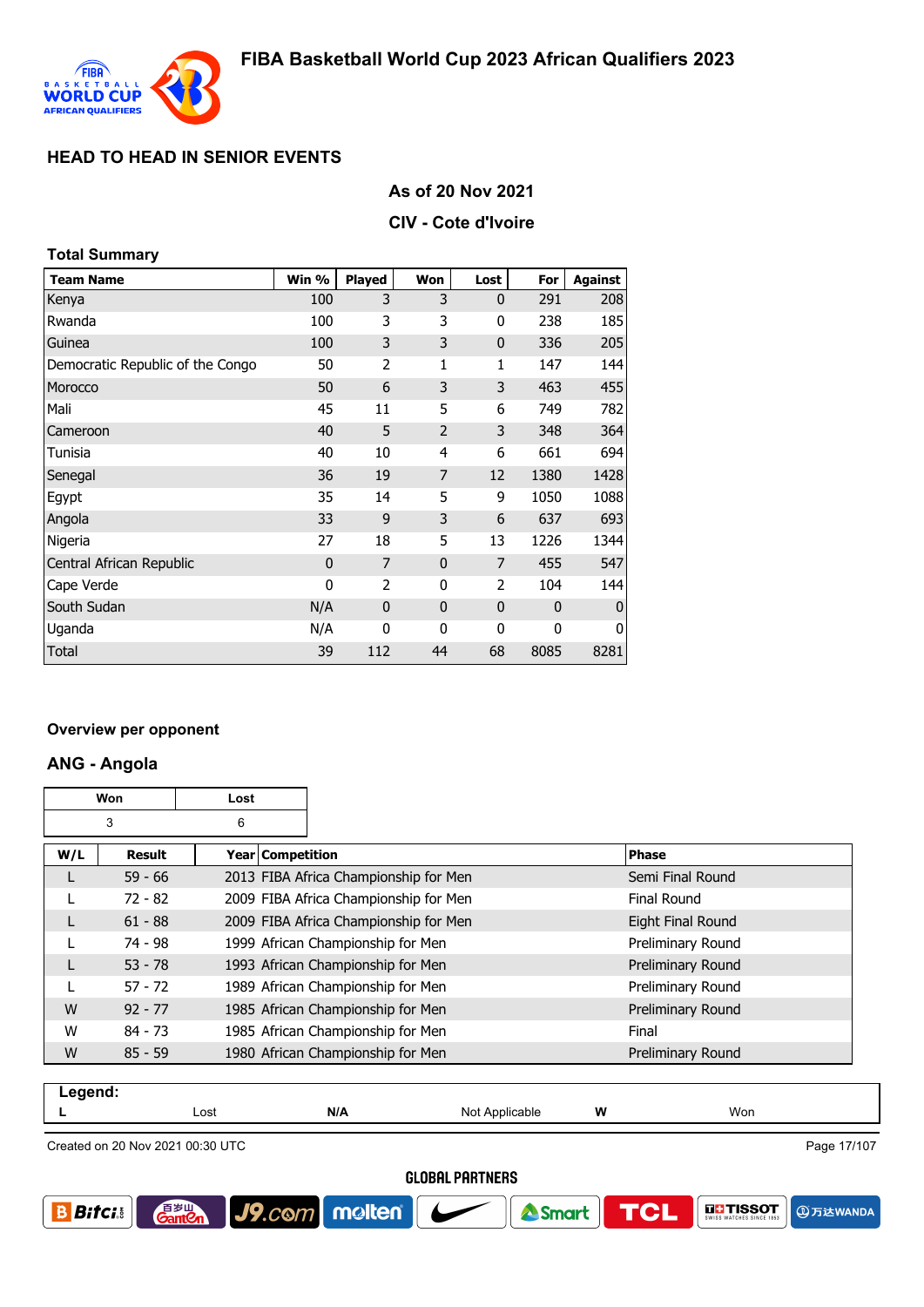# FIBA Basketball World Cup 2023 African Qualifiers 2023

## HEAD TO HEAD IN SENIOR EVENTS

### As of 20 Nov 2021

### CIV - Cote d'Ivoire

**Total Summary**

| Team Name | Win % | Played | Won | Lost | For | Against |
|---|---|---|---|---|---|---|
| Kenya | 100 | 3 | 3 | 0 | 291 | 208 |
| Rwanda | 100 | 3 | 3 | 0 | 238 | 185 |
| Guinea | 100 | 3 | 3 | 0 | 336 | 205 |
| Democratic Republic of the Congo | 50 | 2 | 1 | 1 | 147 | 144 |
| Morocco | 50 | 6 | 3 | 3 | 463 | 455 |
| Mali | 45 | 11 | 5 | 6 | 749 | 782 |
| Cameroon | 40 | 5 | 2 | 3 | 348 | 364 |
| Tunisia | 40 | 10 | 4 | 6 | 661 | 694 |
| Senegal | 36 | 19 | 7 | 12 | 1380 | 1428 |
| Egypt | 35 | 14 | 5 | 9 | 1050 | 1088 |
| Angola | 33 | 9 | 3 | 6 | 637 | 693 |
| Nigeria | 27 | 18 | 5 | 13 | 1226 | 1344 |
| Central African Republic | 0 | 7 | 0 | 7 | 455 | 547 |
| Cape Verde | 0 | 2 | 0 | 2 | 104 | 144 |
| South Sudan | N/A | 0 | 0 | 0 | 0 | 0 |
| Uganda | N/A | 0 | 0 | 0 | 0 | 0 |
| Total | 39 | 112 | 44 | 68 | 8085 | 8281 |

### Overview per opponent

### ANG - Angola

| Won | Lost |
|---|---|
| 3 | 6 |

| W/L | Result | Year | Competition | Phase |
|---|---|---|---|---|
| L | 59 - 66 | 2013 | FIBA Africa Championship for Men | Semi Final Round |
| L | 72 - 82 | 2009 | FIBA Africa Championship for Men | Final Round |
| L | 61 - 88 | 2009 | FIBA Africa Championship for Men | Eight Final Round |
| L | 74 - 98 | 1999 | African Championship for Men | Preliminary Round |
| L | 53 - 78 | 1993 | African Championship for Men | Preliminary Round |
| L | 57 - 72 | 1989 | African Championship for Men | Preliminary Round |
| W | 92 - 77 | 1985 | African Championship for Men | Preliminary Round |
| W | 84 - 73 | 1985 | African Championship for Men | Final |
| W | 85 - 59 | 1980 | African Championship for Men | Preliminary Round |

**Legend:**

| L | Lost | N/A | Not Applicable | W | Won |
|---|---|---|---|---|---|

Created on 20 Nov 2021 00:30 UTC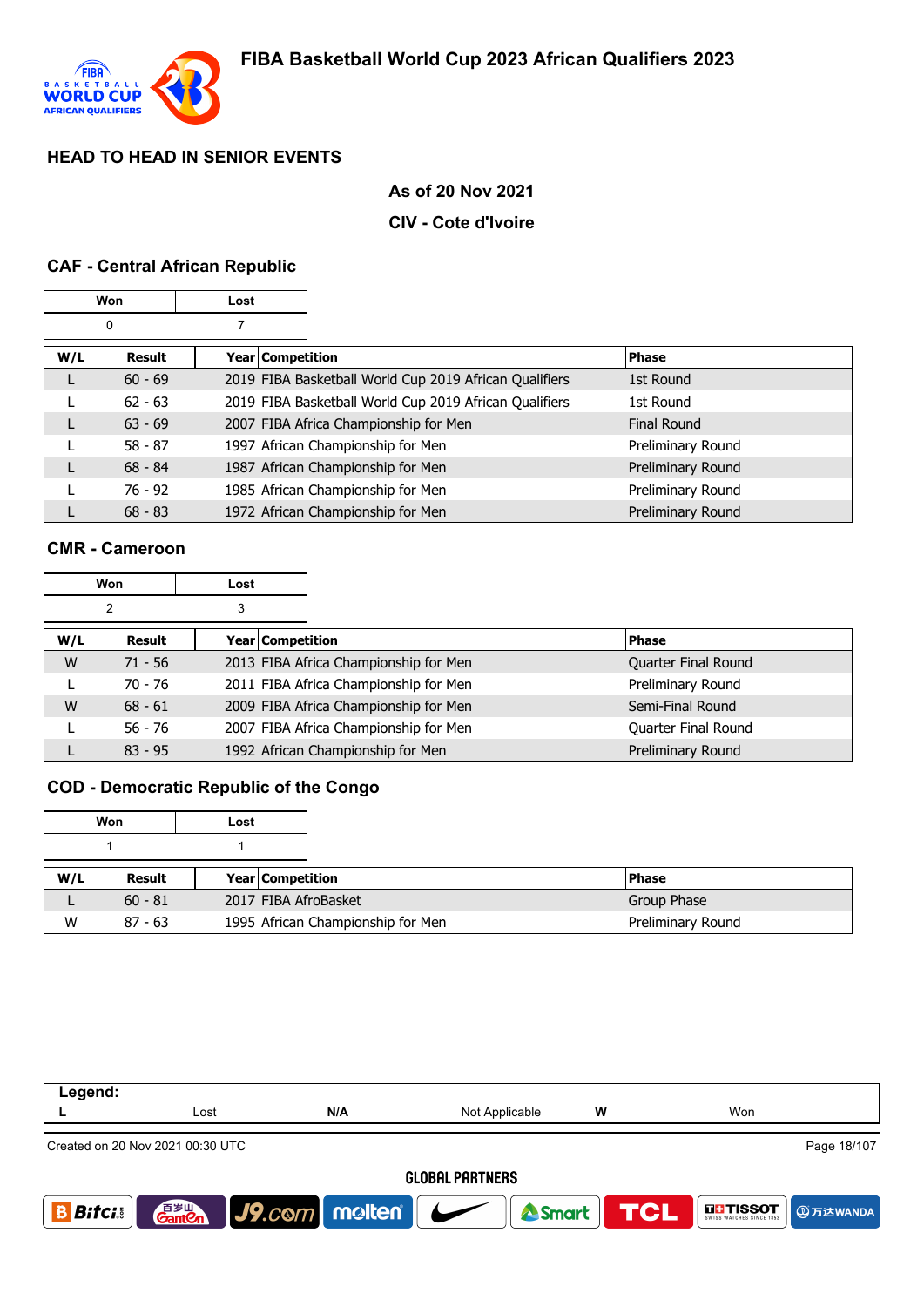# FIBA Basketball World Cup 2023 African Qualifiers 2023

## HEAD TO HEAD IN SENIOR EVENTS

**As of 20 Nov 2021**

**CIV - Cote d'Ivoire**

### CAF - Central African Republic

| Won | Lost |
|---|---|
| 0 | 7 |

| W/L | Result | Year | Competition | Phase |
|---|---|---|---|---|
| L | 60 - 69 | 2019 | FIBA Basketball World Cup 2019 African Qualifiers | 1st Round |
| L | 62 - 63 | 2019 | FIBA Basketball World Cup 2019 African Qualifiers | 1st Round |
| L | 63 - 69 | 2007 | FIBA Africa Championship for Men | Final Round |
| L | 58 - 87 | 1997 | African Championship for Men | Preliminary Round |
| L | 68 - 84 | 1987 | African Championship for Men | Preliminary Round |
| L | 76 - 92 | 1985 | African Championship for Men | Preliminary Round |
| L | 68 - 83 | 1972 | African Championship for Men | Preliminary Round |

### CMR - Cameroon

| Won | Lost |
|---|---|
| 2 | 3 |

| W/L | Result | Year | Competition | Phase |
|---|---|---|---|---|
| W | 71 - 56 | 2013 | FIBA Africa Championship for Men | Quarter Final Round |
| L | 70 - 76 | 2011 | FIBA Africa Championship for Men | Preliminary Round |
| W | 68 - 61 | 2009 | FIBA Africa Championship for Men | Semi-Final Round |
| L | 56 - 76 | 2007 | FIBA Africa Championship for Men | Quarter Final Round |
| L | 83 - 95 | 1992 | African Championship for Men | Preliminary Round |

### COD - Democratic Republic of the Congo

| Won | Lost |
|---|---|
| 1 | 1 |

| W/L | Result | Year | Competition | Phase |
|---|---|---|---|---|
| L | 60 - 81 | 2017 | FIBA AfroBasket | Group Phase |
| W | 87 - 63 | 1995 | African Championship for Men | Preliminary Round |

**Legend:**

| L | Lost | N/A | Not Applicable | W | Won |
|---|---|---|---|---|---|

Created on 20 Nov 2021 00:30 UTC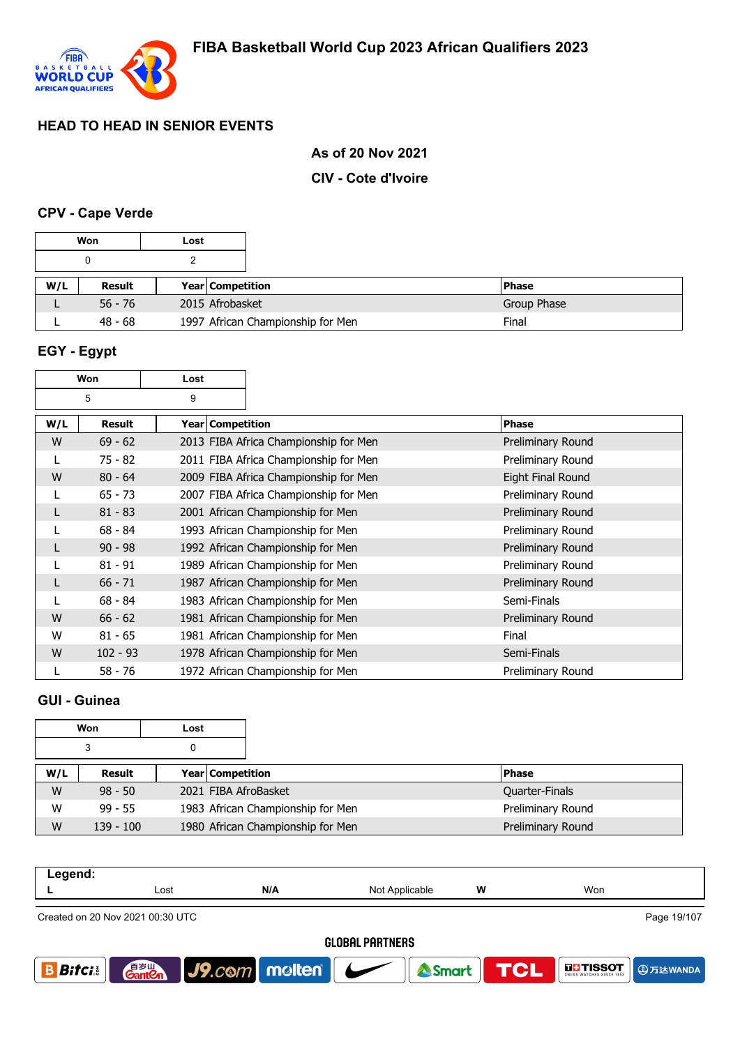# FIBA Basketball World Cup 2023 African Qualifiers 2023

## HEAD TO HEAD IN SENIOR EVENTS

**As of 20 Nov 2021**

**CIV - Cote d'Ivoire**

### CPV - Cape Verde

| Won | Lost |
|---|---|
| 0 | 2 |

| W/L | Result | Year | Competition | Phase |
|---|---|---|---|---|
| L | 56 - 76 | 2015 | Afrobasket | Group Phase |
| L | 48 - 68 | 1997 | African Championship for Men | Final |

### EGY - Egypt

| Won | Lost |
|---|---|
| 5 | 9 |

| W/L | Result | Year | Competition | Phase |
|---|---|---|---|---|
| W | 69 - 62 | 2013 | FIBA Africa Championship for Men | Preliminary Round |
| L | 75 - 82 | 2011 | FIBA Africa Championship for Men | Preliminary Round |
| W | 80 - 64 | 2009 | FIBA Africa Championship for Men | Eight Final Round |
| L | 65 - 73 | 2007 | FIBA Africa Championship for Men | Preliminary Round |
| L | 81 - 83 | 2001 | African Championship for Men | Preliminary Round |
| L | 68 - 84 | 1993 | African Championship for Men | Preliminary Round |
| L | 90 - 98 | 1992 | African Championship for Men | Preliminary Round |
| L | 81 - 91 | 1989 | African Championship for Men | Preliminary Round |
| L | 66 - 71 | 1987 | African Championship for Men | Preliminary Round |
| L | 68 - 84 | 1983 | African Championship for Men | Semi-Finals |
| W | 66 - 62 | 1981 | African Championship for Men | Preliminary Round |
| W | 81 - 65 | 1981 | African Championship for Men | Final |
| W | 102 - 93 | 1978 | African Championship for Men | Semi-Finals |
| L | 58 - 76 | 1972 | African Championship for Men | Preliminary Round |

### GUI - Guinea

| Won | Lost |
|---|---|
| 3 | 0 |

| W/L | Result | Year | Competition | Phase |
|---|---|---|---|---|
| W | 98 - 50 | 2021 | FIBA AfroBasket | Quarter-Finals |
| W | 99 - 55 | 1983 | African Championship for Men | Preliminary Round |
| W | 139 - 100 | 1980 | African Championship for Men | Preliminary Round |

**Legend:**

| L | Lost | N/A | Not Applicable | W | Won |
|---|---|---|---|---|---|

Created on 20 Nov 2021 00:30 UTC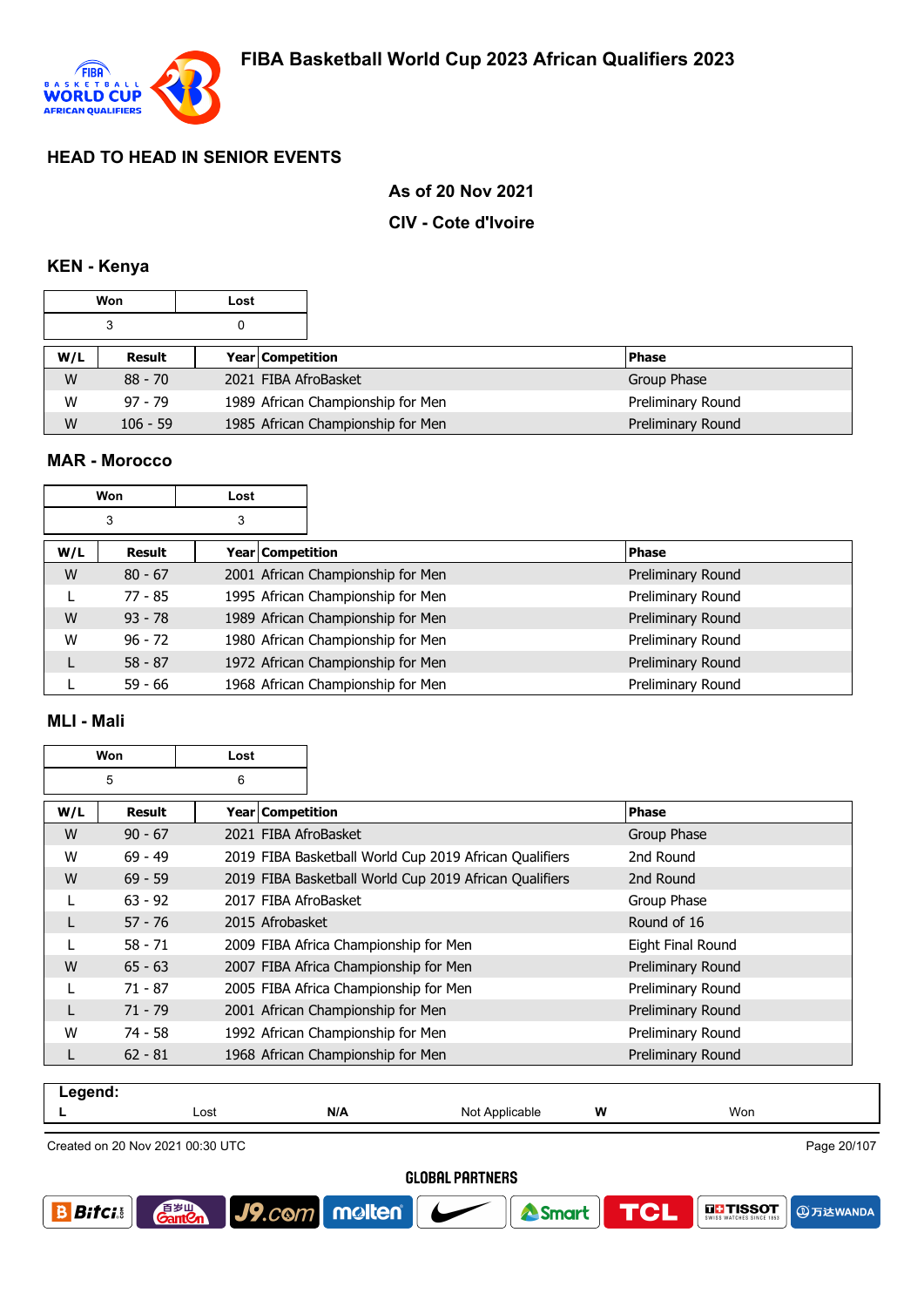# FIBA Basketball World Cup 2023 African Qualifiers 2023

## HEAD TO HEAD IN SENIOR EVENTS

**As of 20 Nov 2021**

**CIV - Cote d'Ivoire**

### KEN - Kenya

| Won | Lost |
|---|---|
| 3 | 0 |

| W/L | Result | Year | Competition | Phase |
|---|---|---|---|---|
| W | 88 - 70 | 2021 | FIBA AfroBasket | Group Phase |
| W | 97 - 79 | 1989 | African Championship for Men | Preliminary Round |
| W | 106 - 59 | 1985 | African Championship for Men | Preliminary Round |

### MAR - Morocco

| Won | Lost |
|---|---|
| 3 | 3 |

| W/L | Result | Year | Competition | Phase |
|---|---|---|---|---|
| W | 80 - 67 | 2001 | African Championship for Men | Preliminary Round |
| L | 77 - 85 | 1995 | African Championship for Men | Preliminary Round |
| W | 93 - 78 | 1989 | African Championship for Men | Preliminary Round |
| W | 96 - 72 | 1980 | African Championship for Men | Preliminary Round |
| L | 58 - 87 | 1972 | African Championship for Men | Preliminary Round |
| L | 59 - 66 | 1968 | African Championship for Men | Preliminary Round |

### MLI - Mali

| Won | Lost |
|---|---|
| 5 | 6 |

| W/L | Result | Year | Competition | Phase |
|---|---|---|---|---|
| W | 90 - 67 | 2021 | FIBA AfroBasket | Group Phase |
| W | 69 - 49 | 2019 | FIBA Basketball World Cup 2019 African Qualifiers | 2nd Round |
| W | 69 - 59 | 2019 | FIBA Basketball World Cup 2019 African Qualifiers | 2nd Round |
| L | 63 - 92 | 2017 | FIBA AfroBasket | Group Phase |
| L | 57 - 76 | 2015 | Afrobasket | Round of 16 |
| L | 58 - 71 | 2009 | FIBA Africa Championship for Men | Eight Final Round |
| W | 65 - 63 | 2007 | FIBA Africa Championship for Men | Preliminary Round |
| L | 71 - 87 | 2005 | FIBA Africa Championship for Men | Preliminary Round |
| L | 71 - 79 | 2001 | African Championship for Men | Preliminary Round |
| W | 74 - 58 | 1992 | African Championship for Men | Preliminary Round |
| L | 62 - 81 | 1968 | African Championship for Men | Preliminary Round |

**Legend:**

| | | | | | |
|---|---|---|---|---|---|
| L | Lost | N/A | Not Applicable | W | Won |

Created on 20 Nov 2021 00:30 UTC

GLOBAL PARTNERS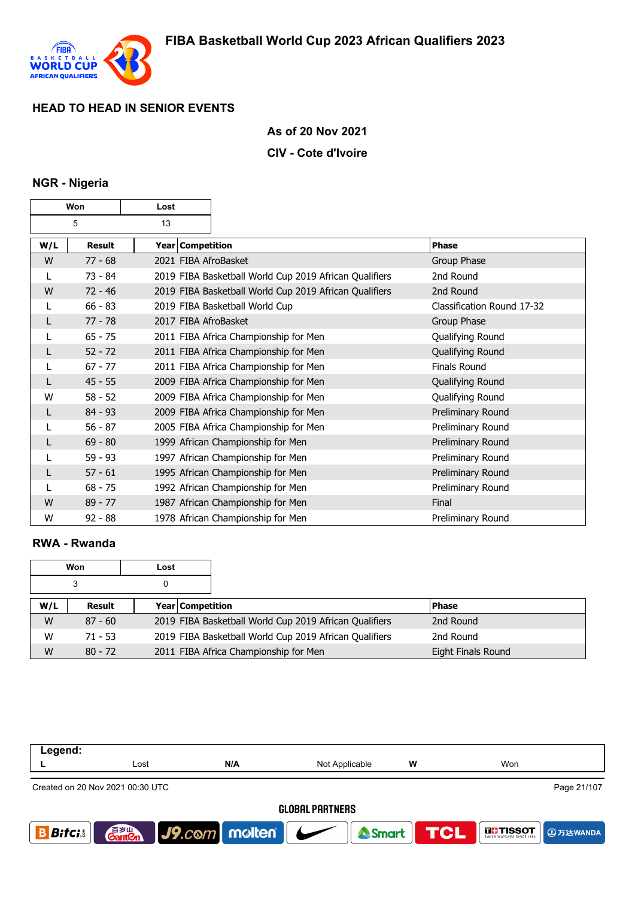# FIBA Basketball World Cup 2023 African Qualifiers 2023

## HEAD TO HEAD IN SENIOR EVENTS

**As of 20 Nov 2021**

**CIV - Cote d'Ivoire**

### NGR - Nigeria

| Won | Lost |
|---|---|
| 5 | 13 |

| W/L | Result | Year | Competition | Phase |
|---|---|---|---|---|
| W | 77 - 68 | 2021 | FIBA AfroBasket | Group Phase |
| L | 73 - 84 | 2019 | FIBA Basketball World Cup 2019 African Qualifiers | 2nd Round |
| W | 72 - 46 | 2019 | FIBA Basketball World Cup 2019 African Qualifiers | 2nd Round |
| L | 66 - 83 | 2019 | FIBA Basketball World Cup | Classification Round 17-32 |
| L | 77 - 78 | 2017 | FIBA AfroBasket | Group Phase |
| L | 65 - 75 | 2011 | FIBA Africa Championship for Men | Qualifying Round |
| L | 52 - 72 | 2011 | FIBA Africa Championship for Men | Qualifying Round |
| L | 67 - 77 | 2011 | FIBA Africa Championship for Men | Finals Round |
| L | 45 - 55 | 2009 | FIBA Africa Championship for Men | Qualifying Round |
| W | 58 - 52 | 2009 | FIBA Africa Championship for Men | Qualifying Round |
| L | 84 - 93 | 2009 | FIBA Africa Championship for Men | Preliminary Round |
| L | 56 - 87 | 2005 | FIBA Africa Championship for Men | Preliminary Round |
| L | 69 - 80 | 1999 | African Championship for Men | Preliminary Round |
| L | 59 - 93 | 1997 | African Championship for Men | Preliminary Round |
| L | 57 - 61 | 1995 | African Championship for Men | Preliminary Round |
| L | 68 - 75 | 1992 | African Championship for Men | Preliminary Round |
| W | 89 - 77 | 1987 | African Championship for Men | Final |
| W | 92 - 88 | 1978 | African Championship for Men | Preliminary Round |

### RWA - Rwanda

| Won | Lost |
|---|---|
| 3 | 0 |

| W/L | Result | Year | Competition | Phase |
|---|---|---|---|---|
| W | 87 - 60 | 2019 | FIBA Basketball World Cup 2019 African Qualifiers | 2nd Round |
| W | 71 - 53 | 2019 | FIBA Basketball World Cup 2019 African Qualifiers | 2nd Round |
| W | 80 - 72 | 2011 | FIBA Africa Championship for Men | Eight Finals Round |

| Legend: | | | | | |
|---|---|---|---|---|---|
| L | Lost | N/A | Not Applicable | W | Won |

Created on 20 Nov 2021 00:30 UTC

GLOBAL PARTNERS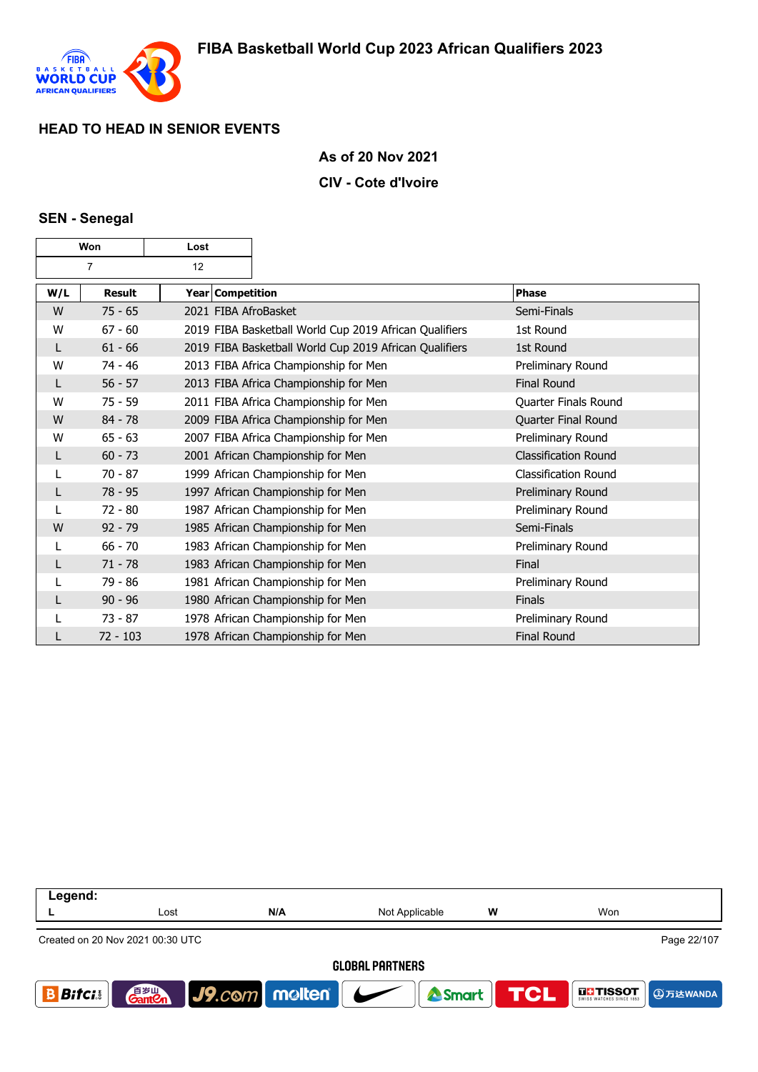# FIBA Basketball World Cup 2023 African Qualifiers 2023

## HEAD TO HEAD IN SENIOR EVENTS

**As of 20 Nov 2021**

**CIV - Cote d'Ivoire**

### SEN - Senegal

| Won | Lost |
|---|---|
| 7 | 12 |

| W/L | Result | Year | Competition | Phase |
|---|---|---|---|---|
| W | 75 - 65 | 2021 | FIBA AfroBasket | Semi-Finals |
| W | 67 - 60 | 2019 | FIBA Basketball World Cup 2019 African Qualifiers | 1st Round |
| L | 61 - 66 | 2019 | FIBA Basketball World Cup 2019 African Qualifiers | 1st Round |
| W | 74 - 46 | 2013 | FIBA Africa Championship for Men | Preliminary Round |
| L | 56 - 57 | 2013 | FIBA Africa Championship for Men | Final Round |
| W | 75 - 59 | 2011 | FIBA Africa Championship for Men | Quarter Finals Round |
| W | 84 - 78 | 2009 | FIBA Africa Championship for Men | Quarter Final Round |
| W | 65 - 63 | 2007 | FIBA Africa Championship for Men | Preliminary Round |
| L | 60 - 73 | 2001 | African Championship for Men | Classification Round |
| L | 70 - 87 | 1999 | African Championship for Men | Classification Round |
| L | 78 - 95 | 1997 | African Championship for Men | Preliminary Round |
| L | 72 - 80 | 1987 | African Championship for Men | Preliminary Round |
| W | 92 - 79 | 1985 | African Championship for Men | Semi-Finals |
| L | 66 - 70 | 1983 | African Championship for Men | Preliminary Round |
| L | 71 - 78 | 1983 | African Championship for Men | Final |
| L | 79 - 86 | 1981 | African Championship for Men | Preliminary Round |
| L | 90 - 96 | 1980 | African Championship for Men | Finals |
| L | 73 - 87 | 1978 | African Championship for Men | Preliminary Round |
| L | 72 - 103 | 1978 | African Championship for Men | Final Round |

**Legend:**

| | | | | | |
|---|---|---|---|---|---|
| **L** | Lost | **N/A** | Not Applicable | **W** | Won |

Created on 20 Nov 2021 00:30 UTC

GLOBAL PARTNERS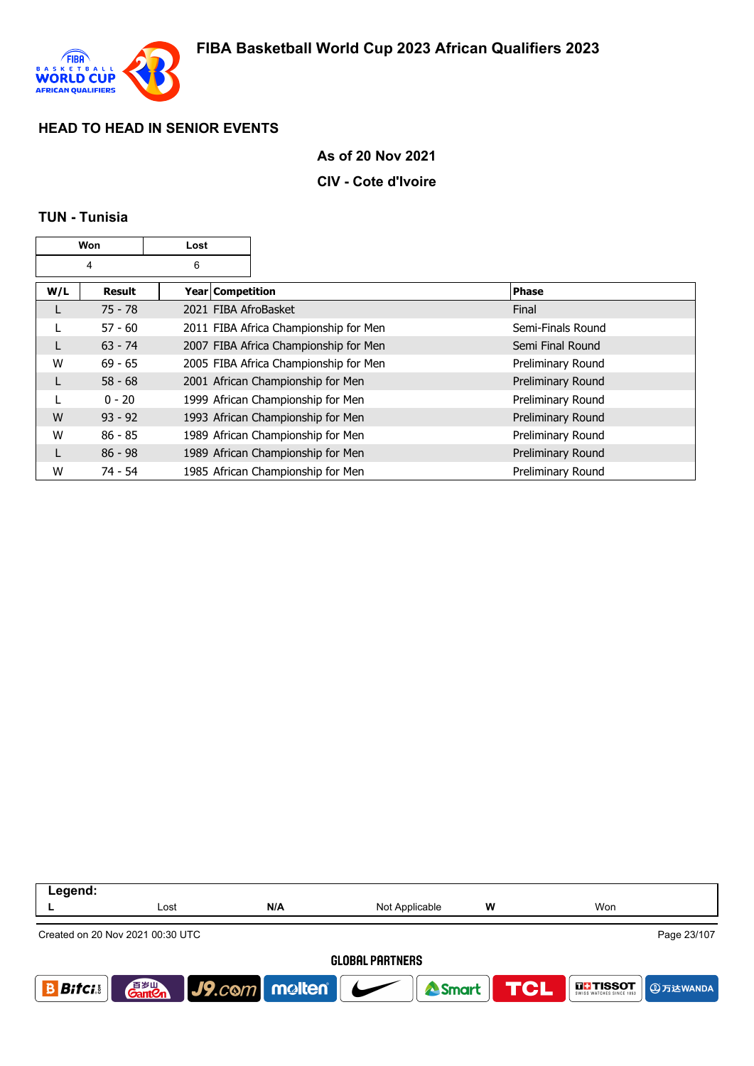## HEAD TO HEAD IN SENIOR EVENTS

**As of 20 Nov 2021**

**CIV - Cote d'Ivoire**

### TUN - Tunisia

| Won | Lost |
|---|---|
| 4 | 6 |

| W/L | Result | Year | Competition | Phase |
|---|---|---|---|---|
| L | 75 - 78 | 2021 | FIBA AfroBasket | Final |
| L | 57 - 60 | 2011 | FIBA Africa Championship for Men | Semi-Finals Round |
| L | 63 - 74 | 2007 | FIBA Africa Championship for Men | Semi Final Round |
| W | 69 - 65 | 2005 | FIBA Africa Championship for Men | Preliminary Round |
| L | 58 - 68 | 2001 | African Championship for Men | Preliminary Round |
| L | 0 - 20 | 1999 | African Championship for Men | Preliminary Round |
| W | 93 - 92 | 1993 | African Championship for Men | Preliminary Round |
| W | 86 - 85 | 1989 | African Championship for Men | Preliminary Round |
| L | 86 - 98 | 1989 | African Championship for Men | Preliminary Round |
| W | 74 - 54 | 1985 | African Championship for Men | Preliminary Round |

| Legend: | | | | | |
|---|---|---|---|---|---|
| L | Lost | N/A | Not Applicable | W | Won |

Created on 20 Nov 2021 00:30 UTC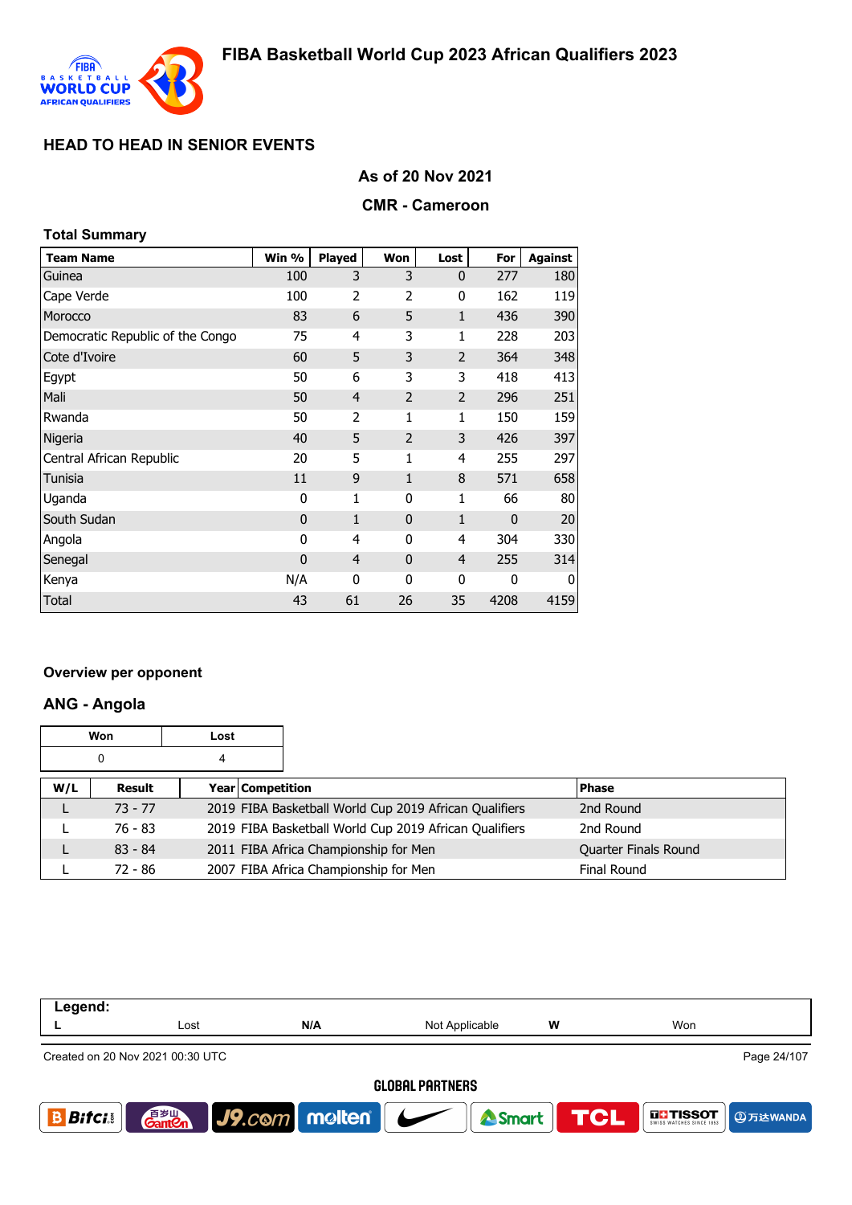# FIBA Basketball World Cup 2023 African Qualifiers 2023

## HEAD TO HEAD IN SENIOR EVENTS

### As of 20 Nov 2021

### CMR - Cameroon

**Total Summary**

| Team Name | Win % | Played | Won | Lost | For | Against |
|---|---|---|---|---|---|---|
| Guinea | 100 | 3 | 3 | 0 | 277 | 180 |
| Cape Verde | 100 | 2 | 2 | 0 | 162 | 119 |
| Morocco | 83 | 6 | 5 | 1 | 436 | 390 |
| Democratic Republic of the Congo | 75 | 4 | 3 | 1 | 228 | 203 |
| Cote d'Ivoire | 60 | 5 | 3 | 2 | 364 | 348 |
| Egypt | 50 | 6 | 3 | 3 | 418 | 413 |
| Mali | 50 | 4 | 2 | 2 | 296 | 251 |
| Rwanda | 50 | 2 | 1 | 1 | 150 | 159 |
| Nigeria | 40 | 5 | 2 | 3 | 426 | 397 |
| Central African Republic | 20 | 5 | 1 | 4 | 255 | 297 |
| Tunisia | 11 | 9 | 1 | 8 | 571 | 658 |
| Uganda | 0 | 1 | 0 | 1 | 66 | 80 |
| South Sudan | 0 | 1 | 0 | 1 | 0 | 20 |
| Angola | 0 | 4 | 0 | 4 | 304 | 330 |
| Senegal | 0 | 4 | 0 | 4 | 255 | 314 |
| Kenya | N/A | 0 | 0 | 0 | 0 | 0 |
| Total | 43 | 61 | 26 | 35 | 4208 | 4159 |

### Overview per opponent

### ANG - Angola

| Won | Lost |
|---|---|
| 0 | 4 |

| W/L | Result | Year | Competition | Phase |
|---|---|---|---|---|
| L | 73 - 77 | 2019 | FIBA Basketball World Cup 2019 African Qualifiers | 2nd Round |
| L | 76 - 83 | 2019 | FIBA Basketball World Cup 2019 African Qualifiers | 2nd Round |
| L | 83 - 84 | 2011 | FIBA Africa Championship for Men | Quarter Finals Round |
| L | 72 - 86 | 2007 | FIBA Africa Championship for Men | Final Round |

**Legend:**

| L | Lost | N/A | Not Applicable | W | Won |
|---|---|---|---|---|---|

Created on 20 Nov 2021 00:30 UTC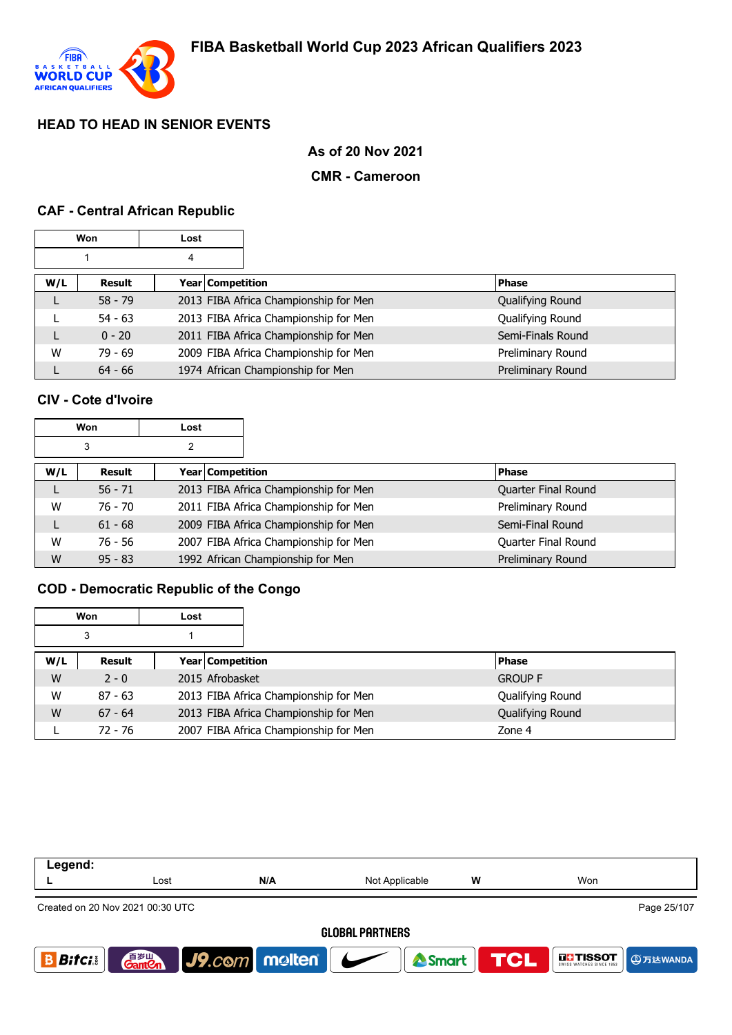# FIBA Basketball World Cup 2023 African Qualifiers 2023

## HEAD TO HEAD IN SENIOR EVENTS

**As of 20 Nov 2021**

**CMR - Cameroon**

### CAF - Central African Republic

| Won | Lost |
|---|---|
| 1 | 4 |

| W/L | Result | Year | Competition | Phase |
|---|---|---|---|---|
| L | 58 - 79 | 2013 | FIBA Africa Championship for Men | Qualifying Round |
| L | 54 - 63 | 2013 | FIBA Africa Championship for Men | Qualifying Round |
| L | 0 - 20 | 2011 | FIBA Africa Championship for Men | Semi-Finals Round |
| W | 79 - 69 | 2009 | FIBA Africa Championship for Men | Preliminary Round |
| L | 64 - 66 | 1974 | African Championship for Men | Preliminary Round |

### CIV - Cote d'Ivoire

| Won | Lost |
|---|---|
| 3 | 2 |

| W/L | Result | Year | Competition | Phase |
|---|---|---|---|---|
| L | 56 - 71 | 2013 | FIBA Africa Championship for Men | Quarter Final Round |
| W | 76 - 70 | 2011 | FIBA Africa Championship for Men | Preliminary Round |
| L | 61 - 68 | 2009 | FIBA Africa Championship for Men | Semi-Final Round |
| W | 76 - 56 | 2007 | FIBA Africa Championship for Men | Quarter Final Round |
| W | 95 - 83 | 1992 | African Championship for Men | Preliminary Round |

### COD - Democratic Republic of the Congo

| Won | Lost |
|---|---|
| 3 | 1 |

| W/L | Result | Year | Competition | Phase |
|---|---|---|---|---|
| W | 2 - 0 | 2015 | Afrobasket | GROUP F |
| W | 87 - 63 | 2013 | FIBA Africa Championship for Men | Qualifying Round |
| W | 67 - 64 | 2013 | FIBA Africa Championship for Men | Qualifying Round |
| L | 72 - 76 | 2007 | FIBA Africa Championship for Men | Zone 4 |

| Legend: | | | | | |
|---|---|---|---|---|---|
| L | Lost | N/A | Not Applicable | W | Won |

Created on 20 Nov 2021 00:30 UTC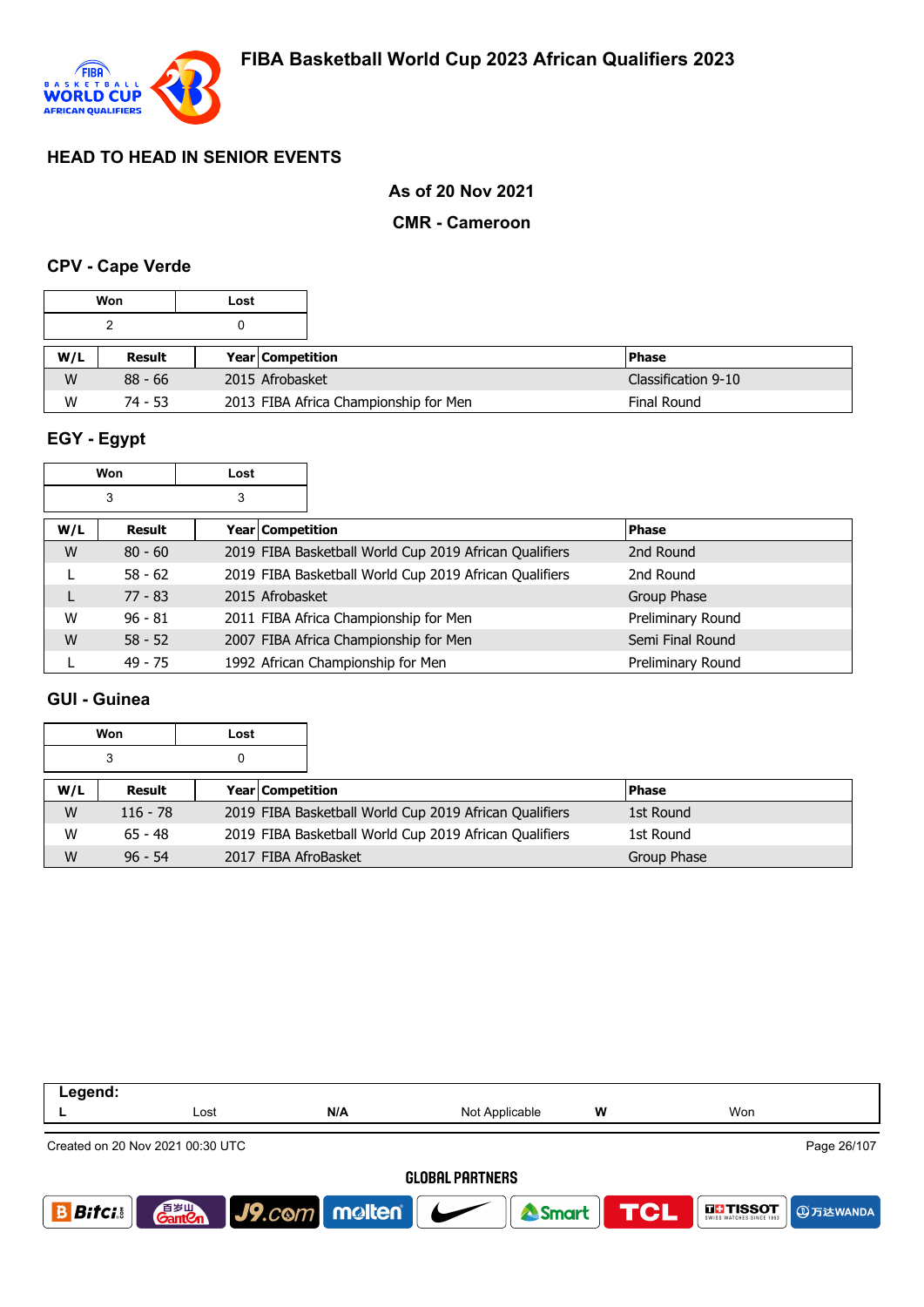# FIBA Basketball World Cup 2023 African Qualifiers 2023

## HEAD TO HEAD IN SENIOR EVENTS

**As of 20 Nov 2021**

**CMR - Cameroon**

### CPV - Cape Verde

| Won | Lost |
|---|---|
| 2 | 0 |

| W/L | Result | Year | Competition | Phase |
|---|---|---|---|---|
| W | 88 - 66 | 2015 | Afrobasket | Classification 9-10 |
| W | 74 - 53 | 2013 | FIBA Africa Championship for Men | Final Round |

### EGY - Egypt

| Won | Lost |
|---|---|
| 3 | 3 |

| W/L | Result | Year | Competition | Phase |
|---|---|---|---|---|
| W | 80 - 60 | 2019 | FIBA Basketball World Cup 2019 African Qualifiers | 2nd Round |
| L | 58 - 62 | 2019 | FIBA Basketball World Cup 2019 African Qualifiers | 2nd Round |
| L | 77 - 83 | 2015 | Afrobasket | Group Phase |
| W | 96 - 81 | 2011 | FIBA Africa Championship for Men | Preliminary Round |
| W | 58 - 52 | 2007 | FIBA Africa Championship for Men | Semi Final Round |
| L | 49 - 75 | 1992 | African Championship for Men | Preliminary Round |

### GUI - Guinea

| Won | Lost |
|---|---|
| 3 | 0 |

| W/L | Result | Year | Competition | Phase |
|---|---|---|---|---|
| W | 116 - 78 | 2019 | FIBA Basketball World Cup 2019 African Qualifiers | 1st Round |
| W | 65 - 48 | 2019 | FIBA Basketball World Cup 2019 African Qualifiers | 1st Round |
| W | 96 - 54 | 2017 | FIBA AfroBasket | Group Phase |

| Legend: | | | | | |
|---|---|---|---|---|---|
| L | Lost | N/A | Not Applicable | W | Won |

Created on 20 Nov 2021 00:30 UTC

GLOBAL PARTNERS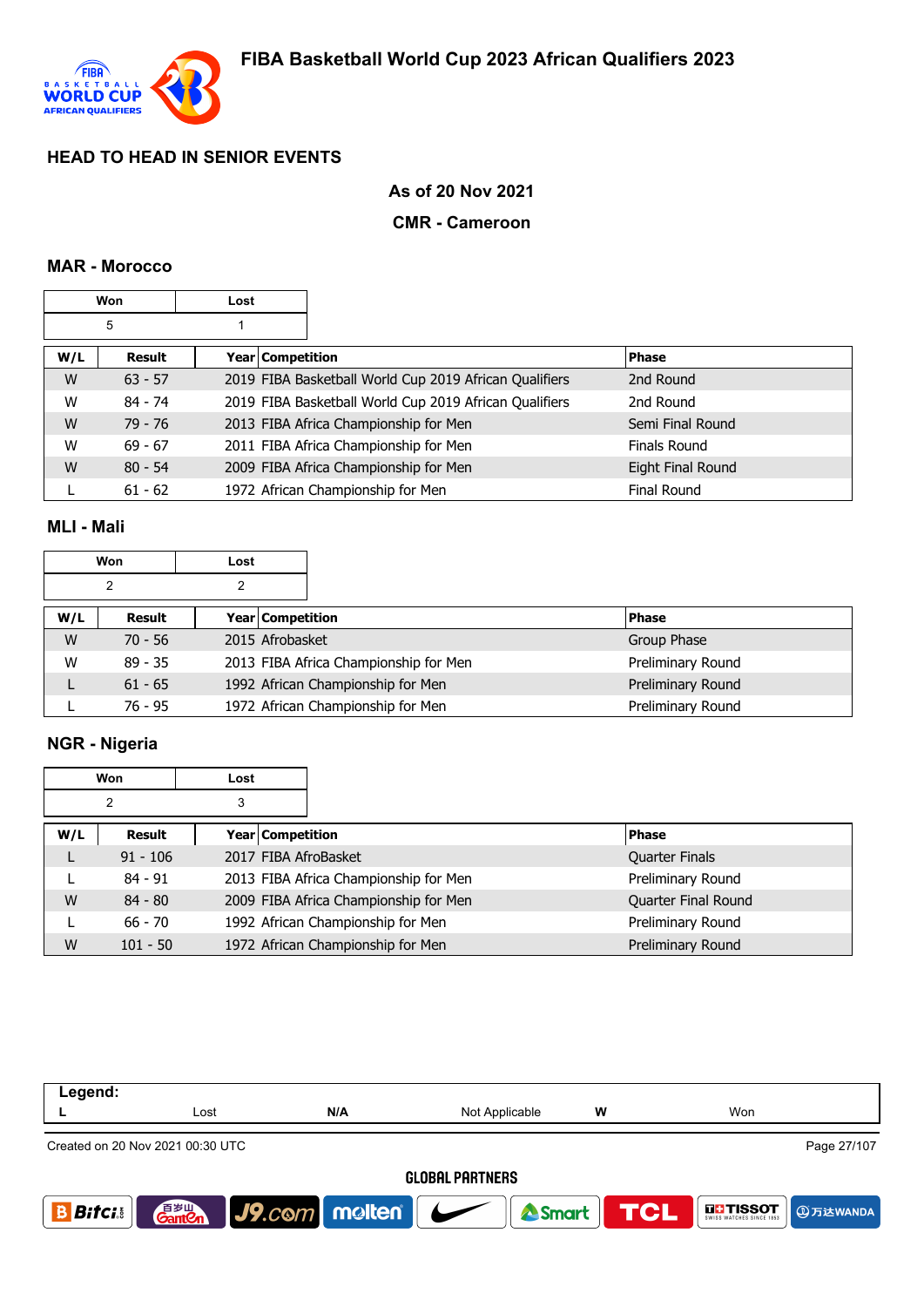# FIBA Basketball World Cup 2023 African Qualifiers 2023

## HEAD TO HEAD IN SENIOR EVENTS

**As of 20 Nov 2021**

**CMR - Cameroon**

### MAR - Morocco

| Won | Lost |
|---|---|
| 5 | 1 |

| W/L | Result | Year | Competition | Phase |
|---|---|---|---|---|
| W | 63 - 57 | 2019 | FIBA Basketball World Cup 2019 African Qualifiers | 2nd Round |
| W | 84 - 74 | 2019 | FIBA Basketball World Cup 2019 African Qualifiers | 2nd Round |
| W | 79 - 76 | 2013 | FIBA Africa Championship for Men | Semi Final Round |
| W | 69 - 67 | 2011 | FIBA Africa Championship for Men | Finals Round |
| W | 80 - 54 | 2009 | FIBA Africa Championship for Men | Eight Final Round |
| L | 61 - 62 | 1972 | African Championship for Men | Final Round |

### MLI - Mali

| Won | Lost |
|---|---|
| 2 | 2 |

| W/L | Result | Year | Competition | Phase |
|---|---|---|---|---|
| W | 70 - 56 | 2015 | Afrobasket | Group Phase |
| W | 89 - 35 | 2013 | FIBA Africa Championship for Men | Preliminary Round |
| L | 61 - 65 | 1992 | African Championship for Men | Preliminary Round |
| L | 76 - 95 | 1972 | African Championship for Men | Preliminary Round |

### NGR - Nigeria

| Won | Lost |
|---|---|
| 2 | 3 |

| W/L | Result | Year | Competition | Phase |
|---|---|---|---|---|
| L | 91 - 106 | 2017 | FIBA AfroBasket | Quarter Finals |
| L | 84 - 91 | 2013 | FIBA Africa Championship for Men | Preliminary Round |
| W | 84 - 80 | 2009 | FIBA Africa Championship for Men | Quarter Final Round |
| L | 66 - 70 | 1992 | African Championship for Men | Preliminary Round |
| W | 101 - 50 | 1972 | African Championship for Men | Preliminary Round |

| Legend: | | | | | |
|---|---|---|---|---|---|
| **L** | Lost | **N/A** | Not Applicable | **W** | Won |

Created on 20 Nov 2021 00:30 UTC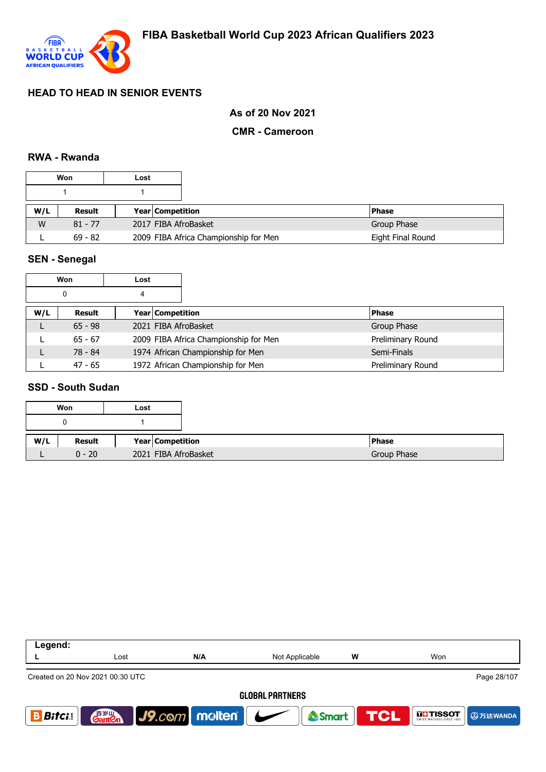# FIBA Basketball World Cup 2023 African Qualifiers 2023

## HEAD TO HEAD IN SENIOR EVENTS

**As of 20 Nov 2021**

**CMR - Cameroon**

### RWA - Rwanda

| Won | Lost |
|---|---|
| 1 | 1 |

| W/L | Result | Year | Competition | Phase |
|---|---|---|---|---|
| W | 81 - 77 | 2017 | FIBA AfroBasket | Group Phase |
| L | 69 - 82 | 2009 | FIBA Africa Championship for Men | Eight Final Round |

### SEN - Senegal

| Won | Lost |
|---|---|
| 0 | 4 |

| W/L | Result | Year | Competition | Phase |
|---|---|---|---|---|
| L | 65 - 98 | 2021 | FIBA AfroBasket | Group Phase |
| L | 65 - 67 | 2009 | FIBA Africa Championship for Men | Preliminary Round |
| L | 78 - 84 | 1974 | African Championship for Men | Semi-Finals |
| L | 47 - 65 | 1972 | African Championship for Men | Preliminary Round |

### SSD - South Sudan

| Won | Lost |
|---|---|
| 0 | 1 |

| W/L | Result | Year | Competition | Phase |
|---|---|---|---|---|
| L | 0 - 20 | 2021 | FIBA AfroBasket | Group Phase |

| Legend: | | | | | |
|---|---|---|---|---|---|
| L | Lost | N/A | Not Applicable | W | Won |

Created on 20 Nov 2021 00:30 UTC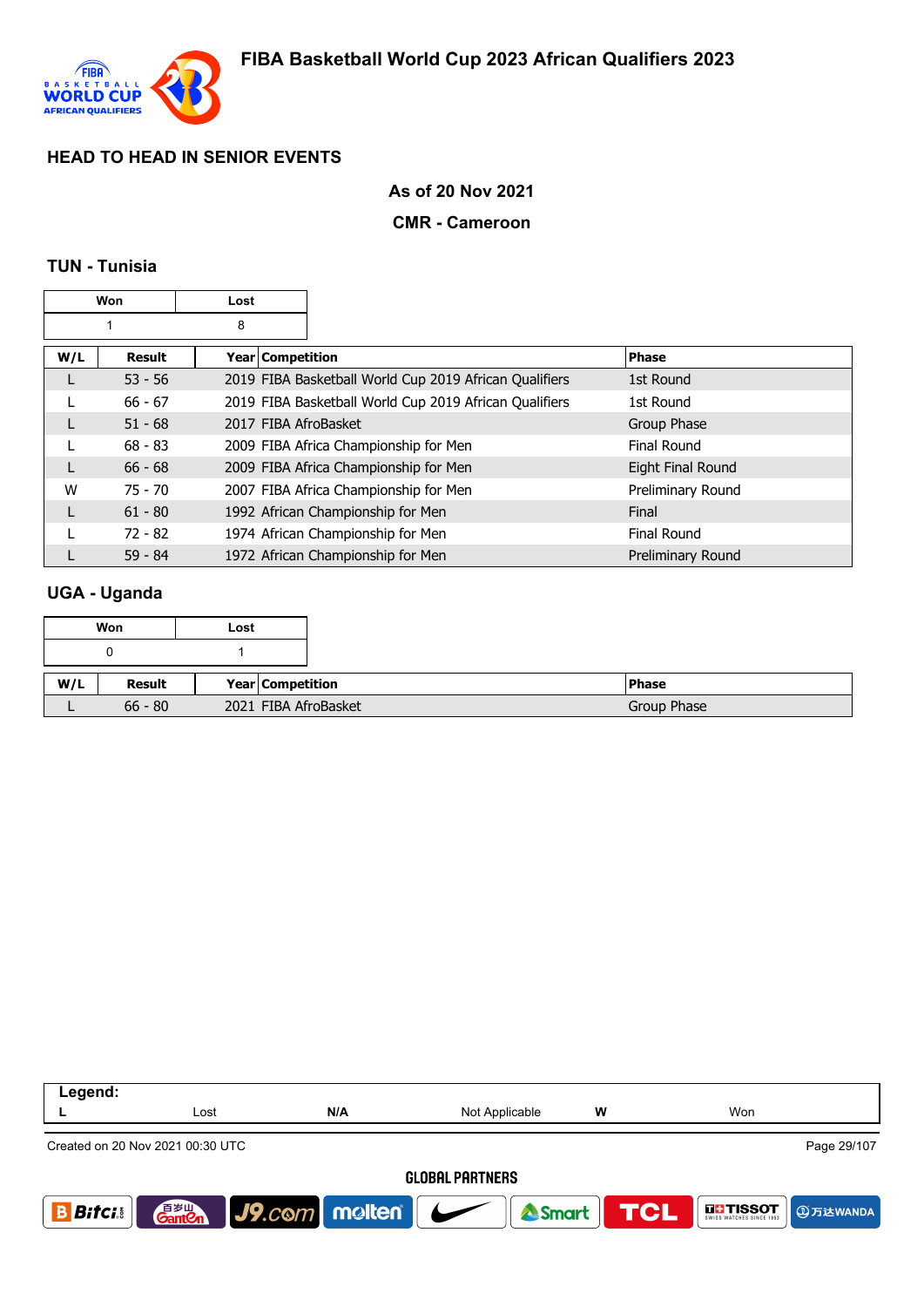## HEAD TO HEAD IN SENIOR EVENTS

**As of 20 Nov 2021**

**CMR - Cameroon**

### TUN - Tunisia

| Won | Lost |
|---|---|
| 1 | 8 |

| W/L | Result | Year | Competition | Phase |
|---|---|---|---|---|
| L | 53 - 56 | 2019 | FIBA Basketball World Cup 2019 African Qualifiers | 1st Round |
| L | 66 - 67 | 2019 | FIBA Basketball World Cup 2019 African Qualifiers | 1st Round |
| L | 51 - 68 | 2017 | FIBA AfroBasket | Group Phase |
| L | 68 - 83 | 2009 | FIBA Africa Championship for Men | Final Round |
| L | 66 - 68 | 2009 | FIBA Africa Championship for Men | Eight Final Round |
| W | 75 - 70 | 2007 | FIBA Africa Championship for Men | Preliminary Round |
| L | 61 - 80 | 1992 | African Championship for Men | Final |
| L | 72 - 82 | 1974 | African Championship for Men | Final Round |
| L | 59 - 84 | 1972 | African Championship for Men | Preliminary Round |

### UGA - Uganda

| Won | Lost |
|---|---|
| 0 | 1 |

| W/L | Result | Year | Competition | Phase |
|---|---|---|---|---|
| L | 66 - 80 | 2021 | FIBA AfroBasket | Group Phase |

| Legend: | | | | | |
|---|---|---|---|---|---|
| L | Lost | N/A | Not Applicable | W | Won |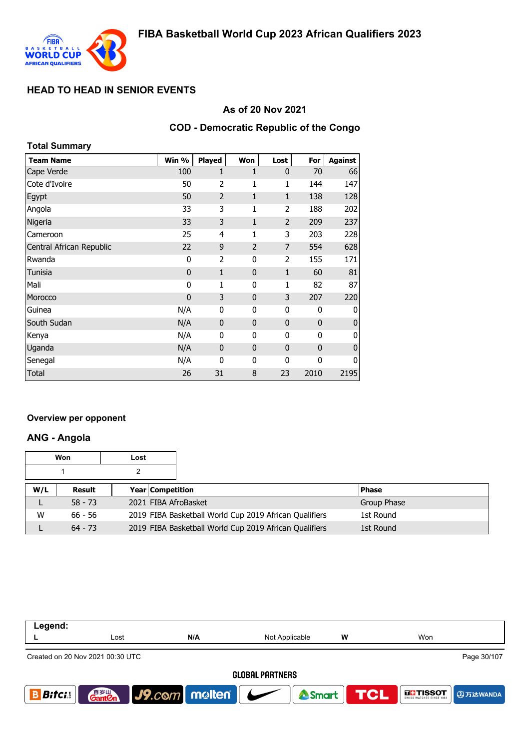# FIBA Basketball World Cup 2023 African Qualifiers 2023

## HEAD TO HEAD IN SENIOR EVENTS

### As of 20 Nov 2021

### COD - Democratic Republic of the Congo

**Total Summary**

| Team Name | Win % | Played | Won | Lost | For | Against |
|---|---|---|---|---|---|---|
| Cape Verde | 100 | 1 | 1 | 0 | 70 | 66 |
| Cote d'Ivoire | 50 | 2 | 1 | 1 | 144 | 147 |
| Egypt | 50 | 2 | 1 | 1 | 138 | 128 |
| Angola | 33 | 3 | 1 | 2 | 188 | 202 |
| Nigeria | 33 | 3 | 1 | 2 | 209 | 237 |
| Cameroon | 25 | 4 | 1 | 3 | 203 | 228 |
| Central African Republic | 22 | 9 | 2 | 7 | 554 | 628 |
| Rwanda | 0 | 2 | 0 | 2 | 155 | 171 |
| Tunisia | 0 | 1 | 0 | 1 | 60 | 81 |
| Mali | 0 | 1 | 0 | 1 | 82 | 87 |
| Morocco | 0 | 3 | 0 | 3 | 207 | 220 |
| Guinea | N/A | 0 | 0 | 0 | 0 | 0 |
| South Sudan | N/A | 0 | 0 | 0 | 0 | 0 |
| Kenya | N/A | 0 | 0 | 0 | 0 | 0 |
| Uganda | N/A | 0 | 0 | 0 | 0 | 0 |
| Senegal | N/A | 0 | 0 | 0 | 0 | 0 |
| Total | 26 | 31 | 8 | 23 | 2010 | 2195 |

### Overview per opponent

### ANG - Angola

| Won | Lost |
|---|---|
| 1 | 2 |

| W/L | Result | Year | Competition | Phase |
|---|---|---|---|---|
| L | 58 - 73 | 2021 | FIBA AfroBasket | Group Phase |
| W | 66 - 56 | 2019 | FIBA Basketball World Cup 2019 African Qualifiers | 1st Round |
| L | 64 - 73 | 2019 | FIBA Basketball World Cup 2019 African Qualifiers | 1st Round |

**Legend:**

| L | Lost | N/A | Not Applicable | W | Won |
|---|---|---|---|---|---|

Created on 20 Nov 2021 00:30 UTC

GLOBAL PARTNERS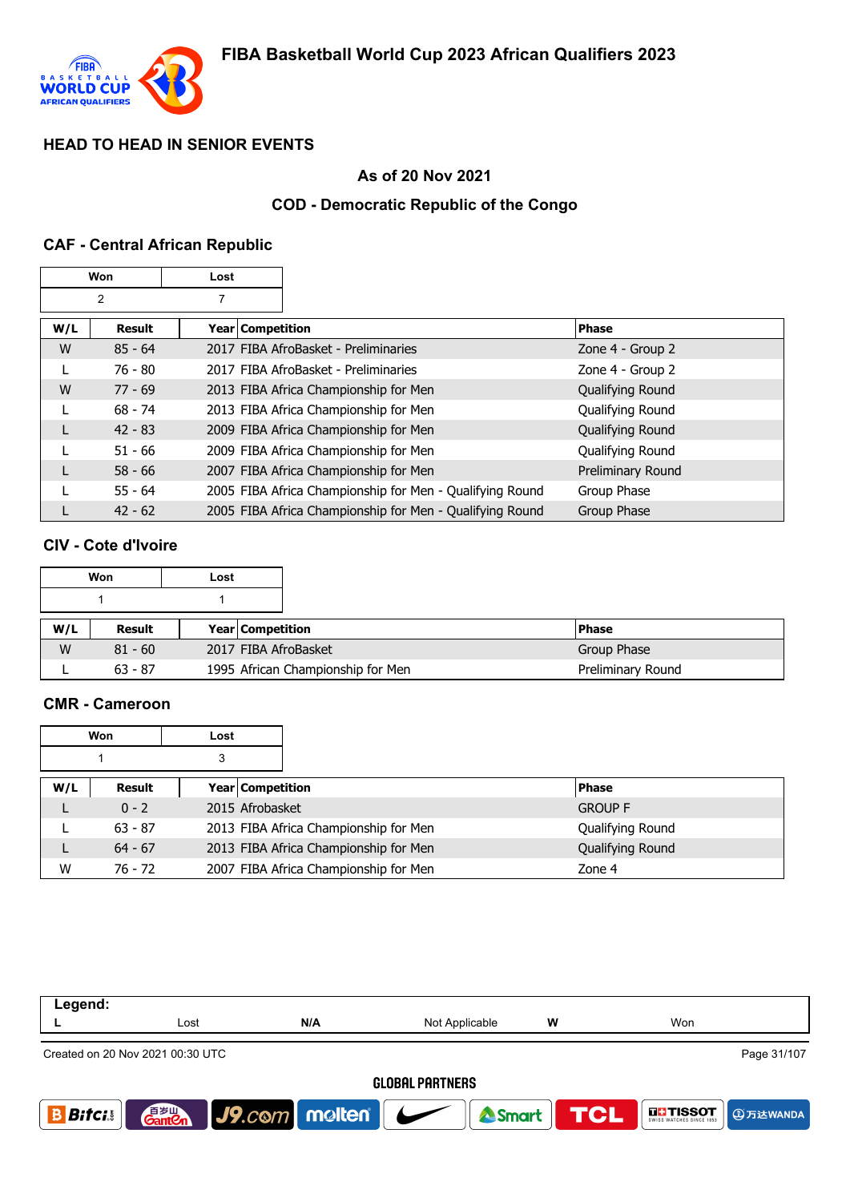# FIBA Basketball World Cup 2023 African Qualifiers 2023

## HEAD TO HEAD IN SENIOR EVENTS

### As of 20 Nov 2021

### COD - Democratic Republic of the Congo

### CAF - Central African Republic

| Won | Lost |
|---|---|
| 2 | 7 |

| W/L | Result | Year | Competition | Phase |
|---|---|---|---|---|
| W | 85 - 64 | 2017 | FIBA AfroBasket - Preliminaries | Zone 4 - Group 2 |
| L | 76 - 80 | 2017 | FIBA AfroBasket - Preliminaries | Zone 4 - Group 2 |
| W | 77 - 69 | 2013 | FIBA Africa Championship for Men | Qualifying Round |
| L | 68 - 74 | 2013 | FIBA Africa Championship for Men | Qualifying Round |
| L | 42 - 83 | 2009 | FIBA Africa Championship for Men | Qualifying Round |
| L | 51 - 66 | 2009 | FIBA Africa Championship for Men | Qualifying Round |
| L | 58 - 66 | 2007 | FIBA Africa Championship for Men | Preliminary Round |
| L | 55 - 64 | 2005 | FIBA Africa Championship for Men - Qualifying Round | Group Phase |
| L | 42 - 62 | 2005 | FIBA Africa Championship for Men - Qualifying Round | Group Phase |

### CIV - Cote d'Ivoire

| Won | Lost |
|---|---|
| 1 | 1 |

| W/L | Result | Year | Competition | Phase |
|---|---|---|---|---|
| W | 81 - 60 | 2017 | FIBA AfroBasket | Group Phase |
| L | 63 - 87 | 1995 | African Championship for Men | Preliminary Round |

### CMR - Cameroon

| Won | Lost |
|---|---|
| 1 | 3 |

| W/L | Result | Year | Competition | Phase |
|---|---|---|---|---|
| L | 0 - 2 | 2015 | Afrobasket | GROUP F |
| L | 63 - 87 | 2013 | FIBA Africa Championship for Men | Qualifying Round |
| L | 64 - 67 | 2013 | FIBA Africa Championship for Men | Qualifying Round |
| W | 76 - 72 | 2007 | FIBA Africa Championship for Men | Zone 4 |

**Legend:**

| L | Lost | N/A | Not Applicable | W | Won |
|---|---|---|---|---|---|

Created on 20 Nov 2021 00:30 UTC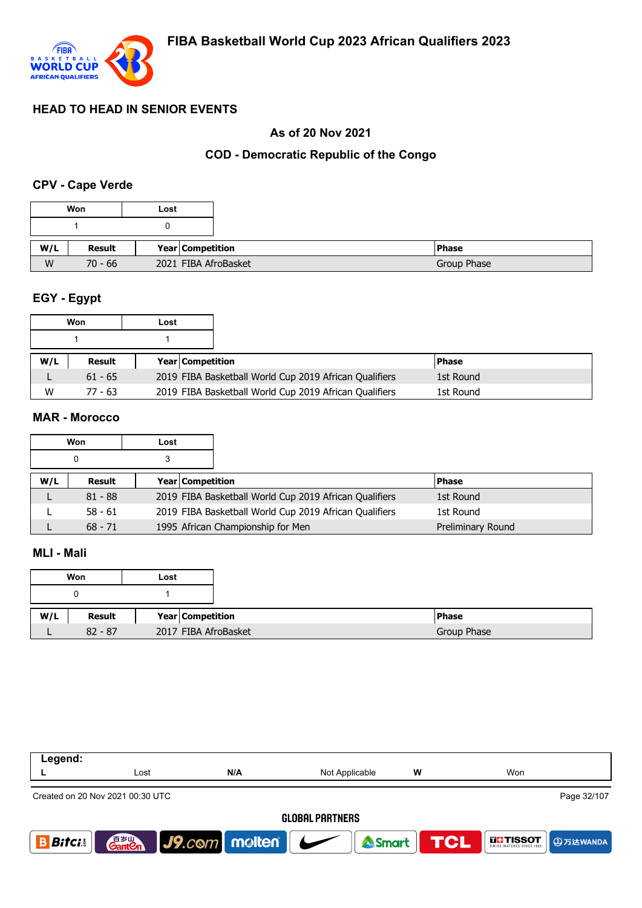# FIBA Basketball World Cup 2023 African Qualifiers 2023

## HEAD TO HEAD IN SENIOR EVENTS

### As of 20 Nov 2021

### COD - Democratic Republic of the Congo

#### CPV - Cape Verde

| Won | Lost |
|---|---|
| 1 | 0 |

| W/L | Result | Year | Competition | Phase |
|---|---|---|---|---|
| W | 70 - 66 | 2021 | FIBA AfroBasket | Group Phase |

#### EGY - Egypt

| Won | Lost |
|---|---|
| 1 | 1 |

| W/L | Result | Year | Competition | Phase |
|---|---|---|---|---|
| L | 61 - 65 | 2019 | FIBA Basketball World Cup 2019 African Qualifiers | 1st Round |
| W | 77 - 63 | 2019 | FIBA Basketball World Cup 2019 African Qualifiers | 1st Round |

#### MAR - Morocco

| Won | Lost |
|---|---|
| 0 | 3 |

| W/L | Result | Year | Competition | Phase |
|---|---|---|---|---|
| L | 81 - 88 | 2019 | FIBA Basketball World Cup 2019 African Qualifiers | 1st Round |
| L | 58 - 61 | 2019 | FIBA Basketball World Cup 2019 African Qualifiers | 1st Round |
| L | 68 - 71 | 1995 | African Championship for Men | Preliminary Round |

#### MLI - Mali

| Won | Lost |
|---|---|
| 0 | 1 |

| W/L | Result | Year | Competition | Phase |
|---|---|---|---|---|
| L | 82 - 87 | 2017 | FIBA AfroBasket | Group Phase |

**Legend:**

| L | Lost | N/A | Not Applicable | W | Won |
|---|---|---|---|---|---|

Created on 20 Nov 2021 00:30 UTC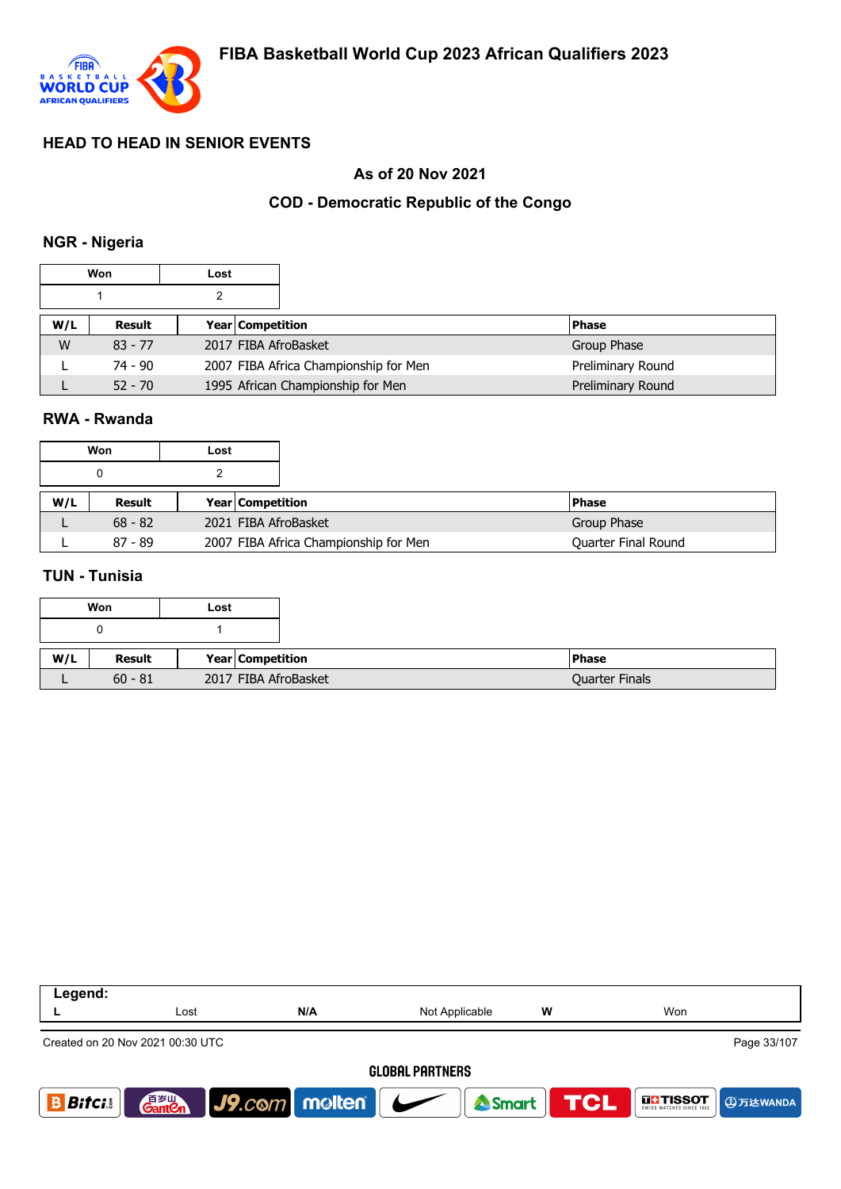# FIBA Basketball World Cup 2023 African Qualifiers 2023

## HEAD TO HEAD IN SENIOR EVENTS

### As of 20 Nov 2021

### COD - Democratic Republic of the Congo

### NGR - Nigeria

| Won | Lost |
|---|---|
| 1 | 2 |

| W/L | Result | Year | Competition | Phase |
|---|---|---|---|---|
| W | 83 - 77 | 2017 | FIBA AfroBasket | Group Phase |
| L | 74 - 90 | 2007 | FIBA Africa Championship for Men | Preliminary Round |
| L | 52 - 70 | 1995 | African Championship for Men | Preliminary Round |

### RWA - Rwanda

| Won | Lost |
|---|---|
| 0 | 2 |

| W/L | Result | Year | Competition | Phase |
|---|---|---|---|---|
| L | 68 - 82 | 2021 | FIBA AfroBasket | Group Phase |
| L | 87 - 89 | 2007 | FIBA Africa Championship for Men | Quarter Final Round |

### TUN - Tunisia

| Won | Lost |
|---|---|
| 0 | 1 |

| W/L | Result | Year | Competition | Phase |
|---|---|---|---|---|
| L | 60 - 81 | 2017 | FIBA AfroBasket | Quarter Finals |

| Legend: | | | | | |
|---|---|---|---|---|---|
| L | Lost | N/A | Not Applicable | W | Won |

Created on 20 Nov 2021 00:30 UTC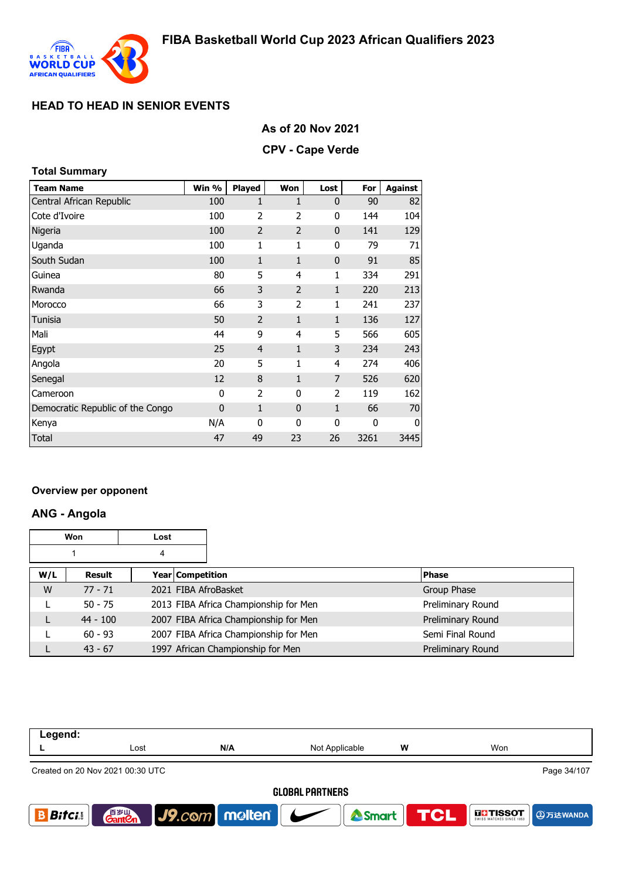# FIBA Basketball World Cup 2023 African Qualifiers 2023

## HEAD TO HEAD IN SENIOR EVENTS

### As of 20 Nov 2021

### CPV - Cape Verde

**Total Summary**

| Team Name | Win % | Played | Won | Lost | For | Against |
|---|---|---|---|---|---|---|
| Central African Republic | 100 | 1 | 1 | 0 | 90 | 82 |
| Cote d'Ivoire | 100 | 2 | 2 | 0 | 144 | 104 |
| Nigeria | 100 | 2 | 2 | 0 | 141 | 129 |
| Uganda | 100 | 1 | 1 | 0 | 79 | 71 |
| South Sudan | 100 | 1 | 1 | 0 | 91 | 85 |
| Guinea | 80 | 5 | 4 | 1 | 334 | 291 |
| Rwanda | 66 | 3 | 2 | 1 | 220 | 213 |
| Morocco | 66 | 3 | 2 | 1 | 241 | 237 |
| Tunisia | 50 | 2 | 1 | 1 | 136 | 127 |
| Mali | 44 | 9 | 4 | 5 | 566 | 605 |
| Egypt | 25 | 4 | 1 | 3 | 234 | 243 |
| Angola | 20 | 5 | 1 | 4 | 274 | 406 |
| Senegal | 12 | 8 | 1 | 7 | 526 | 620 |
| Cameroon | 0 | 2 | 0 | 2 | 119 | 162 |
| Democratic Republic of the Congo | 0 | 1 | 0 | 1 | 66 | 70 |
| Kenya | N/A | 0 | 0 | 0 | 0 | 0 |
| Total | 47 | 49 | 23 | 26 | 3261 | 3445 |

**Overview per opponent**

### ANG - Angola

| Won | Lost |
|---|---|
| 1 | 4 |

| W/L | Result | Year | Competition | Phase |
|---|---|---|---|---|
| W | 77 - 71 | 2021 | FIBA AfroBasket | Group Phase |
| L | 50 - 75 | 2013 | FIBA Africa Championship for Men | Preliminary Round |
| L | 44 - 100 | 2007 | FIBA Africa Championship for Men | Preliminary Round |
| L | 60 - 93 | 2007 | FIBA Africa Championship for Men | Semi Final Round |
| L | 43 - 67 | 1997 | African Championship for Men | Preliminary Round |

| Legend: | | | | | |
|---|---|---|---|---|---|
| L | Lost | N/A | Not Applicable | W | Won |

Created on 20 Nov 2021 00:30 UTC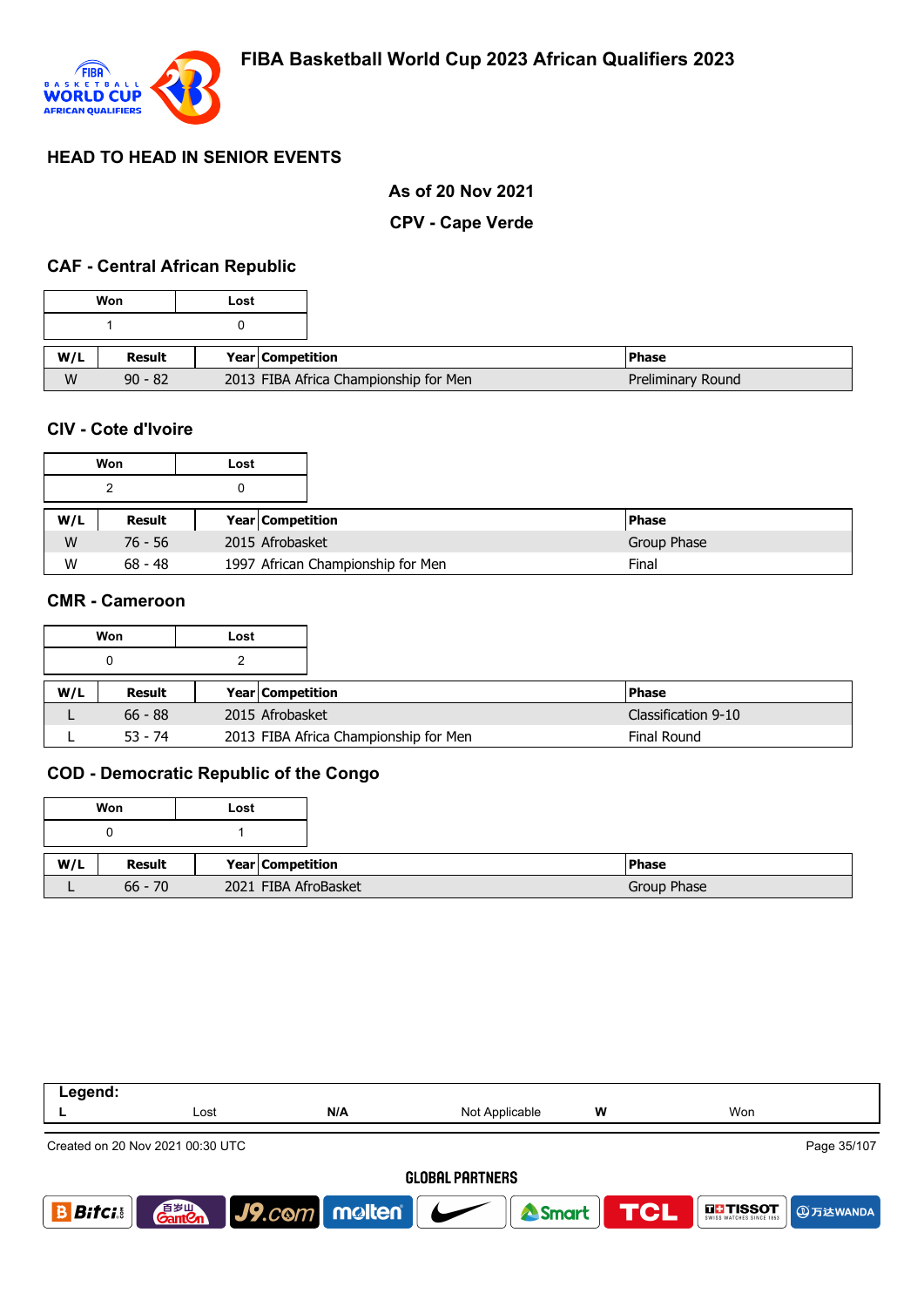# FIBA Basketball World Cup 2023 African Qualifiers 2023

## HEAD TO HEAD IN SENIOR EVENTS

**As of 20 Nov 2021**

**CPV - Cape Verde**

### CAF - Central African Republic

| Won | Lost |
|---|---|
| 1 | 0 |

| W/L | Result | Year | Competition | Phase |
|---|---|---|---|---|
| W | 90 - 82 | 2013 | FIBA Africa Championship for Men | Preliminary Round |

### CIV - Cote d'Ivoire

| Won | Lost |
|---|---|
| 2 | 0 |

| W/L | Result | Year | Competition | Phase |
|---|---|---|---|---|
| W | 76 - 56 | 2015 | Afrobasket | Group Phase |
| W | 68 - 48 | 1997 | African Championship for Men | Final |

### CMR - Cameroon

| Won | Lost |
|---|---|
| 0 | 2 |

| W/L | Result | Year | Competition | Phase |
|---|---|---|---|---|
| L | 66 - 88 | 2015 | Afrobasket | Classification 9-10 |
| L | 53 - 74 | 2013 | FIBA Africa Championship for Men | Final Round |

### COD - Democratic Republic of the Congo

| Won | Lost |
|---|---|
| 0 | 1 |

| W/L | Result | Year | Competition | Phase |
|---|---|---|---|---|
| L | 66 - 70 | 2021 | FIBA AfroBasket | Group Phase |

| Legend: | | | | | |
|---|---|---|---|---|---|
| L | Lost | N/A | Not Applicable | W | Won |

Created on 20 Nov 2021 00:30 UTC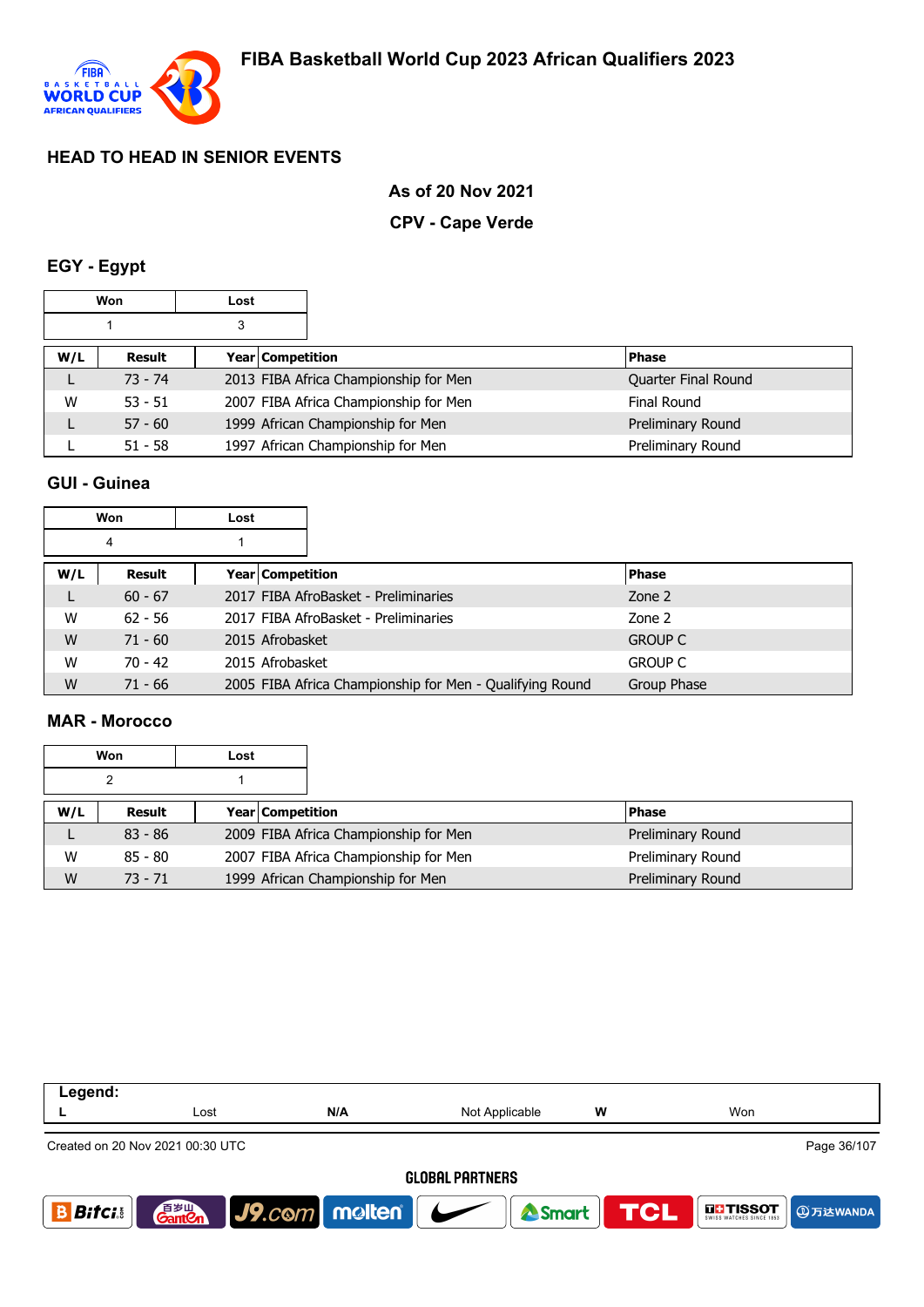# FIBA Basketball World Cup 2023 African Qualifiers 2023

## HEAD TO HEAD IN SENIOR EVENTS

**As of 20 Nov 2021**

**CPV - Cape Verde**

### EGY - Egypt

| Won | Lost |
|---|---|
| 1 | 3 |

| W/L | Result | Year | Competition | Phase |
|---|---|---|---|---|
| L | 73 - 74 | 2013 | FIBA Africa Championship for Men | Quarter Final Round |
| W | 53 - 51 | 2007 | FIBA Africa Championship for Men | Final Round |
| L | 57 - 60 | 1999 | African Championship for Men | Preliminary Round |
| L | 51 - 58 | 1997 | African Championship for Men | Preliminary Round |

### GUI - Guinea

| Won | Lost |
|---|---|
| 4 | 1 |

| W/L | Result | Year | Competition | Phase |
|---|---|---|---|---|
| L | 60 - 67 | 2017 | FIBA AfroBasket - Preliminaries | Zone 2 |
| W | 62 - 56 | 2017 | FIBA AfroBasket - Preliminaries | Zone 2 |
| W | 71 - 60 | 2015 | Afrobasket | GROUP C |
| W | 70 - 42 | 2015 | Afrobasket | GROUP C |
| W | 71 - 66 | 2005 | FIBA Africa Championship for Men - Qualifying Round | Group Phase |

### MAR - Morocco

| Won | Lost |
|---|---|
| 2 | 1 |

| W/L | Result | Year | Competition | Phase |
|---|---|---|---|---|
| L | 83 - 86 | 2009 | FIBA Africa Championship for Men | Preliminary Round |
| W | 85 - 80 | 2007 | FIBA Africa Championship for Men | Preliminary Round |
| W | 73 - 71 | 1999 | African Championship for Men | Preliminary Round |

Legend:

| L | Lost | N/A | Not Applicable | W | Won |
|---|---|---|---|---|---|

Created on 20 Nov 2021 00:30 UTC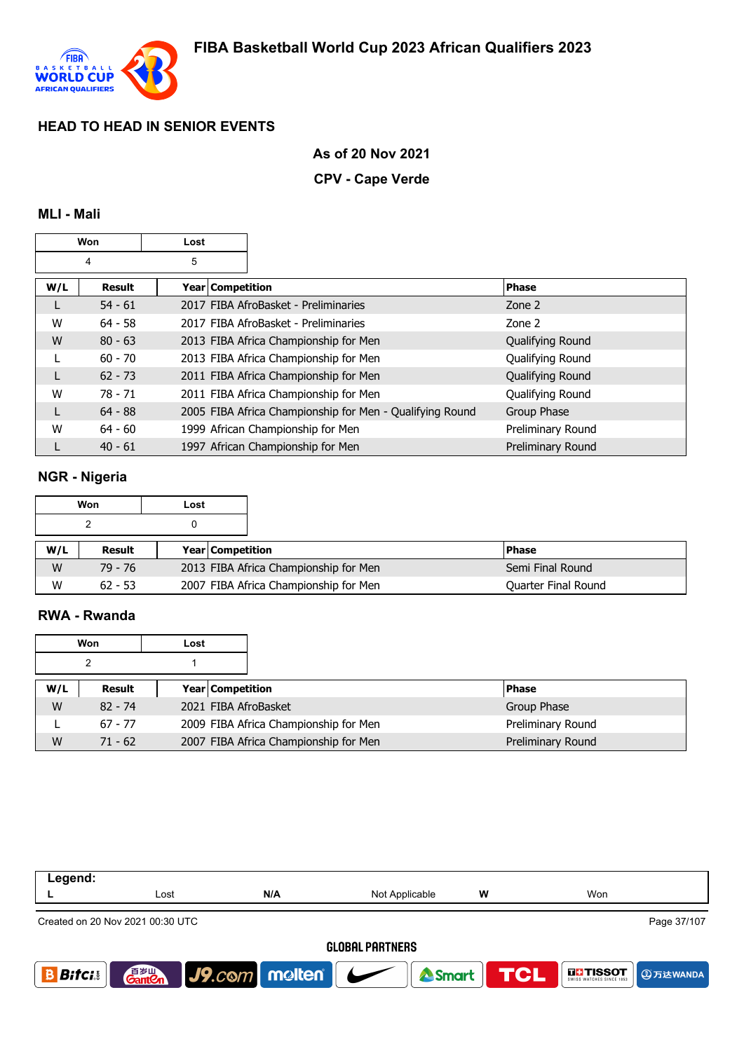# FIBA Basketball World Cup 2023 African Qualifiers 2023

## HEAD TO HEAD IN SENIOR EVENTS

**As of 20 Nov 2021**

**CPV - Cape Verde**

### MLI - Mali

| Won | Lost |
|---|---|
| 4 | 5 |

| W/L | Result | Year | Competition | Phase |
|---|---|---|---|---|
| L | 54 - 61 | 2017 | FIBA AfroBasket - Preliminaries | Zone 2 |
| W | 64 - 58 | 2017 | FIBA AfroBasket - Preliminaries | Zone 2 |
| W | 80 - 63 | 2013 | FIBA Africa Championship for Men | Qualifying Round |
| L | 60 - 70 | 2013 | FIBA Africa Championship for Men | Qualifying Round |
| L | 62 - 73 | 2011 | FIBA Africa Championship for Men | Qualifying Round |
| W | 78 - 71 | 2011 | FIBA Africa Championship for Men | Qualifying Round |
| L | 64 - 88 | 2005 | FIBA Africa Championship for Men - Qualifying Round | Group Phase |
| W | 64 - 60 | 1999 | African Championship for Men | Preliminary Round |
| L | 40 - 61 | 1997 | African Championship for Men | Preliminary Round |

### NGR - Nigeria

| Won | Lost |
|---|---|
| 2 | 0 |

| W/L | Result | Year | Competition | Phase |
|---|---|---|---|---|
| W | 79 - 76 | 2013 | FIBA Africa Championship for Men | Semi Final Round |
| W | 62 - 53 | 2007 | FIBA Africa Championship for Men | Quarter Final Round |

### RWA - Rwanda

| Won | Lost |
|---|---|
| 2 | 1 |

| W/L | Result | Year | Competition | Phase |
|---|---|---|---|---|
| W | 82 - 74 | 2021 | FIBA AfroBasket | Group Phase |
| L | 67 - 77 | 2009 | FIBA Africa Championship for Men | Preliminary Round |
| W | 71 - 62 | 2007 | FIBA Africa Championship for Men | Preliminary Round |

**Legend:**

| L | Lost | N/A | Not Applicable | W | Won |
|---|---|---|---|---|---|

Created on 20 Nov 2021 00:30 UTC

GLOBAL PARTNERS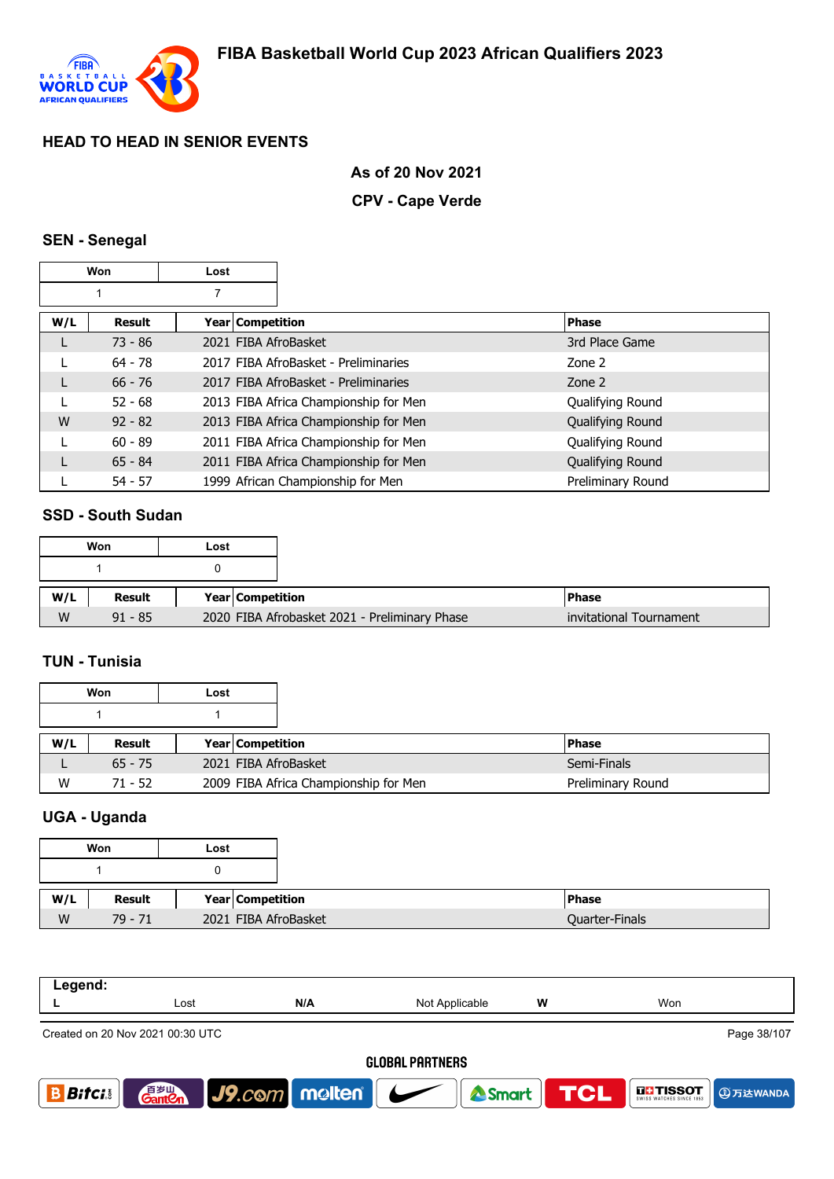# FIBA Basketball World Cup 2023 African Qualifiers 2023

## HEAD TO HEAD IN SENIOR EVENTS

**As of 20 Nov 2021**

**CPV - Cape Verde**

### SEN - Senegal

| Won | Lost |
|---|---|
| 1 | 7 |

| W/L | Result | Year | Competition | Phase |
|---|---|---|---|---|
| L | 73 - 86 | 2021 | FIBA AfroBasket | 3rd Place Game |
| L | 64 - 78 | 2017 | FIBA AfroBasket - Preliminaries | Zone 2 |
| L | 66 - 76 | 2017 | FIBA AfroBasket - Preliminaries | Zone 2 |
| L | 52 - 68 | 2013 | FIBA Africa Championship for Men | Qualifying Round |
| W | 92 - 82 | 2013 | FIBA Africa Championship for Men | Qualifying Round |
| L | 60 - 89 | 2011 | FIBA Africa Championship for Men | Qualifying Round |
| L | 65 - 84 | 2011 | FIBA Africa Championship for Men | Qualifying Round |
| L | 54 - 57 | 1999 | African Championship for Men | Preliminary Round |

### SSD - South Sudan

| Won | Lost |
|---|---|
| 1 | 0 |

| W/L | Result | Year | Competition | Phase |
|---|---|---|---|---|
| W | 91 - 85 | 2020 | FIBA Afrobasket 2021 - Preliminary Phase | invitational Tournament |

### TUN - Tunisia

| Won | Lost |
|---|---|
| 1 | 1 |

| W/L | Result | Year | Competition | Phase |
|---|---|---|---|---|
| L | 65 - 75 | 2021 | FIBA AfroBasket | Semi-Finals |
| W | 71 - 52 | 2009 | FIBA Africa Championship for Men | Preliminary Round |

### UGA - Uganda

| Won | Lost |
|---|---|
| 1 | 0 |

| W/L | Result | Year | Competition | Phase |
|---|---|---|---|---|
| W | 79 - 71 | 2021 | FIBA AfroBasket | Quarter-Finals |

**Legend:**

| L | Lost | N/A | Not Applicable | W | Won |
|---|---|---|---|---|---|

Created on 20 Nov 2021 00:30 UTC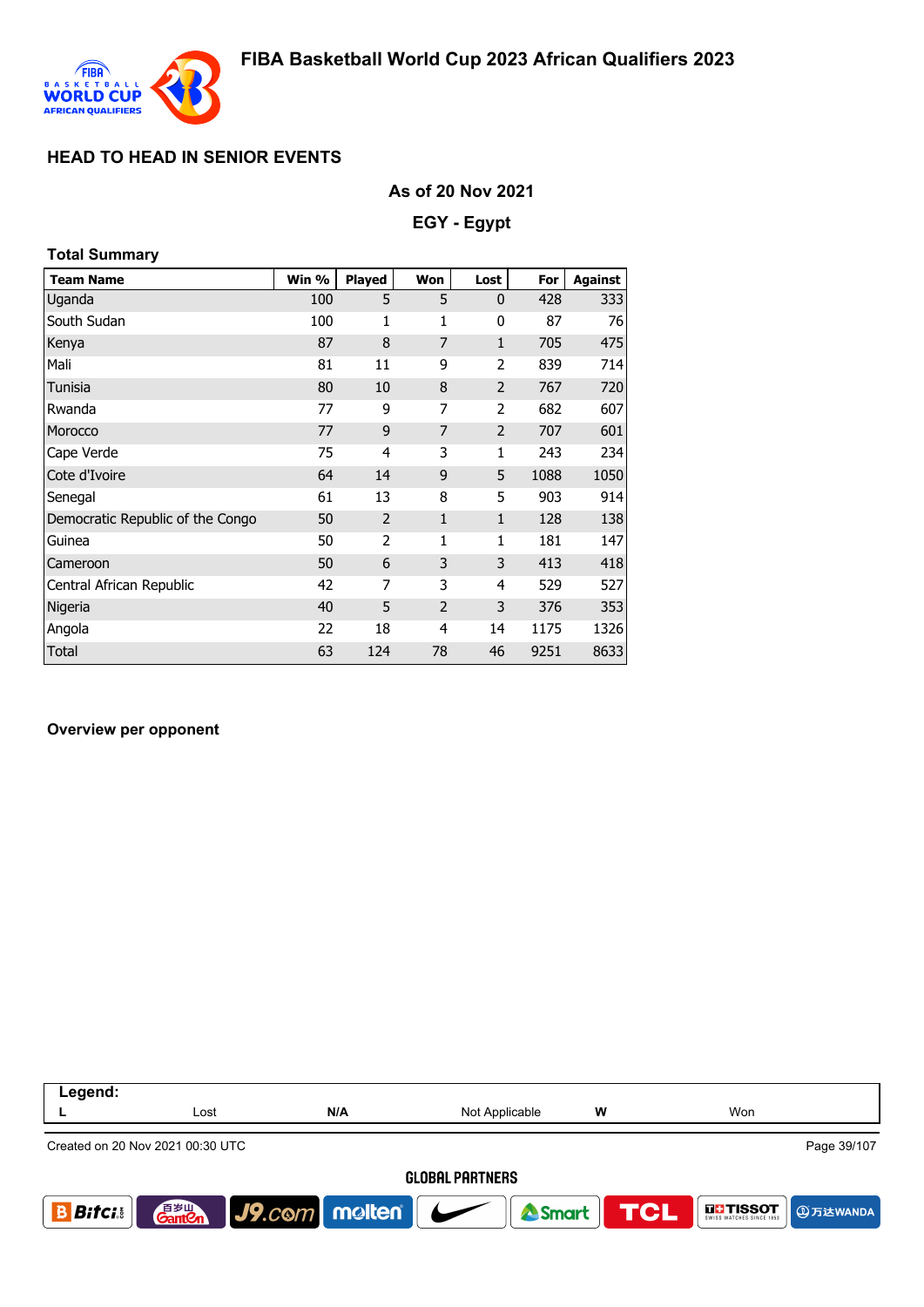## HEAD TO HEAD IN SENIOR EVENTS

**As of 20 Nov 2021**

**EGY - Egypt**

### Total Summary

| Team Name | Win % | Played | Won | Lost | For | Against |
|---|---|---|---|---|---|---|
| Uganda | 100 | 5 | 5 | 0 | 428 | 333 |
| South Sudan | 100 | 1 | 1 | 0 | 87 | 76 |
| Kenya | 87 | 8 | 7 | 1 | 705 | 475 |
| Mali | 81 | 11 | 9 | 2 | 839 | 714 |
| Tunisia | 80 | 10 | 8 | 2 | 767 | 720 |
| Rwanda | 77 | 9 | 7 | 2 | 682 | 607 |
| Morocco | 77 | 9 | 7 | 2 | 707 | 601 |
| Cape Verde | 75 | 4 | 3 | 1 | 243 | 234 |
| Cote d'Ivoire | 64 | 14 | 9 | 5 | 1088 | 1050 |
| Senegal | 61 | 13 | 8 | 5 | 903 | 914 |
| Democratic Republic of the Congo | 50 | 2 | 1 | 1 | 128 | 138 |
| Guinea | 50 | 2 | 1 | 1 | 181 | 147 |
| Cameroon | 50 | 6 | 3 | 3 | 413 | 418 |
| Central African Republic | 42 | 7 | 3 | 4 | 529 | 527 |
| Nigeria | 40 | 5 | 2 | 3 | 376 | 353 |
| Angola | 22 | 18 | 4 | 14 | 1175 | 1326 |
| Total | 63 | 124 | 78 | 46 | 9251 | 8633 |

### Overview per opponent

**Legend:**

| L | Lost | N/A | Not Applicable | W | Won |
|---|---|---|---|---|---|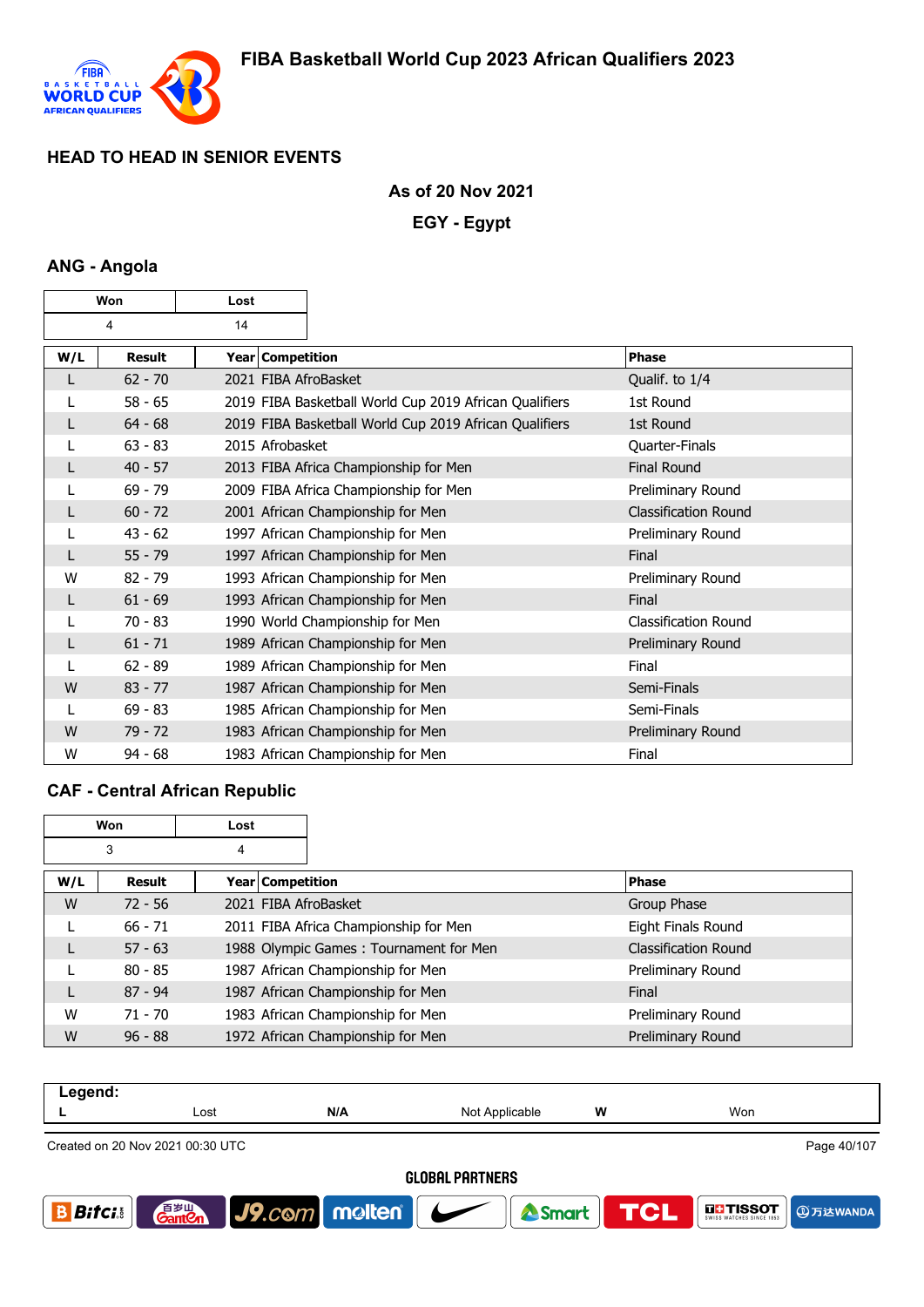# FIBA Basketball World Cup 2023 African Qualifiers 2023

## HEAD TO HEAD IN SENIOR EVENTS

**As of 20 Nov 2021**

**EGY - Egypt**

### ANG - Angola

| Won | Lost |
|---|---|
| 4 | 14 |

| W/L | Result | Year | Competition | Phase |
|---|---|---|---|---|
| L | 62 - 70 | 2021 | FIBA AfroBasket | Qualif. to 1/4 |
| L | 58 - 65 | 2019 | FIBA Basketball World Cup 2019 African Qualifiers | 1st Round |
| L | 64 - 68 | 2019 | FIBA Basketball World Cup 2019 African Qualifiers | 1st Round |
| L | 63 - 83 | 2015 | Afrobasket | Quarter-Finals |
| L | 40 - 57 | 2013 | FIBA Africa Championship for Men | Final Round |
| L | 69 - 79 | 2009 | FIBA Africa Championship for Men | Preliminary Round |
| L | 60 - 72 | 2001 | African Championship for Men | Classification Round |
| L | 43 - 62 | 1997 | African Championship for Men | Preliminary Round |
| L | 55 - 79 | 1997 | African Championship for Men | Final |
| W | 82 - 79 | 1993 | African Championship for Men | Preliminary Round |
| L | 61 - 69 | 1993 | African Championship for Men | Final |
| L | 70 - 83 | 1990 | World Championship for Men | Classification Round |
| L | 61 - 71 | 1989 | African Championship for Men | Preliminary Round |
| L | 62 - 89 | 1989 | African Championship for Men | Final |
| W | 83 - 77 | 1987 | African Championship for Men | Semi-Finals |
| L | 69 - 83 | 1985 | African Championship for Men | Semi-Finals |
| W | 79 - 72 | 1983 | African Championship for Men | Preliminary Round |
| W | 94 - 68 | 1983 | African Championship for Men | Final |

### CAF - Central African Republic

| Won | Lost |
|---|---|
| 3 | 4 |

| W/L | Result | Year | Competition | Phase |
|---|---|---|---|---|
| W | 72 - 56 | 2021 | FIBA AfroBasket | Group Phase |
| L | 66 - 71 | 2011 | FIBA Africa Championship for Men | Eight Finals Round |
| L | 57 - 63 | 1988 | Olympic Games : Tournament for Men | Classification Round |
| L | 80 - 85 | 1987 | African Championship for Men | Preliminary Round |
| L | 87 - 94 | 1987 | African Championship for Men | Final |
| W | 71 - 70 | 1983 | African Championship for Men | Preliminary Round |
| W | 96 - 88 | 1972 | African Championship for Men | Preliminary Round |

| Legend: | | | | | |
|---|---|---|---|---|---|
| L | Lost | N/A | Not Applicable | W | Won |

Created on 20 Nov 2021 00:30 UTC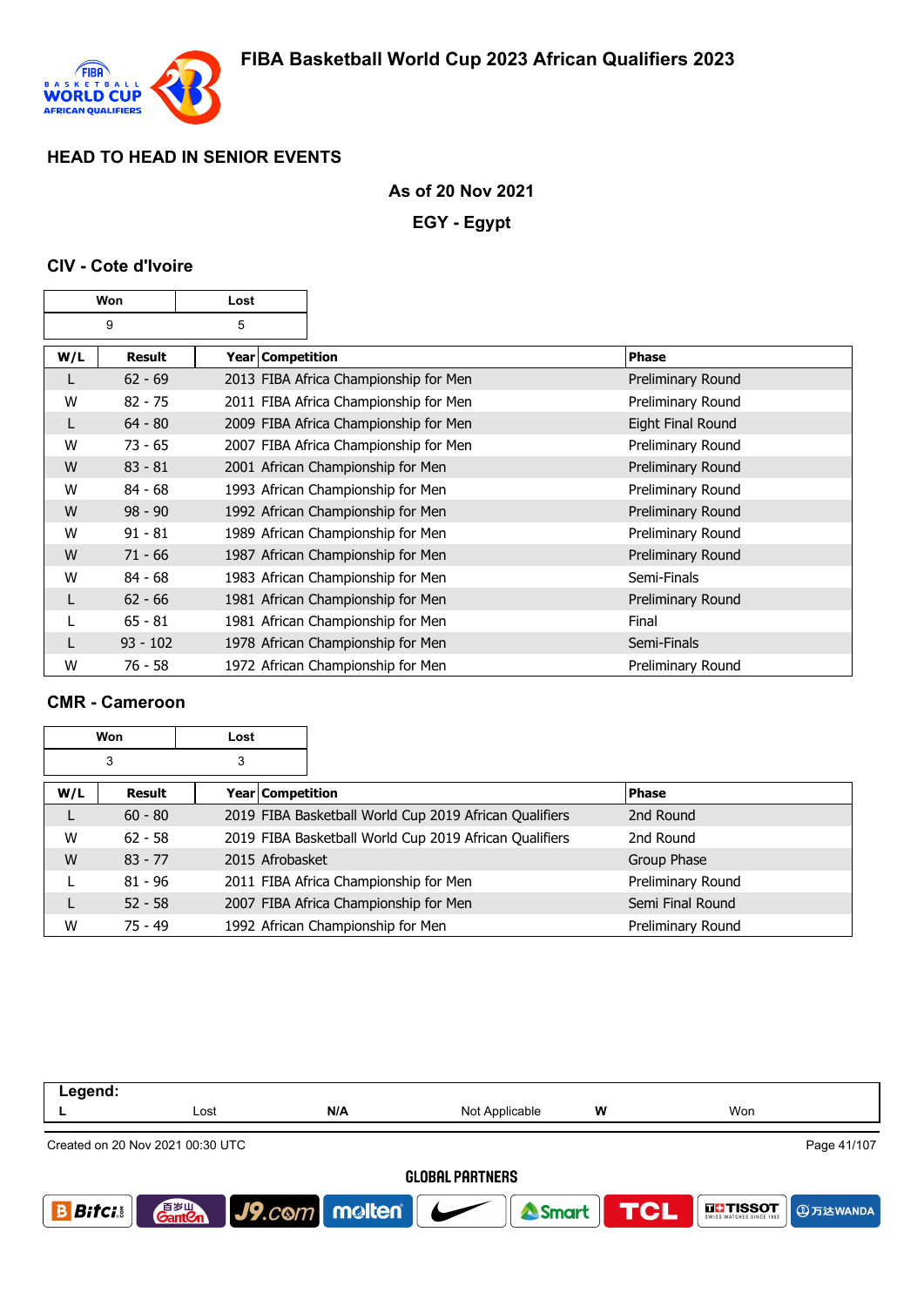# FIBA Basketball World Cup 2023 African Qualifiers 2023

## HEAD TO HEAD IN SENIOR EVENTS

**As of 20 Nov 2021**

**EGY - Egypt**

### CIV - Cote d'Ivoire

| Won | Lost |
|---|---|
| 9 | 5 |

| W/L | Result | Year | Competition | Phase |
|---|---|---|---|---|
| L | 62 - 69 | 2013 | FIBA Africa Championship for Men | Preliminary Round |
| W | 82 - 75 | 2011 | FIBA Africa Championship for Men | Preliminary Round |
| L | 64 - 80 | 2009 | FIBA Africa Championship for Men | Eight Final Round |
| W | 73 - 65 | 2007 | FIBA Africa Championship for Men | Preliminary Round |
| W | 83 - 81 | 2001 | African Championship for Men | Preliminary Round |
| W | 84 - 68 | 1993 | African Championship for Men | Preliminary Round |
| W | 98 - 90 | 1992 | African Championship for Men | Preliminary Round |
| W | 91 - 81 | 1989 | African Championship for Men | Preliminary Round |
| W | 71 - 66 | 1987 | African Championship for Men | Preliminary Round |
| W | 84 - 68 | 1983 | African Championship for Men | Semi-Finals |
| L | 62 - 66 | 1981 | African Championship for Men | Preliminary Round |
| L | 65 - 81 | 1981 | African Championship for Men | Final |
| L | 93 - 102 | 1978 | African Championship for Men | Semi-Finals |
| W | 76 - 58 | 1972 | African Championship for Men | Preliminary Round |

### CMR - Cameroon

| Won | Lost |
|---|---|
| 3 | 3 |

| W/L | Result | Year | Competition | Phase |
|---|---|---|---|---|
| L | 60 - 80 | 2019 | FIBA Basketball World Cup 2019 African Qualifiers | 2nd Round |
| W | 62 - 58 | 2019 | FIBA Basketball World Cup 2019 African Qualifiers | 2nd Round |
| W | 83 - 77 | 2015 | Afrobasket | Group Phase |
| L | 81 - 96 | 2011 | FIBA Africa Championship for Men | Preliminary Round |
| L | 52 - 58 | 2007 | FIBA Africa Championship for Men | Semi Final Round |
| W | 75 - 49 | 1992 | African Championship for Men | Preliminary Round |

**Legend:**

| L | Lost | N/A | Not Applicable | W | Won |
|---|---|---|---|---|---|

Created on 20 Nov 2021 00:30 UTC

GLOBAL PARTNERS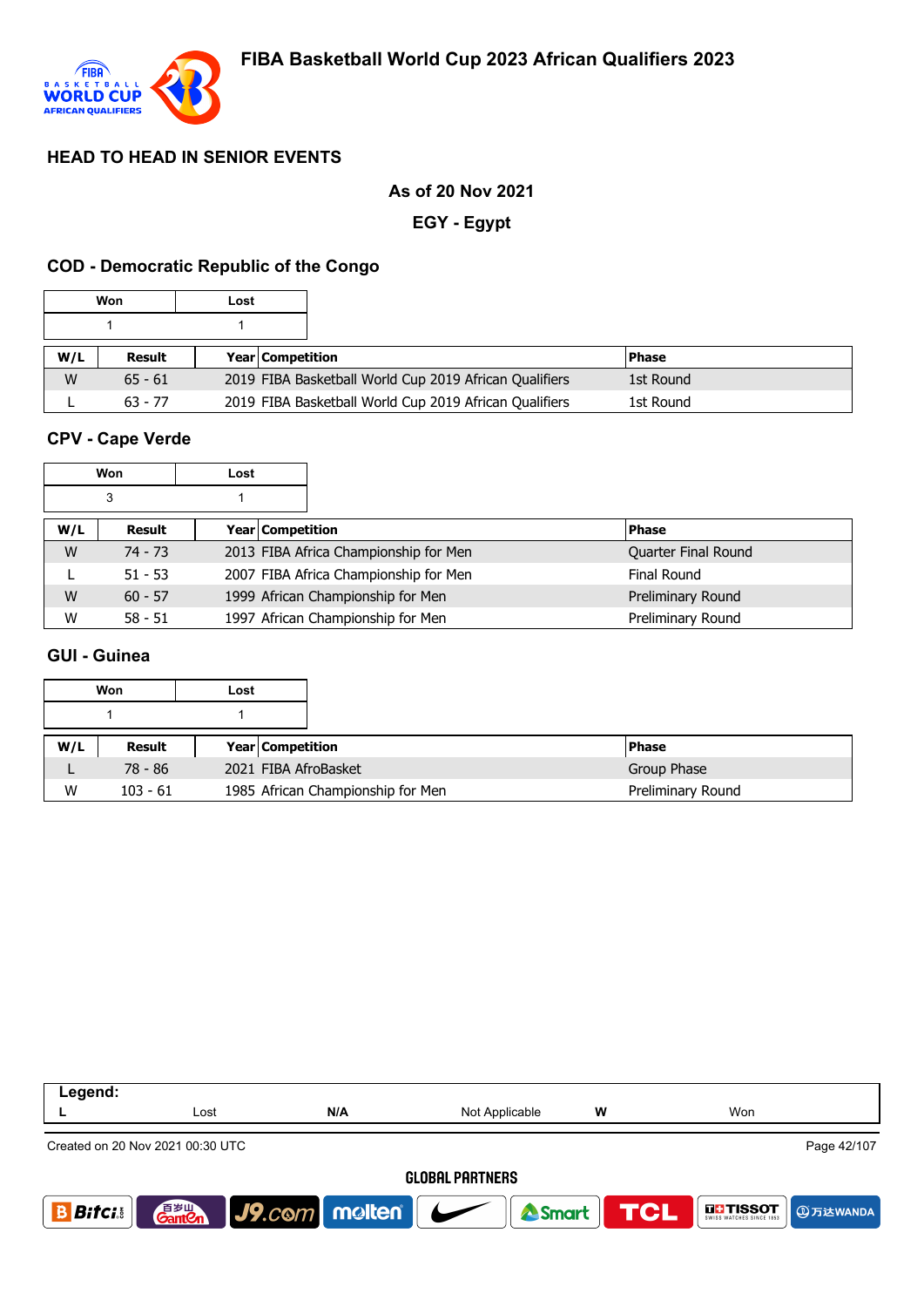# FIBA Basketball World Cup 2023 African Qualifiers 2023

## HEAD TO HEAD IN SENIOR EVENTS

**As of 20 Nov 2021**

**EGY - Egypt**

### COD - Democratic Republic of the Congo

| Won | Lost |
|---|---|
| 1 | 1 |

| W/L | Result | Year | Competition | Phase |
|---|---|---|---|---|
| W | 65 - 61 | 2019 | FIBA Basketball World Cup 2019 African Qualifiers | 1st Round |
| L | 63 - 77 | 2019 | FIBA Basketball World Cup 2019 African Qualifiers | 1st Round |

### CPV - Cape Verde

| Won | Lost |
|---|---|
| 3 | 1 |

| W/L | Result | Year | Competition | Phase |
|---|---|---|---|---|
| W | 74 - 73 | 2013 | FIBA Africa Championship for Men | Quarter Final Round |
| L | 51 - 53 | 2007 | FIBA Africa Championship for Men | Final Round |
| W | 60 - 57 | 1999 | African Championship for Men | Preliminary Round |
| W | 58 - 51 | 1997 | African Championship for Men | Preliminary Round |

### GUI - Guinea

| Won | Lost |
|---|---|
| 1 | 1 |

| W/L | Result | Year | Competition | Phase |
|---|---|---|---|---|
| L | 78 - 86 | 2021 | FIBA AfroBasket | Group Phase |
| W | 103 - 61 | 1985 | African Championship for Men | Preliminary Round |

| Legend: | | | | | |
|---|---|---|---|---|---|
| L | Lost | N/A | Not Applicable | W | Won |

Created on 20 Nov 2021 00:30 UTC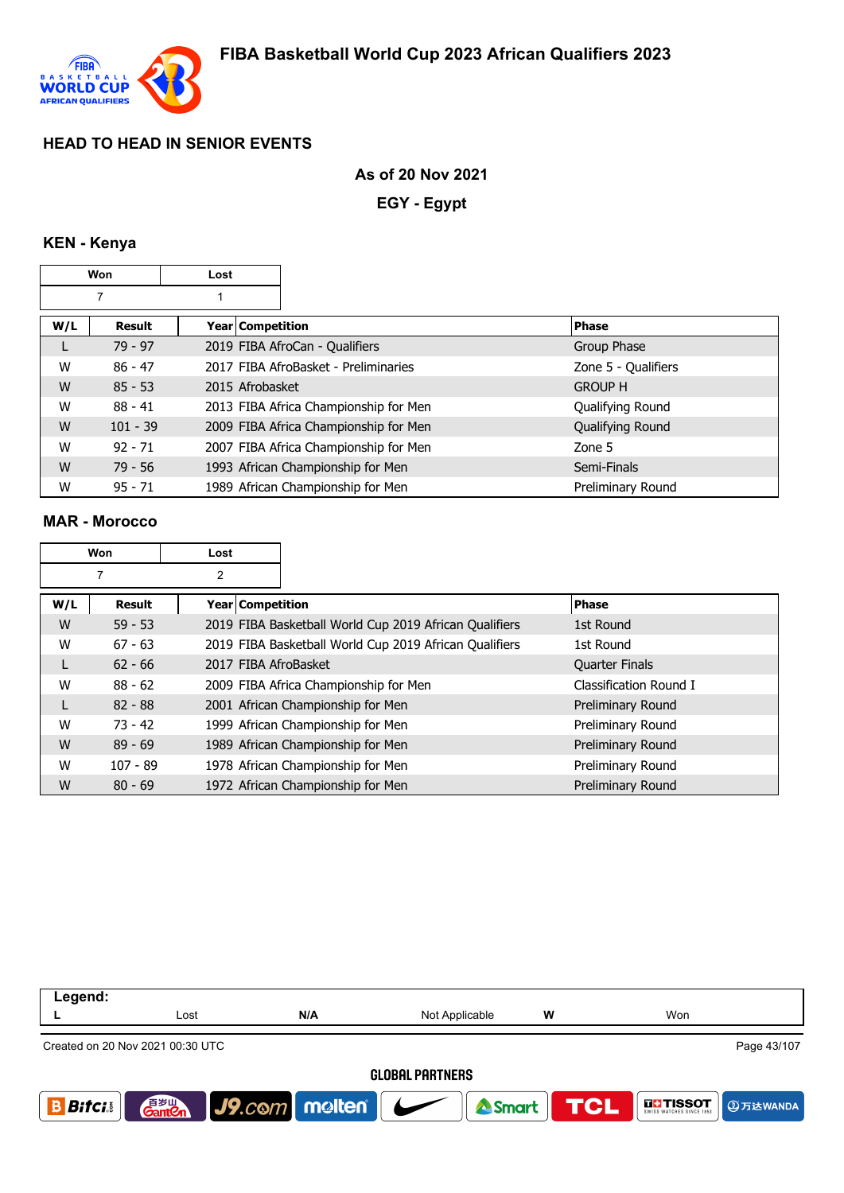# FIBA Basketball World Cup 2023 African Qualifiers 2023

## HEAD TO HEAD IN SENIOR EVENTS

**As of 20 Nov 2021**

**EGY - Egypt**

### KEN - Kenya

| Won | Lost |
|---|---|
| 7 | 1 |

| W/L | Result | Year | Competition | Phase |
|---|---|---|---|---|
| L | 79 - 97 | 2019 | FIBA AfroCan - Qualifiers | Group Phase |
| W | 86 - 47 | 2017 | FIBA AfroBasket - Preliminaries | Zone 5 - Qualifiers |
| W | 85 - 53 | 2015 | Afrobasket | GROUP H |
| W | 88 - 41 | 2013 | FIBA Africa Championship for Men | Qualifying Round |
| W | 101 - 39 | 2009 | FIBA Africa Championship for Men | Qualifying Round |
| W | 92 - 71 | 2007 | FIBA Africa Championship for Men | Zone 5 |
| W | 79 - 56 | 1993 | African Championship for Men | Semi-Finals |
| W | 95 - 71 | 1989 | African Championship for Men | Preliminary Round |

### MAR - Morocco

| Won | Lost |
|---|---|
| 7 | 2 |

| W/L | Result | Year | Competition | Phase |
|---|---|---|---|---|
| W | 59 - 53 | 2019 | FIBA Basketball World Cup 2019 African Qualifiers | 1st Round |
| W | 67 - 63 | 2019 | FIBA Basketball World Cup 2019 African Qualifiers | 1st Round |
| L | 62 - 66 | 2017 | FIBA AfroBasket | Quarter Finals |
| W | 88 - 62 | 2009 | FIBA Africa Championship for Men | Classification Round I |
| L | 82 - 88 | 2001 | African Championship for Men | Preliminary Round |
| W | 73 - 42 | 1999 | African Championship for Men | Preliminary Round |
| W | 89 - 69 | 1989 | African Championship for Men | Preliminary Round |
| W | 107 - 89 | 1978 | African Championship for Men | Preliminary Round |
| W | 80 - 69 | 1972 | African Championship for Men | Preliminary Round |

**Legend:**

| L | Lost | N/A | Not Applicable | W | Won |
|---|---|---|---|---|---|

Created on 20 Nov 2021 00:30 UTC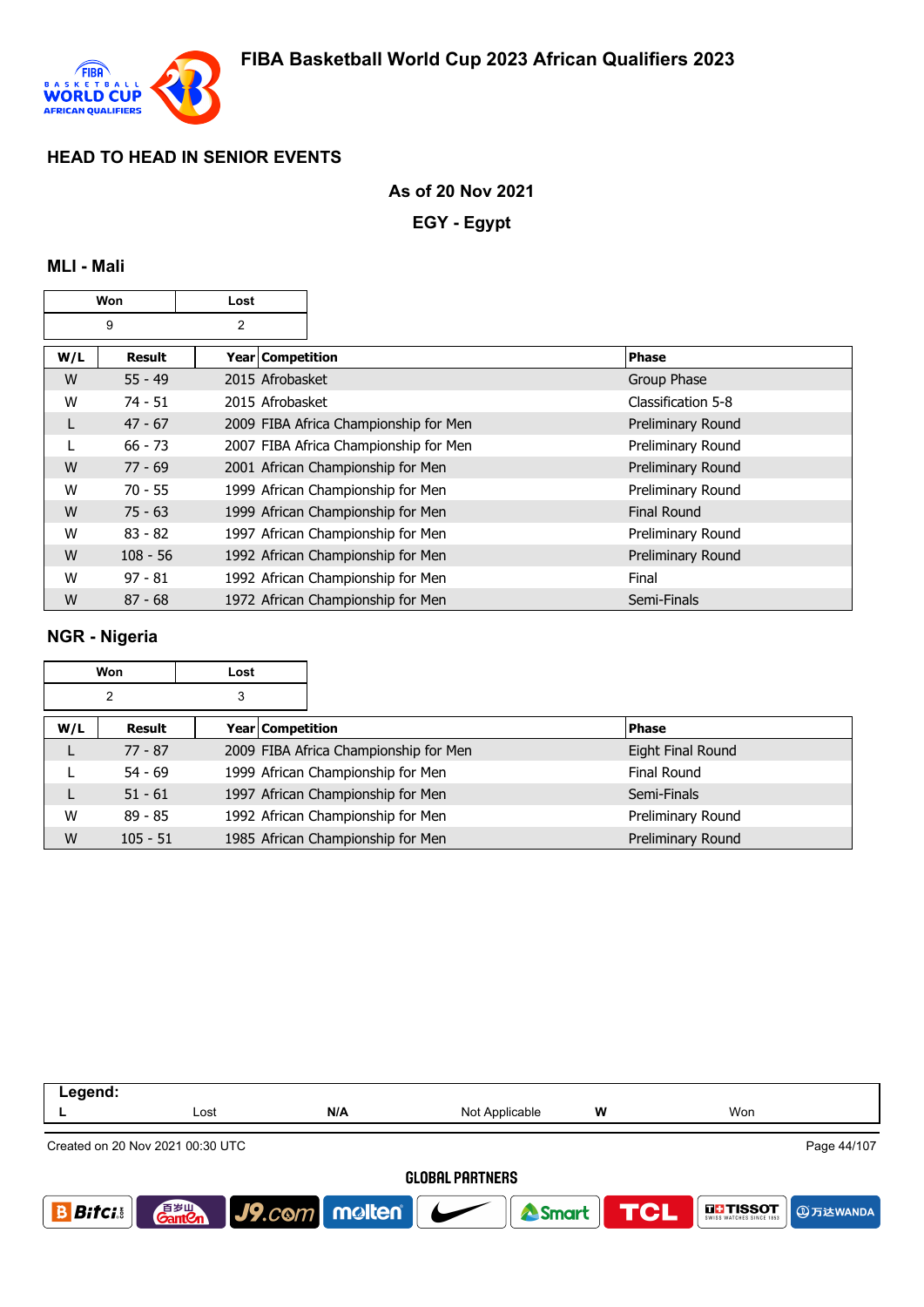# FIBA Basketball World Cup 2023 African Qualifiers 2023

## HEAD TO HEAD IN SENIOR EVENTS

**As of 20 Nov 2021**

**EGY - Egypt**

### MLI - Mali

| Won | Lost |
|---|---|
| 9 | 2 |

| W/L | Result | Year | Competition | Phase |
|---|---|---|---|---|
| W | 55 - 49 | 2015 | Afrobasket | Group Phase |
| W | 74 - 51 | 2015 | Afrobasket | Classification 5-8 |
| L | 47 - 67 | 2009 | FIBA Africa Championship for Men | Preliminary Round |
| L | 66 - 73 | 2007 | FIBA Africa Championship for Men | Preliminary Round |
| W | 77 - 69 | 2001 | African Championship for Men | Preliminary Round |
| W | 70 - 55 | 1999 | African Championship for Men | Preliminary Round |
| W | 75 - 63 | 1999 | African Championship for Men | Final Round |
| W | 83 - 82 | 1997 | African Championship for Men | Preliminary Round |
| W | 108 - 56 | 1992 | African Championship for Men | Preliminary Round |
| W | 97 - 81 | 1992 | African Championship for Men | Final |
| W | 87 - 68 | 1972 | African Championship for Men | Semi-Finals |

### NGR - Nigeria

| Won | Lost |
|---|---|
| 2 | 3 |

| W/L | Result | Year | Competition | Phase |
|---|---|---|---|---|
| L | 77 - 87 | 2009 | FIBA Africa Championship for Men | Eight Final Round |
| L | 54 - 69 | 1999 | African Championship for Men | Final Round |
| L | 51 - 61 | 1997 | African Championship for Men | Semi-Finals |
| W | 89 - 85 | 1992 | African Championship for Men | Preliminary Round |
| W | 105 - 51 | 1985 | African Championship for Men | Preliminary Round |

| Legend: | | | | | |
|---|---|---|---|---|---|
| L | Lost | N/A | Not Applicable | W | Won |

Created on 20 Nov 2021 00:30 UTC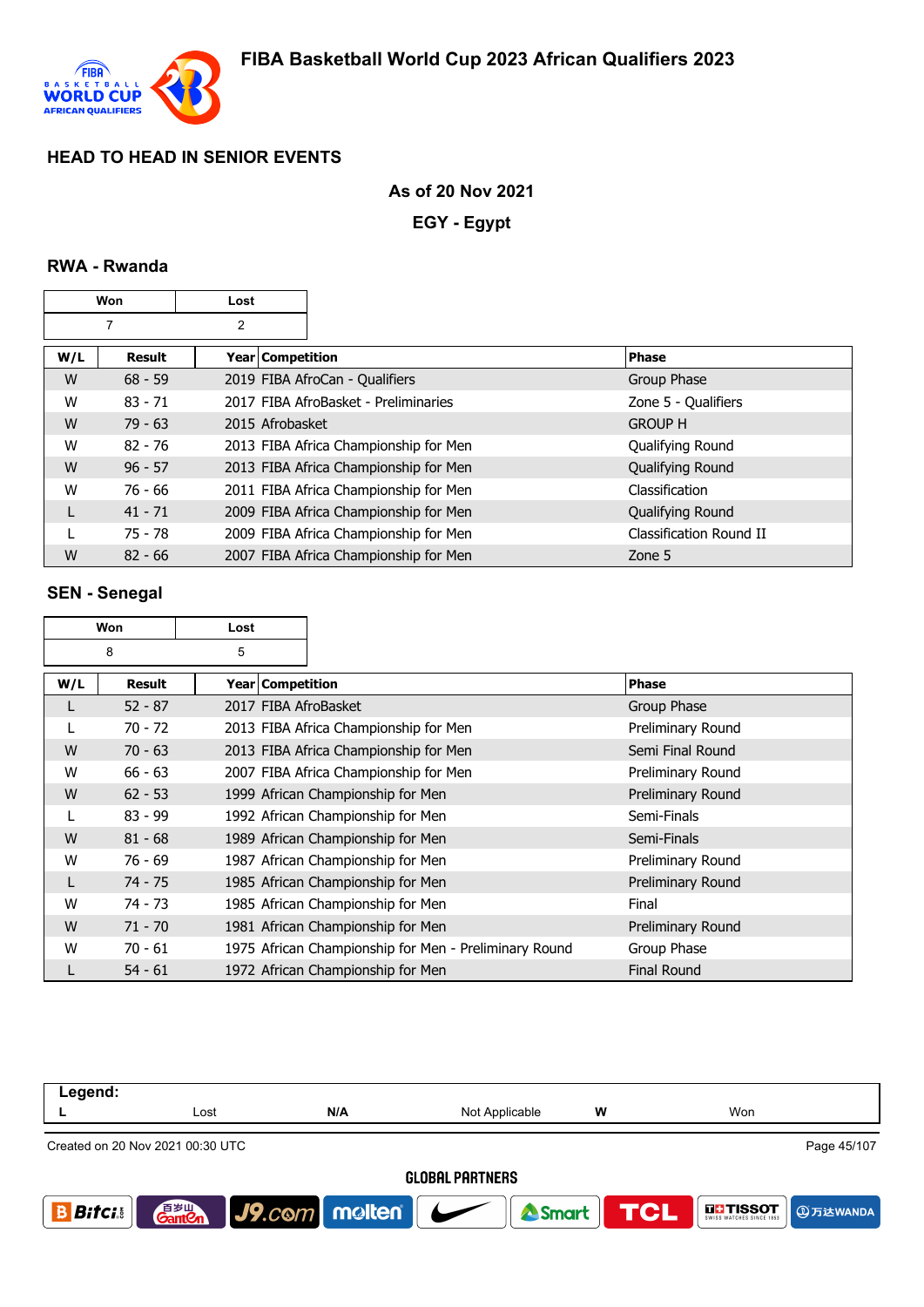# FIBA Basketball World Cup 2023 African Qualifiers 2023

## HEAD TO HEAD IN SENIOR EVENTS

**As of 20 Nov 2021**

**EGY - Egypt**

### RWA - Rwanda

| Won | Lost |
|---|---|
| 7 | 2 |

| W/L | Result | Year | Competition | Phase |
|---|---|---|---|---|
| W | 68 - 59 | 2019 | FIBA AfroCan - Qualifiers | Group Phase |
| W | 83 - 71 | 2017 | FIBA AfroBasket - Preliminaries | Zone 5 - Qualifiers |
| W | 79 - 63 | 2015 | Afrobasket | GROUP H |
| W | 82 - 76 | 2013 | FIBA Africa Championship for Men | Qualifying Round |
| W | 96 - 57 | 2013 | FIBA Africa Championship for Men | Qualifying Round |
| W | 76 - 66 | 2011 | FIBA Africa Championship for Men | Classification |
| L | 41 - 71 | 2009 | FIBA Africa Championship for Men | Qualifying Round |
| L | 75 - 78 | 2009 | FIBA Africa Championship for Men | Classification Round II |
| W | 82 - 66 | 2007 | FIBA Africa Championship for Men | Zone 5 |

### SEN - Senegal

| Won | Lost |
|---|---|
| 8 | 5 |

| W/L | Result | Year | Competition | Phase |
|---|---|---|---|---|
| L | 52 - 87 | 2017 | FIBA AfroBasket | Group Phase |
| L | 70 - 72 | 2013 | FIBA Africa Championship for Men | Preliminary Round |
| W | 70 - 63 | 2013 | FIBA Africa Championship for Men | Semi Final Round |
| W | 66 - 63 | 2007 | FIBA Africa Championship for Men | Preliminary Round |
| W | 62 - 53 | 1999 | African Championship for Men | Preliminary Round |
| L | 83 - 99 | 1992 | African Championship for Men | Semi-Finals |
| W | 81 - 68 | 1989 | African Championship for Men | Semi-Finals |
| W | 76 - 69 | 1987 | African Championship for Men | Preliminary Round |
| L | 74 - 75 | 1985 | African Championship for Men | Preliminary Round |
| W | 74 - 73 | 1985 | African Championship for Men | Final |
| W | 71 - 70 | 1981 | African Championship for Men | Preliminary Round |
| W | 70 - 61 | 1975 | African Championship for Men - Preliminary Round | Group Phase |
| L | 54 - 61 | 1972 | African Championship for Men | Final Round |

**Legend:**

| L | Lost | N/A | Not Applicable | W | Won |
|---|---|---|---|---|---|

Created on 20 Nov 2021 00:30 UTC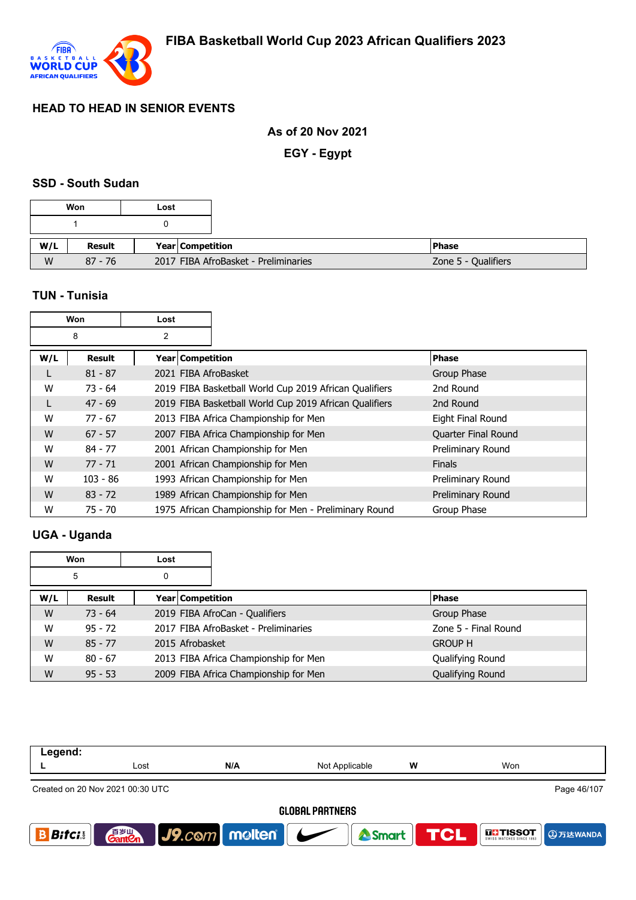# FIBA Basketball World Cup 2023 African Qualifiers 2023

## HEAD TO HEAD IN SENIOR EVENTS

**As of 20 Nov 2021**

**EGY - Egypt**

### SSD - South Sudan

| Won | Lost |
|---|---|
| 1 | 0 |

| W/L | Result | Year | Competition | Phase |
|---|---|---|---|---|
| W | 87 - 76 | 2017 | FIBA AfroBasket - Preliminaries | Zone 5 - Qualifiers |

### TUN - Tunisia

| Won | Lost |
|---|---|
| 8 | 2 |

| W/L | Result | Year | Competition | Phase |
|---|---|---|---|---|
| L | 81 - 87 | 2021 | FIBA AfroBasket | Group Phase |
| W | 73 - 64 | 2019 | FIBA Basketball World Cup 2019 African Qualifiers | 2nd Round |
| L | 47 - 69 | 2019 | FIBA Basketball World Cup 2019 African Qualifiers | 2nd Round |
| W | 77 - 67 | 2013 | FIBA Africa Championship for Men | Eight Final Round |
| W | 67 - 57 | 2007 | FIBA Africa Championship for Men | Quarter Final Round |
| W | 84 - 77 | 2001 | African Championship for Men | Preliminary Round |
| W | 77 - 71 | 2001 | African Championship for Men | Finals |
| W | 103 - 86 | 1993 | African Championship for Men | Preliminary Round |
| W | 83 - 72 | 1989 | African Championship for Men | Preliminary Round |
| W | 75 - 70 | 1975 | African Championship for Men - Preliminary Round | Group Phase |

### UGA - Uganda

| Won | Lost |
|---|---|
| 5 | 0 |

| W/L | Result | Year | Competition | Phase |
|---|---|---|---|---|
| W | 73 - 64 | 2019 | FIBA AfroCan - Qualifiers | Group Phase |
| W | 95 - 72 | 2017 | FIBA AfroBasket - Preliminaries | Zone 5 - Final Round |
| W | 85 - 77 | 2015 | Afrobasket | GROUP H |
| W | 80 - 67 | 2013 | FIBA Africa Championship for Men | Qualifying Round |
| W | 95 - 53 | 2009 | FIBA Africa Championship for Men | Qualifying Round |

**Legend:**

| L | Lost | N/A | Not Applicable | W | Won |
|---|---|---|---|---|---|

Created on 20 Nov 2021 00:30 UTC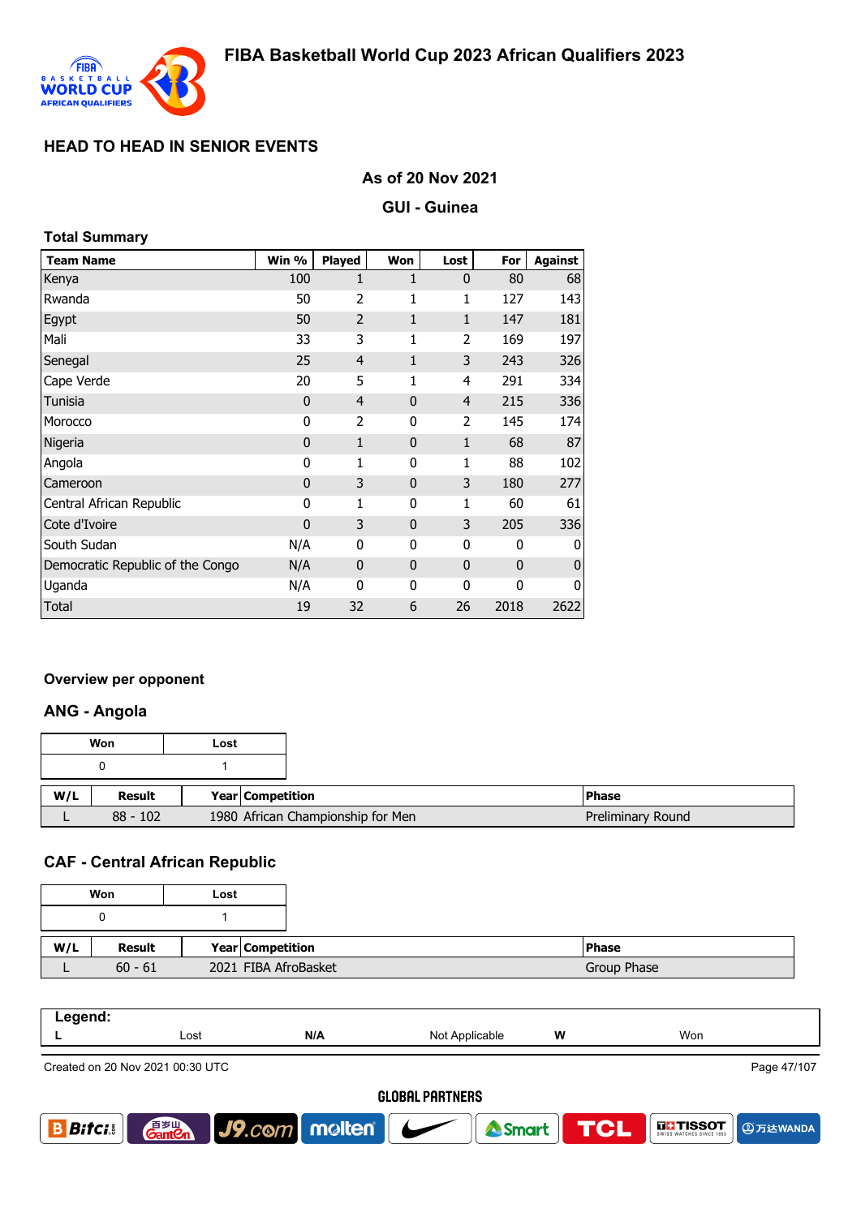# FIBA Basketball World Cup 2023 African Qualifiers 2023

## HEAD TO HEAD IN SENIOR EVENTS

### As of 20 Nov 2021

### GUI - Guinea

**Total Summary**

| Team Name | Win % | Played | Won | Lost | For | Against |
|---|---|---|---|---|---|---|
| Kenya | 100 | 1 | 1 | 0 | 80 | 68 |
| Rwanda | 50 | 2 | 1 | 1 | 127 | 143 |
| Egypt | 50 | 2 | 1 | 1 | 147 | 181 |
| Mali | 33 | 3 | 1 | 2 | 169 | 197 |
| Senegal | 25 | 4 | 1 | 3 | 243 | 326 |
| Cape Verde | 20 | 5 | 1 | 4 | 291 | 334 |
| Tunisia | 0 | 4 | 0 | 4 | 215 | 336 |
| Morocco | 0 | 2 | 0 | 2 | 145 | 174 |
| Nigeria | 0 | 1 | 0 | 1 | 68 | 87 |
| Angola | 0 | 1 | 0 | 1 | 88 | 102 |
| Cameroon | 0 | 3 | 0 | 3 | 180 | 277 |
| Central African Republic | 0 | 1 | 0 | 1 | 60 | 61 |
| Cote d'Ivoire | 0 | 3 | 0 | 3 | 205 | 336 |
| South Sudan | N/A | 0 | 0 | 0 | 0 | 0 |
| Democratic Republic of the Congo | N/A | 0 | 0 | 0 | 0 | 0 |
| Uganda | N/A | 0 | 0 | 0 | 0 | 0 |
| Total | 19 | 32 | 6 | 26 | 2018 | 2622 |

### Overview per opponent

### ANG - Angola

| Won | Lost |
|---|---|
| 0 | 1 |

| W/L | Result | Year | Competition | Phase |
|---|---|---|---|---|
| L | 88 - 102 | 1980 | African Championship for Men | Preliminary Round |

### CAF - Central African Republic

| Won | Lost |
|---|---|
| 0 | 1 |

| W/L | Result | Year | Competition | Phase |
|---|---|---|---|---|
| L | 60 - 61 | 2021 | FIBA AfroBasket | Group Phase |

**Legend:**

| L | Lost | N/A | Not Applicable | W | Won |
|---|---|---|---|---|---|

Created on 20 Nov 2021 00:30 UTC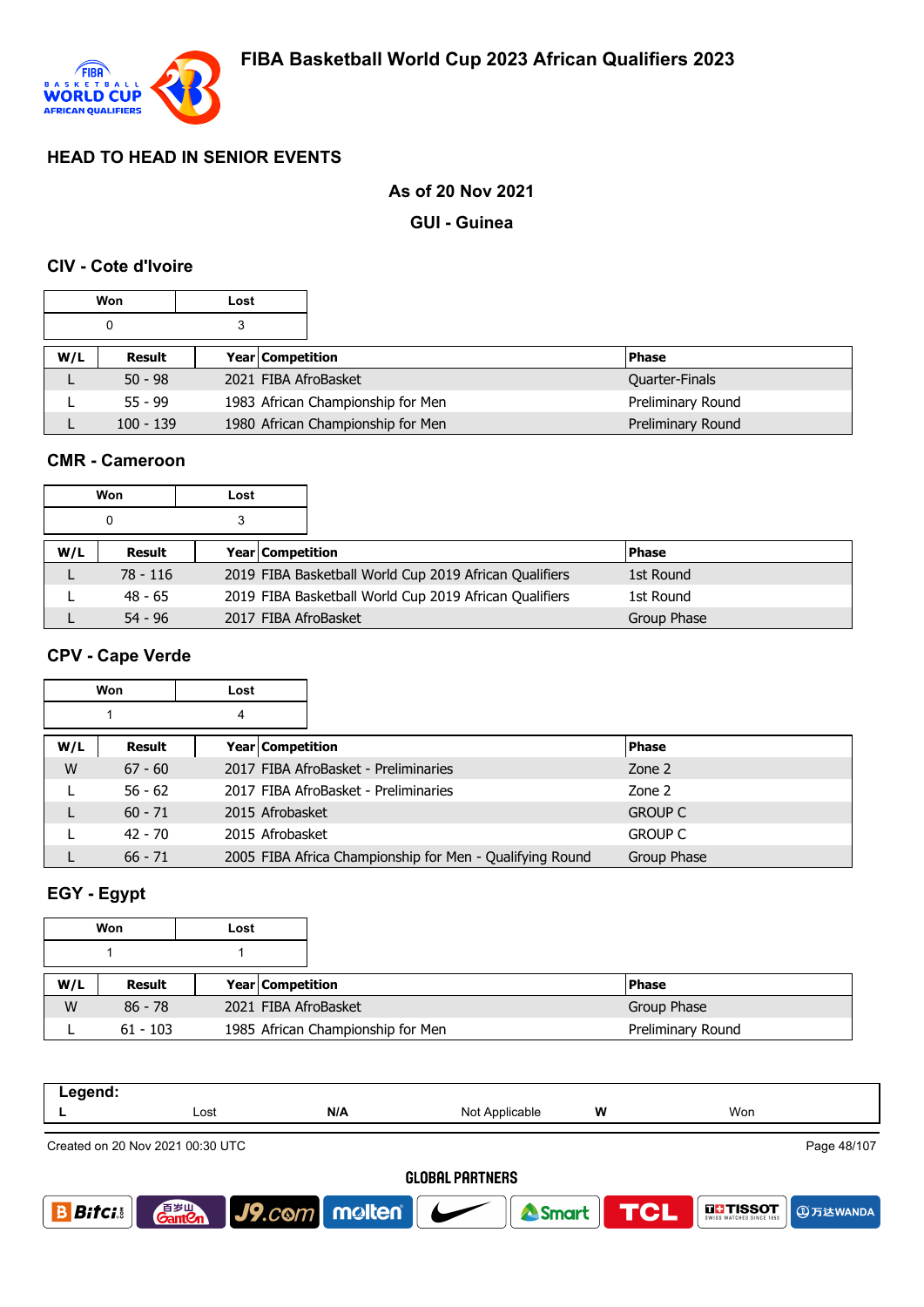# FIBA Basketball World Cup 2023 African Qualifiers 2023

## HEAD TO HEAD IN SENIOR EVENTS

**As of 20 Nov 2021**

**GUI - Guinea**

### CIV - Cote d'Ivoire

| Won | Lost |
|---|---|
| 0 | 3 |

| W/L | Result | Year | Competition | Phase |
|---|---|---|---|---|
| L | 50 - 98 | 2021 | FIBA AfroBasket | Quarter-Finals |
| L | 55 - 99 | 1983 | African Championship for Men | Preliminary Round |
| L | 100 - 139 | 1980 | African Championship for Men | Preliminary Round |

### CMR - Cameroon

| Won | Lost |
|---|---|
| 0 | 3 |

| W/L | Result | Year | Competition | Phase |
|---|---|---|---|---|
| L | 78 - 116 | 2019 | FIBA Basketball World Cup 2019 African Qualifiers | 1st Round |
| L | 48 - 65 | 2019 | FIBA Basketball World Cup 2019 African Qualifiers | 1st Round |
| L | 54 - 96 | 2017 | FIBA AfroBasket | Group Phase |

### CPV - Cape Verde

| Won | Lost |
|---|---|
| 1 | 4 |

| W/L | Result | Year | Competition | Phase |
|---|---|---|---|---|
| W | 67 - 60 | 2017 | FIBA AfroBasket - Preliminaries | Zone 2 |
| L | 56 - 62 | 2017 | FIBA AfroBasket - Preliminaries | Zone 2 |
| L | 60 - 71 | 2015 | Afrobasket | GROUP C |
| L | 42 - 70 | 2015 | Afrobasket | GROUP C |
| L | 66 - 71 | 2005 | FIBA Africa Championship for Men - Qualifying Round | Group Phase |

### EGY - Egypt

| Won | Lost |
|---|---|
| 1 | 1 |

| W/L | Result | Year | Competition | Phase |
|---|---|---|---|---|
| W | 86 - 78 | 2021 | FIBA AfroBasket | Group Phase |
| L | 61 - 103 | 1985 | African Championship for Men | Preliminary Round |

**Legend:**

| L | Lost | N/A | Not Applicable | W | Won |
|---|---|---|---|---|---|

Created on 20 Nov 2021 00:30 UTC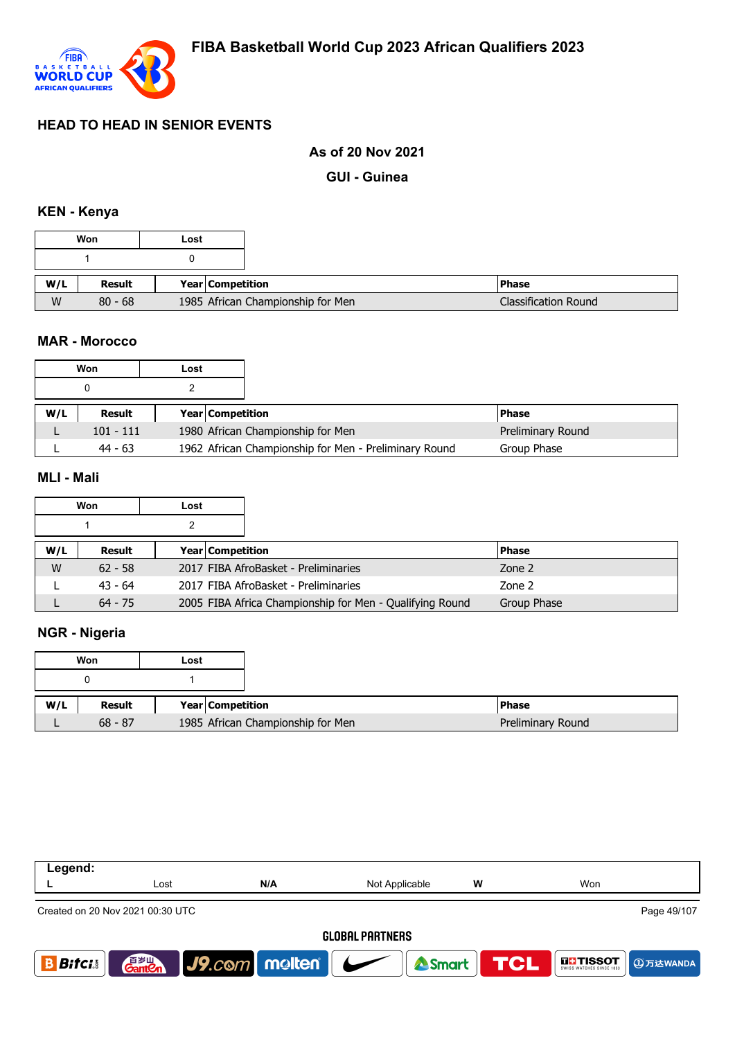# FIBA Basketball World Cup 2023 African Qualifiers 2023

## HEAD TO HEAD IN SENIOR EVENTS

**As of 20 Nov 2021**

**GUI - Guinea**

### KEN - Kenya

| Won | Lost |
|---|---|
| 1 | 0 |

| W/L | Result | Year | Competition | Phase |
|---|---|---|---|---|
| W | 80 - 68 | 1985 | African Championship for Men | Classification Round |

### MAR - Morocco

| Won | Lost |
|---|---|
| 0 | 2 |

| W/L | Result | Year | Competition | Phase |
|---|---|---|---|---|
| L | 101 - 111 | 1980 | African Championship for Men | Preliminary Round |
| L | 44 - 63 | 1962 | African Championship for Men - Preliminary Round | Group Phase |

### MLI - Mali

| Won | Lost |
|---|---|
| 1 | 2 |

| W/L | Result | Year | Competition | Phase |
|---|---|---|---|---|
| W | 62 - 58 | 2017 | FIBA AfroBasket - Preliminaries | Zone 2 |
| L | 43 - 64 | 2017 | FIBA AfroBasket - Preliminaries | Zone 2 |
| L | 64 - 75 | 2005 | FIBA Africa Championship for Men - Qualifying Round | Group Phase |

### NGR - Nigeria

| Won | Lost |
|---|---|
| 0 | 1 |

| W/L | Result | Year | Competition | Phase |
|---|---|---|---|---|
| L | 68 - 87 | 1985 | African Championship for Men | Preliminary Round |

| Legend: | | | | | |
|---|---|---|---|---|---|
| L | Lost | N/A | Not Applicable | W | Won |

Created on 20 Nov 2021 00:30 UTC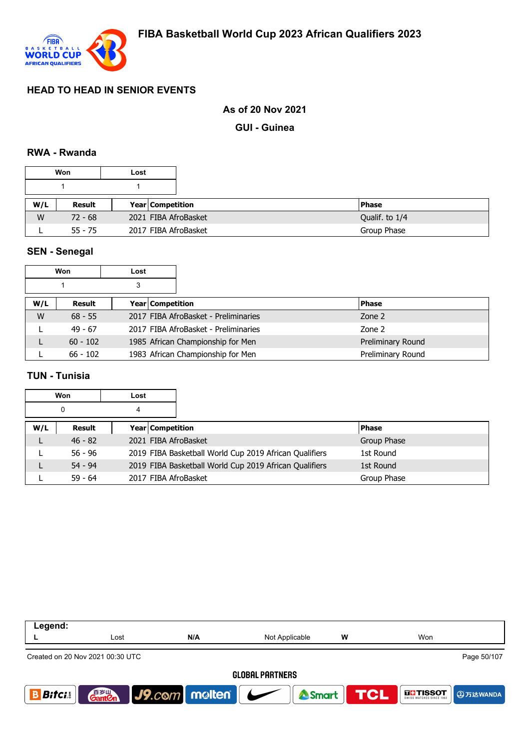# FIBA Basketball World Cup 2023 African Qualifiers 2023

## HEAD TO HEAD IN SENIOR EVENTS

### As of 20 Nov 2021

### GUI - Guinea

### RWA - Rwanda

| Won | Lost |
|---|---|
| 1 | 1 |

| W/L | Result | Year | Competition | Phase |
|---|---|---|---|---|
| W | 72 - 68 | 2021 | FIBA AfroBasket | Qualif. to 1/4 |
| L | 55 - 75 | 2017 | FIBA AfroBasket | Group Phase |

### SEN - Senegal

| Won | Lost |
|---|---|
| 1 | 3 |

| W/L | Result | Year | Competition | Phase |
|---|---|---|---|---|
| W | 68 - 55 | 2017 | FIBA AfroBasket - Preliminaries | Zone 2 |
| L | 49 - 67 | 2017 | FIBA AfroBasket - Preliminaries | Zone 2 |
| L | 60 - 102 | 1985 | African Championship for Men | Preliminary Round |
| L | 66 - 102 | 1983 | African Championship for Men | Preliminary Round |

### TUN - Tunisia

| Won | Lost |
|---|---|
| 0 | 4 |

| W/L | Result | Year | Competition | Phase |
|---|---|---|---|---|
| L | 46 - 82 | 2021 | FIBA AfroBasket | Group Phase |
| L | 56 - 96 | 2019 | FIBA Basketball World Cup 2019 African Qualifiers | 1st Round |
| L | 54 - 94 | 2019 | FIBA Basketball World Cup 2019 African Qualifiers | 1st Round |
| L | 59 - 64 | 2017 | FIBA AfroBasket | Group Phase |

**Legend:**

| L | Lost | N/A | Not Applicable | W | Won |
|---|---|---|---|---|---|

Created on 20 Nov 2021 00:30 UTC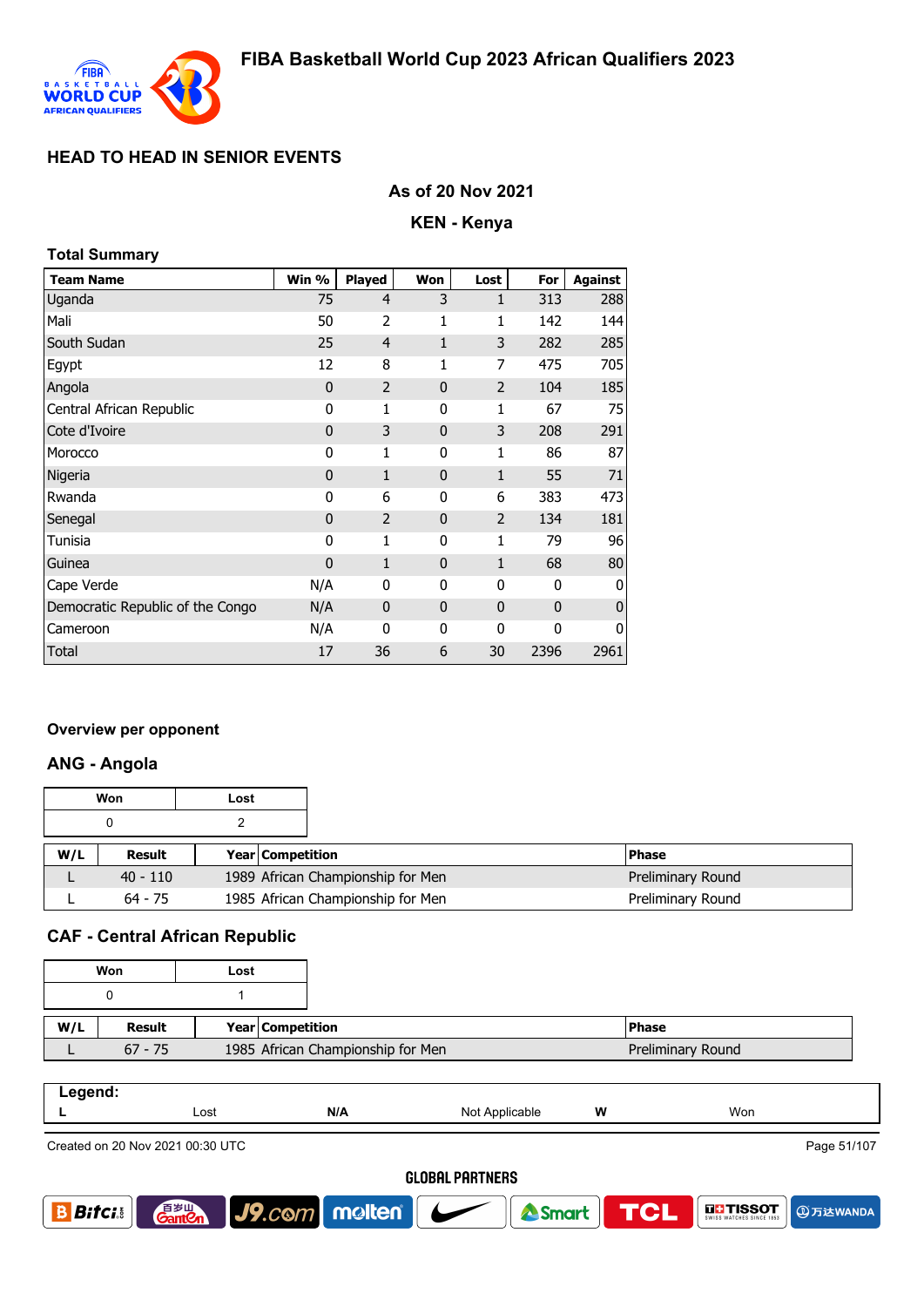# FIBA Basketball World Cup 2023 African Qualifiers 2023

## HEAD TO HEAD IN SENIOR EVENTS

### As of 20 Nov 2021

### KEN - Kenya

#### Total Summary

| Team Name | Win % | Played | Won | Lost | For | Against |
|---|---|---|---|---|---|---|
| Uganda | 75 | 4 | 3 | 1 | 313 | 288 |
| Mali | 50 | 2 | 1 | 1 | 142 | 144 |
| South Sudan | 25 | 4 | 1 | 3 | 282 | 285 |
| Egypt | 12 | 8 | 1 | 7 | 475 | 705 |
| Angola | 0 | 2 | 0 | 2 | 104 | 185 |
| Central African Republic | 0 | 1 | 0 | 1 | 67 | 75 |
| Cote d'Ivoire | 0 | 3 | 0 | 3 | 208 | 291 |
| Morocco | 0 | 1 | 0 | 1 | 86 | 87 |
| Nigeria | 0 | 1 | 0 | 1 | 55 | 71 |
| Rwanda | 0 | 6 | 0 | 6 | 383 | 473 |
| Senegal | 0 | 2 | 0 | 2 | 134 | 181 |
| Tunisia | 0 | 1 | 0 | 1 | 79 | 96 |
| Guinea | 0 | 1 | 0 | 1 | 68 | 80 |
| Cape Verde | N/A | 0 | 0 | 0 | 0 | 0 |
| Democratic Republic of the Congo | N/A | 0 | 0 | 0 | 0 | 0 |
| Cameroon | N/A | 0 | 0 | 0 | 0 | 0 |
| Total | 17 | 36 | 6 | 30 | 2396 | 2961 |

#### Overview per opponent

### ANG - Angola

| Won | Lost |
|---|---|
| 0 | 2 |

| W/L | Result | Year | Competition | Phase |
|---|---|---|---|---|
| L | 40 - 110 | 1989 | African Championship for Men | Preliminary Round |
| L | 64 - 75 | 1985 | African Championship for Men | Preliminary Round |

### CAF - Central African Republic

| Won | Lost |
|---|---|
| 0 | 1 |

| W/L | Result | Year | Competition | Phase |
|---|---|---|---|---|
| L | 67 - 75 | 1985 | African Championship for Men | Preliminary Round |

**Legend:**

| L | Lost | N/A | Not Applicable | W | Won |
|---|---|---|---|---|---|

Created on 20 Nov 2021 00:30 UTC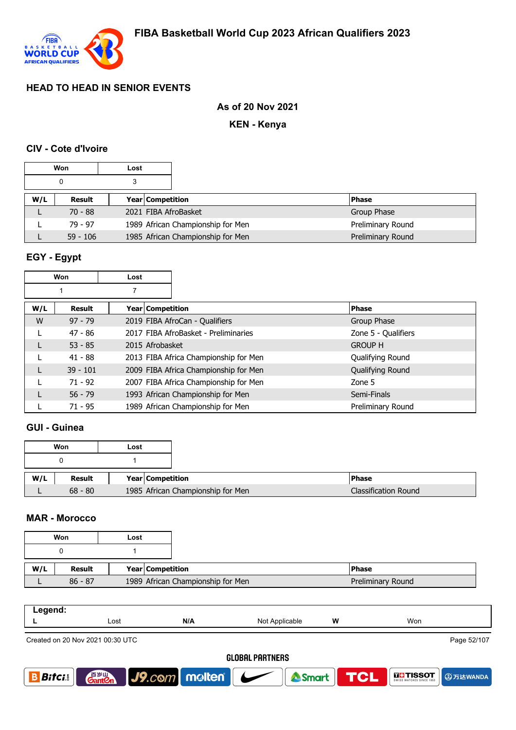## HEAD TO HEAD IN SENIOR EVENTS

**As of 20 Nov 2021**

**KEN - Kenya**

### CIV - Cote d'Ivoire

| Won | Lost |
|---|---|
| 0 | 3 |

| W/L | Result | Year | Competition | Phase |
|---|---|---|---|---|
| L | 70 - 88 | 2021 | FIBA AfroBasket | Group Phase |
| L | 79 - 97 | 1989 | African Championship for Men | Preliminary Round |
| L | 59 - 106 | 1985 | African Championship for Men | Preliminary Round |

### EGY - Egypt

| Won | Lost |
|---|---|
| 1 | 7 |

| W/L | Result | Year | Competition | Phase |
|---|---|---|---|---|
| W | 97 - 79 | 2019 | FIBA AfroCan - Qualifiers | Group Phase |
| L | 47 - 86 | 2017 | FIBA AfroBasket - Preliminaries | Zone 5 - Qualifiers |
| L | 53 - 85 | 2015 | Afrobasket | GROUP H |
| L | 41 - 88 | 2013 | FIBA Africa Championship for Men | Qualifying Round |
| L | 39 - 101 | 2009 | FIBA Africa Championship for Men | Qualifying Round |
| L | 71 - 92 | 2007 | FIBA Africa Championship for Men | Zone 5 |
| L | 56 - 79 | 1993 | African Championship for Men | Semi-Finals |
| L | 71 - 95 | 1989 | African Championship for Men | Preliminary Round |

### GUI - Guinea

| Won | Lost |
|---|---|
| 0 | 1 |

| W/L | Result | Year | Competition | Phase |
|---|---|---|---|---|
| L | 68 - 80 | 1985 | African Championship for Men | Classification Round |

### MAR - Morocco

| Won | Lost |
|---|---|
| 0 | 1 |

| W/L | Result | Year | Competition | Phase |
|---|---|---|---|---|
| L | 86 - 87 | 1989 | African Championship for Men | Preliminary Round |

**Legend:**

| L | Lost | N/A | Not Applicable | W | Won |
|---|---|---|---|---|---|

Created on 20 Nov 2021 00:30 UTC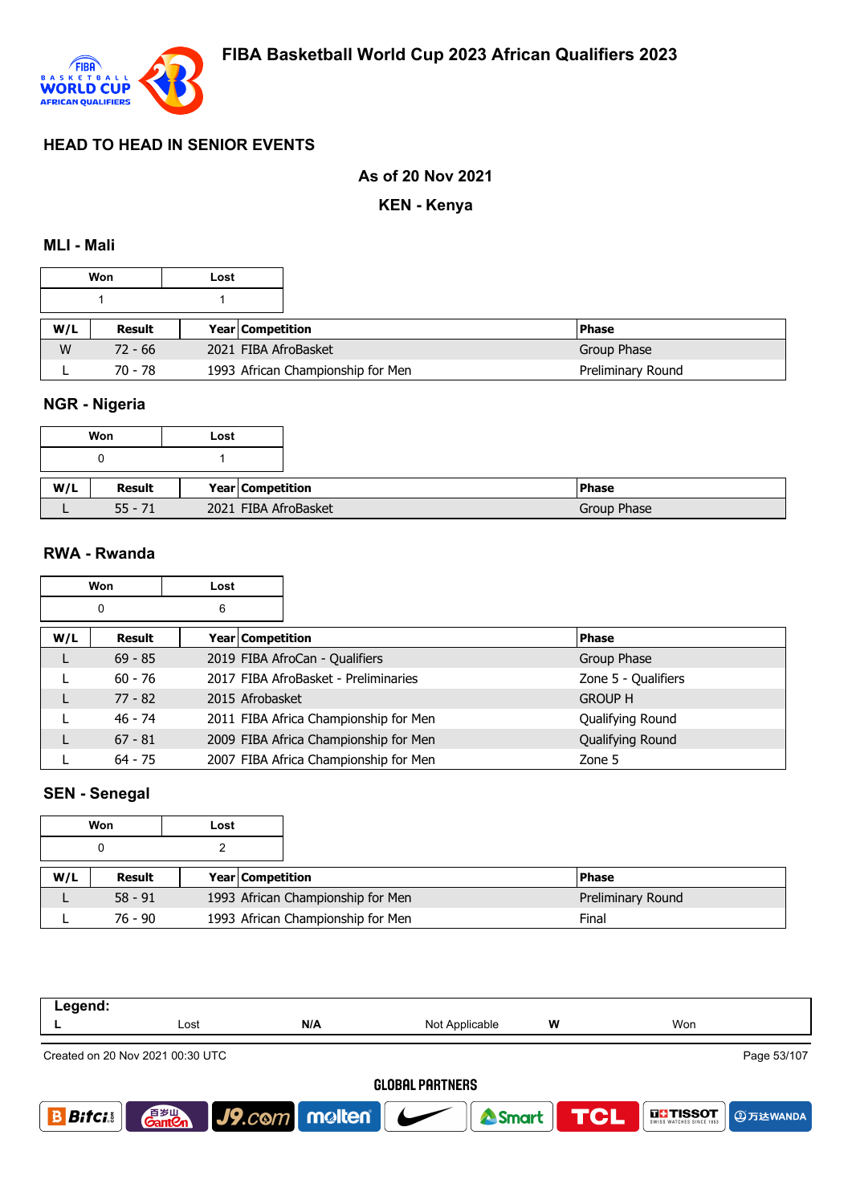## HEAD TO HEAD IN SENIOR EVENTS

**As of 20 Nov 2021**

**KEN - Kenya**

### MLI - Mali

| Won | Lost |
|---|---|
| 1 | 1 |

| W/L | Result | Year | Competition | Phase |
|---|---|---|---|---|
| W | 72 - 66 | 2021 | FIBA AfroBasket | Group Phase |
| L | 70 - 78 | 1993 | African Championship for Men | Preliminary Round |

### NGR - Nigeria

| Won | Lost |
|---|---|
| 0 | 1 |

| W/L | Result | Year | Competition | Phase |
|---|---|---|---|---|
| L | 55 - 71 | 2021 | FIBA AfroBasket | Group Phase |

### RWA - Rwanda

| Won | Lost |
|---|---|
| 0 | 6 |

| W/L | Result | Year | Competition | Phase |
|---|---|---|---|---|
| L | 69 - 85 | 2019 | FIBA AfroCan - Qualifiers | Group Phase |
| L | 60 - 76 | 2017 | FIBA AfroBasket - Preliminaries | Zone 5 - Qualifiers |
| L | 77 - 82 | 2015 | Afrobasket | GROUP H |
| L | 46 - 74 | 2011 | FIBA Africa Championship for Men | Qualifying Round |
| L | 67 - 81 | 2009 | FIBA Africa Championship for Men | Qualifying Round |
| L | 64 - 75 | 2007 | FIBA Africa Championship for Men | Zone 5 |

### SEN - Senegal

| Won | Lost |
|---|---|
| 0 | 2 |

| W/L | Result | Year | Competition | Phase |
|---|---|---|---|---|
| L | 58 - 91 | 1993 | African Championship for Men | Preliminary Round |
| L | 76 - 90 | 1993 | African Championship for Men | Final |

| Legend: | | | | | |
|---|---|---|---|---|---|
| L | Lost | N/A | Not Applicable | W | Won |

Created on 20 Nov 2021 00:30 UTC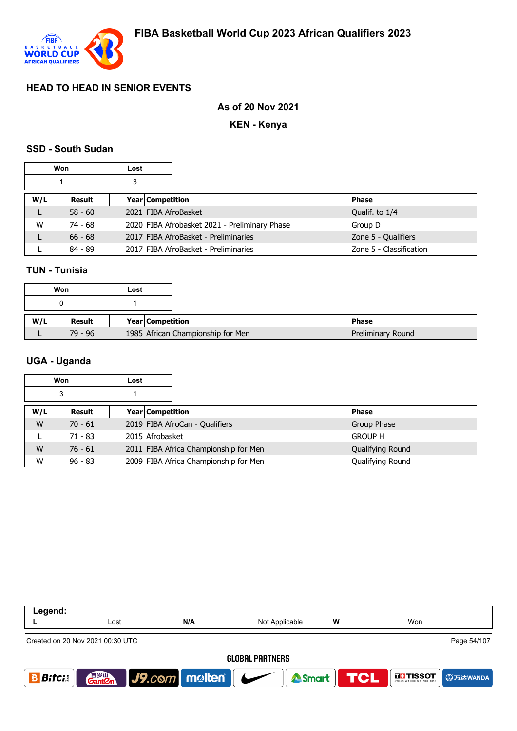# FIBA Basketball World Cup 2023 African Qualifiers 2023

## HEAD TO HEAD IN SENIOR EVENTS

**As of 20 Nov 2021**

**KEN - Kenya**

### SSD - South Sudan

| Won | Lost |
|---|---|
| 1 | 3 |

| W/L | Result | Year | Competition | Phase |
|---|---|---|---|---|
| L | 58 - 60 | 2021 | FIBA AfroBasket | Qualif. to 1/4 |
| W | 74 - 68 | 2020 | FIBA Afrobasket 2021 - Preliminary Phase | Group D |
| L | 66 - 68 | 2017 | FIBA AfroBasket - Preliminaries | Zone 5 - Qualifiers |
| L | 84 - 89 | 2017 | FIBA AfroBasket - Preliminaries | Zone 5 - Classification |

### TUN - Tunisia

| Won | Lost |
|---|---|
| 0 | 1 |

| W/L | Result | Year | Competition | Phase |
|---|---|---|---|---|
| L | 79 - 96 | 1985 | African Championship for Men | Preliminary Round |

### UGA - Uganda

| Won | Lost |
|---|---|
| 3 | 1 |

| W/L | Result | Year | Competition | Phase |
|---|---|---|---|---|
| W | 70 - 61 | 2019 | FIBA AfroCan - Qualifiers | Group Phase |
| L | 71 - 83 | 2015 | Afrobasket | GROUP H |
| W | 76 - 61 | 2011 | FIBA Africa Championship for Men | Qualifying Round |
| W | 96 - 83 | 2009 | FIBA Africa Championship for Men | Qualifying Round |

**Legend:**

| L | Lost | N/A | Not Applicable | W | Won |
|---|---|---|---|---|---|

Created on 20 Nov 2021 00:30 UTC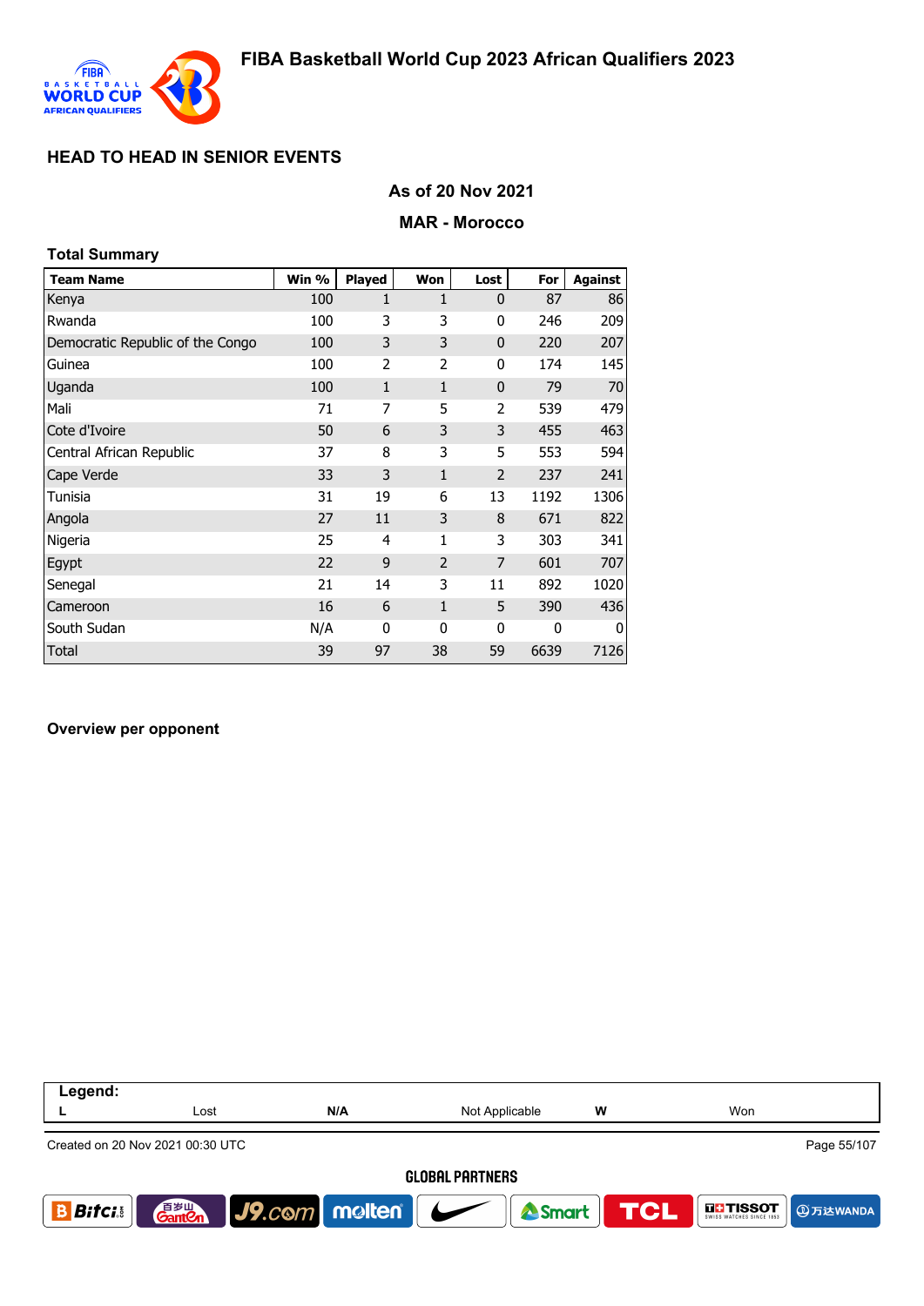## HEAD TO HEAD IN SENIOR EVENTS

### As of 20 Nov 2021

### MAR - Morocco

**Total Summary**

| Team Name | Win % | Played | Won | Lost | For | Against |
|---|---|---|---|---|---|---|
| Kenya | 100 | 1 | 1 | 0 | 87 | 86 |
| Rwanda | 100 | 3 | 3 | 0 | 246 | 209 |
| Democratic Republic of the Congo | 100 | 3 | 3 | 0 | 220 | 207 |
| Guinea | 100 | 2 | 2 | 0 | 174 | 145 |
| Uganda | 100 | 1 | 1 | 0 | 79 | 70 |
| Mali | 71 | 7 | 5 | 2 | 539 | 479 |
| Cote d'Ivoire | 50 | 6 | 3 | 3 | 455 | 463 |
| Central African Republic | 37 | 8 | 3 | 5 | 553 | 594 |
| Cape Verde | 33 | 3 | 1 | 2 | 237 | 241 |
| Tunisia | 31 | 19 | 6 | 13 | 1192 | 1306 |
| Angola | 27 | 11 | 3 | 8 | 671 | 822 |
| Nigeria | 25 | 4 | 1 | 3 | 303 | 341 |
| Egypt | 22 | 9 | 2 | 7 | 601 | 707 |
| Senegal | 21 | 14 | 3 | 11 | 892 | 1020 |
| Cameroon | 16 | 6 | 1 | 5 | 390 | 436 |
| South Sudan | N/A | 0 | 0 | 0 | 0 | 0 |
| Total | 39 | 97 | 38 | 59 | 6639 | 7126 |

**Overview per opponent**

| Legend: | | | | | |
|---|---|---|---|---|---|
| L | Lost | N/A | Not Applicable | W | Won |

Created on 20 Nov 2021 00:30 UTC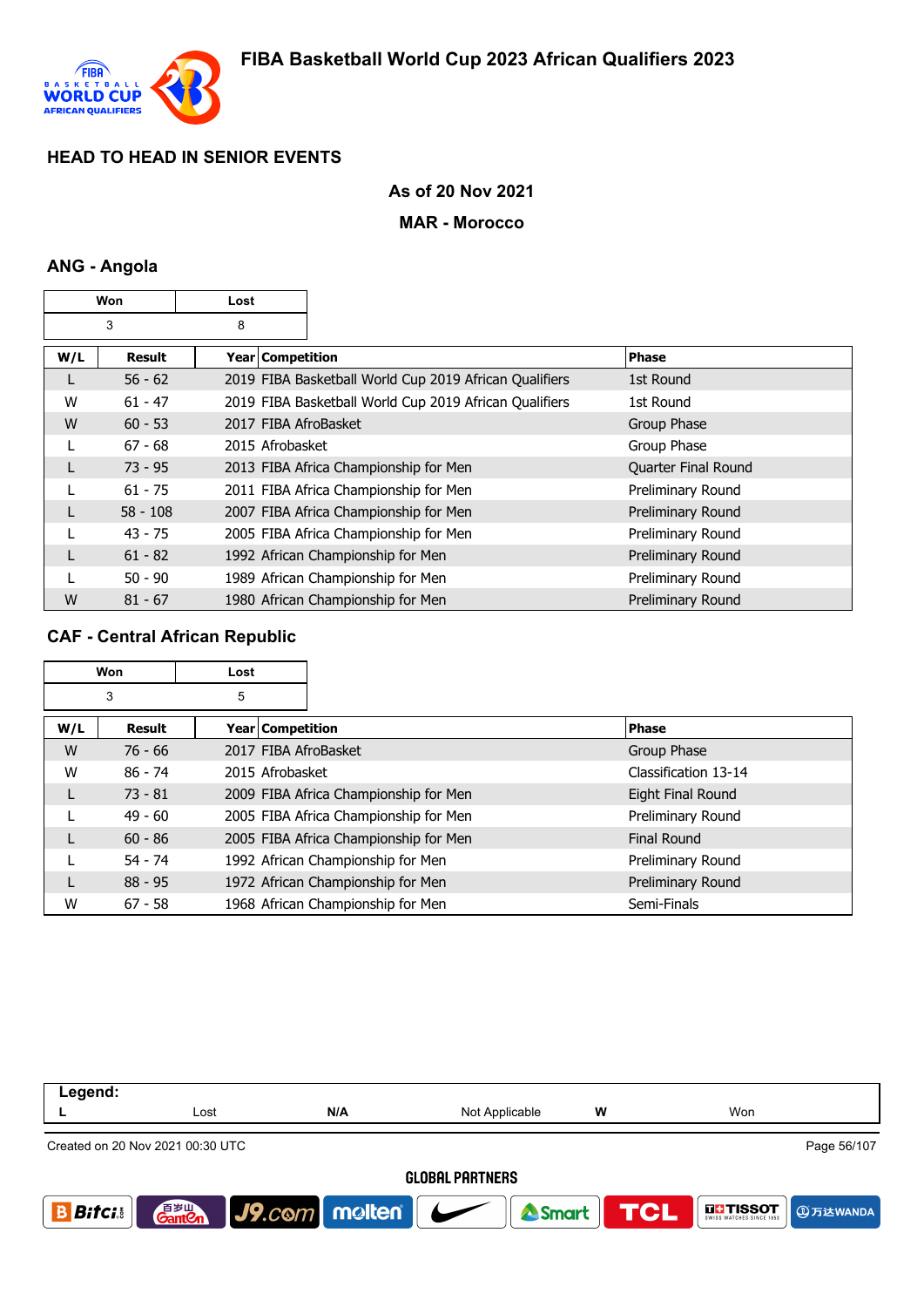# FIBA Basketball World Cup 2023 African Qualifiers 2023

## HEAD TO HEAD IN SENIOR EVENTS

**As of 20 Nov 2021**

**MAR - Morocco**

### ANG - Angola

| Won | Lost |
|---|---|
| 3 | 8 |

| W/L | Result | Year | Competition | Phase |
|---|---|---|---|---|
| L | 56 - 62 | 2019 | FIBA Basketball World Cup 2019 African Qualifiers | 1st Round |
| W | 61 - 47 | 2019 | FIBA Basketball World Cup 2019 African Qualifiers | 1st Round |
| W | 60 - 53 | 2017 | FIBA AfroBasket | Group Phase |
| L | 67 - 68 | 2015 | Afrobasket | Group Phase |
| L | 73 - 95 | 2013 | FIBA Africa Championship for Men | Quarter Final Round |
| L | 61 - 75 | 2011 | FIBA Africa Championship for Men | Preliminary Round |
| L | 58 - 108 | 2007 | FIBA Africa Championship for Men | Preliminary Round |
| L | 43 - 75 | 2005 | FIBA Africa Championship for Men | Preliminary Round |
| L | 61 - 82 | 1992 | African Championship for Men | Preliminary Round |
| L | 50 - 90 | 1989 | African Championship for Men | Preliminary Round |
| W | 81 - 67 | 1980 | African Championship for Men | Preliminary Round |

### CAF - Central African Republic

| Won | Lost |
|---|---|
| 3 | 5 |

| W/L | Result | Year | Competition | Phase |
|---|---|---|---|---|
| W | 76 - 66 | 2017 | FIBA AfroBasket | Group Phase |
| W | 86 - 74 | 2015 | Afrobasket | Classification 13-14 |
| L | 73 - 81 | 2009 | FIBA Africa Championship for Men | Eight Final Round |
| L | 49 - 60 | 2005 | FIBA Africa Championship for Men | Preliminary Round |
| L | 60 - 86 | 2005 | FIBA Africa Championship for Men | Final Round |
| L | 54 - 74 | 1992 | African Championship for Men | Preliminary Round |
| L | 88 - 95 | 1972 | African Championship for Men | Preliminary Round |
| W | 67 - 58 | 1968 | African Championship for Men | Semi-Finals |

| Legend: | | | | | |
|---|---|---|---|---|---|
| L | Lost | N/A | Not Applicable | W | Won |

Created on 20 Nov 2021 00:30 UTC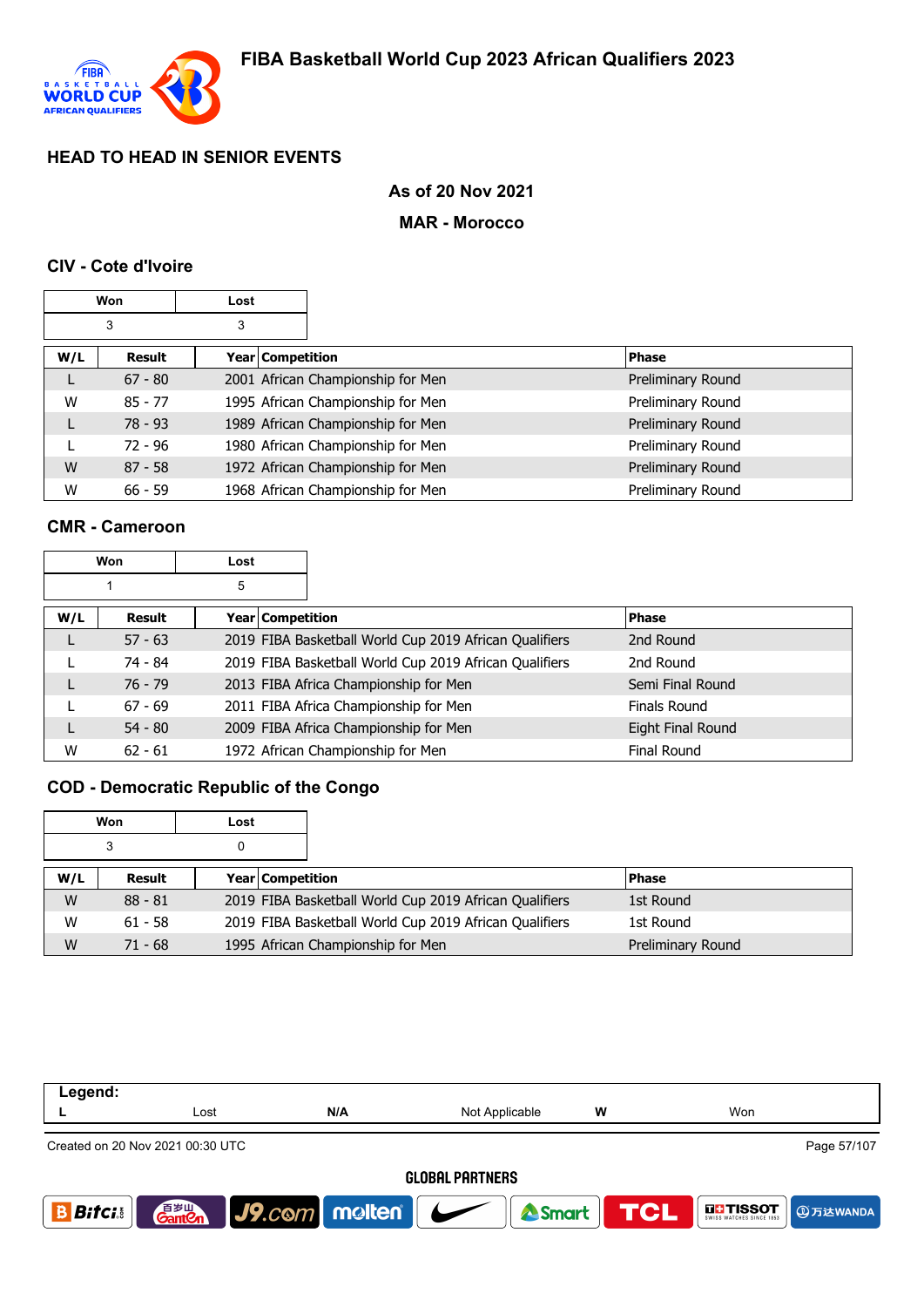# FIBA Basketball World Cup 2023 African Qualifiers 2023

## HEAD TO HEAD IN SENIOR EVENTS

**As of 20 Nov 2021**

**MAR - Morocco**

### CIV - Cote d'Ivoire

| Won | Lost |
|---|---|
| 3 | 3 |

| W/L | Result | Year | Competition | Phase |
|---|---|---|---|---|
| L | 67 - 80 | 2001 | African Championship for Men | Preliminary Round |
| W | 85 - 77 | 1995 | African Championship for Men | Preliminary Round |
| L | 78 - 93 | 1989 | African Championship for Men | Preliminary Round |
| L | 72 - 96 | 1980 | African Championship for Men | Preliminary Round |
| W | 87 - 58 | 1972 | African Championship for Men | Preliminary Round |
| W | 66 - 59 | 1968 | African Championship for Men | Preliminary Round |

### CMR - Cameroon

| Won | Lost |
|---|---|
| 1 | 5 |

| W/L | Result | Year | Competition | Phase |
|---|---|---|---|---|
| L | 57 - 63 | 2019 | FIBA Basketball World Cup 2019 African Qualifiers | 2nd Round |
| L | 74 - 84 | 2019 | FIBA Basketball World Cup 2019 African Qualifiers | 2nd Round |
| L | 76 - 79 | 2013 | FIBA Africa Championship for Men | Semi Final Round |
| L | 67 - 69 | 2011 | FIBA Africa Championship for Men | Finals Round |
| L | 54 - 80 | 2009 | FIBA Africa Championship for Men | Eight Final Round |
| W | 62 - 61 | 1972 | African Championship for Men | Final Round |

### COD - Democratic Republic of the Congo

| Won | Lost |
|---|---|
| 3 | 0 |

| W/L | Result | Year | Competition | Phase |
|---|---|---|---|---|
| W | 88 - 81 | 2019 | FIBA Basketball World Cup 2019 African Qualifiers | 1st Round |
| W | 61 - 58 | 2019 | FIBA Basketball World Cup 2019 African Qualifiers | 1st Round |
| W | 71 - 68 | 1995 | African Championship for Men | Preliminary Round |

**Legend:**

| L | Lost | N/A | Not Applicable | W | Won |
|---|---|---|---|---|---|

Created on 20 Nov 2021 00:30 UTC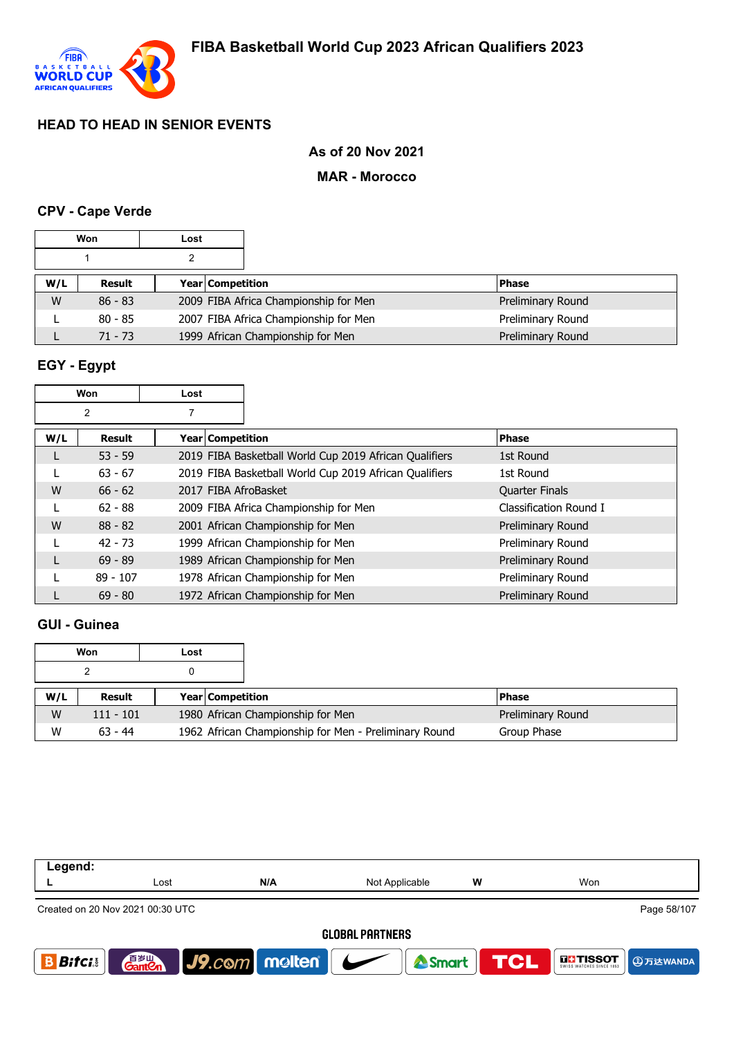# FIBA Basketball World Cup 2023 African Qualifiers 2023

## HEAD TO HEAD IN SENIOR EVENTS

**As of 20 Nov 2021**

**MAR - Morocco**

### CPV - Cape Verde

| Won | Lost |
|---|---|
| 1 | 2 |

| W/L | Result | Year | Competition | Phase |
|---|---|---|---|---|
| W | 86 - 83 | 2009 | FIBA Africa Championship for Men | Preliminary Round |
| L | 80 - 85 | 2007 | FIBA Africa Championship for Men | Preliminary Round |
| L | 71 - 73 | 1999 | African Championship for Men | Preliminary Round |

### EGY - Egypt

| Won | Lost |
|---|---|
| 2 | 7 |

| W/L | Result | Year | Competition | Phase |
|---|---|---|---|---|
| L | 53 - 59 | 2019 | FIBA Basketball World Cup 2019 African Qualifiers | 1st Round |
| L | 63 - 67 | 2019 | FIBA Basketball World Cup 2019 African Qualifiers | 1st Round |
| W | 66 - 62 | 2017 | FIBA AfroBasket | Quarter Finals |
| L | 62 - 88 | 2009 | FIBA Africa Championship for Men | Classification Round I |
| W | 88 - 82 | 2001 | African Championship for Men | Preliminary Round |
| L | 42 - 73 | 1999 | African Championship for Men | Preliminary Round |
| L | 69 - 89 | 1989 | African Championship for Men | Preliminary Round |
| L | 89 - 107 | 1978 | African Championship for Men | Preliminary Round |
| L | 69 - 80 | 1972 | African Championship for Men | Preliminary Round |

### GUI - Guinea

| Won | Lost |
|---|---|
| 2 | 0 |

| W/L | Result | Year | Competition | Phase |
|---|---|---|---|---|
| W | 111 - 101 | 1980 | African Championship for Men | Preliminary Round |
| W | 63 - 44 | 1962 | African Championship for Men - Preliminary Round | Group Phase |

| Legend: | | | | | |
|---|---|---|---|---|---|
| L | Lost | N/A | Not Applicable | W | Won |

Created on 20 Nov 2021 00:30 UTC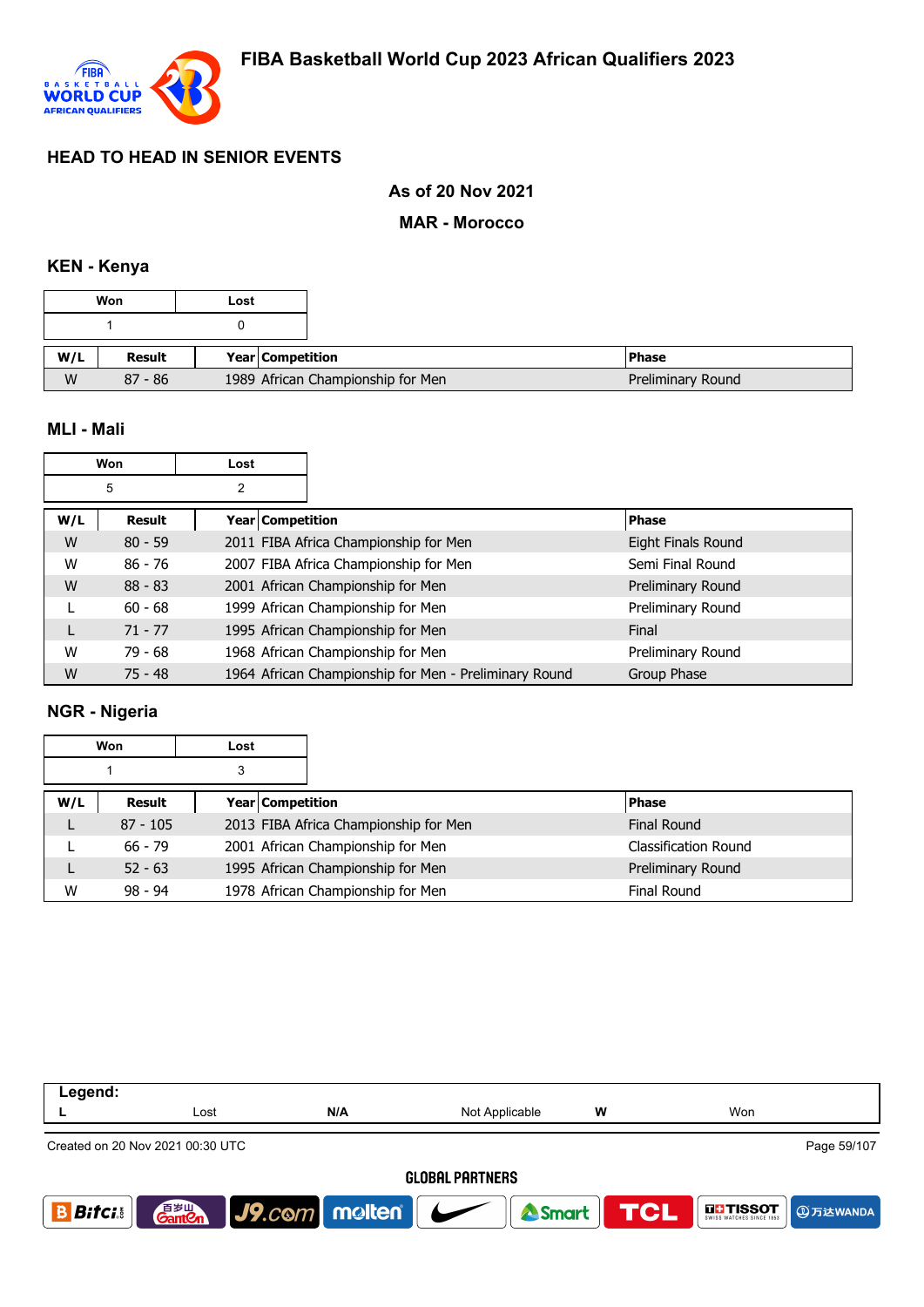# FIBA Basketball World Cup 2023 African Qualifiers 2023

## HEAD TO HEAD IN SENIOR EVENTS

**As of 20 Nov 2021**

**MAR - Morocco**

### KEN - Kenya

| Won | Lost |
|---|---|
| 1 | 0 |

| W/L | Result | Year | Competition | Phase |
|---|---|---|---|---|
| W | 87 - 86 | 1989 | African Championship for Men | Preliminary Round |

### MLI - Mali

| Won | Lost |
|---|---|
| 5 | 2 |

| W/L | Result | Year | Competition | Phase |
|---|---|---|---|---|
| W | 80 - 59 | 2011 | FIBA Africa Championship for Men | Eight Finals Round |
| W | 86 - 76 | 2007 | FIBA Africa Championship for Men | Semi Final Round |
| W | 88 - 83 | 2001 | African Championship for Men | Preliminary Round |
| L | 60 - 68 | 1999 | African Championship for Men | Preliminary Round |
| L | 71 - 77 | 1995 | African Championship for Men | Final |
| W | 79 - 68 | 1968 | African Championship for Men | Preliminary Round |
| W | 75 - 48 | 1964 | African Championship for Men - Preliminary Round | Group Phase |

### NGR - Nigeria

| Won | Lost |
|---|---|
| 1 | 3 |

| W/L | Result | Year | Competition | Phase |
|---|---|---|---|---|
| L | 87 - 105 | 2013 | FIBA Africa Championship for Men | Final Round |
| L | 66 - 79 | 2001 | African Championship for Men | Classification Round |
| L | 52 - 63 | 1995 | African Championship for Men | Preliminary Round |
| W | 98 - 94 | 1978 | African Championship for Men | Final Round |

**Legend:**

| L | Lost | N/A | Not Applicable | W | Won |
|---|---|---|---|---|---|

Created on 20 Nov 2021 00:30 UTC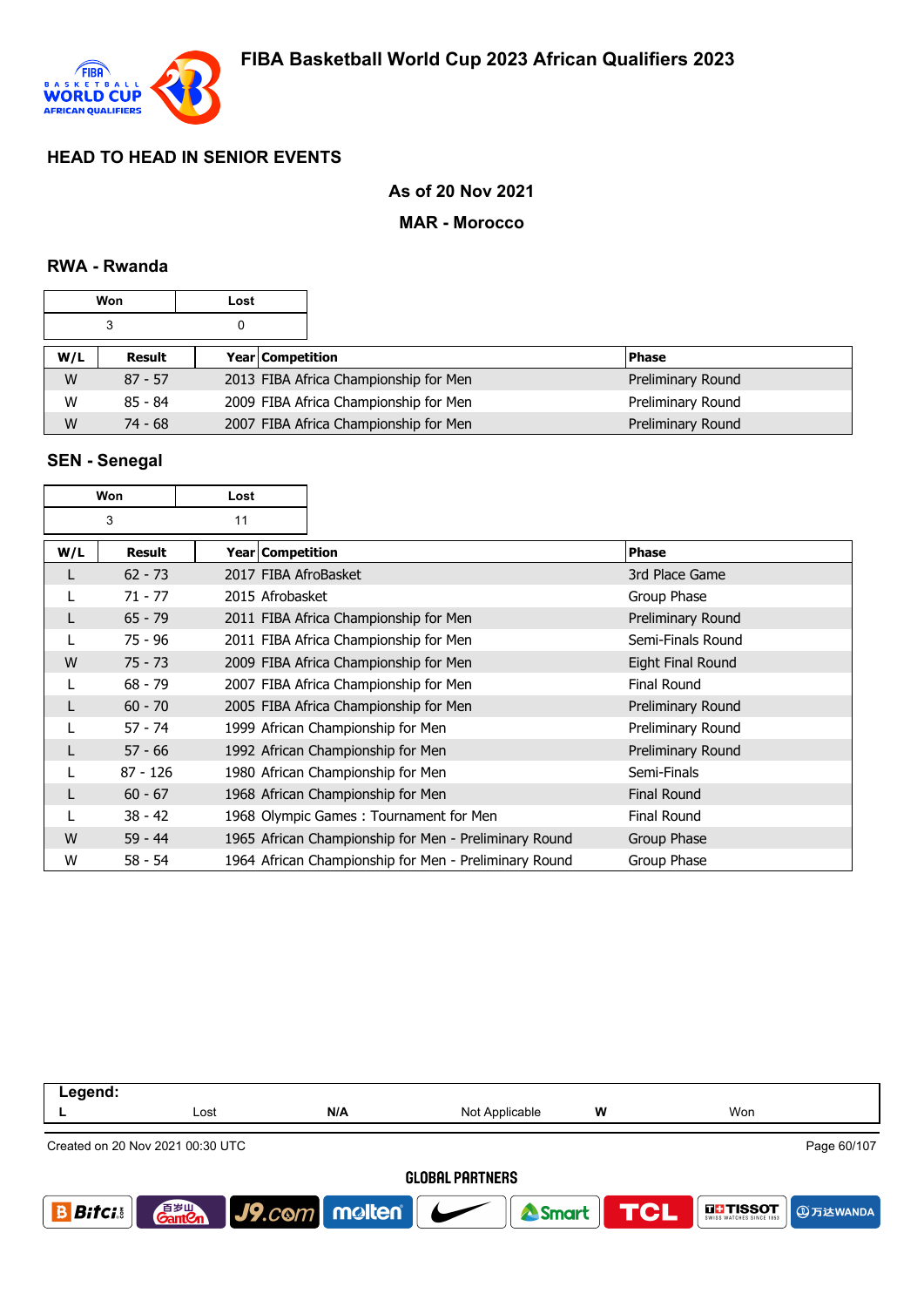# FIBA Basketball World Cup 2023 African Qualifiers 2023

## HEAD TO HEAD IN SENIOR EVENTS

**As of 20 Nov 2021**

**MAR - Morocco**

### RWA - Rwanda

| Won | Lost |
|---|---|
| 3 | 0 |

| W/L | Result | Year | Competition | Phase |
|---|---|---|---|---|
| W | 87 - 57 | 2013 | FIBA Africa Championship for Men | Preliminary Round |
| W | 85 - 84 | 2009 | FIBA Africa Championship for Men | Preliminary Round |
| W | 74 - 68 | 2007 | FIBA Africa Championship for Men | Preliminary Round |

### SEN - Senegal

| Won | Lost |
|---|---|
| 3 | 11 |

| W/L | Result | Year | Competition | Phase |
|---|---|---|---|---|
| L | 62 - 73 | 2017 | FIBA AfroBasket | 3rd Place Game |
| L | 71 - 77 | 2015 | Afrobasket | Group Phase |
| L | 65 - 79 | 2011 | FIBA Africa Championship for Men | Preliminary Round |
| L | 75 - 96 | 2011 | FIBA Africa Championship for Men | Semi-Finals Round |
| W | 75 - 73 | 2009 | FIBA Africa Championship for Men | Eight Final Round |
| L | 68 - 79 | 2007 | FIBA Africa Championship for Men | Final Round |
| L | 60 - 70 | 2005 | FIBA Africa Championship for Men | Preliminary Round |
| L | 57 - 74 | 1999 | African Championship for Men | Preliminary Round |
| L | 57 - 66 | 1992 | African Championship for Men | Preliminary Round |
| L | 87 - 126 | 1980 | African Championship for Men | Semi-Finals |
| L | 60 - 67 | 1968 | African Championship for Men | Final Round |
| L | 38 - 42 | 1968 | Olympic Games : Tournament for Men | Final Round |
| W | 59 - 44 | 1965 | African Championship for Men - Preliminary Round | Group Phase |
| W | 58 - 54 | 1964 | African Championship for Men - Preliminary Round | Group Phase |

| Legend: | | | | | |
|---|---|---|---|---|---|
| L | Lost | N/A | Not Applicable | W | Won |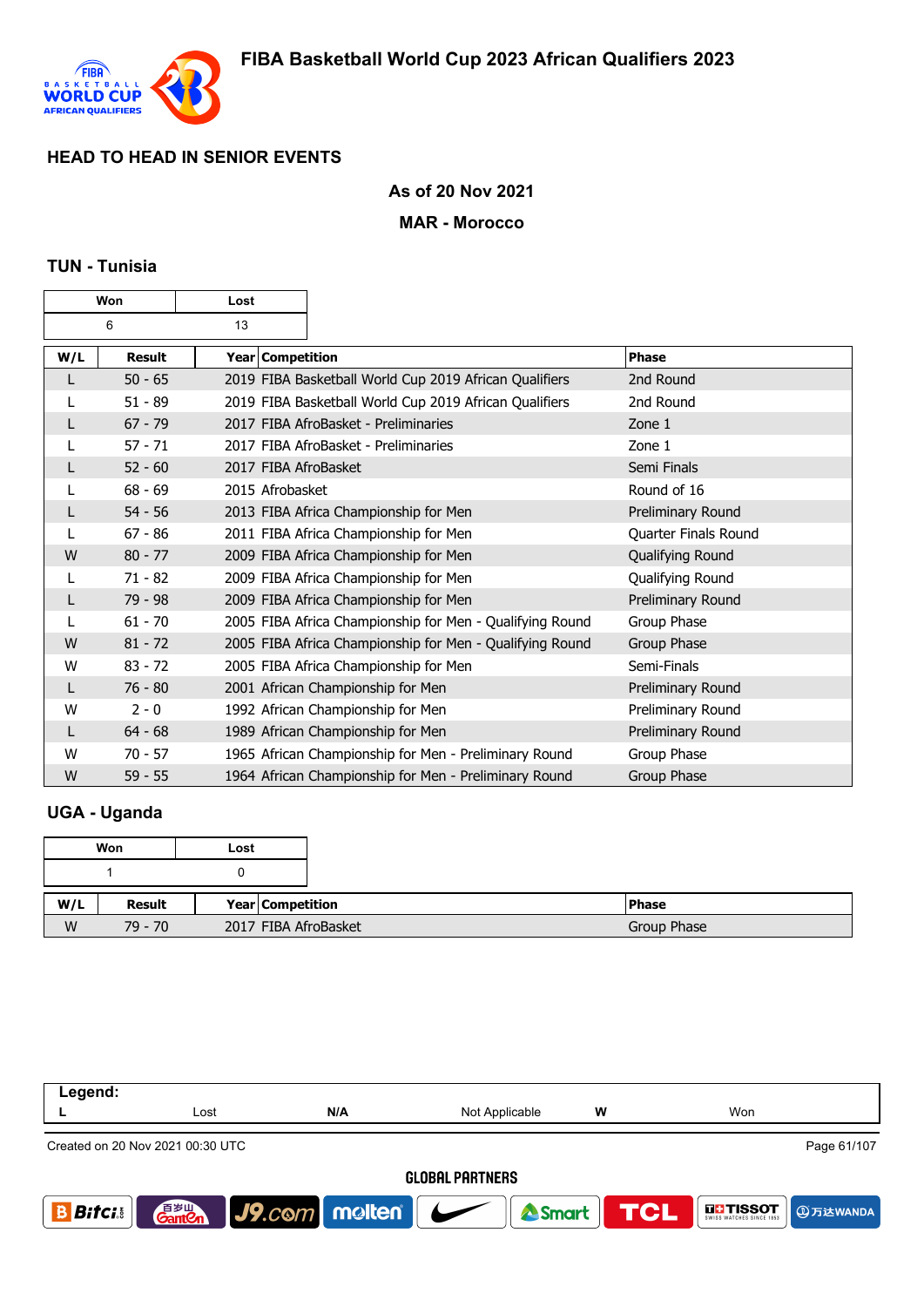## HEAD TO HEAD IN SENIOR EVENTS

**As of 20 Nov 2021**

**MAR - Morocco**

### TUN - Tunisia

| Won | Lost |
|---|---|
| 6 | 13 |

| W/L | Result | Year | Competition | Phase |
|---|---|---|---|---|
| L | 50 - 65 | 2019 | FIBA Basketball World Cup 2019 African Qualifiers | 2nd Round |
| L | 51 - 89 | 2019 | FIBA Basketball World Cup 2019 African Qualifiers | 2nd Round |
| L | 67 - 79 | 2017 | FIBA AfroBasket - Preliminaries | Zone 1 |
| L | 57 - 71 | 2017 | FIBA AfroBasket - Preliminaries | Zone 1 |
| L | 52 - 60 | 2017 | FIBA AfroBasket | Semi Finals |
| L | 68 - 69 | 2015 | Afrobasket | Round of 16 |
| L | 54 - 56 | 2013 | FIBA Africa Championship for Men | Preliminary Round |
| L | 67 - 86 | 2011 | FIBA Africa Championship for Men | Quarter Finals Round |
| W | 80 - 77 | 2009 | FIBA Africa Championship for Men | Qualifying Round |
| L | 71 - 82 | 2009 | FIBA Africa Championship for Men | Qualifying Round |
| L | 79 - 98 | 2009 | FIBA Africa Championship for Men | Preliminary Round |
| L | 61 - 70 | 2005 | FIBA Africa Championship for Men - Qualifying Round | Group Phase |
| W | 81 - 72 | 2005 | FIBA Africa Championship for Men - Qualifying Round | Group Phase |
| W | 83 - 72 | 2005 | FIBA Africa Championship for Men | Semi-Finals |
| L | 76 - 80 | 2001 | African Championship for Men | Preliminary Round |
| W | 2 - 0 | 1992 | African Championship for Men | Preliminary Round |
| L | 64 - 68 | 1989 | African Championship for Men | Preliminary Round |
| W | 70 - 57 | 1965 | African Championship for Men - Preliminary Round | Group Phase |
| W | 59 - 55 | 1964 | African Championship for Men - Preliminary Round | Group Phase |

### UGA - Uganda

| Won | Lost |
|---|---|
| 1 | 0 |

| W/L | Result | Year | Competition | Phase |
|---|---|---|---|---|
| W | 79 - 70 | 2017 | FIBA AfroBasket | Group Phase |

| Legend: | | | | | |
|---|---|---|---|---|---|
| L | Lost | N/A | Not Applicable | W | Won |

Created on 20 Nov 2021 00:30 UTC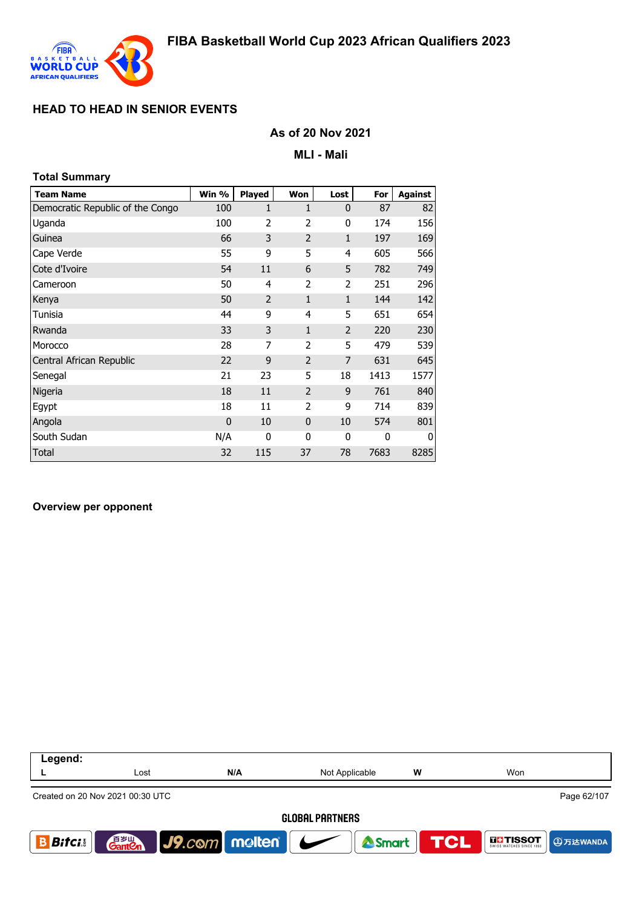# FIBA Basketball World Cup 2023 African Qualifiers 2023

## HEAD TO HEAD IN SENIOR EVENTS

### As of 20 Nov 2021

### MLI - Mali

**Total Summary**

| Team Name | Win % | Played | Won | Lost | For | Against |
|---|---|---|---|---|---|---|
| Democratic Republic of the Congo | 100 | 1 | 1 | 0 | 87 | 82 |
| Uganda | 100 | 2 | 2 | 0 | 174 | 156 |
| Guinea | 66 | 3 | 2 | 1 | 197 | 169 |
| Cape Verde | 55 | 9 | 5 | 4 | 605 | 566 |
| Cote d'Ivoire | 54 | 11 | 6 | 5 | 782 | 749 |
| Cameroon | 50 | 4 | 2 | 2 | 251 | 296 |
| Kenya | 50 | 2 | 1 | 1 | 144 | 142 |
| Tunisia | 44 | 9 | 4 | 5 | 651 | 654 |
| Rwanda | 33 | 3 | 1 | 2 | 220 | 230 |
| Morocco | 28 | 7 | 2 | 5 | 479 | 539 |
| Central African Republic | 22 | 9 | 2 | 7 | 631 | 645 |
| Senegal | 21 | 23 | 5 | 18 | 1413 | 1577 |
| Nigeria | 18 | 11 | 2 | 9 | 761 | 840 |
| Egypt | 18 | 11 | 2 | 9 | 714 | 839 |
| Angola | 0 | 10 | 0 | 10 | 574 | 801 |
| South Sudan | N/A | 0 | 0 | 0 | 0 | 0 |
| Total | 32 | 115 | 37 | 78 | 7683 | 8285 |

**Overview per opponent**

| Legend: | | | | | |
|---|---|---|---|---|---|
| L | Lost | N/A | Not Applicable | W | Won |

Created on 20 Nov 2021 00:30 UTC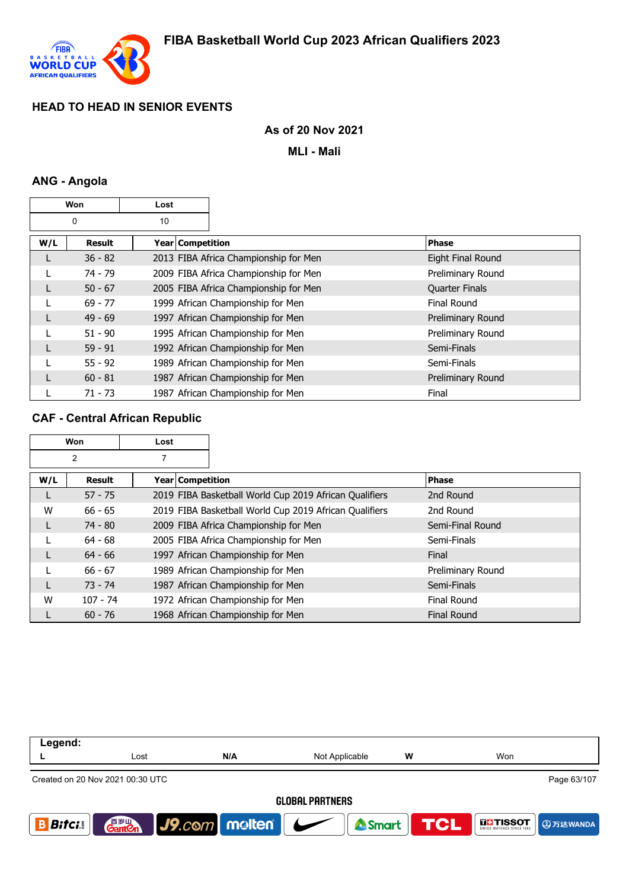## HEAD TO HEAD IN SENIOR EVENTS

**As of 20 Nov 2021**

**MLI - Mali**

### ANG - Angola

| Won | Lost |
|---|---|
| 0 | 10 |

| W/L | Result | Year | Competition | Phase |
|---|---|---|---|---|
| L | 36 - 82 | 2013 | FIBA Africa Championship for Men | Eight Final Round |
| L | 74 - 79 | 2009 | FIBA Africa Championship for Men | Preliminary Round |
| L | 50 - 67 | 2005 | FIBA Africa Championship for Men | Quarter Finals |
| L | 69 - 77 | 1999 | African Championship for Men | Final Round |
| L | 49 - 69 | 1997 | African Championship for Men | Preliminary Round |
| L | 51 - 90 | 1995 | African Championship for Men | Preliminary Round |
| L | 59 - 91 | 1992 | African Championship for Men | Semi-Finals |
| L | 55 - 92 | 1989 | African Championship for Men | Semi-Finals |
| L | 60 - 81 | 1987 | African Championship for Men | Preliminary Round |
| L | 71 - 73 | 1987 | African Championship for Men | Final |

### CAF - Central African Republic

| Won | Lost |
|---|---|
| 2 | 7 |

| W/L | Result | Year | Competition | Phase |
|---|---|---|---|---|
| L | 57 - 75 | 2019 | FIBA Basketball World Cup 2019 African Qualifiers | 2nd Round |
| W | 66 - 65 | 2019 | FIBA Basketball World Cup 2019 African Qualifiers | 2nd Round |
| L | 74 - 80 | 2009 | FIBA Africa Championship for Men | Semi-Final Round |
| L | 64 - 68 | 2005 | FIBA Africa Championship for Men | Semi-Finals |
| L | 64 - 66 | 1997 | African Championship for Men | Final |
| L | 66 - 67 | 1989 | African Championship for Men | Preliminary Round |
| L | 73 - 74 | 1987 | African Championship for Men | Semi-Finals |
| W | 107 - 74 | 1972 | African Championship for Men | Final Round |
| L | 60 - 76 | 1968 | African Championship for Men | Final Round |

| Legend: | | | | | |
|---|---|---|---|---|---|
| L | Lost | N/A | Not Applicable | W | Won |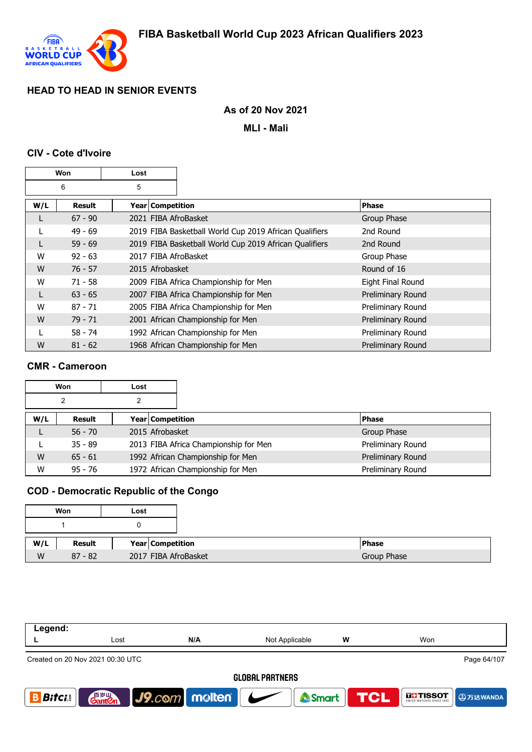# FIBA Basketball World Cup 2023 African Qualifiers 2023

## HEAD TO HEAD IN SENIOR EVENTS

**As of 20 Nov 2021**

**MLI - Mali**

### CIV - Cote d'Ivoire

| Won | Lost |
|---|---|
| 6 | 5 |

| W/L | Result | Year | Competition | Phase |
|---|---|---|---|---|
| L | 67 - 90 | 2021 | FIBA AfroBasket | Group Phase |
| L | 49 - 69 | 2019 | FIBA Basketball World Cup 2019 African Qualifiers | 2nd Round |
| L | 59 - 69 | 2019 | FIBA Basketball World Cup 2019 African Qualifiers | 2nd Round |
| W | 92 - 63 | 2017 | FIBA AfroBasket | Group Phase |
| W | 76 - 57 | 2015 | Afrobasket | Round of 16 |
| W | 71 - 58 | 2009 | FIBA Africa Championship for Men | Eight Final Round |
| L | 63 - 65 | 2007 | FIBA Africa Championship for Men | Preliminary Round |
| W | 87 - 71 | 2005 | FIBA Africa Championship for Men | Preliminary Round |
| W | 79 - 71 | 2001 | African Championship for Men | Preliminary Round |
| L | 58 - 74 | 1992 | African Championship for Men | Preliminary Round |
| W | 81 - 62 | 1968 | African Championship for Men | Preliminary Round |

### CMR - Cameroon

| Won | Lost |
|---|---|
| 2 | 2 |

| W/L | Result | Year | Competition | Phase |
|---|---|---|---|---|
| L | 56 - 70 | 2015 | Afrobasket | Group Phase |
| L | 35 - 89 | 2013 | FIBA Africa Championship for Men | Preliminary Round |
| W | 65 - 61 | 1992 | African Championship for Men | Preliminary Round |
| W | 95 - 76 | 1972 | African Championship for Men | Preliminary Round |

### COD - Democratic Republic of the Congo

| Won | Lost |
|---|---|
| 1 | 0 |

| W/L | Result | Year | Competition | Phase |
|---|---|---|---|---|
| W | 87 - 82 | 2017 | FIBA AfroBasket | Group Phase |

**Legend:**

| L | Lost | N/A | Not Applicable | W | Won |
|---|---|---|---|---|---|

Created on 20 Nov 2021 00:30 UTC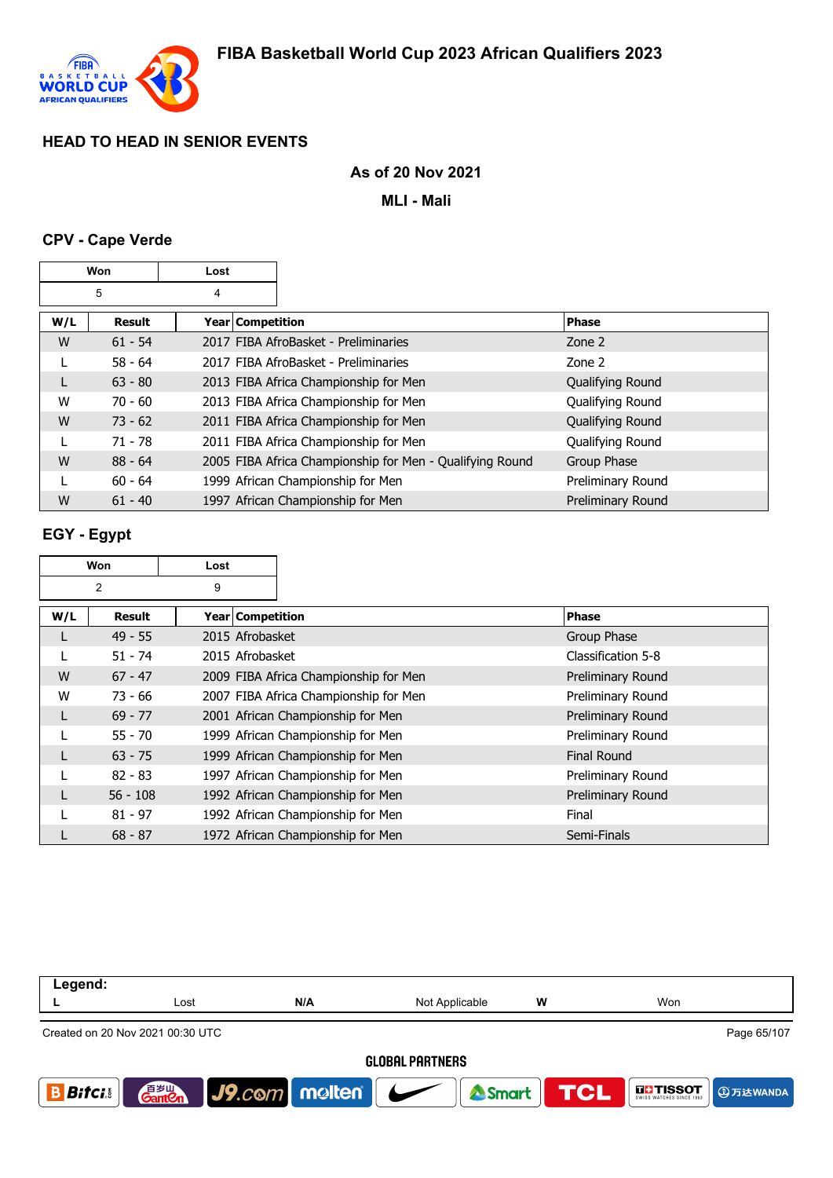## HEAD TO HEAD IN SENIOR EVENTS

**As of 20 Nov 2021**

**MLI - Mali**

### CPV - Cape Verde

| Won | Lost |
|---|---|
| 5 | 4 |

| W/L | Result | Year | Competition | Phase |
|---|---|---|---|---|
| W | 61 - 54 | 2017 | FIBA AfroBasket - Preliminaries | Zone 2 |
| L | 58 - 64 | 2017 | FIBA AfroBasket - Preliminaries | Zone 2 |
| L | 63 - 80 | 2013 | FIBA Africa Championship for Men | Qualifying Round |
| W | 70 - 60 | 2013 | FIBA Africa Championship for Men | Qualifying Round |
| W | 73 - 62 | 2011 | FIBA Africa Championship for Men | Qualifying Round |
| L | 71 - 78 | 2011 | FIBA Africa Championship for Men | Qualifying Round |
| W | 88 - 64 | 2005 | FIBA Africa Championship for Men - Qualifying Round | Group Phase |
| L | 60 - 64 | 1999 | African Championship for Men | Preliminary Round |
| W | 61 - 40 | 1997 | African Championship for Men | Preliminary Round |

### EGY - Egypt

| Won | Lost |
|---|---|
| 2 | 9 |

| W/L | Result | Year | Competition | Phase |
|---|---|---|---|---|
| L | 49 - 55 | 2015 | Afrobasket | Group Phase |
| L | 51 - 74 | 2015 | Afrobasket | Classification 5-8 |
| W | 67 - 47 | 2009 | FIBA Africa Championship for Men | Preliminary Round |
| W | 73 - 66 | 2007 | FIBA Africa Championship for Men | Preliminary Round |
| L | 69 - 77 | 2001 | African Championship for Men | Preliminary Round |
| L | 55 - 70 | 1999 | African Championship for Men | Preliminary Round |
| L | 63 - 75 | 1999 | African Championship for Men | Final Round |
| L | 82 - 83 | 1997 | African Championship for Men | Preliminary Round |
| L | 56 - 108 | 1992 | African Championship for Men | Preliminary Round |
| L | 81 - 97 | 1992 | African Championship for Men | Final |
| L | 68 - 87 | 1972 | African Championship for Men | Semi-Finals |

| Legend: | | | | | |
|---|---|---|---|---|---|
| L | Lost | N/A | Not Applicable | W | Won |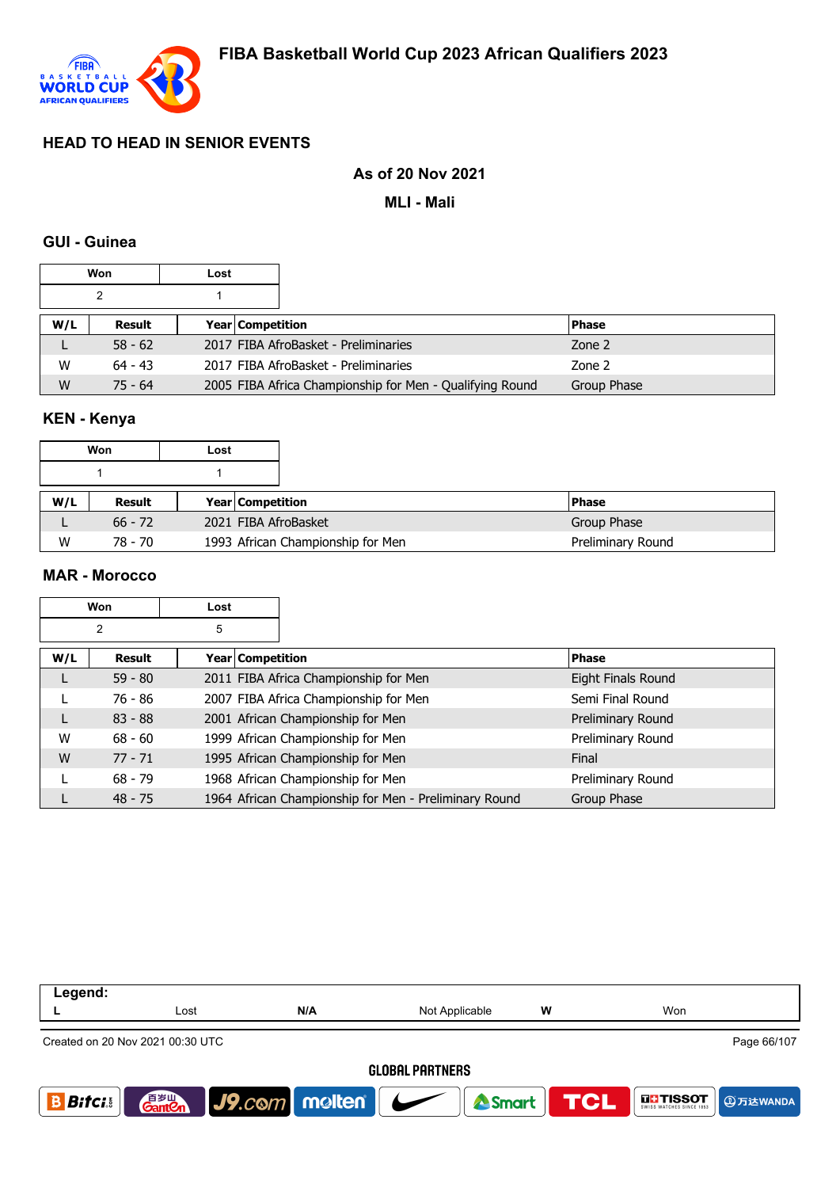# FIBA Basketball World Cup 2023 African Qualifiers 2023

## HEAD TO HEAD IN SENIOR EVENTS

**As of 20 Nov 2021**

**MLI - Mali**

### GUI - Guinea

| Won | Lost |
| --- | --- |
| 2 | 1 |

| W/L | Result | Year | Competition | Phase |
| --- | --- | --- | --- | --- |
| L | 58 - 62 | 2017 | FIBA AfroBasket - Preliminaries | Zone 2 |
| W | 64 - 43 | 2017 | FIBA AfroBasket - Preliminaries | Zone 2 |
| W | 75 - 64 | 2005 | FIBA Africa Championship for Men - Qualifying Round | Group Phase |

### KEN - Kenya

| Won | Lost |
| --- | --- |
| 1 | 1 |

| W/L | Result | Year | Competition | Phase |
| --- | --- | --- | --- | --- |
| L | 66 - 72 | 2021 | FIBA AfroBasket | Group Phase |
| W | 78 - 70 | 1993 | African Championship for Men | Preliminary Round |

### MAR - Morocco

| Won | Lost |
| --- | --- |
| 2 | 5 |

| W/L | Result | Year | Competition | Phase |
| --- | --- | --- | --- | --- |
| L | 59 - 80 | 2011 | FIBA Africa Championship for Men | Eight Finals Round |
| L | 76 - 86 | 2007 | FIBA Africa Championship for Men | Semi Final Round |
| L | 83 - 88 | 2001 | African Championship for Men | Preliminary Round |
| W | 68 - 60 | 1999 | African Championship for Men | Preliminary Round |
| W | 77 - 71 | 1995 | African Championship for Men | Final |
| L | 68 - 79 | 1968 | African Championship for Men | Preliminary Round |
| L | 48 - 75 | 1964 | African Championship for Men - Preliminary Round | Group Phase |

**Legend:**

| L | Lost | N/A | Not Applicable | W | Won |
| --- | --- | --- | --- | --- | --- |

Created on 20 Nov 2021 00:30 UTC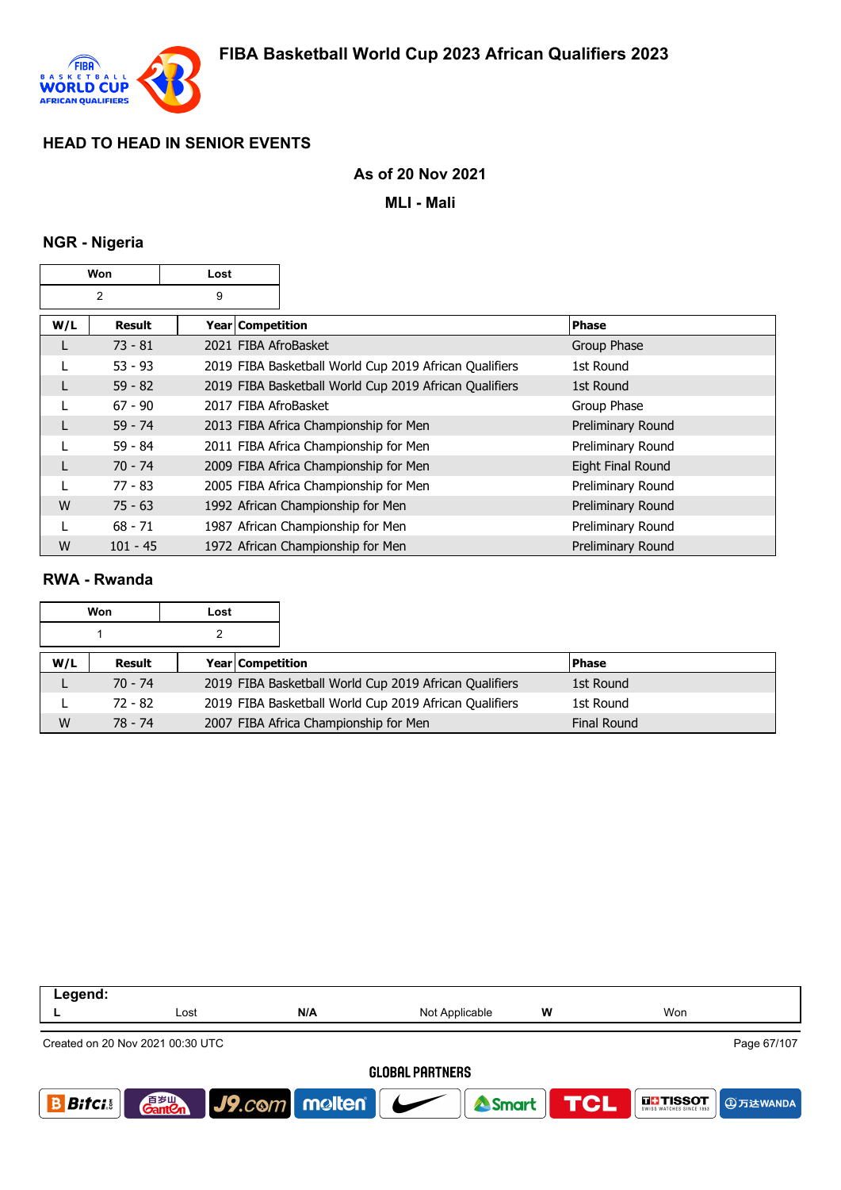# FIBA Basketball World Cup 2023 African Qualifiers 2023

## HEAD TO HEAD IN SENIOR EVENTS

**As of 20 Nov 2021**

**MLI - Mali**

### NGR - Nigeria

| Won | Lost |
|---|---|
| 2 | 9 |

| W/L | Result | Year | Competition | Phase |
|---|---|---|---|---|
| L | 73 - 81 | 2021 | FIBA AfroBasket | Group Phase |
| L | 53 - 93 | 2019 | FIBA Basketball World Cup 2019 African Qualifiers | 1st Round |
| L | 59 - 82 | 2019 | FIBA Basketball World Cup 2019 African Qualifiers | 1st Round |
| L | 67 - 90 | 2017 | FIBA AfroBasket | Group Phase |
| L | 59 - 74 | 2013 | FIBA Africa Championship for Men | Preliminary Round |
| L | 59 - 84 | 2011 | FIBA Africa Championship for Men | Preliminary Round |
| L | 70 - 74 | 2009 | FIBA Africa Championship for Men | Eight Final Round |
| L | 77 - 83 | 2005 | FIBA Africa Championship for Men | Preliminary Round |
| W | 75 - 63 | 1992 | African Championship for Men | Preliminary Round |
| L | 68 - 71 | 1987 | African Championship for Men | Preliminary Round |
| W | 101 - 45 | 1972 | African Championship for Men | Preliminary Round |

### RWA - Rwanda

| Won | Lost |
|---|---|
| 1 | 2 |

| W/L | Result | Year | Competition | Phase |
|---|---|---|---|---|
| L | 70 - 74 | 2019 | FIBA Basketball World Cup 2019 African Qualifiers | 1st Round |
| L | 72 - 82 | 2019 | FIBA Basketball World Cup 2019 African Qualifiers | 1st Round |
| W | 78 - 74 | 2007 | FIBA Africa Championship for Men | Final Round |

| Legend: | | | | | |
|---|---|---|---|---|---|
| L | Lost | N/A | Not Applicable | W | Won |

Created on 20 Nov 2021 00:30 UTC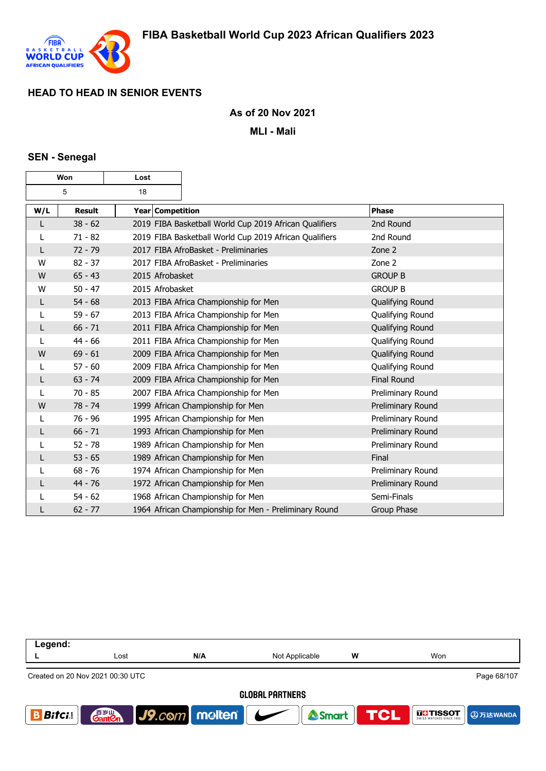# FIBA Basketball World Cup 2023 African Qualifiers 2023

## HEAD TO HEAD IN SENIOR EVENTS

**As of 20 Nov 2021**

**MLI - Mali**

### SEN - Senegal

| Won | Lost |
|---|---|
| 5 | 18 |

| W/L | Result | Year | Competition | Phase |
|---|---|---|---|---|
| L | 38 - 62 | 2019 | FIBA Basketball World Cup 2019 African Qualifiers | 2nd Round |
| L | 71 - 82 | 2019 | FIBA Basketball World Cup 2019 African Qualifiers | 2nd Round |
| L | 72 - 79 | 2017 | FIBA AfroBasket - Preliminaries | Zone 2 |
| W | 82 - 37 | 2017 | FIBA AfroBasket - Preliminaries | Zone 2 |
| W | 65 - 43 | 2015 | Afrobasket | GROUP B |
| W | 50 - 47 | 2015 | Afrobasket | GROUP B |
| L | 54 - 68 | 2013 | FIBA Africa Championship for Men | Qualifying Round |
| L | 59 - 67 | 2013 | FIBA Africa Championship for Men | Qualifying Round |
| L | 66 - 71 | 2011 | FIBA Africa Championship for Men | Qualifying Round |
| L | 44 - 66 | 2011 | FIBA Africa Championship for Men | Qualifying Round |
| W | 69 - 61 | 2009 | FIBA Africa Championship for Men | Qualifying Round |
| L | 57 - 60 | 2009 | FIBA Africa Championship for Men | Qualifying Round |
| L | 63 - 74 | 2009 | FIBA Africa Championship for Men | Final Round |
| L | 70 - 85 | 2007 | FIBA Africa Championship for Men | Preliminary Round |
| W | 78 - 74 | 1999 | African Championship for Men | Preliminary Round |
| L | 76 - 96 | 1995 | African Championship for Men | Preliminary Round |
| L | 66 - 71 | 1993 | African Championship for Men | Preliminary Round |
| L | 52 - 78 | 1989 | African Championship for Men | Preliminary Round |
| L | 53 - 65 | 1989 | African Championship for Men | Final |
| L | 68 - 76 | 1974 | African Championship for Men | Preliminary Round |
| L | 44 - 76 | 1972 | African Championship for Men | Preliminary Round |
| L | 54 - 62 | 1968 | African Championship for Men | Semi-Finals |
| L | 62 - 77 | 1964 | African Championship for Men - Preliminary Round | Group Phase |

| Legend: | | | | | |
|---|---|---|---|---|---|
| L | Lost | N/A | Not Applicable | W | Won |

Created on 20 Nov 2021 00:30 UTC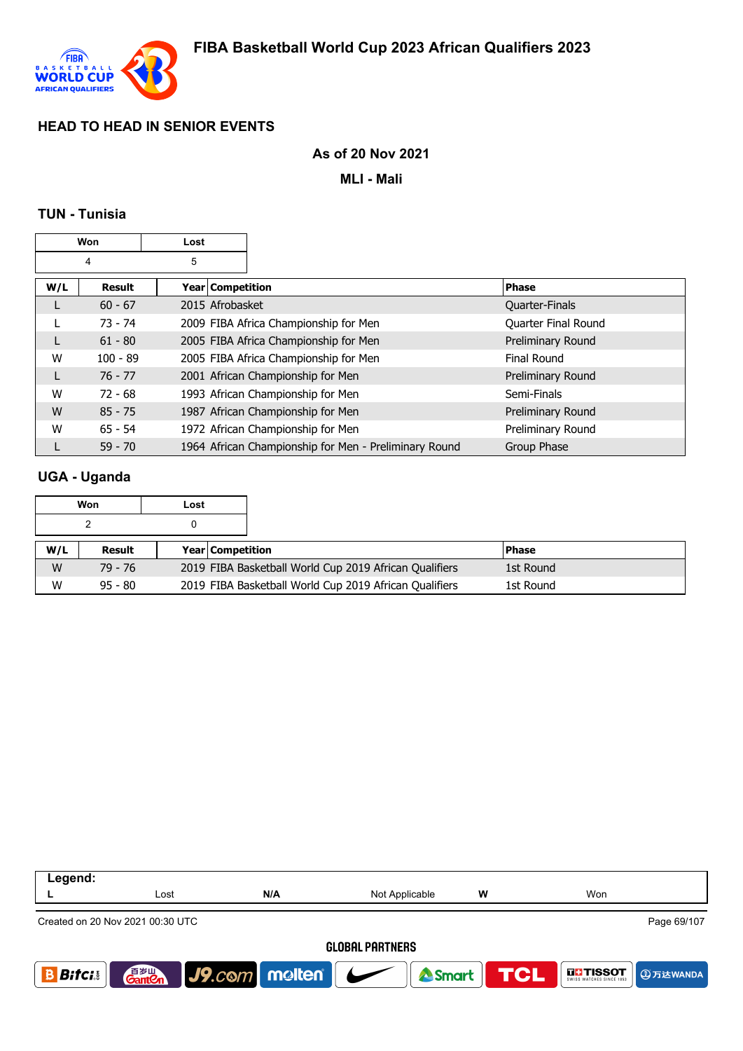# FIBA Basketball World Cup 2023 African Qualifiers 2023

## HEAD TO HEAD IN SENIOR EVENTS

**As of 20 Nov 2021**

**MLI - Mali**

### TUN - Tunisia

| Won | Lost |
|---|---|
| 4 | 5 |

| W/L | Result | Year | Competition | Phase |
|---|---|---|---|---|
| L | 60 - 67 | 2015 | Afrobasket | Quarter-Finals |
| L | 73 - 74 | 2009 | FIBA Africa Championship for Men | Quarter Final Round |
| L | 61 - 80 | 2005 | FIBA Africa Championship for Men | Preliminary Round |
| W | 100 - 89 | 2005 | FIBA Africa Championship for Men | Final Round |
| L | 76 - 77 | 2001 | African Championship for Men | Preliminary Round |
| W | 72 - 68 | 1993 | African Championship for Men | Semi-Finals |
| W | 85 - 75 | 1987 | African Championship for Men | Preliminary Round |
| W | 65 - 54 | 1972 | African Championship for Men | Preliminary Round |
| L | 59 - 70 | 1964 | African Championship for Men - Preliminary Round | Group Phase |

### UGA - Uganda

| Won | Lost |
|---|---|
| 2 | 0 |

| W/L | Result | Year | Competition | Phase |
|---|---|---|---|---|
| W | 79 - 76 | 2019 | FIBA Basketball World Cup 2019 African Qualifiers | 1st Round |
| W | 95 - 80 | 2019 | FIBA Basketball World Cup 2019 African Qualifiers | 1st Round |

| Legend: | | | | | |
|---|---|---|---|---|---|
| L | Lost | N/A | Not Applicable | W | Won |

Created on 20 Nov 2021 00:30 UTC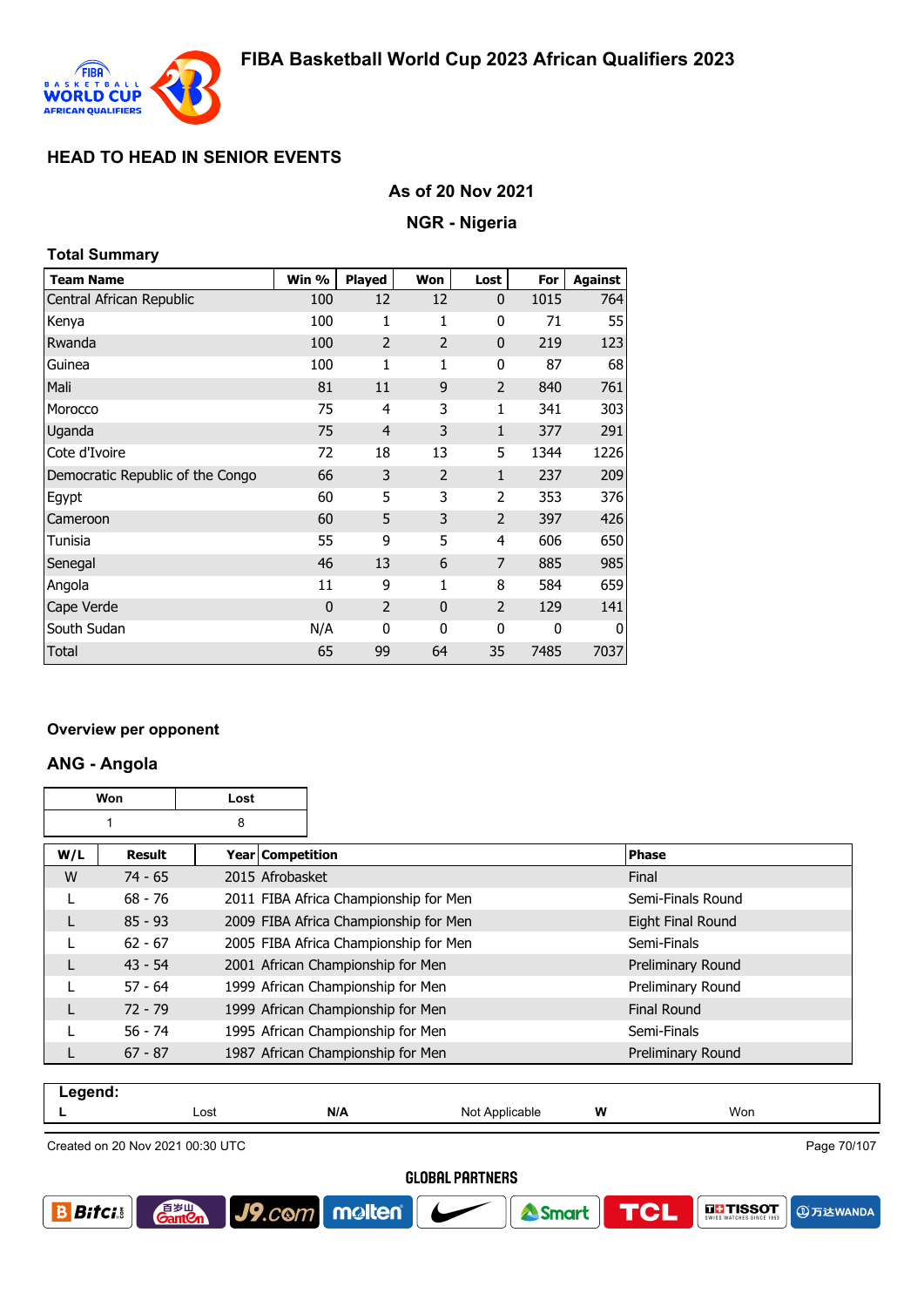# FIBA Basketball World Cup 2023 African Qualifiers 2023

## HEAD TO HEAD IN SENIOR EVENTS

### As of 20 Nov 2021

### NGR - Nigeria

**Total Summary**

| Team Name | Win % | Played | Won | Lost | For | Against |
|---|---|---|---|---|---|---|
| Central African Republic | 100 | 12 | 12 | 0 | 1015 | 764 |
| Kenya | 100 | 1 | 1 | 0 | 71 | 55 |
| Rwanda | 100 | 2 | 2 | 0 | 219 | 123 |
| Guinea | 100 | 1 | 1 | 0 | 87 | 68 |
| Mali | 81 | 11 | 9 | 2 | 840 | 761 |
| Morocco | 75 | 4 | 3 | 1 | 341 | 303 |
| Uganda | 75 | 4 | 3 | 1 | 377 | 291 |
| Cote d'Ivoire | 72 | 18 | 13 | 5 | 1344 | 1226 |
| Democratic Republic of the Congo | 66 | 3 | 2 | 1 | 237 | 209 |
| Egypt | 60 | 5 | 3 | 2 | 353 | 376 |
| Cameroon | 60 | 5 | 3 | 2 | 397 | 426 |
| Tunisia | 55 | 9 | 5 | 4 | 606 | 650 |
| Senegal | 46 | 13 | 6 | 7 | 885 | 985 |
| Angola | 11 | 9 | 1 | 8 | 584 | 659 |
| Cape Verde | 0 | 2 | 0 | 2 | 129 | 141 |
| South Sudan | N/A | 0 | 0 | 0 | 0 | 0 |
| Total | 65 | 99 | 64 | 35 | 7485 | 7037 |

**Overview per opponent**

### ANG - Angola

| Won | Lost |
|---|---|
| 1 | 8 |

| W/L | Result | Year | Competition | Phase |
|---|---|---|---|---|
| W | 74 - 65 | 2015 | Afrobasket | Final |
| L | 68 - 76 | 2011 | FIBA Africa Championship for Men | Semi-Finals Round |
| L | 85 - 93 | 2009 | FIBA Africa Championship for Men | Eight Final Round |
| L | 62 - 67 | 2005 | FIBA Africa Championship for Men | Semi-Finals |
| L | 43 - 54 | 2001 | African Championship for Men | Preliminary Round |
| L | 57 - 64 | 1999 | African Championship for Men | Preliminary Round |
| L | 72 - 79 | 1999 | African Championship for Men | Final Round |
| L | 56 - 74 | 1995 | African Championship for Men | Semi-Finals |
| L | 67 - 87 | 1987 | African Championship for Men | Preliminary Round |

**Legend:**

| L | Lost | N/A | Not Applicable | W | Won |
|---|---|---|---|---|---|

Created on 20 Nov 2021 00:30 UTC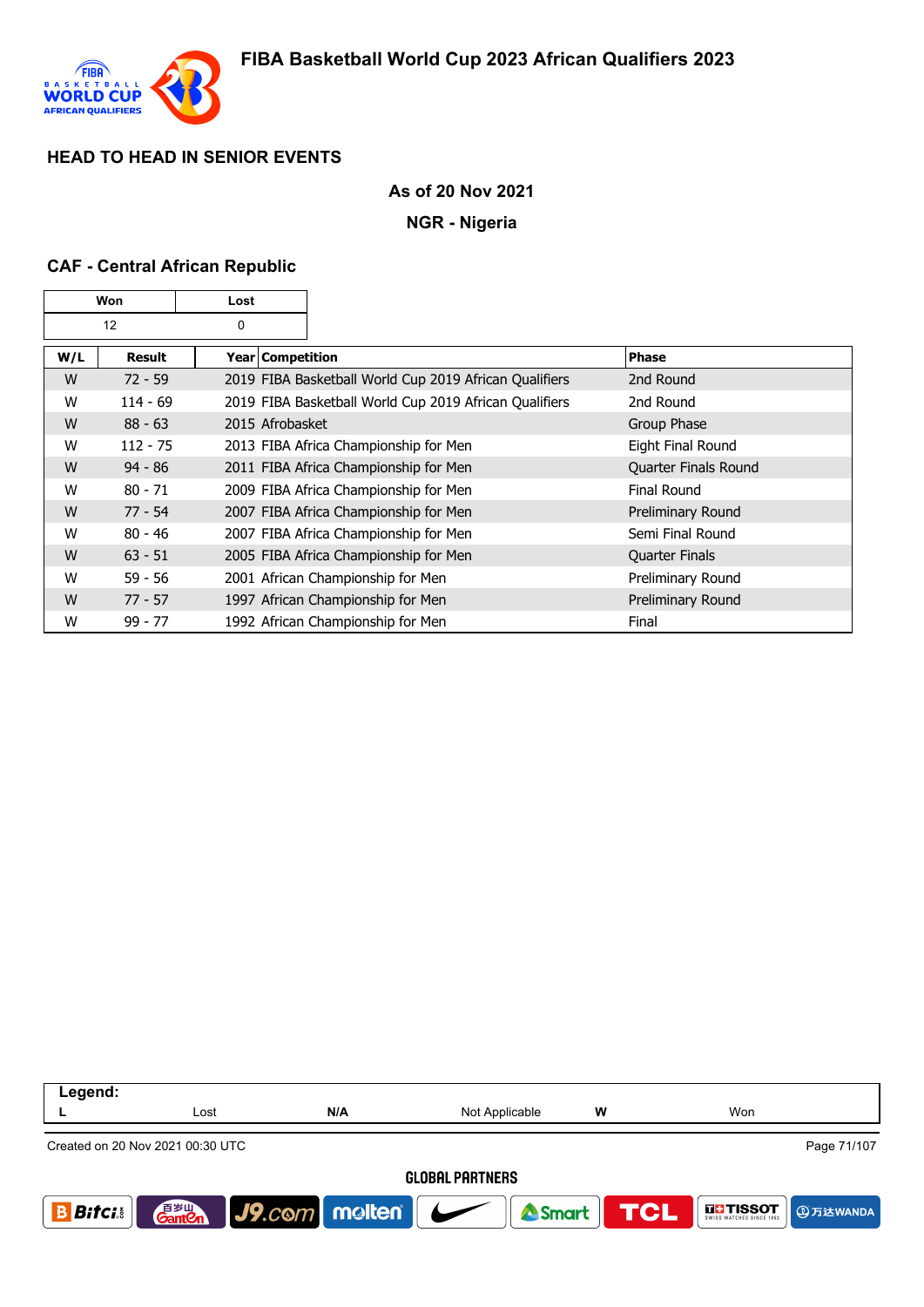## HEAD TO HEAD IN SENIOR EVENTS

**As of 20 Nov 2021**

**NGR - Nigeria**

### CAF - Central African Republic

| Won | Lost |
|---|---|
| 12 | 0 |

| W/L | Result | Year | Competition | Phase |
|---|---|---|---|---|
| W | 72 - 59 | 2019 | FIBA Basketball World Cup 2019 African Qualifiers | 2nd Round |
| W | 114 - 69 | 2019 | FIBA Basketball World Cup 2019 African Qualifiers | 2nd Round |
| W | 88 - 63 | 2015 | Afrobasket | Group Phase |
| W | 112 - 75 | 2013 | FIBA Africa Championship for Men | Eight Final Round |
| W | 94 - 86 | 2011 | FIBA Africa Championship for Men | Quarter Finals Round |
| W | 80 - 71 | 2009 | FIBA Africa Championship for Men | Final Round |
| W | 77 - 54 | 2007 | FIBA Africa Championship for Men | Preliminary Round |
| W | 80 - 46 | 2007 | FIBA Africa Championship for Men | Semi Final Round |
| W | 63 - 51 | 2005 | FIBA Africa Championship for Men | Quarter Finals |
| W | 59 - 56 | 2001 | African Championship for Men | Preliminary Round |
| W | 77 - 57 | 1997 | African Championship for Men | Preliminary Round |
| W | 99 - 77 | 1992 | African Championship for Men | Final |

**Legend:**

| L | Lost | N/A | Not Applicable | W | Won |
|---|---|---|---|---|---|

Created on 20 Nov 2021 00:30 UTC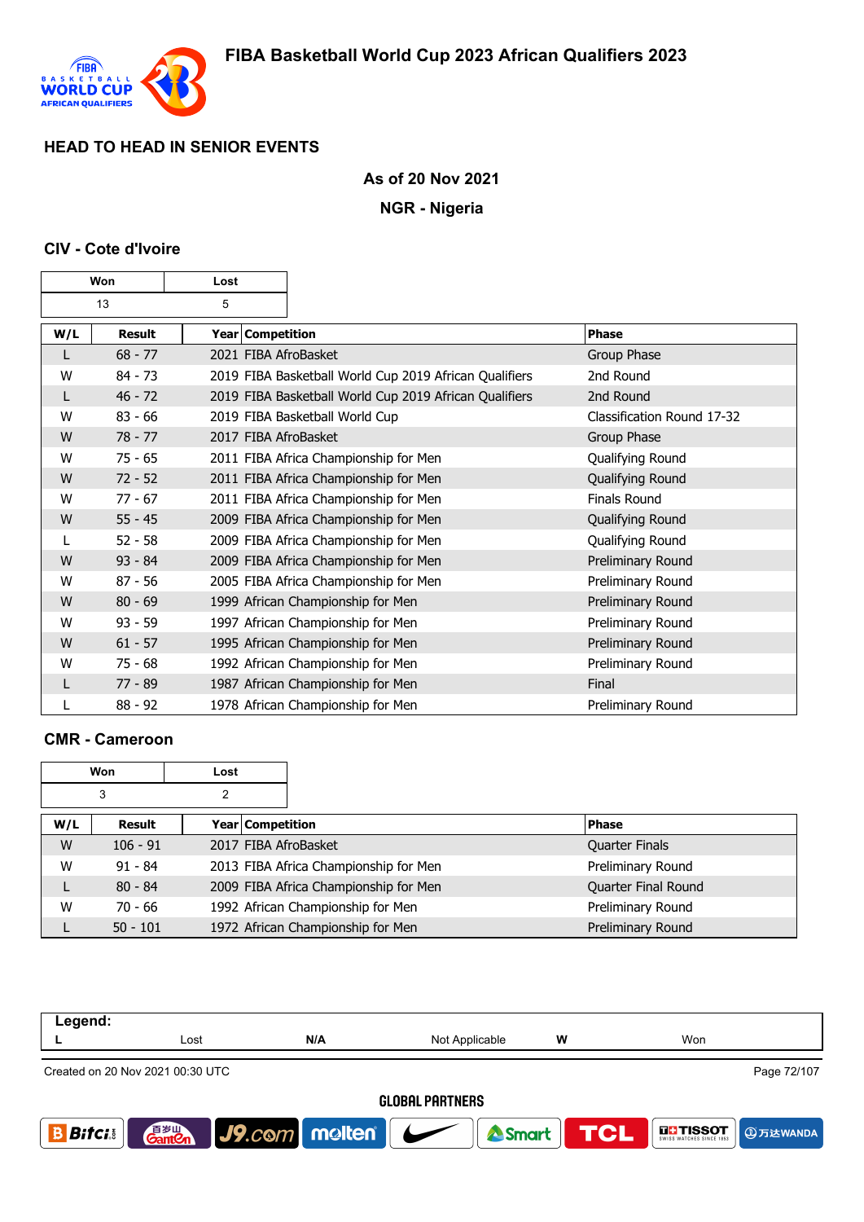# FIBA Basketball World Cup 2023 African Qualifiers 2023

## HEAD TO HEAD IN SENIOR EVENTS

**As of 20 Nov 2021**

**NGR - Nigeria**

### CIV - Cote d'Ivoire

| Won | Lost |
|---|---|
| 13 | 5 |

| W/L | Result | Year | Competition | Phase |
|---|---|---|---|---|
| L | 68 - 77 | 2021 | FIBA AfroBasket | Group Phase |
| W | 84 - 73 | 2019 | FIBA Basketball World Cup 2019 African Qualifiers | 2nd Round |
| L | 46 - 72 | 2019 | FIBA Basketball World Cup 2019 African Qualifiers | 2nd Round |
| W | 83 - 66 | 2019 | FIBA Basketball World Cup | Classification Round 17-32 |
| W | 78 - 77 | 2017 | FIBA AfroBasket | Group Phase |
| W | 75 - 65 | 2011 | FIBA Africa Championship for Men | Qualifying Round |
| W | 72 - 52 | 2011 | FIBA Africa Championship for Men | Qualifying Round |
| W | 77 - 67 | 2011 | FIBA Africa Championship for Men | Finals Round |
| W | 55 - 45 | 2009 | FIBA Africa Championship for Men | Qualifying Round |
| L | 52 - 58 | 2009 | FIBA Africa Championship for Men | Qualifying Round |
| W | 93 - 84 | 2009 | FIBA Africa Championship for Men | Preliminary Round |
| W | 87 - 56 | 2005 | FIBA Africa Championship for Men | Preliminary Round |
| W | 80 - 69 | 1999 | African Championship for Men | Preliminary Round |
| W | 93 - 59 | 1997 | African Championship for Men | Preliminary Round |
| W | 61 - 57 | 1995 | African Championship for Men | Preliminary Round |
| W | 75 - 68 | 1992 | African Championship for Men | Preliminary Round |
| L | 77 - 89 | 1987 | African Championship for Men | Final |
| L | 88 - 92 | 1978 | African Championship for Men | Preliminary Round |

### CMR - Cameroon

| Won | Lost |
|---|---|
| 3 | 2 |

| W/L | Result | Year | Competition | Phase |
|---|---|---|---|---|
| W | 106 - 91 | 2017 | FIBA AfroBasket | Quarter Finals |
| W | 91 - 84 | 2013 | FIBA Africa Championship for Men | Preliminary Round |
| L | 80 - 84 | 2009 | FIBA Africa Championship for Men | Quarter Final Round |
| W | 70 - 66 | 1992 | African Championship for Men | Preliminary Round |
| L | 50 - 101 | 1972 | African Championship for Men | Preliminary Round |

**Legend:**

| L | Lost | N/A | Not Applicable | W | Won |
|---|---|---|---|---|---|

Created on 20 Nov 2021 00:30 UTC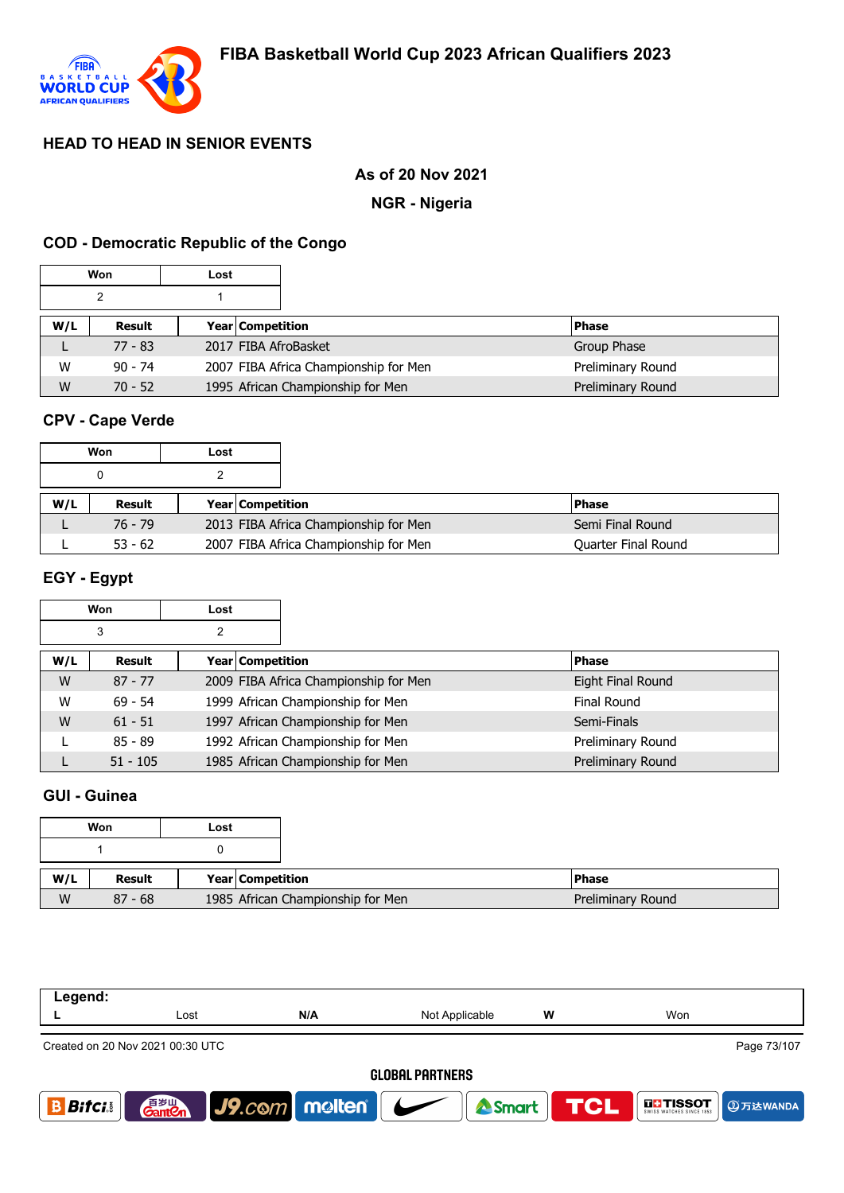# FIBA Basketball World Cup 2023 African Qualifiers 2023

## HEAD TO HEAD IN SENIOR EVENTS

**As of 20 Nov 2021**

**NGR - Nigeria**

### COD - Democratic Republic of the Congo

| Won | Lost |
|---|---|
| 2 | 1 |

| W/L | Result | Year | Competition | Phase |
|---|---|---|---|---|
| L | 77 - 83 | 2017 | FIBA AfroBasket | Group Phase |
| W | 90 - 74 | 2007 | FIBA Africa Championship for Men | Preliminary Round |
| W | 70 - 52 | 1995 | African Championship for Men | Preliminary Round |

### CPV - Cape Verde

| Won | Lost |
|---|---|
| 0 | 2 |

| W/L | Result | Year | Competition | Phase |
|---|---|---|---|---|
| L | 76 - 79 | 2013 | FIBA Africa Championship for Men | Semi Final Round |
| L | 53 - 62 | 2007 | FIBA Africa Championship for Men | Quarter Final Round |

### EGY - Egypt

| Won | Lost |
|---|---|
| 3 | 2 |

| W/L | Result | Year | Competition | Phase |
|---|---|---|---|---|
| W | 87 - 77 | 2009 | FIBA Africa Championship for Men | Eight Final Round |
| W | 69 - 54 | 1999 | African Championship for Men | Final Round |
| W | 61 - 51 | 1997 | African Championship for Men | Semi-Finals |
| L | 85 - 89 | 1992 | African Championship for Men | Preliminary Round |
| L | 51 - 105 | 1985 | African Championship for Men | Preliminary Round |

### GUI - Guinea

| Won | Lost |
|---|---|
| 1 | 0 |

| W/L | Result | Year | Competition | Phase |
|---|---|---|---|---|
| W | 87 - 68 | 1985 | African Championship for Men | Preliminary Round |

| Legend: | | | | | |
|---|---|---|---|---|---|
| L | Lost | N/A | Not Applicable | W | Won |

Created on 20 Nov 2021 00:30 UTC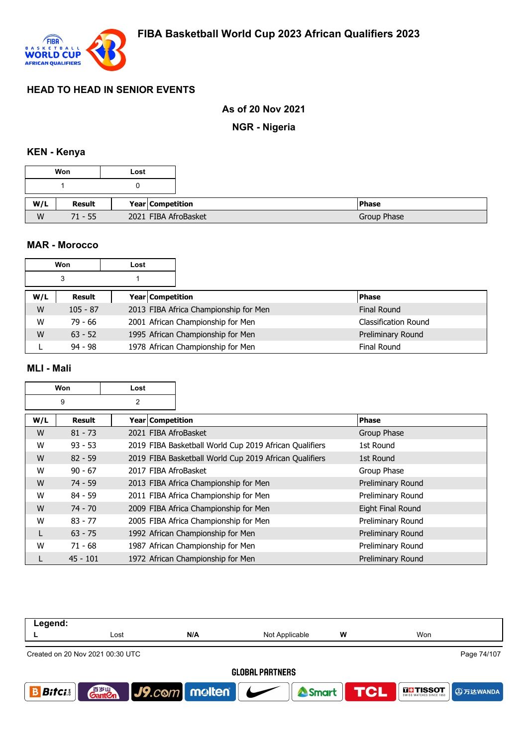# FIBA Basketball World Cup 2023 African Qualifiers 2023

## HEAD TO HEAD IN SENIOR EVENTS

**As of 20 Nov 2021**

**NGR - Nigeria**

### KEN - Kenya

| Won | Lost |
|---|---|
| 1 | 0 |

| W/L | Result | Year | Competition | Phase |
|---|---|---|---|---|
| W | 71 - 55 | 2021 | FIBA AfroBasket | Group Phase |

### MAR - Morocco

| Won | Lost |
|---|---|
| 3 | 1 |

| W/L | Result | Year | Competition | Phase |
|---|---|---|---|---|
| W | 105 - 87 | 2013 | FIBA Africa Championship for Men | Final Round |
| W | 79 - 66 | 2001 | African Championship for Men | Classification Round |
| W | 63 - 52 | 1995 | African Championship for Men | Preliminary Round |
| L | 94 - 98 | 1978 | African Championship for Men | Final Round |

### MLI - Mali

| Won | Lost |
|---|---|
| 9 | 2 |

| W/L | Result | Year | Competition | Phase |
|---|---|---|---|---|
| W | 81 - 73 | 2021 | FIBA AfroBasket | Group Phase |
| W | 93 - 53 | 2019 | FIBA Basketball World Cup 2019 African Qualifiers | 1st Round |
| W | 82 - 59 | 2019 | FIBA Basketball World Cup 2019 African Qualifiers | 1st Round |
| W | 90 - 67 | 2017 | FIBA AfroBasket | Group Phase |
| W | 74 - 59 | 2013 | FIBA Africa Championship for Men | Preliminary Round |
| W | 84 - 59 | 2011 | FIBA Africa Championship for Men | Preliminary Round |
| W | 74 - 70 | 2009 | FIBA Africa Championship for Men | Eight Final Round |
| W | 83 - 77 | 2005 | FIBA Africa Championship for Men | Preliminary Round |
| L | 63 - 75 | 1992 | African Championship for Men | Preliminary Round |
| W | 71 - 68 | 1987 | African Championship for Men | Preliminary Round |
| L | 45 - 101 | 1972 | African Championship for Men | Preliminary Round |

**Legend:**

| L | Lost | N/A | Not Applicable | W | Won |
|---|---|---|---|---|---|

Created on 20 Nov 2021 00:30 UTC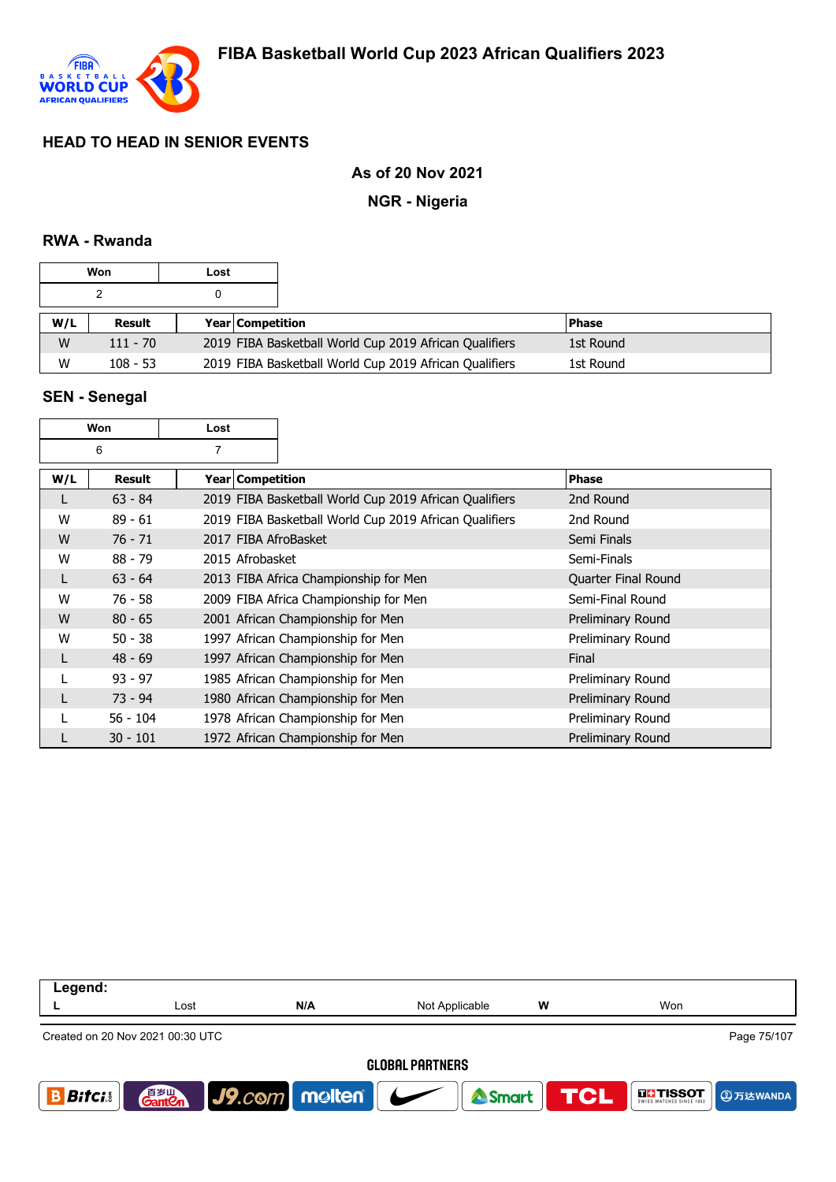# FIBA Basketball World Cup 2023 African Qualifiers 2023

## HEAD TO HEAD IN SENIOR EVENTS

**As of 20 Nov 2021**

**NGR - Nigeria**

### RWA - Rwanda

| Won | Lost |
|---|---|
| 2 | 0 |

| W/L | Result | Year | Competition | Phase |
|---|---|---|---|---|
| W | 111 - 70 | 2019 | FIBA Basketball World Cup 2019 African Qualifiers | 1st Round |
| W | 108 - 53 | 2019 | FIBA Basketball World Cup 2019 African Qualifiers | 1st Round |

### SEN - Senegal

| Won | Lost |
|---|---|
| 6 | 7 |

| W/L | Result | Year | Competition | Phase |
|---|---|---|---|---|
| L | 63 - 84 | 2019 | FIBA Basketball World Cup 2019 African Qualifiers | 2nd Round |
| W | 89 - 61 | 2019 | FIBA Basketball World Cup 2019 African Qualifiers | 2nd Round |
| W | 76 - 71 | 2017 | FIBA AfroBasket | Semi Finals |
| W | 88 - 79 | 2015 | Afrobasket | Semi-Finals |
| L | 63 - 64 | 2013 | FIBA Africa Championship for Men | Quarter Final Round |
| W | 76 - 58 | 2009 | FIBA Africa Championship for Men | Semi-Final Round |
| W | 80 - 65 | 2001 | African Championship for Men | Preliminary Round |
| W | 50 - 38 | 1997 | African Championship for Men | Preliminary Round |
| L | 48 - 69 | 1997 | African Championship for Men | Final |
| L | 93 - 97 | 1985 | African Championship for Men | Preliminary Round |
| L | 73 - 94 | 1980 | African Championship for Men | Preliminary Round |
| L | 56 - 104 | 1978 | African Championship for Men | Preliminary Round |
| L | 30 - 101 | 1972 | African Championship for Men | Preliminary Round |

**Legend:**

| L | Lost | N/A | Not Applicable | W | Won |
|---|---|---|---|---|---|

Created on 20 Nov 2021 00:30 UTC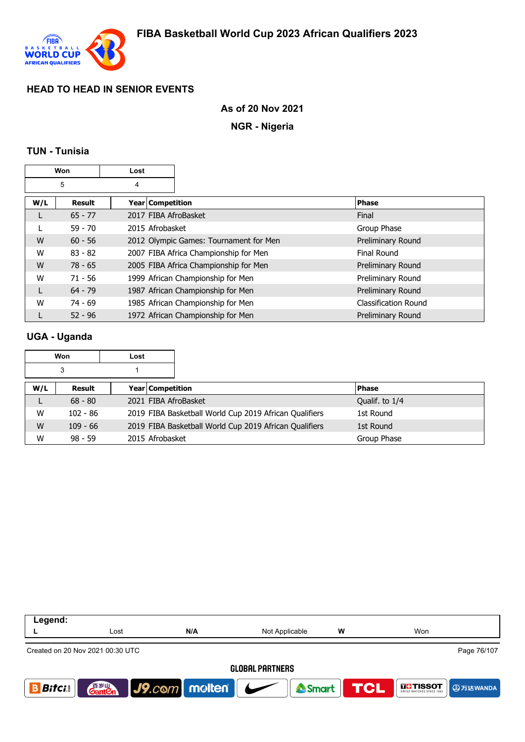# FIBA Basketball World Cup 2023 African Qualifiers 2023

## HEAD TO HEAD IN SENIOR EVENTS

**As of 20 Nov 2021**

**NGR - Nigeria**

### TUN - Tunisia

| Won | Lost |
|---|---|
| 5 | 4 |

| W/L | Result | Year | Competition | Phase |
|---|---|---|---|---|
| L | 65 - 77 | 2017 | FIBA AfroBasket | Final |
| L | 59 - 70 | 2015 | Afrobasket | Group Phase |
| W | 60 - 56 | 2012 | Olympic Games: Tournament for Men | Preliminary Round |
| W | 83 - 82 | 2007 | FIBA Africa Championship for Men | Final Round |
| W | 78 - 65 | 2005 | FIBA Africa Championship for Men | Preliminary Round |
| W | 71 - 56 | 1999 | African Championship for Men | Preliminary Round |
| L | 64 - 79 | 1987 | African Championship for Men | Preliminary Round |
| W | 74 - 69 | 1985 | African Championship for Men | Classification Round |
| L | 52 - 96 | 1972 | African Championship for Men | Preliminary Round |

### UGA - Uganda

| Won | Lost |
|---|---|
| 3 | 1 |

| W/L | Result | Year | Competition | Phase |
|---|---|---|---|---|
| L | 68 - 80 | 2021 | FIBA AfroBasket | Qualif. to 1/4 |
| W | 102 - 86 | 2019 | FIBA Basketball World Cup 2019 African Qualifiers | 1st Round |
| W | 109 - 66 | 2019 | FIBA Basketball World Cup 2019 African Qualifiers | 1st Round |
| W | 98 - 59 | 2015 | Afrobasket | Group Phase |

| Legend: | | | | | |
|---|---|---|---|---|---|
| L | Lost | N/A | Not Applicable | W | Won |

Created on 20 Nov 2021 00:30 UTC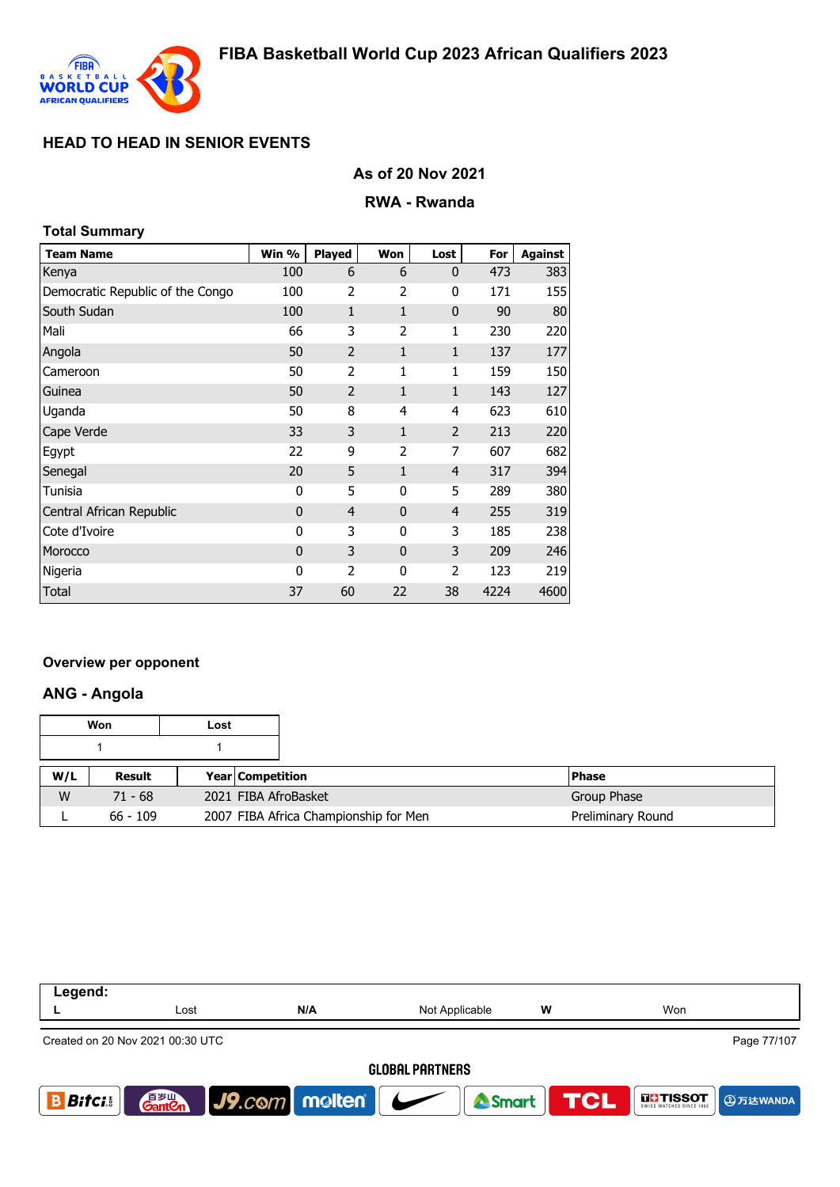# FIBA Basketball World Cup 2023 African Qualifiers 2023

## HEAD TO HEAD IN SENIOR EVENTS

### As of 20 Nov 2021

### RWA - Rwanda

**Total Summary**

| Team Name | Win % | Played | Won | Lost | For | Against |
|---|---|---|---|---|---|---|
| Kenya | 100 | 6 | 6 | 0 | 473 | 383 |
| Democratic Republic of the Congo | 100 | 2 | 2 | 0 | 171 | 155 |
| South Sudan | 100 | 1 | 1 | 0 | 90 | 80 |
| Mali | 66 | 3 | 2 | 1 | 230 | 220 |
| Angola | 50 | 2 | 1 | 1 | 137 | 177 |
| Cameroon | 50 | 2 | 1 | 1 | 159 | 150 |
| Guinea | 50 | 2 | 1 | 1 | 143 | 127 |
| Uganda | 50 | 8 | 4 | 4 | 623 | 610 |
| Cape Verde | 33 | 3 | 1 | 2 | 213 | 220 |
| Egypt | 22 | 9 | 2 | 7 | 607 | 682 |
| Senegal | 20 | 5 | 1 | 4 | 317 | 394 |
| Tunisia | 0 | 5 | 0 | 5 | 289 | 380 |
| Central African Republic | 0 | 4 | 0 | 4 | 255 | 319 |
| Cote d'Ivoire | 0 | 3 | 0 | 3 | 185 | 238 |
| Morocco | 0 | 3 | 0 | 3 | 209 | 246 |
| Nigeria | 0 | 2 | 0 | 2 | 123 | 219 |
| Total | 37 | 60 | 22 | 38 | 4224 | 4600 |

**Overview per opponent**

### ANG - Angola

| Won | Lost |
|---|---|
| 1 | 1 |

| W/L | Result | Year | Competition | Phase |
|---|---|---|---|---|
| W | 71 - 68 | 2021 | FIBA AfroBasket | Group Phase |
| L | 66 - 109 | 2007 | FIBA Africa Championship for Men | Preliminary Round |

**Legend:**

| L | Lost | N/A | Not Applicable | W | Won |
|---|---|---|---|---|---|

Created on 20 Nov 2021 00:30 UTC

GLOBAL PARTNERS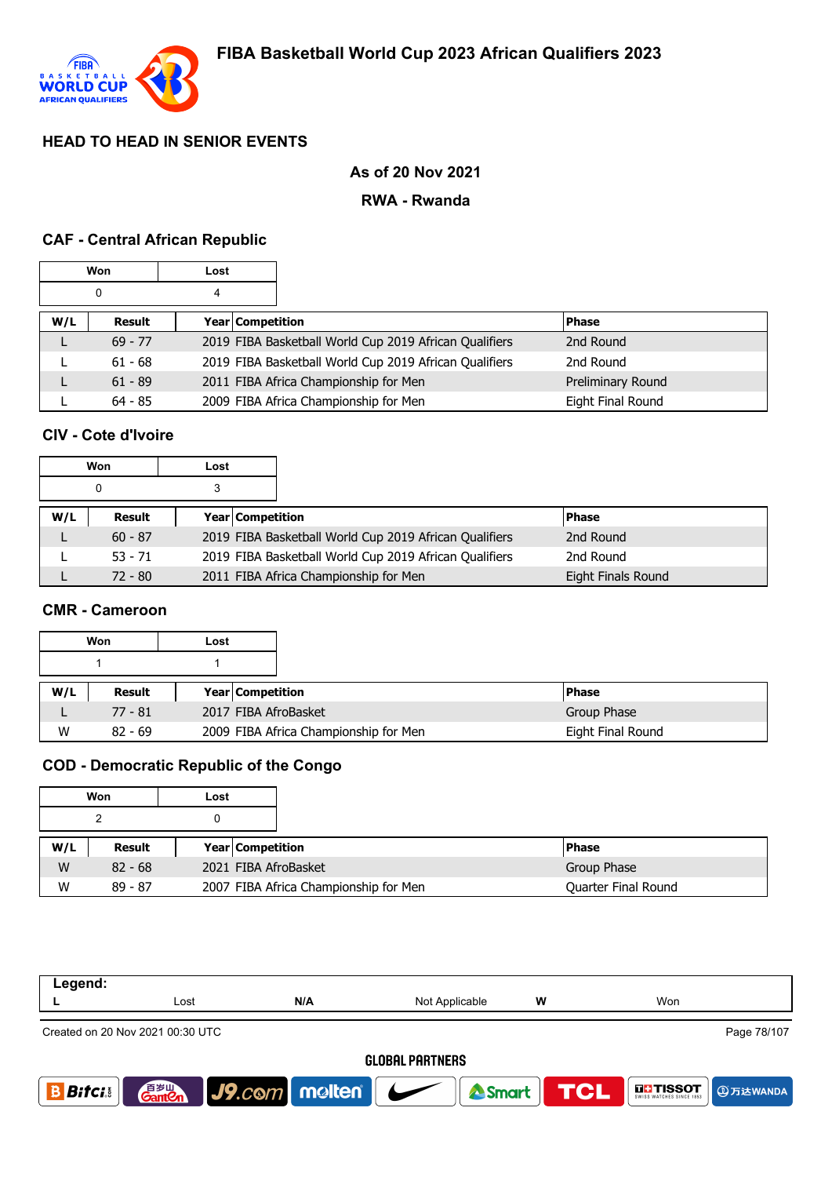# FIBA Basketball World Cup 2023 African Qualifiers 2023

## HEAD TO HEAD IN SENIOR EVENTS

**As of 20 Nov 2021**

**RWA - Rwanda**

### CAF - Central African Republic

| Won | Lost |
|---|---|
| 0 | 4 |

| W/L | Result | Year | Competition | Phase |
|---|---|---|---|---|
| L | 69 - 77 | 2019 | FIBA Basketball World Cup 2019 African Qualifiers | 2nd Round |
| L | 61 - 68 | 2019 | FIBA Basketball World Cup 2019 African Qualifiers | 2nd Round |
| L | 61 - 89 | 2011 | FIBA Africa Championship for Men | Preliminary Round |
| L | 64 - 85 | 2009 | FIBA Africa Championship for Men | Eight Final Round |

### CIV - Cote d'Ivoire

| Won | Lost |
|---|---|
| 0 | 3 |

| W/L | Result | Year | Competition | Phase |
|---|---|---|---|---|
| L | 60 - 87 | 2019 | FIBA Basketball World Cup 2019 African Qualifiers | 2nd Round |
| L | 53 - 71 | 2019 | FIBA Basketball World Cup 2019 African Qualifiers | 2nd Round |
| L | 72 - 80 | 2011 | FIBA Africa Championship for Men | Eight Finals Round |

### CMR - Cameroon

| Won | Lost |
|---|---|
| 1 | 1 |

| W/L | Result | Year | Competition | Phase |
|---|---|---|---|---|
| L | 77 - 81 | 2017 | FIBA AfroBasket | Group Phase |
| W | 82 - 69 | 2009 | FIBA Africa Championship for Men | Eight Final Round |

### COD - Democratic Republic of the Congo

| Won | Lost |
|---|---|
| 2 | 0 |

| W/L | Result | Year | Competition | Phase |
|---|---|---|---|---|
| W | 82 - 68 | 2021 | FIBA AfroBasket | Group Phase |
| W | 89 - 87 | 2007 | FIBA Africa Championship for Men | Quarter Final Round |

| Legend: | | | | | |
|---|---|---|---|---|---|
| L | Lost | N/A | Not Applicable | W | Won |

Created on 20 Nov 2021 00:30 UTC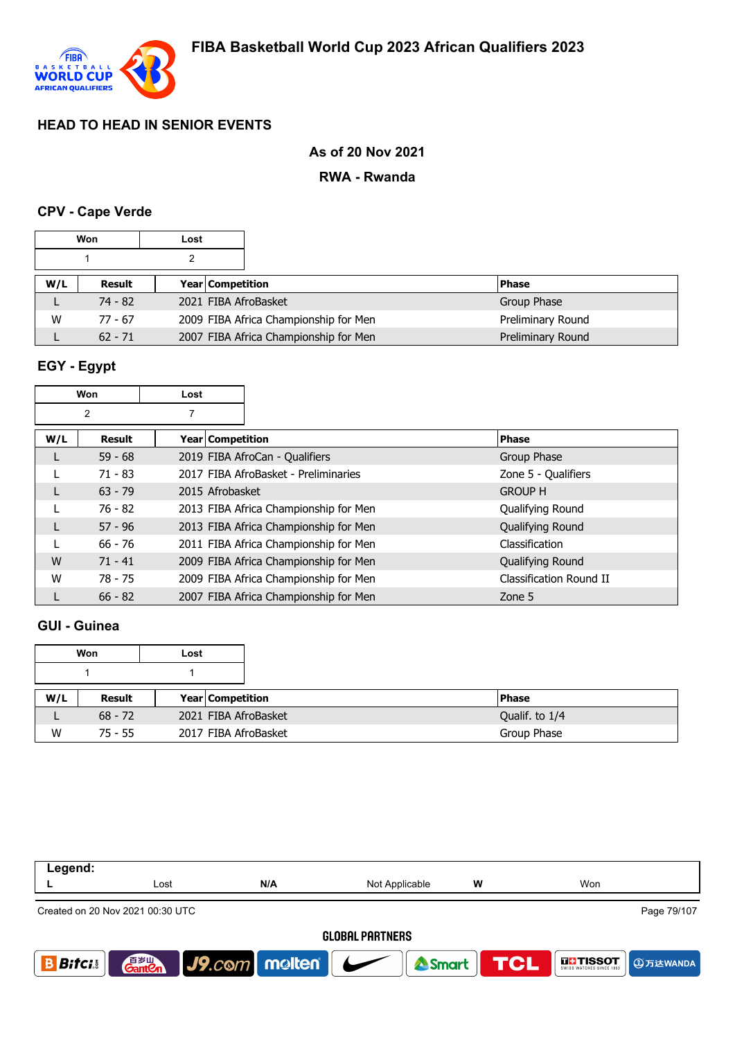# FIBA Basketball World Cup 2023 African Qualifiers 2023

## HEAD TO HEAD IN SENIOR EVENTS

**As of 20 Nov 2021**

**RWA - Rwanda**

### CPV - Cape Verde

| Won | Lost |
|---|---|
| 1 | 2 |

| W/L | Result | Year | Competition | Phase |
|---|---|---|---|---|
| L | 74 - 82 | 2021 | FIBA AfroBasket | Group Phase |
| W | 77 - 67 | 2009 | FIBA Africa Championship for Men | Preliminary Round |
| L | 62 - 71 | 2007 | FIBA Africa Championship for Men | Preliminary Round |

### EGY - Egypt

| Won | Lost |
|---|---|
| 2 | 7 |

| W/L | Result | Year | Competition | Phase |
|---|---|---|---|---|
| L | 59 - 68 | 2019 | FIBA AfroCan - Qualifiers | Group Phase |
| L | 71 - 83 | 2017 | FIBA AfroBasket - Preliminaries | Zone 5 - Qualifiers |
| L | 63 - 79 | 2015 | Afrobasket | GROUP H |
| L | 76 - 82 | 2013 | FIBA Africa Championship for Men | Qualifying Round |
| L | 57 - 96 | 2013 | FIBA Africa Championship for Men | Qualifying Round |
| L | 66 - 76 | 2011 | FIBA Africa Championship for Men | Classification |
| W | 71 - 41 | 2009 | FIBA Africa Championship for Men | Qualifying Round |
| W | 78 - 75 | 2009 | FIBA Africa Championship for Men | Classification Round II |
| L | 66 - 82 | 2007 | FIBA Africa Championship for Men | Zone 5 |

### GUI - Guinea

| Won | Lost |
|---|---|
| 1 | 1 |

| W/L | Result | Year | Competition | Phase |
|---|---|---|---|---|
| L | 68 - 72 | 2021 | FIBA AfroBasket | Qualif. to 1/4 |
| W | 75 - 55 | 2017 | FIBA AfroBasket | Group Phase |

**Legend:**

| L | Lost | N/A | Not Applicable | W | Won |
|---|---|---|---|---|---|

Created on 20 Nov 2021 00:30 UTC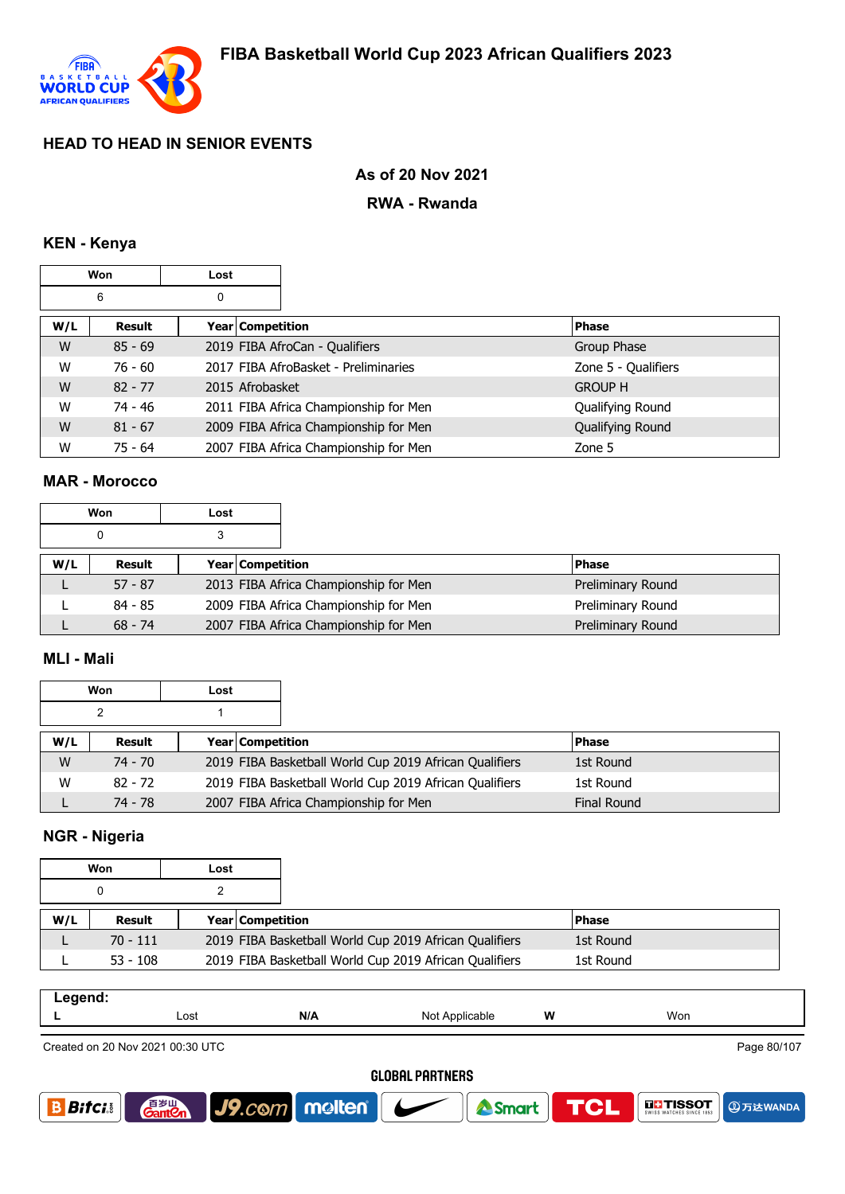# FIBA Basketball World Cup 2023 African Qualifiers 2023

## HEAD TO HEAD IN SENIOR EVENTS

**As of 20 Nov 2021**

**RWA - Rwanda**

### KEN - Kenya

| Won | Lost |
|---|---|
| 6 | 0 |

| W/L | Result | Year | Competition | Phase |
|---|---|---|---|---|
| W | 85 - 69 | 2019 | FIBA AfroCan - Qualifiers | Group Phase |
| W | 76 - 60 | 2017 | FIBA AfroBasket - Preliminaries | Zone 5 - Qualifiers |
| W | 82 - 77 | 2015 | Afrobasket | GROUP H |
| W | 74 - 46 | 2011 | FIBA Africa Championship for Men | Qualifying Round |
| W | 81 - 67 | 2009 | FIBA Africa Championship for Men | Qualifying Round |
| W | 75 - 64 | 2007 | FIBA Africa Championship for Men | Zone 5 |

### MAR - Morocco

| Won | Lost |
|---|---|
| 0 | 3 |

| W/L | Result | Year | Competition | Phase |
|---|---|---|---|---|
| L | 57 - 87 | 2013 | FIBA Africa Championship for Men | Preliminary Round |
| L | 84 - 85 | 2009 | FIBA Africa Championship for Men | Preliminary Round |
| L | 68 - 74 | 2007 | FIBA Africa Championship for Men | Preliminary Round |

### MLI - Mali

| Won | Lost |
|---|---|
| 2 | 1 |

| W/L | Result | Year | Competition | Phase |
|---|---|---|---|---|
| W | 74 - 70 | 2019 | FIBA Basketball World Cup 2019 African Qualifiers | 1st Round |
| W | 82 - 72 | 2019 | FIBA Basketball World Cup 2019 African Qualifiers | 1st Round |
| L | 74 - 78 | 2007 | FIBA Africa Championship for Men | Final Round |

### NGR - Nigeria

| Won | Lost |
|---|---|
| 0 | 2 |

| W/L | Result | Year | Competition | Phase |
|---|---|---|---|---|
| L | 70 - 111 | 2019 | FIBA Basketball World Cup 2019 African Qualifiers | 1st Round |
| L | 53 - 108 | 2019 | FIBA Basketball World Cup 2019 African Qualifiers | 1st Round |

**Legend:**

| L | Lost | N/A | Not Applicable | W | Won |
|---|---|---|---|---|---|

Created on 20 Nov 2021 00:30 UTC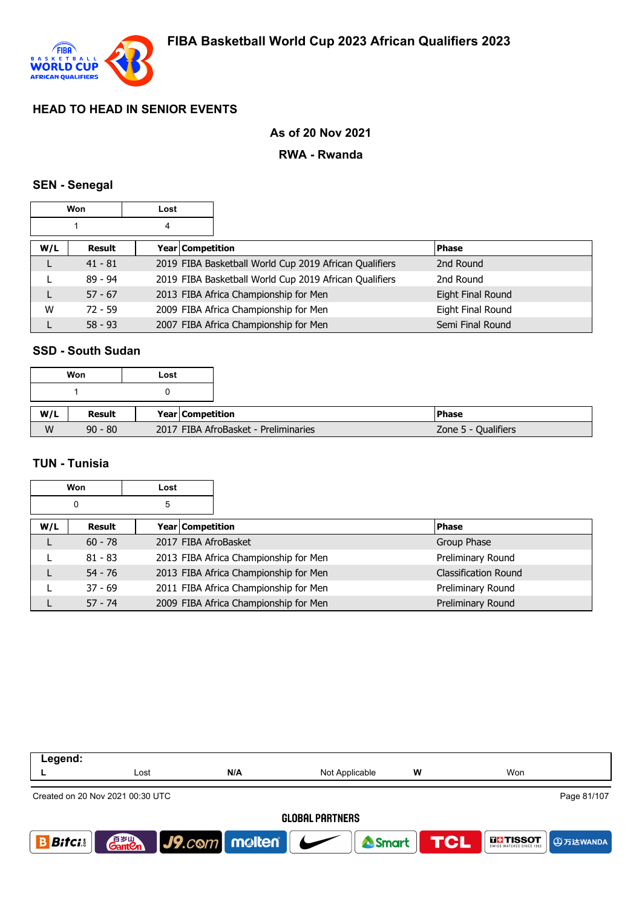# FIBA Basketball World Cup 2023 African Qualifiers 2023

## HEAD TO HEAD IN SENIOR EVENTS

**As of 20 Nov 2021**

**RWA - Rwanda**

### SEN - Senegal

| Won | Lost |
|---|---|
| 1 | 4 |

| W/L | Result | Year | Competition | Phase |
|---|---|---|---|---|
| L | 41 - 81 | 2019 | FIBA Basketball World Cup 2019 African Qualifiers | 2nd Round |
| L | 89 - 94 | 2019 | FIBA Basketball World Cup 2019 African Qualifiers | 2nd Round |
| L | 57 - 67 | 2013 | FIBA Africa Championship for Men | Eight Final Round |
| W | 72 - 59 | 2009 | FIBA Africa Championship for Men | Eight Final Round |
| L | 58 - 93 | 2007 | FIBA Africa Championship for Men | Semi Final Round |

### SSD - South Sudan

| Won | Lost |
|---|---|
| 1 | 0 |

| W/L | Result | Year | Competition | Phase |
|---|---|---|---|---|
| W | 90 - 80 | 2017 | FIBA AfroBasket - Preliminaries | Zone 5 - Qualifiers |

### TUN - Tunisia

| Won | Lost |
|---|---|
| 0 | 5 |

| W/L | Result | Year | Competition | Phase |
|---|---|---|---|---|
| L | 60 - 78 | 2017 | FIBA AfroBasket | Group Phase |
| L | 81 - 83 | 2013 | FIBA Africa Championship for Men | Preliminary Round |
| L | 54 - 76 | 2013 | FIBA Africa Championship for Men | Classification Round |
| L | 37 - 69 | 2011 | FIBA Africa Championship for Men | Preliminary Round |
| L | 57 - 74 | 2009 | FIBA Africa Championship for Men | Preliminary Round |

**Legend:**

| L | Lost | N/A | Not Applicable | W | Won |
|---|---|---|---|---|---|

Created on 20 Nov 2021 00:30 UTC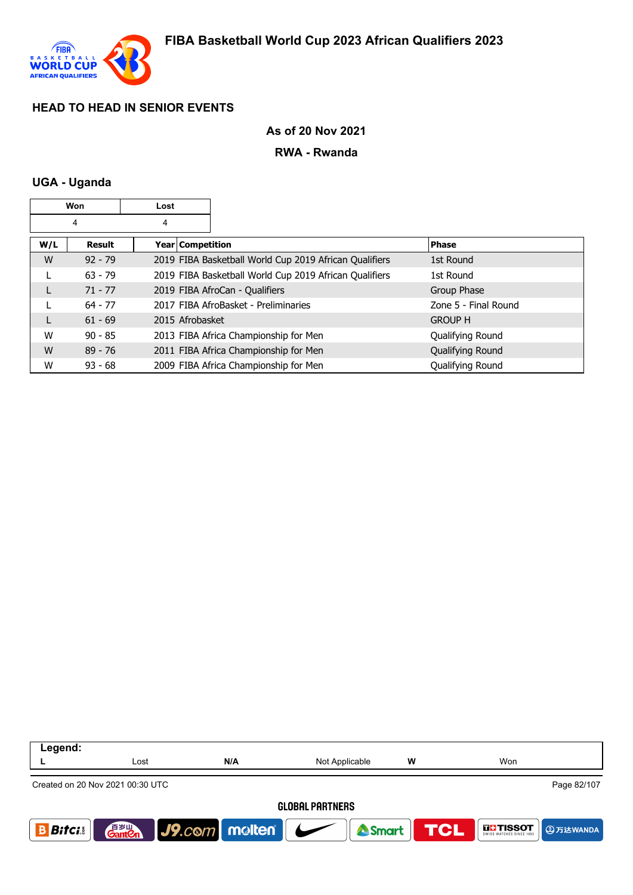# FIBA Basketball World Cup 2023 African Qualifiers 2023

## HEAD TO HEAD IN SENIOR EVENTS

**As of 20 Nov 2021**

**RWA - Rwanda**

### UGA - Uganda

| Won | Lost |
|---|---|
| 4 | 4 |

| W/L | Result | Year | Competition | Phase |
|---|---|---|---|---|
| W | 92 - 79 | 2019 | FIBA Basketball World Cup 2019 African Qualifiers | 1st Round |
| L | 63 - 79 | 2019 | FIBA Basketball World Cup 2019 African Qualifiers | 1st Round |
| L | 71 - 77 | 2019 | FIBA AfroCan - Qualifiers | Group Phase |
| L | 64 - 77 | 2017 | FIBA AfroBasket - Preliminaries | Zone 5 - Final Round |
| L | 61 - 69 | 2015 | Afrobasket | GROUP H |
| W | 90 - 85 | 2013 | FIBA Africa Championship for Men | Qualifying Round |
| W | 89 - 76 | 2011 | FIBA Africa Championship for Men | Qualifying Round |
| W | 93 - 68 | 2009 | FIBA Africa Championship for Men | Qualifying Round |

| Legend: | | | | | |
|---|---|---|---|---|---|
| L | Lost | N/A | Not Applicable | W | Won |

Created on 20 Nov 2021 00:30 UTC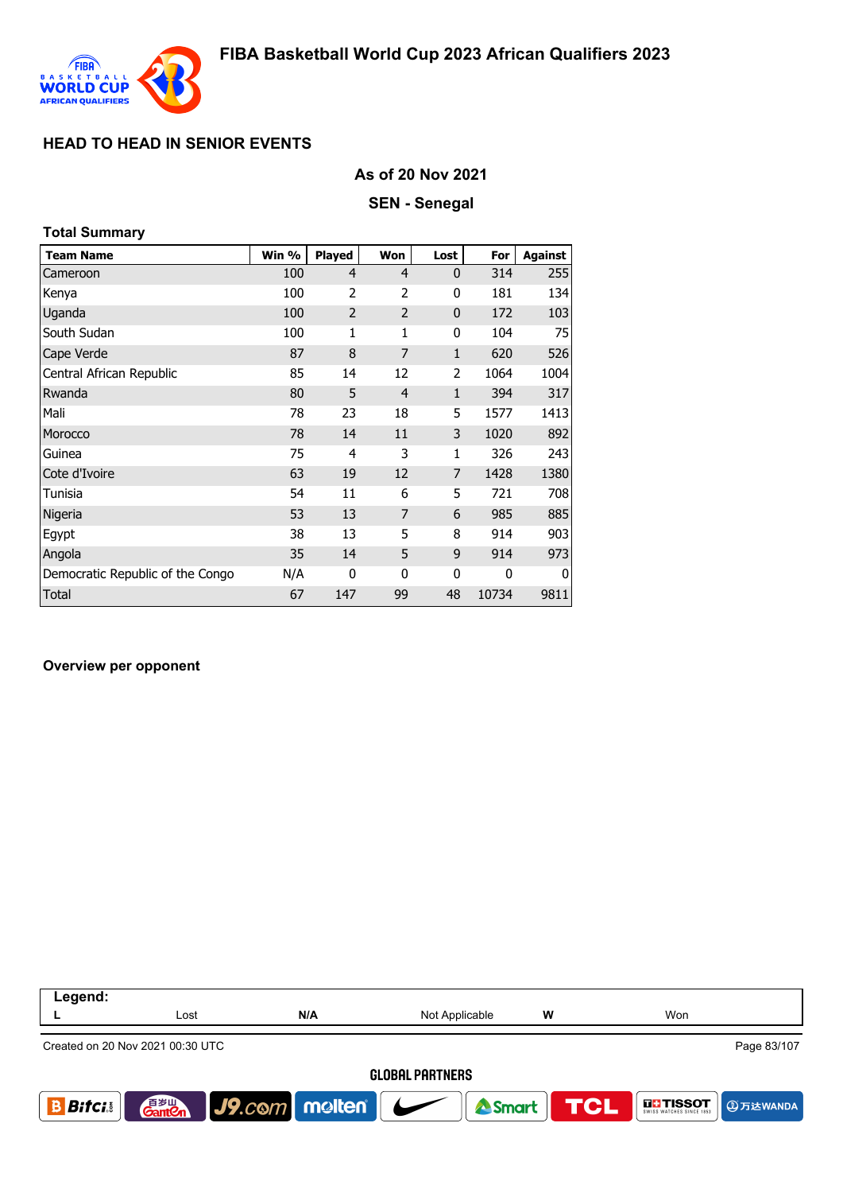# FIBA Basketball World Cup 2023 African Qualifiers 2023

## HEAD TO HEAD IN SENIOR EVENTS

### As of 20 Nov 2021

### SEN - Senegal

**Total Summary**

| Team Name | Win % | Played | Won | Lost | For | Against |
|---|---|---|---|---|---|---|
| Cameroon | 100 | 4 | 4 | 0 | 314 | 255 |
| Kenya | 100 | 2 | 2 | 0 | 181 | 134 |
| Uganda | 100 | 2 | 2 | 0 | 172 | 103 |
| South Sudan | 100 | 1 | 1 | 0 | 104 | 75 |
| Cape Verde | 87 | 8 | 7 | 1 | 620 | 526 |
| Central African Republic | 85 | 14 | 12 | 2 | 1064 | 1004 |
| Rwanda | 80 | 5 | 4 | 1 | 394 | 317 |
| Mali | 78 | 23 | 18 | 5 | 1577 | 1413 |
| Morocco | 78 | 14 | 11 | 3 | 1020 | 892 |
| Guinea | 75 | 4 | 3 | 1 | 326 | 243 |
| Cote d'Ivoire | 63 | 19 | 12 | 7 | 1428 | 1380 |
| Tunisia | 54 | 11 | 6 | 5 | 721 | 708 |
| Nigeria | 53 | 13 | 7 | 6 | 985 | 885 |
| Egypt | 38 | 13 | 5 | 8 | 914 | 903 |
| Angola | 35 | 14 | 5 | 9 | 914 | 973 |
| Democratic Republic of the Congo | N/A | 0 | 0 | 0 | 0 | 0 |
| Total | 67 | 147 | 99 | 48 | 10734 | 9811 |

**Overview per opponent**

| Legend: | | | | | |
|---|---|---|---|---|---|
| L | Lost | N/A | Not Applicable | W | Won |

Created on 20 Nov 2021 00:30 UTC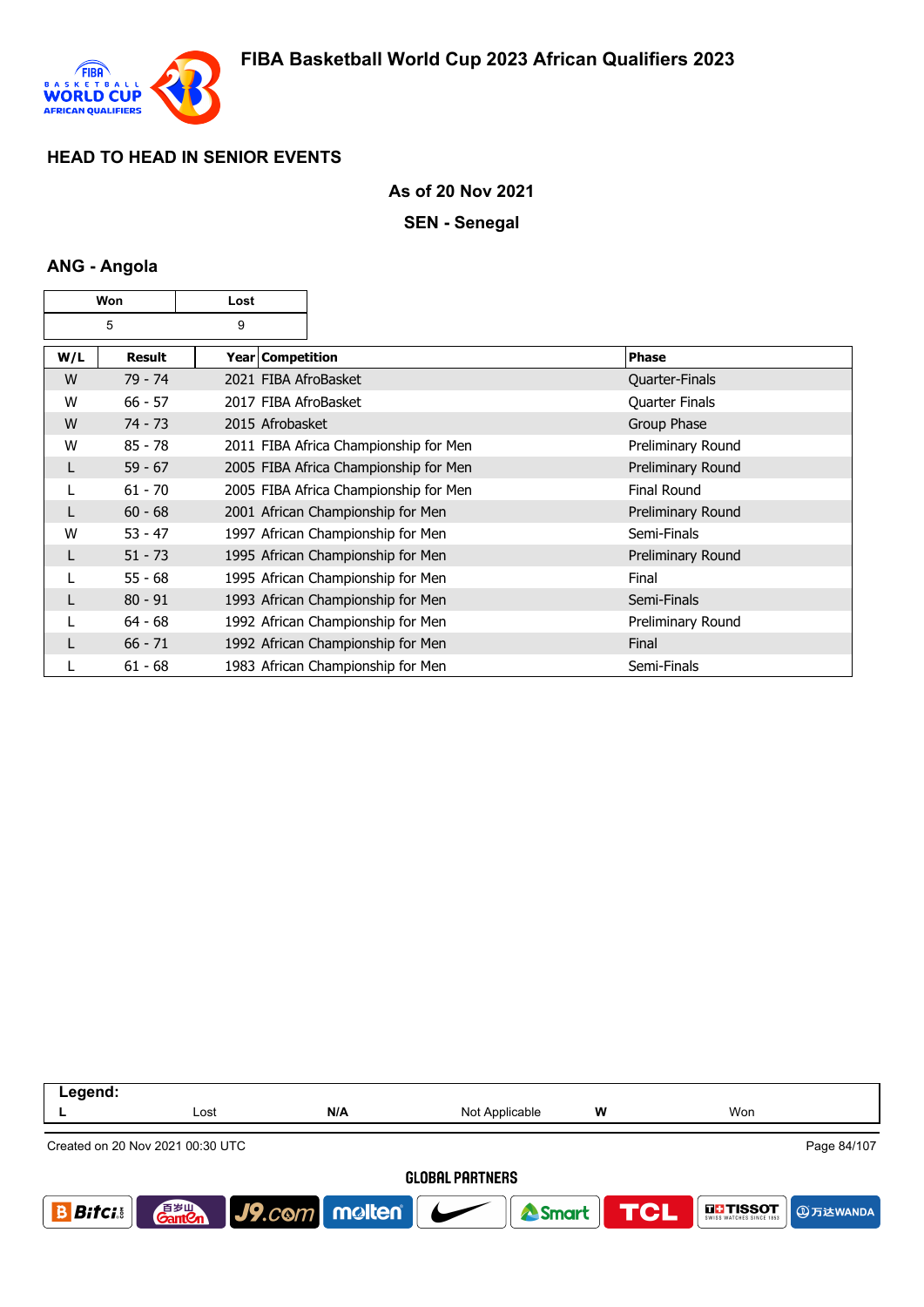# FIBA Basketball World Cup 2023 African Qualifiers 2023

## HEAD TO HEAD IN SENIOR EVENTS

**As of 20 Nov 2021**

**SEN - Senegal**

### ANG - Angola

| Won | Lost |
|---|---|
| 5 | 9 |

| W/L | Result | Year | Competition | Phase |
|---|---|---|---|---|
| W | 79 - 74 | 2021 | FIBA AfroBasket | Quarter-Finals |
| W | 66 - 57 | 2017 | FIBA AfroBasket | Quarter Finals |
| W | 74 - 73 | 2015 | Afrobasket | Group Phase |
| W | 85 - 78 | 2011 | FIBA Africa Championship for Men | Preliminary Round |
| L | 59 - 67 | 2005 | FIBA Africa Championship for Men | Preliminary Round |
| L | 61 - 70 | 2005 | FIBA Africa Championship for Men | Final Round |
| L | 60 - 68 | 2001 | African Championship for Men | Preliminary Round |
| W | 53 - 47 | 1997 | African Championship for Men | Semi-Finals |
| L | 51 - 73 | 1995 | African Championship for Men | Preliminary Round |
| L | 55 - 68 | 1995 | African Championship for Men | Final |
| L | 80 - 91 | 1993 | African Championship for Men | Semi-Finals |
| L | 64 - 68 | 1992 | African Championship for Men | Preliminary Round |
| L | 66 - 71 | 1992 | African Championship for Men | Final |
| L | 61 - 68 | 1983 | African Championship for Men | Semi-Finals |

| Legend: | | | | | |
|---|---|---|---|---|---|
| L | Lost | N/A | Not Applicable | W | Won |

Created on 20 Nov 2021 00:30 UTC

GLOBAL PARTNERS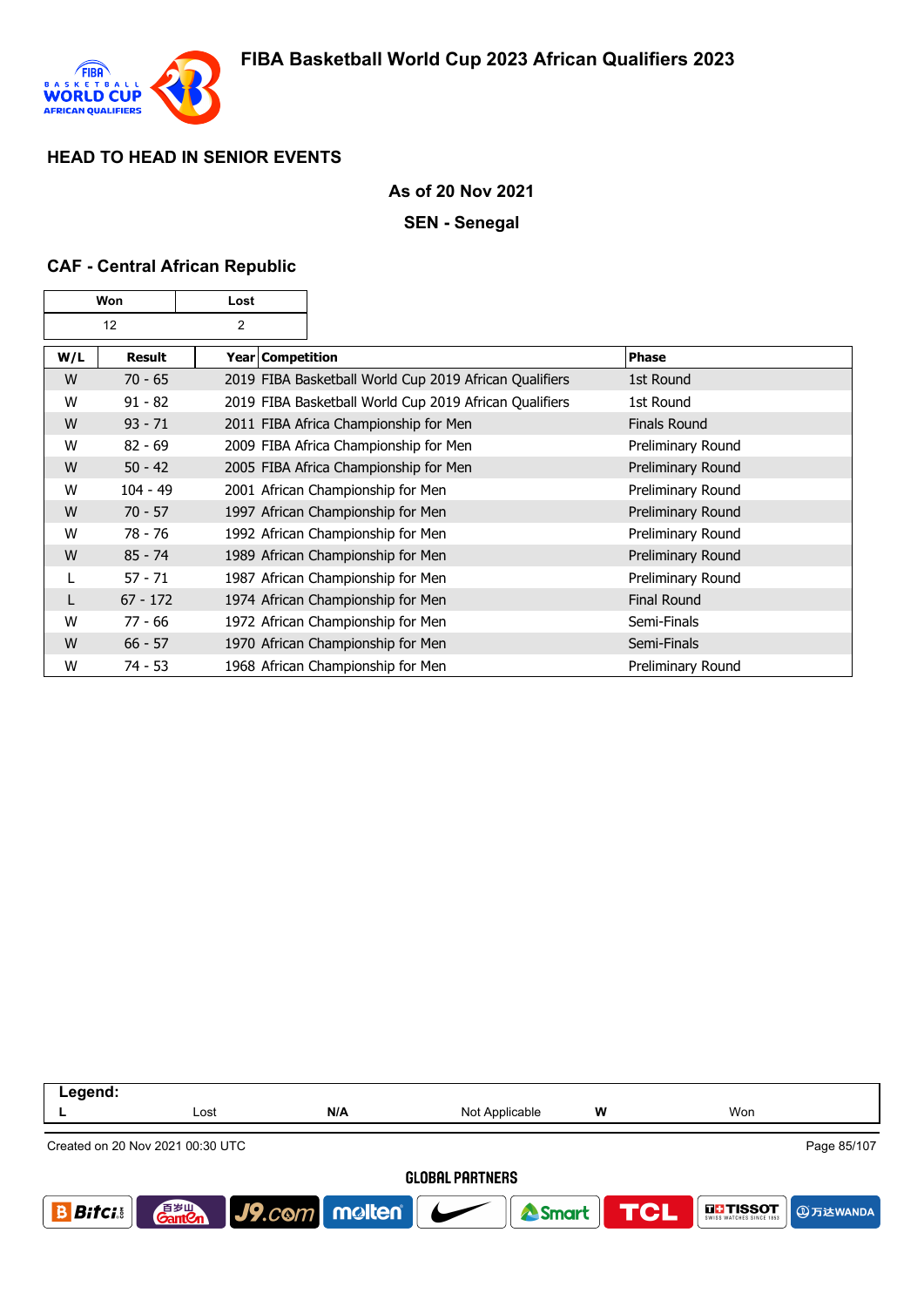# FIBA Basketball World Cup 2023 African Qualifiers 2023

## HEAD TO HEAD IN SENIOR EVENTS

**As of 20 Nov 2021**

**SEN - Senegal**

### CAF - Central African Republic

| Won | Lost |
|---|---|
| 12 | 2 |

| W/L | Result | Year | Competition | Phase |
|---|---|---|---|---|
| W | 70 - 65 | 2019 | FIBA Basketball World Cup 2019 African Qualifiers | 1st Round |
| W | 91 - 82 | 2019 | FIBA Basketball World Cup 2019 African Qualifiers | 1st Round |
| W | 93 - 71 | 2011 | FIBA Africa Championship for Men | Finals Round |
| W | 82 - 69 | 2009 | FIBA Africa Championship for Men | Preliminary Round |
| W | 50 - 42 | 2005 | FIBA Africa Championship for Men | Preliminary Round |
| W | 104 - 49 | 2001 | African Championship for Men | Preliminary Round |
| W | 70 - 57 | 1997 | African Championship for Men | Preliminary Round |
| W | 78 - 76 | 1992 | African Championship for Men | Preliminary Round |
| W | 85 - 74 | 1989 | African Championship for Men | Preliminary Round |
| L | 57 - 71 | 1987 | African Championship for Men | Preliminary Round |
| L | 67 - 172 | 1974 | African Championship for Men | Final Round |
| W | 77 - 66 | 1972 | African Championship for Men | Semi-Finals |
| W | 66 - 57 | 1970 | African Championship for Men | Semi-Finals |
| W | 74 - 53 | 1968 | African Championship for Men | Preliminary Round |

| Legend: | | | | | |
|---|---|---|---|---|---|
| L | Lost | N/A | Not Applicable | W | Won |

Created on 20 Nov 2021 00:30 UTC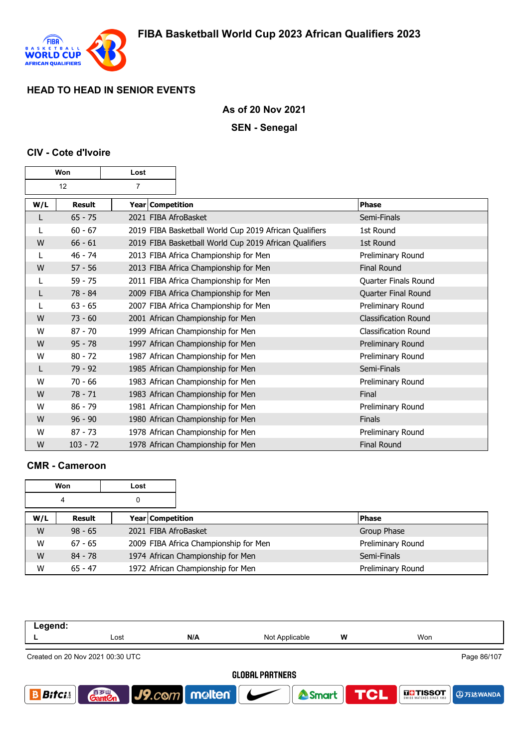## HEAD TO HEAD IN SENIOR EVENTS

**As of 20 Nov 2021**

**SEN - Senegal**

### CIV - Cote d'Ivoire

| Won | Lost |
|---|---|
| 12 | 7 |

| W/L | Result | Year | Competition | Phase |
|---|---|---|---|---|
| L | 65 - 75 | 2021 | FIBA AfroBasket | Semi-Finals |
| L | 60 - 67 | 2019 | FIBA Basketball World Cup 2019 African Qualifiers | 1st Round |
| W | 66 - 61 | 2019 | FIBA Basketball World Cup 2019 African Qualifiers | 1st Round |
| L | 46 - 74 | 2013 | FIBA Africa Championship for Men | Preliminary Round |
| W | 57 - 56 | 2013 | FIBA Africa Championship for Men | Final Round |
| L | 59 - 75 | 2011 | FIBA Africa Championship for Men | Quarter Finals Round |
| L | 78 - 84 | 2009 | FIBA Africa Championship for Men | Quarter Final Round |
| L | 63 - 65 | 2007 | FIBA Africa Championship for Men | Preliminary Round |
| W | 73 - 60 | 2001 | African Championship for Men | Classification Round |
| W | 87 - 70 | 1999 | African Championship for Men | Classification Round |
| W | 95 - 78 | 1997 | African Championship for Men | Preliminary Round |
| W | 80 - 72 | 1987 | African Championship for Men | Preliminary Round |
| L | 79 - 92 | 1985 | African Championship for Men | Semi-Finals |
| W | 70 - 66 | 1983 | African Championship for Men | Preliminary Round |
| W | 78 - 71 | 1983 | African Championship for Men | Final |
| W | 86 - 79 | 1981 | African Championship for Men | Preliminary Round |
| W | 96 - 90 | 1980 | African Championship for Men | Finals |
| W | 87 - 73 | 1978 | African Championship for Men | Preliminary Round |
| W | 103 - 72 | 1978 | African Championship for Men | Final Round |

### CMR - Cameroon

| Won | Lost |
|---|---|
| 4 | 0 |

| W/L | Result | Year | Competition | Phase |
|---|---|---|---|---|
| W | 98 - 65 | 2021 | FIBA AfroBasket | Group Phase |
| W | 67 - 65 | 2009 | FIBA Africa Championship for Men | Preliminary Round |
| W | 84 - 78 | 1974 | African Championship for Men | Semi-Finals |
| W | 65 - 47 | 1972 | African Championship for Men | Preliminary Round |

**Legend:**

| L | Lost | N/A | Not Applicable | W | Won |
|---|---|---|---|---|---|

Created on 20 Nov 2021 00:30 UTC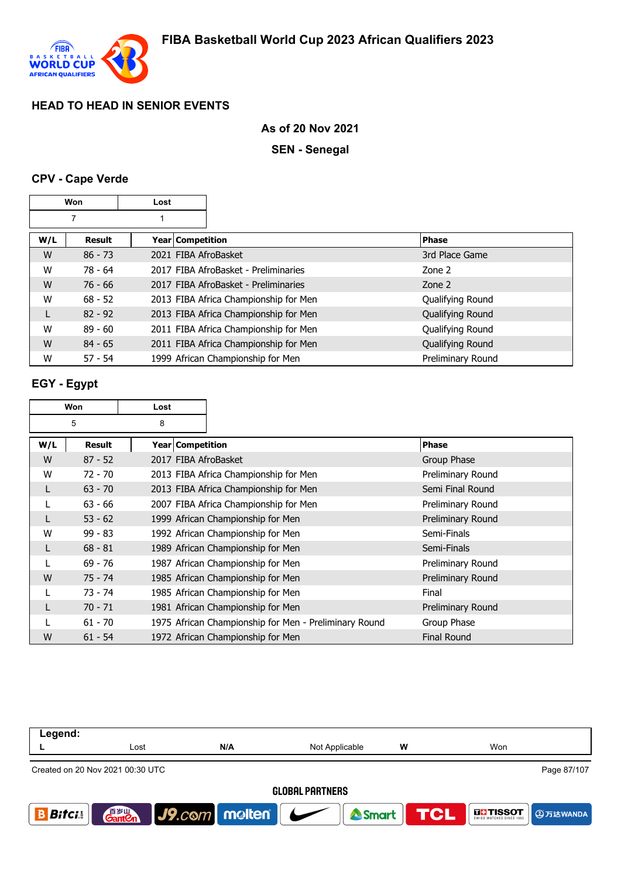## HEAD TO HEAD IN SENIOR EVENTS

**As of 20 Nov 2021**

**SEN - Senegal**

### CPV - Cape Verde

| Won | Lost |
|---|---|
| 7 | 1 |

| W/L | Result | Year | Competition | Phase |
|---|---|---|---|---|
| W | 86 - 73 | 2021 | FIBA AfroBasket | 3rd Place Game |
| W | 78 - 64 | 2017 | FIBA AfroBasket - Preliminaries | Zone 2 |
| W | 76 - 66 | 2017 | FIBA AfroBasket - Preliminaries | Zone 2 |
| W | 68 - 52 | 2013 | FIBA Africa Championship for Men | Qualifying Round |
| L | 82 - 92 | 2013 | FIBA Africa Championship for Men | Qualifying Round |
| W | 89 - 60 | 2011 | FIBA Africa Championship for Men | Qualifying Round |
| W | 84 - 65 | 2011 | FIBA Africa Championship for Men | Qualifying Round |
| W | 57 - 54 | 1999 | African Championship for Men | Preliminary Round |

### EGY - Egypt

| Won | Lost |
|---|---|
| 5 | 8 |

| W/L | Result | Year | Competition | Phase |
|---|---|---|---|---|
| W | 87 - 52 | 2017 | FIBA AfroBasket | Group Phase |
| W | 72 - 70 | 2013 | FIBA Africa Championship for Men | Preliminary Round |
| L | 63 - 70 | 2013 | FIBA Africa Championship for Men | Semi Final Round |
| L | 63 - 66 | 2007 | FIBA Africa Championship for Men | Preliminary Round |
| L | 53 - 62 | 1999 | African Championship for Men | Preliminary Round |
| W | 99 - 83 | 1992 | African Championship for Men | Semi-Finals |
| L | 68 - 81 | 1989 | African Championship for Men | Semi-Finals |
| L | 69 - 76 | 1987 | African Championship for Men | Preliminary Round |
| W | 75 - 74 | 1985 | African Championship for Men | Preliminary Round |
| L | 73 - 74 | 1985 | African Championship for Men | Final |
| L | 70 - 71 | 1981 | African Championship for Men | Preliminary Round |
| L | 61 - 70 | 1975 | African Championship for Men - Preliminary Round | Group Phase |
| W | 61 - 54 | 1972 | African Championship for Men | Final Round |

**Legend:**

| L | Lost | N/A | Not Applicable | W | Won |
|---|---|---|---|---|---|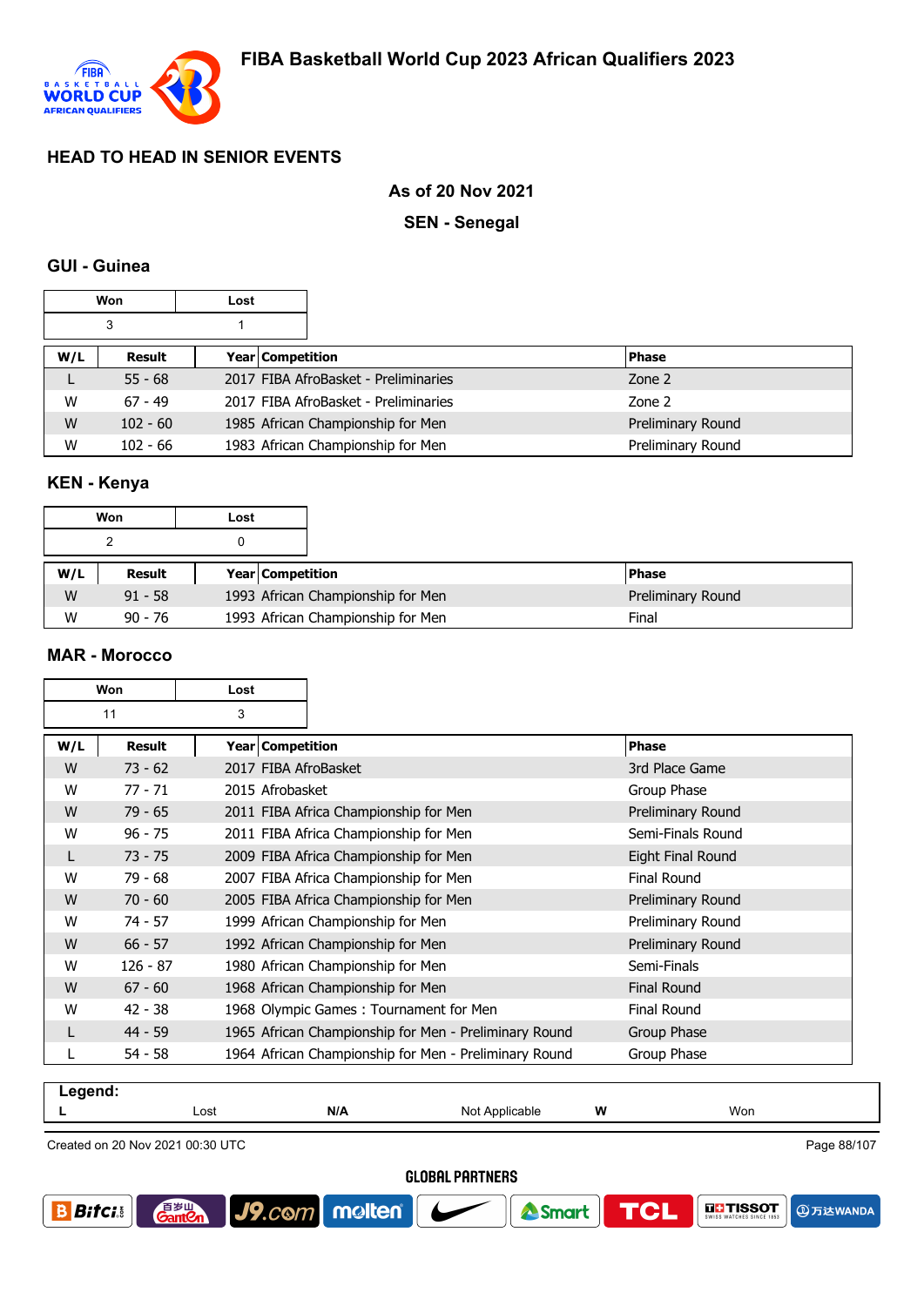# FIBA Basketball World Cup 2023 African Qualifiers 2023

## HEAD TO HEAD IN SENIOR EVENTS

**As of 20 Nov 2021**

**SEN - Senegal**

### GUI - Guinea

| Won | Lost |
|---|---|
| 3 | 1 |

| W/L | Result | Year | Competition | Phase |
|---|---|---|---|---|
| L | 55 - 68 | 2017 | FIBA AfroBasket - Preliminaries | Zone 2 |
| W | 67 - 49 | 2017 | FIBA AfroBasket - Preliminaries | Zone 2 |
| W | 102 - 60 | 1985 | African Championship for Men | Preliminary Round |
| W | 102 - 66 | 1983 | African Championship for Men | Preliminary Round |

### KEN - Kenya

| Won | Lost |
|---|---|
| 2 | 0 |

| W/L | Result | Year | Competition | Phase |
|---|---|---|---|---|
| W | 91 - 58 | 1993 | African Championship for Men | Preliminary Round |
| W | 90 - 76 | 1993 | African Championship for Men | Final |

### MAR - Morocco

| Won | Lost |
|---|---|
| 11 | 3 |

| W/L | Result | Year | Competition | Phase |
|---|---|---|---|---|
| W | 73 - 62 | 2017 | FIBA AfroBasket | 3rd Place Game |
| W | 77 - 71 | 2015 | Afrobasket | Group Phase |
| W | 79 - 65 | 2011 | FIBA Africa Championship for Men | Preliminary Round |
| W | 96 - 75 | 2011 | FIBA Africa Championship for Men | Semi-Finals Round |
| L | 73 - 75 | 2009 | FIBA Africa Championship for Men | Eight Final Round |
| W | 79 - 68 | 2007 | FIBA Africa Championship for Men | Final Round |
| W | 70 - 60 | 2005 | FIBA Africa Championship for Men | Preliminary Round |
| W | 74 - 57 | 1999 | African Championship for Men | Preliminary Round |
| W | 66 - 57 | 1992 | African Championship for Men | Preliminary Round |
| W | 126 - 87 | 1980 | African Championship for Men | Semi-Finals |
| W | 67 - 60 | 1968 | African Championship for Men | Final Round |
| W | 42 - 38 | 1968 | Olympic Games : Tournament for Men | Final Round |
| L | 44 - 59 | 1965 | African Championship for Men - Preliminary Round | Group Phase |
| L | 54 - 58 | 1964 | African Championship for Men - Preliminary Round | Group Phase |

**Legend:**

| L | Lost | N/A | Not Applicable | W | Won |
|---|---|---|---|---|---|

Created on 20 Nov 2021 00:30 UTC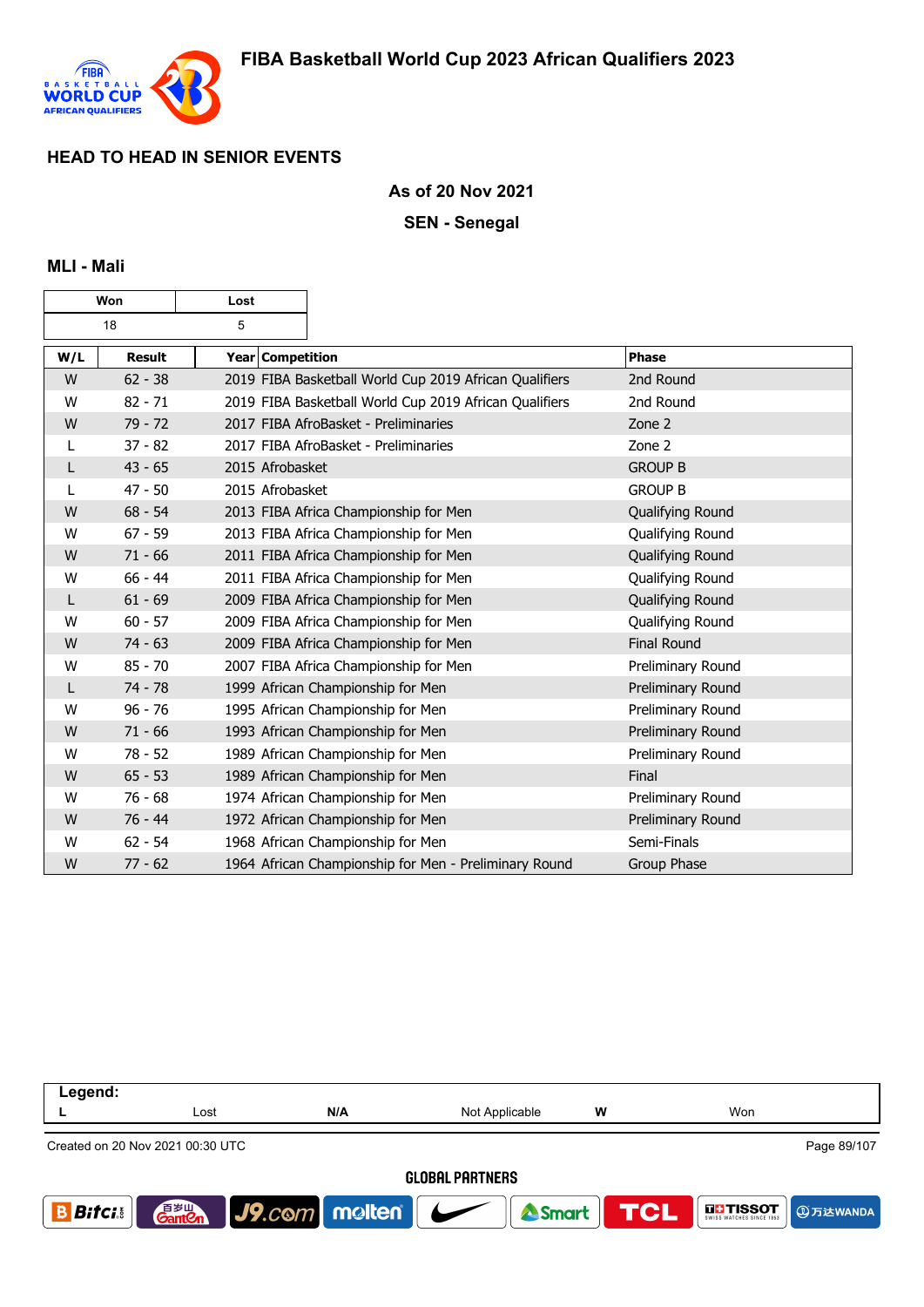# FIBA Basketball World Cup 2023 African Qualifiers 2023

## HEAD TO HEAD IN SENIOR EVENTS

**As of 20 Nov 2021**

**SEN - Senegal**

### MLI - Mali

| Won | Lost |
|---|---|
| 18 | 5 |

| W/L | Result | Year | Competition | Phase |
|---|---|---|---|---|
| W | 62 - 38 | 2019 | FIBA Basketball World Cup 2019 African Qualifiers | 2nd Round |
| W | 82 - 71 | 2019 | FIBA Basketball World Cup 2019 African Qualifiers | 2nd Round |
| W | 79 - 72 | 2017 | FIBA AfroBasket - Preliminaries | Zone 2 |
| L | 37 - 82 | 2017 | FIBA AfroBasket - Preliminaries | Zone 2 |
| L | 43 - 65 | 2015 | Afrobasket | GROUP B |
| L | 47 - 50 | 2015 | Afrobasket | GROUP B |
| W | 68 - 54 | 2013 | FIBA Africa Championship for Men | Qualifying Round |
| W | 67 - 59 | 2013 | FIBA Africa Championship for Men | Qualifying Round |
| W | 71 - 66 | 2011 | FIBA Africa Championship for Men | Qualifying Round |
| W | 66 - 44 | 2011 | FIBA Africa Championship for Men | Qualifying Round |
| L | 61 - 69 | 2009 | FIBA Africa Championship for Men | Qualifying Round |
| W | 60 - 57 | 2009 | FIBA Africa Championship for Men | Qualifying Round |
| W | 74 - 63 | 2009 | FIBA Africa Championship for Men | Final Round |
| W | 85 - 70 | 2007 | FIBA Africa Championship for Men | Preliminary Round |
| L | 74 - 78 | 1999 | African Championship for Men | Preliminary Round |
| W | 96 - 76 | 1995 | African Championship for Men | Preliminary Round |
| W | 71 - 66 | 1993 | African Championship for Men | Preliminary Round |
| W | 78 - 52 | 1989 | African Championship for Men | Preliminary Round |
| W | 65 - 53 | 1989 | African Championship for Men | Final |
| W | 76 - 68 | 1974 | African Championship for Men | Preliminary Round |
| W | 76 - 44 | 1972 | African Championship for Men | Preliminary Round |
| W | 62 - 54 | 1968 | African Championship for Men | Semi-Finals |
| W | 77 - 62 | 1964 | African Championship for Men - Preliminary Round | Group Phase |

| Legend: | | | | | |
|---|---|---|---|---|---|
| L | Lost | N/A | Not Applicable | W | Won |

Created on 20 Nov 2021 00:30 UTC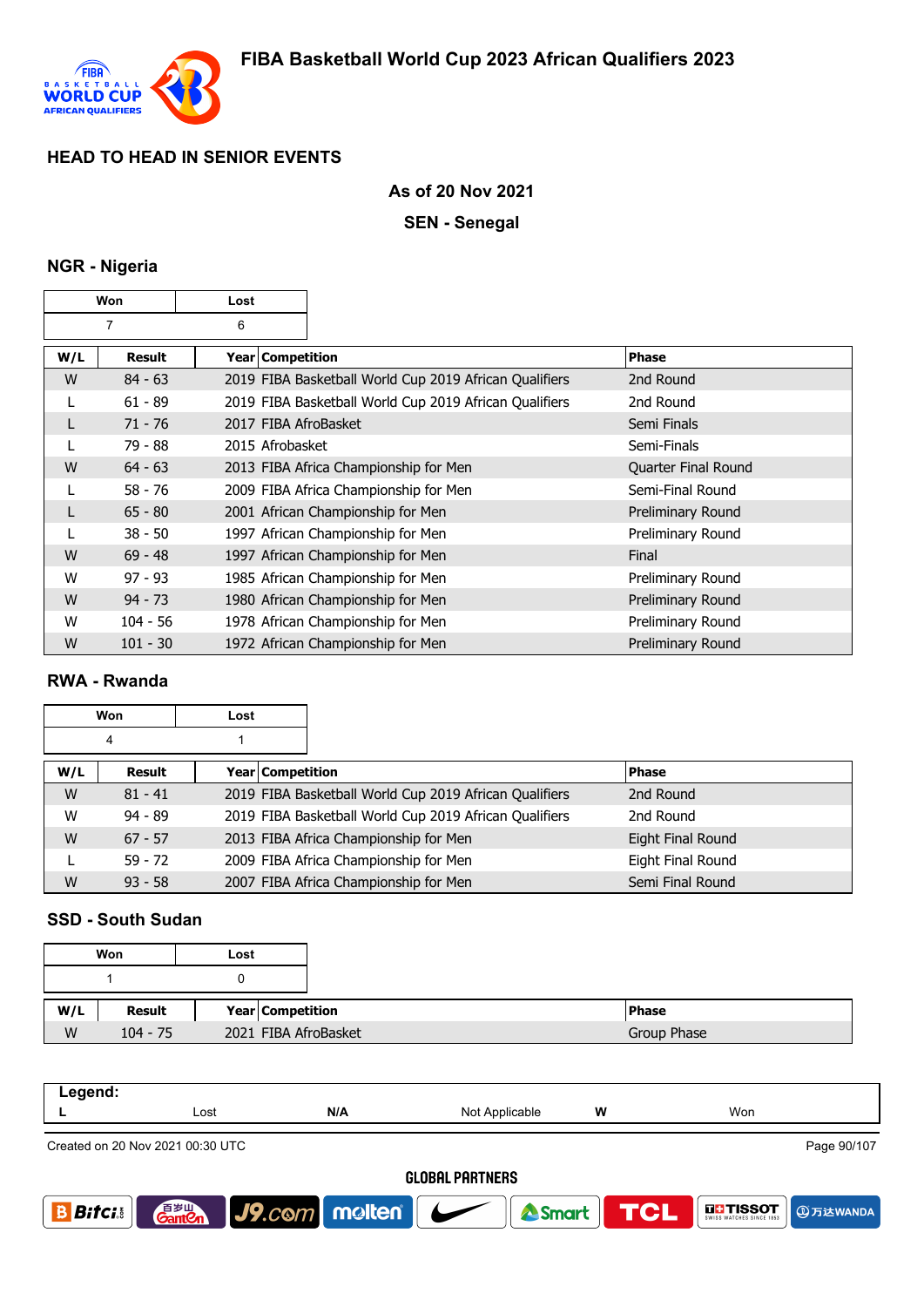# FIBA Basketball World Cup 2023 African Qualifiers 2023

## HEAD TO HEAD IN SENIOR EVENTS

**As of 20 Nov 2021**

**SEN - Senegal**

### NGR - Nigeria

| Won | Lost |
|---|---|
| 7 | 6 |

| W/L | Result | Year | Competition | Phase |
|---|---|---|---|---|
| W | 84 - 63 | 2019 | FIBA Basketball World Cup 2019 African Qualifiers | 2nd Round |
| L | 61 - 89 | 2019 | FIBA Basketball World Cup 2019 African Qualifiers | 2nd Round |
| L | 71 - 76 | 2017 | FIBA AfroBasket | Semi Finals |
| L | 79 - 88 | 2015 | Afrobasket | Semi-Finals |
| W | 64 - 63 | 2013 | FIBA Africa Championship for Men | Quarter Final Round |
| L | 58 - 76 | 2009 | FIBA Africa Championship for Men | Semi-Final Round |
| L | 65 - 80 | 2001 | African Championship for Men | Preliminary Round |
| L | 38 - 50 | 1997 | African Championship for Men | Preliminary Round |
| W | 69 - 48 | 1997 | African Championship for Men | Final |
| W | 97 - 93 | 1985 | African Championship for Men | Preliminary Round |
| W | 94 - 73 | 1980 | African Championship for Men | Preliminary Round |
| W | 104 - 56 | 1978 | African Championship for Men | Preliminary Round |
| W | 101 - 30 | 1972 | African Championship for Men | Preliminary Round |

### RWA - Rwanda

| Won | Lost |
|---|---|
| 4 | 1 |

| W/L | Result | Year | Competition | Phase |
|---|---|---|---|---|
| W | 81 - 41 | 2019 | FIBA Basketball World Cup 2019 African Qualifiers | 2nd Round |
| W | 94 - 89 | 2019 | FIBA Basketball World Cup 2019 African Qualifiers | 2nd Round |
| W | 67 - 57 | 2013 | FIBA Africa Championship for Men | Eight Final Round |
| L | 59 - 72 | 2009 | FIBA Africa Championship for Men | Eight Final Round |
| W | 93 - 58 | 2007 | FIBA Africa Championship for Men | Semi Final Round |

### SSD - South Sudan

| Won | Lost |
|---|---|
| 1 | 0 |

| W/L | Result | Year | Competition | Phase |
|---|---|---|---|---|
| W | 104 - 75 | 2021 | FIBA AfroBasket | Group Phase |

**Legend:**

| L | Lost | N/A | Not Applicable | W | Won |
|---|---|---|---|---|---|

Created on 20 Nov 2021 00:30 UTC

GLOBAL PARTNERS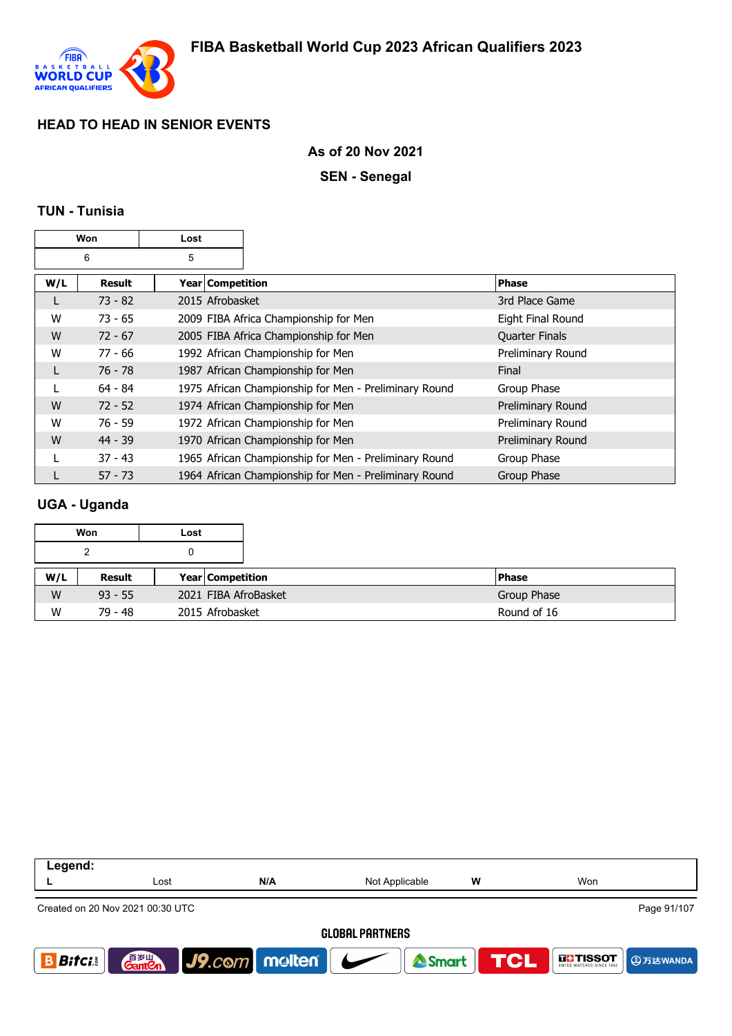# FIBA Basketball World Cup 2023 African Qualifiers 2023

## HEAD TO HEAD IN SENIOR EVENTS

**As of 20 Nov 2021**

**SEN - Senegal**

### TUN - Tunisia

| Won | Lost |
|---|---|
| 6 | 5 |

| W/L | Result | Year | Competition | Phase |
|---|---|---|---|---|
| L | 73 - 82 | 2015 | Afrobasket | 3rd Place Game |
| W | 73 - 65 | 2009 | FIBA Africa Championship for Men | Eight Final Round |
| W | 72 - 67 | 2005 | FIBA Africa Championship for Men | Quarter Finals |
| W | 77 - 66 | 1992 | African Championship for Men | Preliminary Round |
| L | 76 - 78 | 1987 | African Championship for Men | Final |
| L | 64 - 84 | 1975 | African Championship for Men - Preliminary Round | Group Phase |
| W | 72 - 52 | 1974 | African Championship for Men | Preliminary Round |
| W | 76 - 59 | 1972 | African Championship for Men | Preliminary Round |
| W | 44 - 39 | 1970 | African Championship for Men | Preliminary Round |
| L | 37 - 43 | 1965 | African Championship for Men - Preliminary Round | Group Phase |
| L | 57 - 73 | 1964 | African Championship for Men - Preliminary Round | Group Phase |

### UGA - Uganda

| Won | Lost |
|---|---|
| 2 | 0 |

| W/L | Result | Year | Competition | Phase |
|---|---|---|---|---|
| W | 93 - 55 | 2021 | FIBA AfroBasket | Group Phase |
| W | 79 - 48 | 2015 | Afrobasket | Round of 16 |

**Legend:**

| | | | | | |
|---|---|---|---|---|---|
| L | Lost | N/A | Not Applicable | W | Won |

Created on 20 Nov 2021 00:30 UTC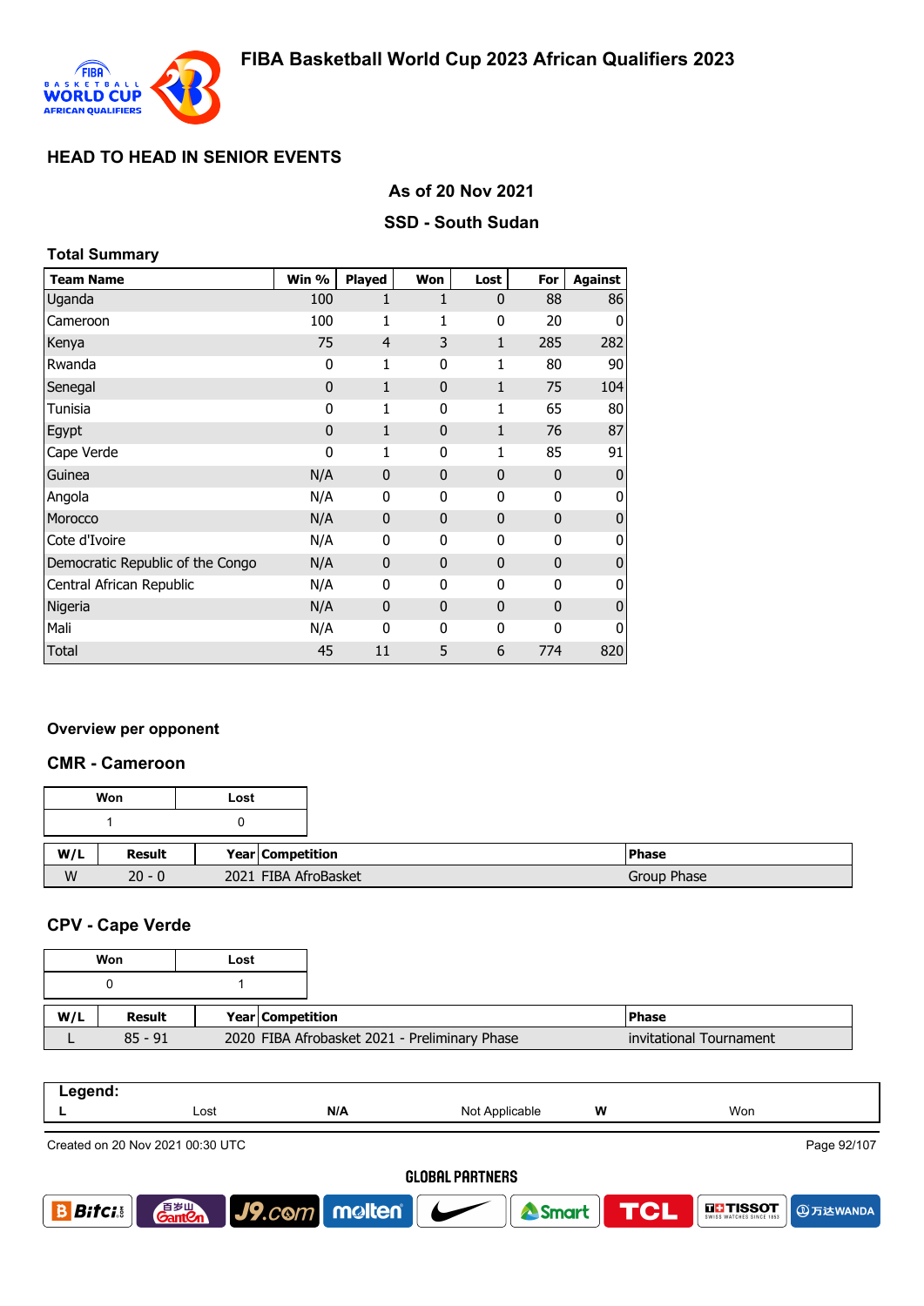# FIBA Basketball World Cup 2023 African Qualifiers 2023

## HEAD TO HEAD IN SENIOR EVENTS

### As of 20 Nov 2021

### SSD - South Sudan

**Total Summary**

| Team Name | Win % | Played | Won | Lost | For | Against |
|---|---|---|---|---|---|---|
| Uganda | 100 | 1 | 1 | 0 | 88 | 86 |
| Cameroon | 100 | 1 | 1 | 0 | 20 | 0 |
| Kenya | 75 | 4 | 3 | 1 | 285 | 282 |
| Rwanda | 0 | 1 | 0 | 1 | 80 | 90 |
| Senegal | 0 | 1 | 0 | 1 | 75 | 104 |
| Tunisia | 0 | 1 | 0 | 1 | 65 | 80 |
| Egypt | 0 | 1 | 0 | 1 | 76 | 87 |
| Cape Verde | 0 | 1 | 0 | 1 | 85 | 91 |
| Guinea | N/A | 0 | 0 | 0 | 0 | 0 |
| Angola | N/A | 0 | 0 | 0 | 0 | 0 |
| Morocco | N/A | 0 | 0 | 0 | 0 | 0 |
| Cote d'Ivoire | N/A | 0 | 0 | 0 | 0 | 0 |
| Democratic Republic of the Congo | N/A | 0 | 0 | 0 | 0 | 0 |
| Central African Republic | N/A | 0 | 0 | 0 | 0 | 0 |
| Nigeria | N/A | 0 | 0 | 0 | 0 | 0 |
| Mali | N/A | 0 | 0 | 0 | 0 | 0 |
| Total | 45 | 11 | 5 | 6 | 774 | 820 |

### Overview per opponent

### CMR - Cameroon

| Won | Lost |
|---|---|
| 1 | 0 |

| W/L | Result | Year | Competition | Phase |
|---|---|---|---|---|
| W | 20 - 0 | 2021 | FIBA AfroBasket | Group Phase |

### CPV - Cape Verde

| Won | Lost |
|---|---|
| 0 | 1 |

| W/L | Result | Year | Competition | Phase |
|---|---|---|---|---|
| L | 85 - 91 | 2020 | FIBA Afrobasket 2021 - Preliminary Phase | invitational Tournament |

**Legend:**

| L | Lost | N/A | Not Applicable | W | Won |
|---|---|---|---|---|---|

Created on 20 Nov 2021 00:30 UTC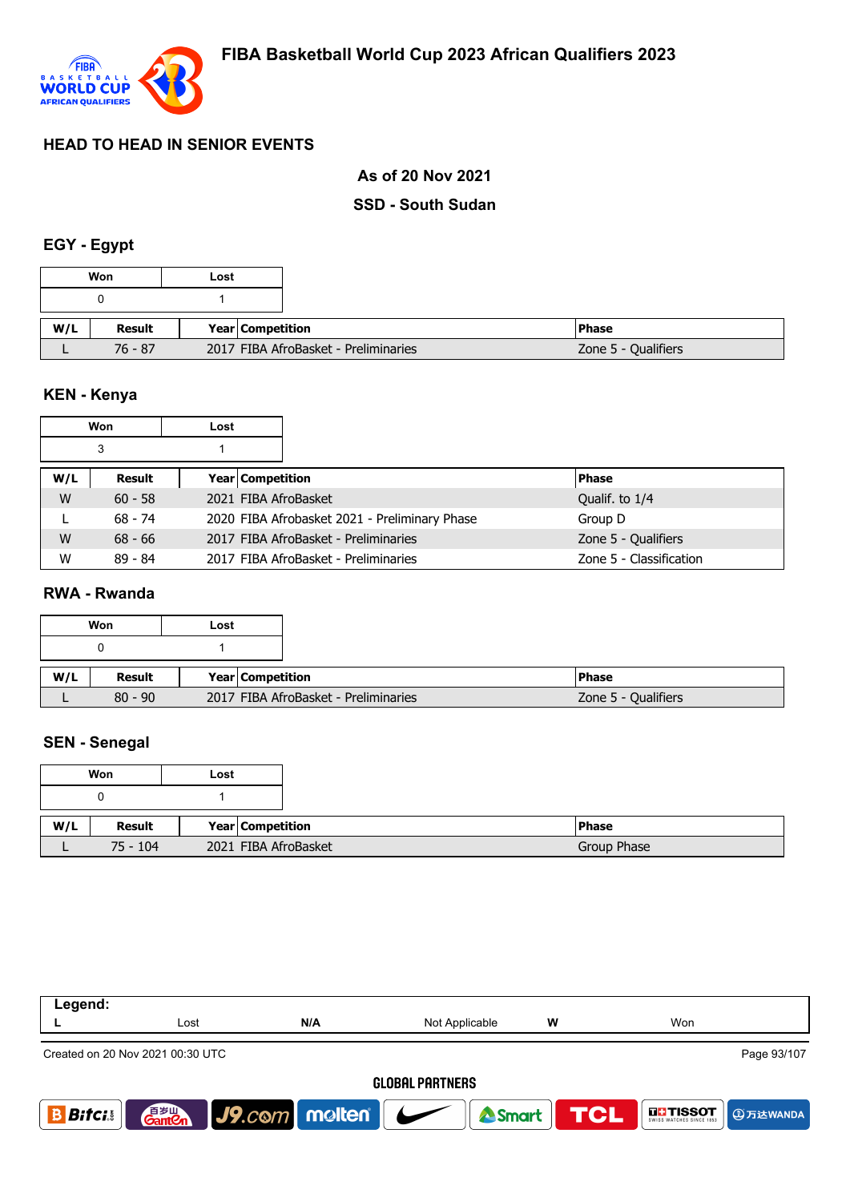# FIBA Basketball World Cup 2023 African Qualifiers 2023

## HEAD TO HEAD IN SENIOR EVENTS

### As of 20 Nov 2021

### SSD - South Sudan

### EGY - Egypt

| Won | Lost |
|---|---|
| 0 | 1 |

| W/L | Result | Year | Competition | Phase |
|---|---|---|---|---|
| L | 76 - 87 | 2017 | FIBA AfroBasket - Preliminaries | Zone 5 - Qualifiers |

### KEN - Kenya

| Won | Lost |
|---|---|
| 3 | 1 |

| W/L | Result | Year | Competition | Phase |
|---|---|---|---|---|
| W | 60 - 58 | 2021 | FIBA AfroBasket | Qualif. to 1/4 |
| L | 68 - 74 | 2020 | FIBA Afrobasket 2021 - Preliminary Phase | Group D |
| W | 68 - 66 | 2017 | FIBA AfroBasket - Preliminaries | Zone 5 - Qualifiers |
| W | 89 - 84 | 2017 | FIBA AfroBasket - Preliminaries | Zone 5 - Classification |

### RWA - Rwanda

| Won | Lost |
|---|---|
| 0 | 1 |

| W/L | Result | Year | Competition | Phase |
|---|---|---|---|---|
| L | 80 - 90 | 2017 | FIBA AfroBasket - Preliminaries | Zone 5 - Qualifiers |

### SEN - Senegal

| Won | Lost |
|---|---|
| 0 | 1 |

| W/L | Result | Year | Competition | Phase |
|---|---|---|---|---|
| L | 75 - 104 | 2021 | FIBA AfroBasket | Group Phase |

**Legend:**

| | | | | | |
|---|---|---|---|---|---|
| L | Lost | N/A | Not Applicable | W | Won |

Created on 20 Nov 2021 00:30 UTC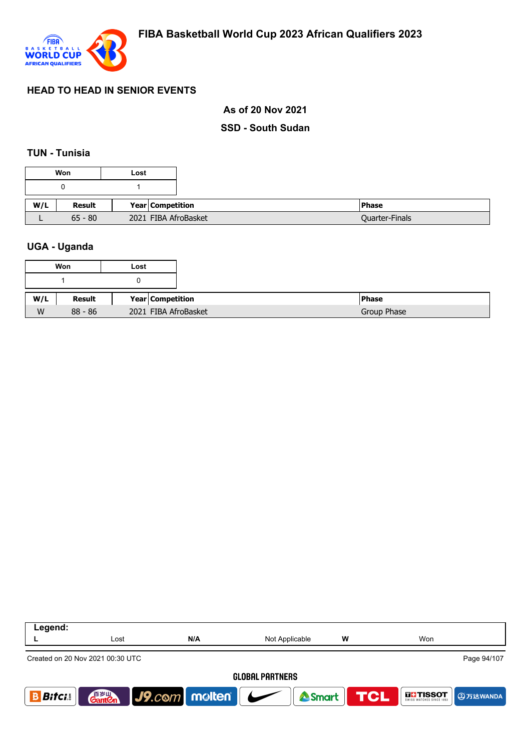# HEAD TO HEAD IN SENIOR EVENTS

## As of 20 Nov 2021

## SSD - South Sudan

### TUN - Tunisia

| Won | Lost |
|---|---|
| 0 | 1 |

| W/L | Result | Year | Competition | Phase |
|---|---|---|---|---|
| L | 65 - 80 | 2021 | FIBA AfroBasket | Quarter-Finals |

### UGA - Uganda

| Won | Lost |
|---|---|
| 1 | 0 |

| W/L | Result | Year | Competition | Phase |
|---|---|---|---|---|
| W | 88 - 86 | 2021 | FIBA AfroBasket | Group Phase |

| Legend: | | | | | |
|---|---|---|---|---|---|
| L | Lost | N/A | Not Applicable | W | Won |

Created on 20 Nov 2021 00:30 UTC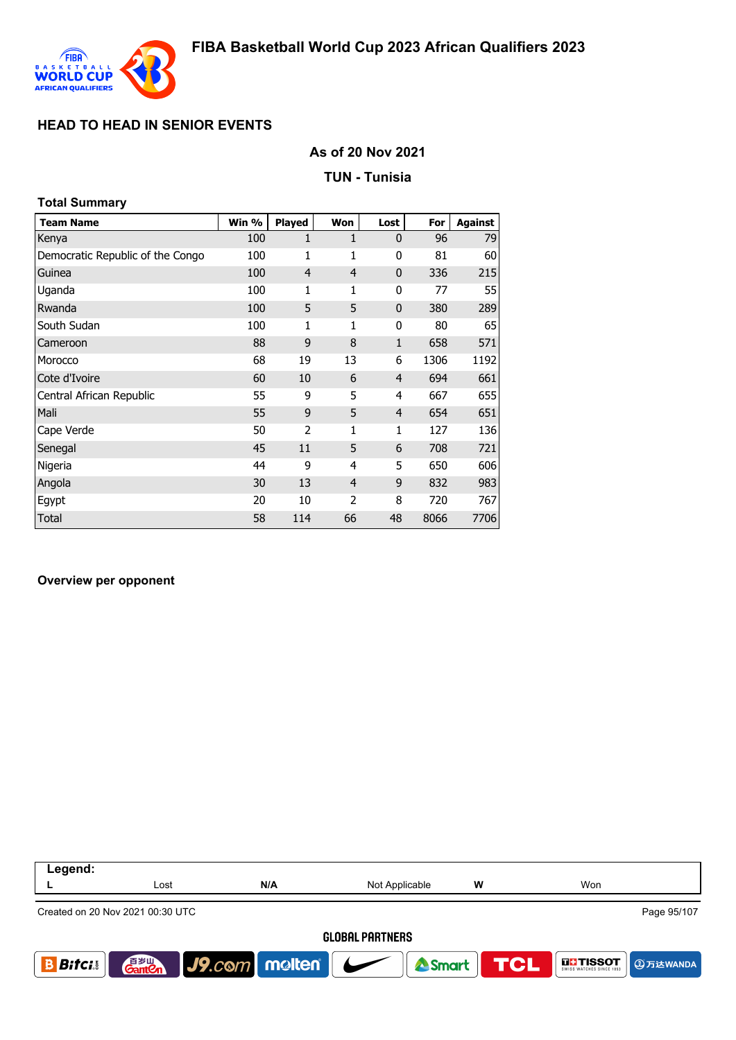## HEAD TO HEAD IN SENIOR EVENTS

### As of 20 Nov 2021

### TUN - Tunisia

**Total Summary**

| Team Name | Win % | Played | Won | Lost | For | Against |
|---|---|---|---|---|---|---|
| Kenya | 100 | 1 | 1 | 0 | 96 | 79 |
| Democratic Republic of the Congo | 100 | 1 | 1 | 0 | 81 | 60 |
| Guinea | 100 | 4 | 4 | 0 | 336 | 215 |
| Uganda | 100 | 1 | 1 | 0 | 77 | 55 |
| Rwanda | 100 | 5 | 5 | 0 | 380 | 289 |
| South Sudan | 100 | 1 | 1 | 0 | 80 | 65 |
| Cameroon | 88 | 9 | 8 | 1 | 658 | 571 |
| Morocco | 68 | 19 | 13 | 6 | 1306 | 1192 |
| Cote d'Ivoire | 60 | 10 | 6 | 4 | 694 | 661 |
| Central African Republic | 55 | 9 | 5 | 4 | 667 | 655 |
| Mali | 55 | 9 | 5 | 4 | 654 | 651 |
| Cape Verde | 50 | 2 | 1 | 1 | 127 | 136 |
| Senegal | 45 | 11 | 5 | 6 | 708 | 721 |
| Nigeria | 44 | 9 | 4 | 5 | 650 | 606 |
| Angola | 30 | 13 | 4 | 9 | 832 | 983 |
| Egypt | 20 | 10 | 2 | 8 | 720 | 767 |
| Total | 58 | 114 | 66 | 48 | 8066 | 7706 |

**Overview per opponent**

| Legend: | | | | | |
|---|---|---|---|---|---|
| L | Lost | N/A | Not Applicable | W | Won |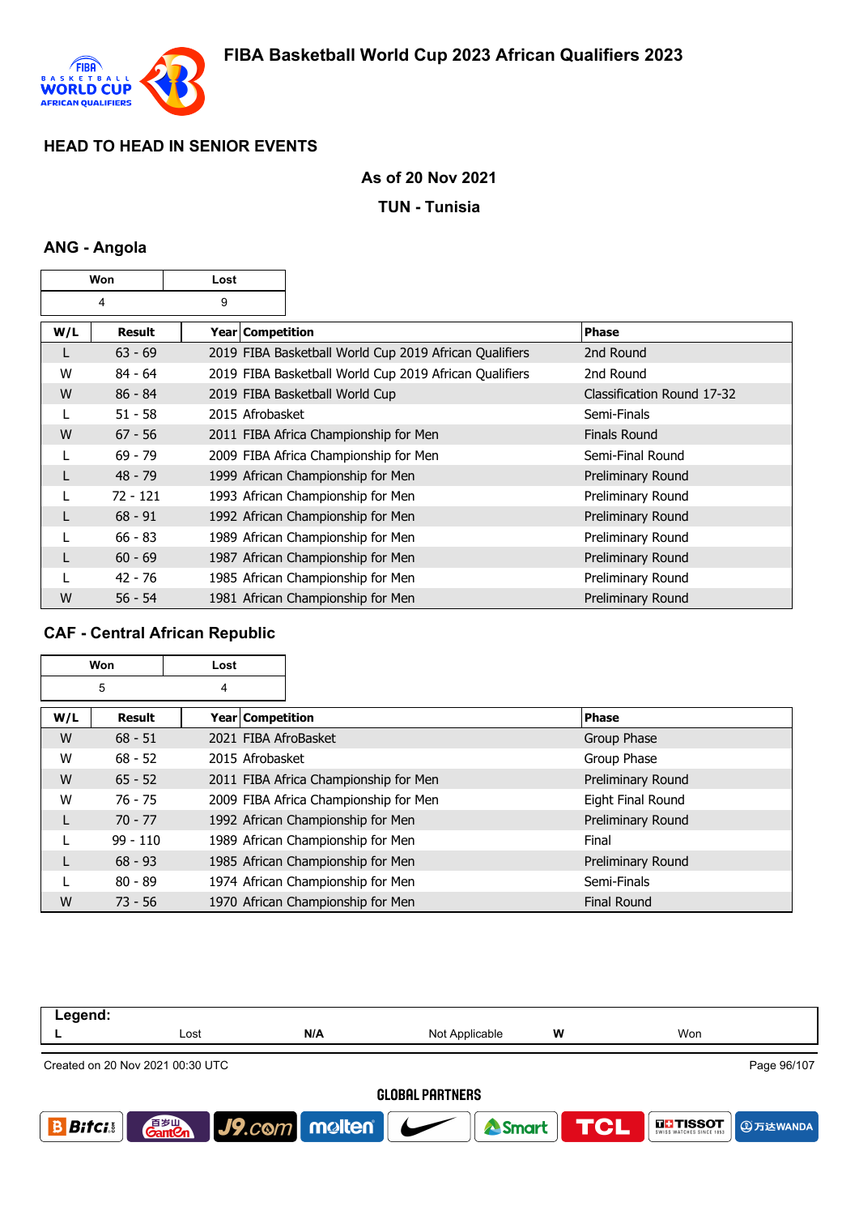# FIBA Basketball World Cup 2023 African Qualifiers 2023

## HEAD TO HEAD IN SENIOR EVENTS

**As of 20 Nov 2021**

**TUN - Tunisia**

### ANG - Angola

| Won | Lost |
|---|---|
| 4 | 9 |

| W/L | Result | Year | Competition | Phase |
|---|---|---|---|---|
| L | 63 - 69 | 2019 | FIBA Basketball World Cup 2019 African Qualifiers | 2nd Round |
| W | 84 - 64 | 2019 | FIBA Basketball World Cup 2019 African Qualifiers | 2nd Round |
| W | 86 - 84 | 2019 | FIBA Basketball World Cup | Classification Round 17-32 |
| L | 51 - 58 | 2015 | Afrobasket | Semi-Finals |
| W | 67 - 56 | 2011 | FIBA Africa Championship for Men | Finals Round |
| L | 69 - 79 | 2009 | FIBA Africa Championship for Men | Semi-Final Round |
| L | 48 - 79 | 1999 | African Championship for Men | Preliminary Round |
| L | 72 - 121 | 1993 | African Championship for Men | Preliminary Round |
| L | 68 - 91 | 1992 | African Championship for Men | Preliminary Round |
| L | 66 - 83 | 1989 | African Championship for Men | Preliminary Round |
| L | 60 - 69 | 1987 | African Championship for Men | Preliminary Round |
| L | 42 - 76 | 1985 | African Championship for Men | Preliminary Round |
| W | 56 - 54 | 1981 | African Championship for Men | Preliminary Round |

### CAF - Central African Republic

| Won | Lost |
|---|---|
| 5 | 4 |

| W/L | Result | Year | Competition | Phase |
|---|---|---|---|---|
| W | 68 - 51 | 2021 | FIBA AfroBasket | Group Phase |
| W | 68 - 52 | 2015 | Afrobasket | Group Phase |
| W | 65 - 52 | 2011 | FIBA Africa Championship for Men | Preliminary Round |
| W | 76 - 75 | 2009 | FIBA Africa Championship for Men | Eight Final Round |
| L | 70 - 77 | 1992 | African Championship for Men | Preliminary Round |
| L | 99 - 110 | 1989 | African Championship for Men | Final |
| L | 68 - 93 | 1985 | African Championship for Men | Preliminary Round |
| L | 80 - 89 | 1974 | African Championship for Men | Semi-Finals |
| W | 73 - 56 | 1970 | African Championship for Men | Final Round |

| Legend: | | | | | |
|---|---|---|---|---|---|
| L | Lost | N/A | Not Applicable | W | Won |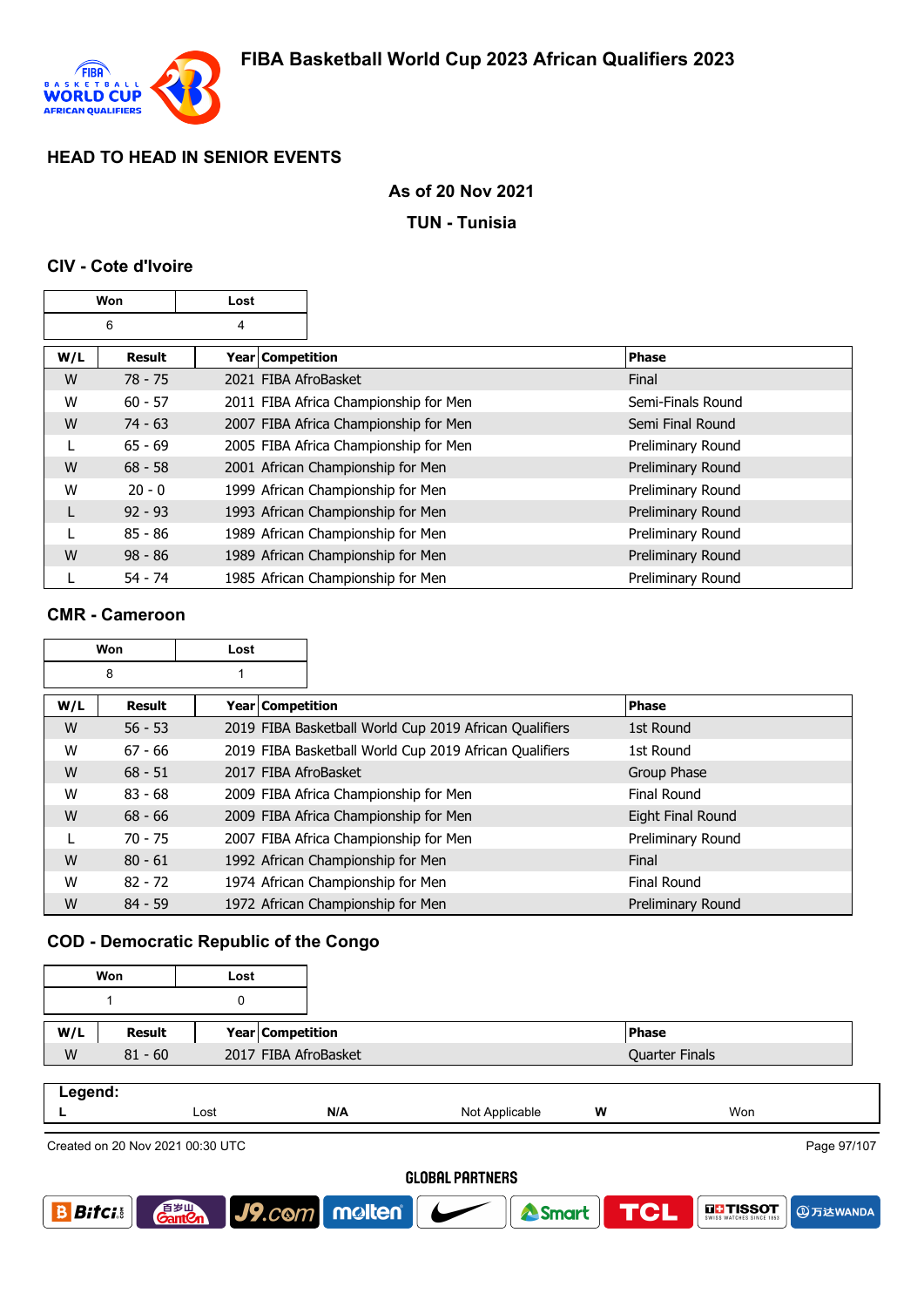# FIBA Basketball World Cup 2023 African Qualifiers 2023

## HEAD TO HEAD IN SENIOR EVENTS

### As of 20 Nov 2021

### TUN - Tunisia

### CIV - Cote d'Ivoire

| Won | Lost |
|---|---|
| 6 | 4 |

| W/L | Result | Year | Competition | Phase |
|---|---|---|---|---|
| W | 78 - 75 | 2021 | FIBA AfroBasket | Final |
| W | 60 - 57 | 2011 | FIBA Africa Championship for Men | Semi-Finals Round |
| W | 74 - 63 | 2007 | FIBA Africa Championship for Men | Semi Final Round |
| L | 65 - 69 | 2005 | FIBA Africa Championship for Men | Preliminary Round |
| W | 68 - 58 | 2001 | African Championship for Men | Preliminary Round |
| W | 20 - 0 | 1999 | African Championship for Men | Preliminary Round |
| L | 92 - 93 | 1993 | African Championship for Men | Preliminary Round |
| L | 85 - 86 | 1989 | African Championship for Men | Preliminary Round |
| W | 98 - 86 | 1989 | African Championship for Men | Preliminary Round |
| L | 54 - 74 | 1985 | African Championship for Men | Preliminary Round |

### CMR - Cameroon

| Won | Lost |
|---|---|
| 8 | 1 |

| W/L | Result | Year | Competition | Phase |
|---|---|---|---|---|
| W | 56 - 53 | 2019 | FIBA Basketball World Cup 2019 African Qualifiers | 1st Round |
| W | 67 - 66 | 2019 | FIBA Basketball World Cup 2019 African Qualifiers | 1st Round |
| W | 68 - 51 | 2017 | FIBA AfroBasket | Group Phase |
| W | 83 - 68 | 2009 | FIBA Africa Championship for Men | Final Round |
| W | 68 - 66 | 2009 | FIBA Africa Championship for Men | Eight Final Round |
| L | 70 - 75 | 2007 | FIBA Africa Championship for Men | Preliminary Round |
| W | 80 - 61 | 1992 | African Championship for Men | Final |
| W | 82 - 72 | 1974 | African Championship for Men | Final Round |
| W | 84 - 59 | 1972 | African Championship for Men | Preliminary Round |

### COD - Democratic Republic of the Congo

| Won | Lost |
|---|---|
| 1 | 0 |

| W/L | Result | Year | Competition | Phase |
|---|---|---|---|---|
| W | 81 - 60 | 2017 | FIBA AfroBasket | Quarter Finals |

**Legend:**

| | | | | | |
|---|---|---|---|---|---|
| **L** | Lost | **N/A** | Not Applicable | **W** | Won |

Created on 20 Nov 2021 00:30 UTC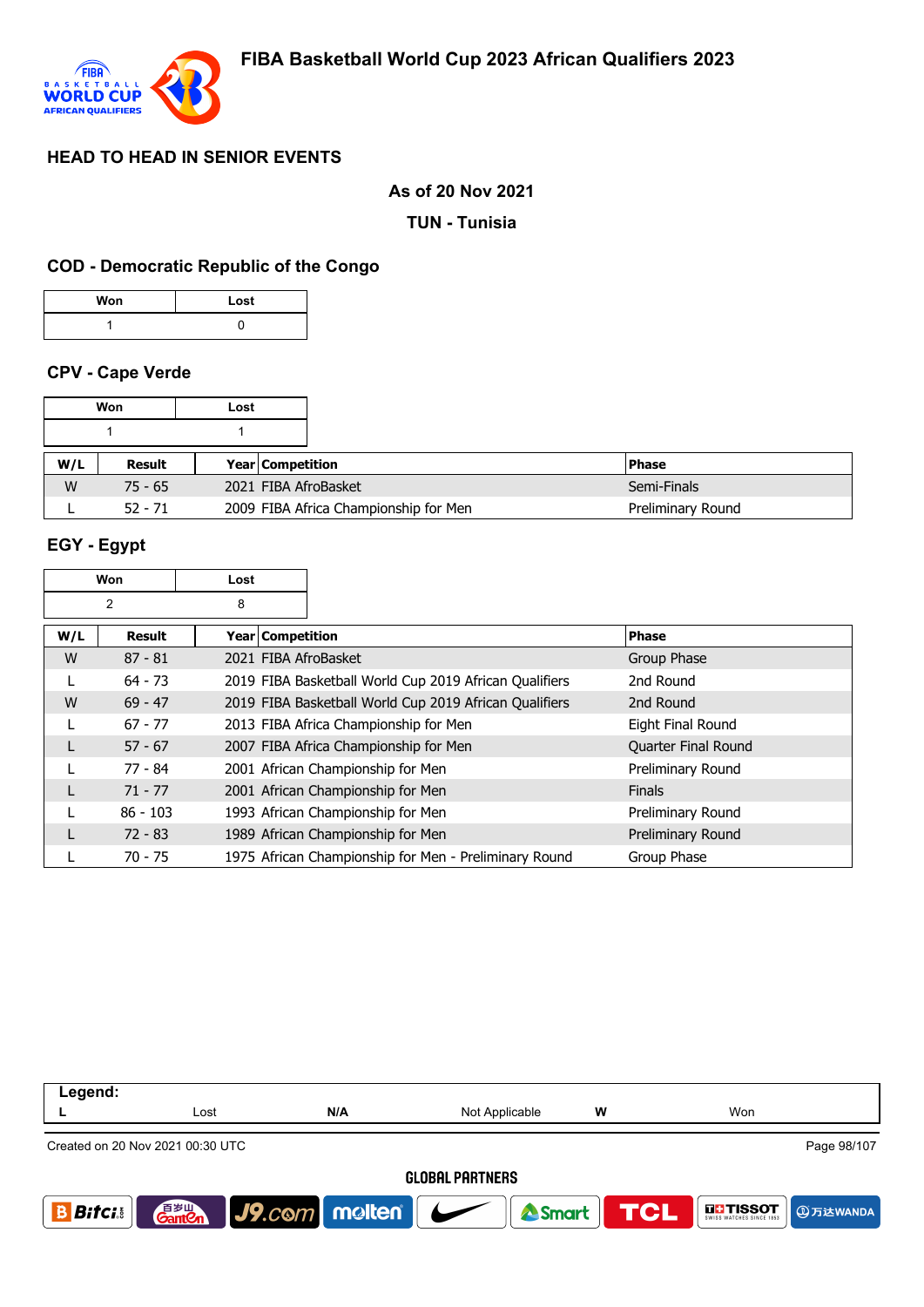# FIBA Basketball World Cup 2023 African Qualifiers 2023

## HEAD TO HEAD IN SENIOR EVENTS

**As of 20 Nov 2021**

**TUN - Tunisia**

### COD - Democratic Republic of the Congo

| Won | Lost |
|---|---|
| 1 | 0 |

### CPV - Cape Verde

| Won | Lost |
|---|---|
| 1 | 1 |

| W/L | Result | Year | Competition | Phase |
|---|---|---|---|---|
| W | 75 - 65 | 2021 | FIBA AfroBasket | Semi-Finals |
| L | 52 - 71 | 2009 | FIBA Africa Championship for Men | Preliminary Round |

### EGY - Egypt

| Won | Lost |
|---|---|
| 2 | 8 |

| W/L | Result | Year | Competition | Phase |
|---|---|---|---|---|
| W | 87 - 81 | 2021 | FIBA AfroBasket | Group Phase |
| L | 64 - 73 | 2019 | FIBA Basketball World Cup 2019 African Qualifiers | 2nd Round |
| W | 69 - 47 | 2019 | FIBA Basketball World Cup 2019 African Qualifiers | 2nd Round |
| L | 67 - 77 | 2013 | FIBA Africa Championship for Men | Eight Final Round |
| L | 57 - 67 | 2007 | FIBA Africa Championship for Men | Quarter Final Round |
| L | 77 - 84 | 2001 | African Championship for Men | Preliminary Round |
| L | 71 - 77 | 2001 | African Championship for Men | Finals |
| L | 86 - 103 | 1993 | African Championship for Men | Preliminary Round |
| L | 72 - 83 | 1989 | African Championship for Men | Preliminary Round |
| L | 70 - 75 | 1975 | African Championship for Men - Preliminary Round | Group Phase |

| Legend: | | | | | |
|---|---|---|---|---|---|
| L | Lost | N/A | Not Applicable | W | Won |

Created on 20 Nov 2021 00:30 UTC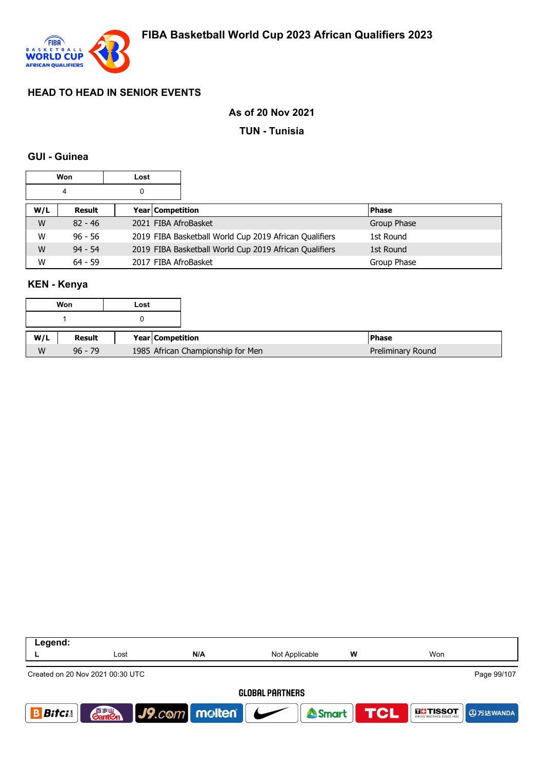# FIBA Basketball World Cup 2023 African Qualifiers 2023

## HEAD TO HEAD IN SENIOR EVENTS

### As of 20 Nov 2021

### TUN - Tunisia

### GUI - Guinea

| Won | Lost |
|---|---|
| 4 | 0 |

| W/L | Result | Year | Competition | Phase |
|---|---|---|---|---|
| W | 82 - 46 | 2021 | FIBA AfroBasket | Group Phase |
| W | 96 - 56 | 2019 | FIBA Basketball World Cup 2019 African Qualifiers | 1st Round |
| W | 94 - 54 | 2019 | FIBA Basketball World Cup 2019 African Qualifiers | 1st Round |
| W | 64 - 59 | 2017 | FIBA AfroBasket | Group Phase |

### KEN - Kenya

| Won | Lost |
|---|---|
| 1 | 0 |

| W/L | Result | Year | Competition | Phase |
|---|---|---|---|---|
| W | 96 - 79 | 1985 | African Championship for Men | Preliminary Round |

| Legend: | | | | | |
|---|---|---|---|---|---|
| L | Lost | N/A | Not Applicable | W | Won |

Created on 20 Nov 2021 00:30 UTC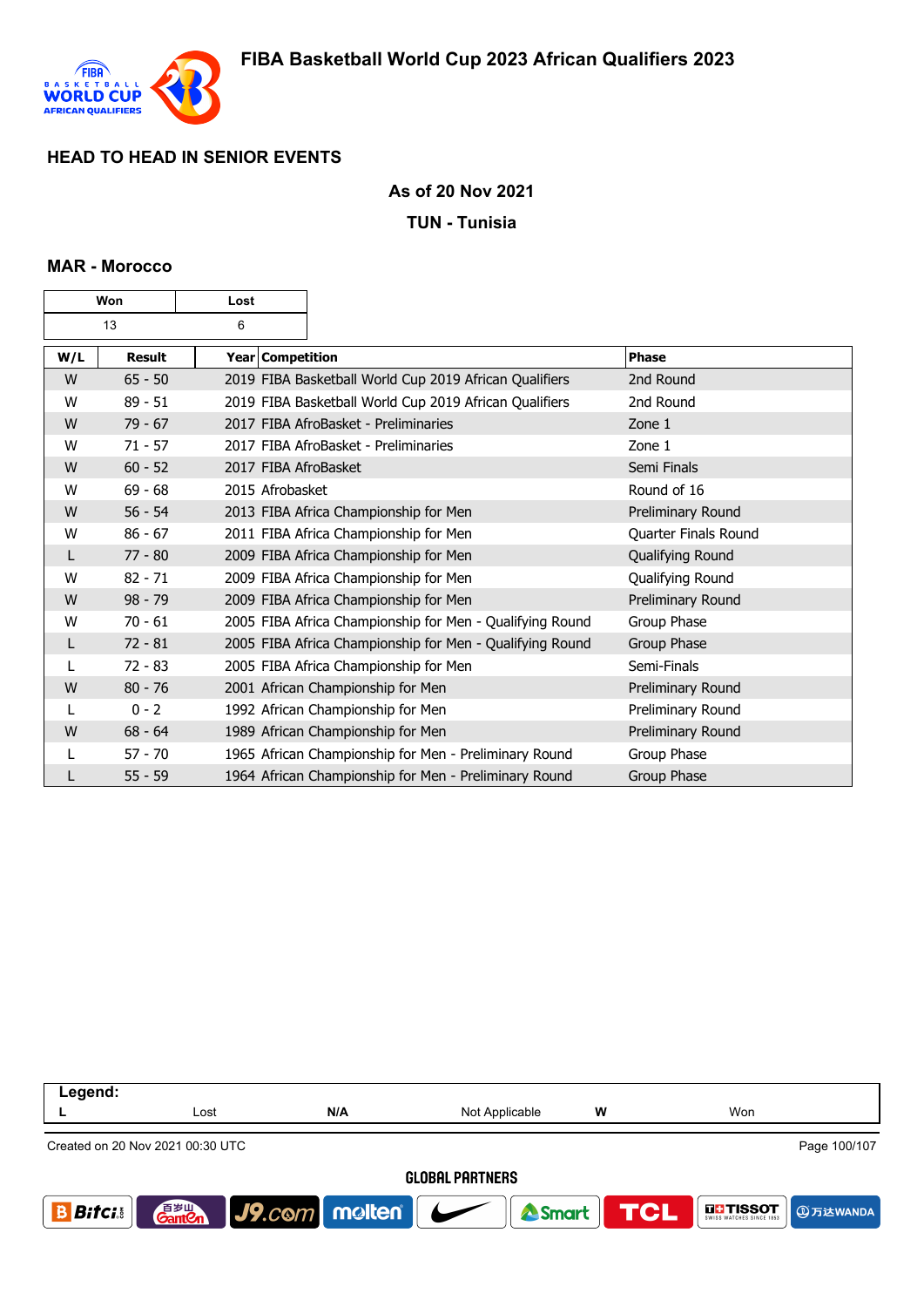# FIBA Basketball World Cup 2023 African Qualifiers 2023

## HEAD TO HEAD IN SENIOR EVENTS

### As of 20 Nov 2021

### TUN - Tunisia

### MAR - Morocco

| Won | Lost |
|---|---|
| 13 | 6 |

| W/L | Result | Year | Competition | Phase |
|---|---|---|---|---|
| W | 65 - 50 | 2019 | FIBA Basketball World Cup 2019 African Qualifiers | 2nd Round |
| W | 89 - 51 | 2019 | FIBA Basketball World Cup 2019 African Qualifiers | 2nd Round |
| W | 79 - 67 | 2017 | FIBA AfroBasket - Preliminaries | Zone 1 |
| W | 71 - 57 | 2017 | FIBA AfroBasket - Preliminaries | Zone 1 |
| W | 60 - 52 | 2017 | FIBA AfroBasket | Semi Finals |
| W | 69 - 68 | 2015 | Afrobasket | Round of 16 |
| W | 56 - 54 | 2013 | FIBA Africa Championship for Men | Preliminary Round |
| W | 86 - 67 | 2011 | FIBA Africa Championship for Men | Quarter Finals Round |
| L | 77 - 80 | 2009 | FIBA Africa Championship for Men | Qualifying Round |
| W | 82 - 71 | 2009 | FIBA Africa Championship for Men | Qualifying Round |
| W | 98 - 79 | 2009 | FIBA Africa Championship for Men | Preliminary Round |
| W | 70 - 61 | 2005 | FIBA Africa Championship for Men - Qualifying Round | Group Phase |
| L | 72 - 81 | 2005 | FIBA Africa Championship for Men - Qualifying Round | Group Phase |
| L | 72 - 83 | 2005 | FIBA Africa Championship for Men | Semi-Finals |
| W | 80 - 76 | 2001 | African Championship for Men | Preliminary Round |
| L | 0 - 2 | 1992 | African Championship for Men | Preliminary Round |
| W | 68 - 64 | 1989 | African Championship for Men | Preliminary Round |
| L | 57 - 70 | 1965 | African Championship for Men - Preliminary Round | Group Phase |
| L | 55 - 59 | 1964 | African Championship for Men - Preliminary Round | Group Phase |

**Legend:**

| L | Lost | N/A | Not Applicable | W | Won |
|---|---|---|---|---|---|

Created on 20 Nov 2021 00:30 UTC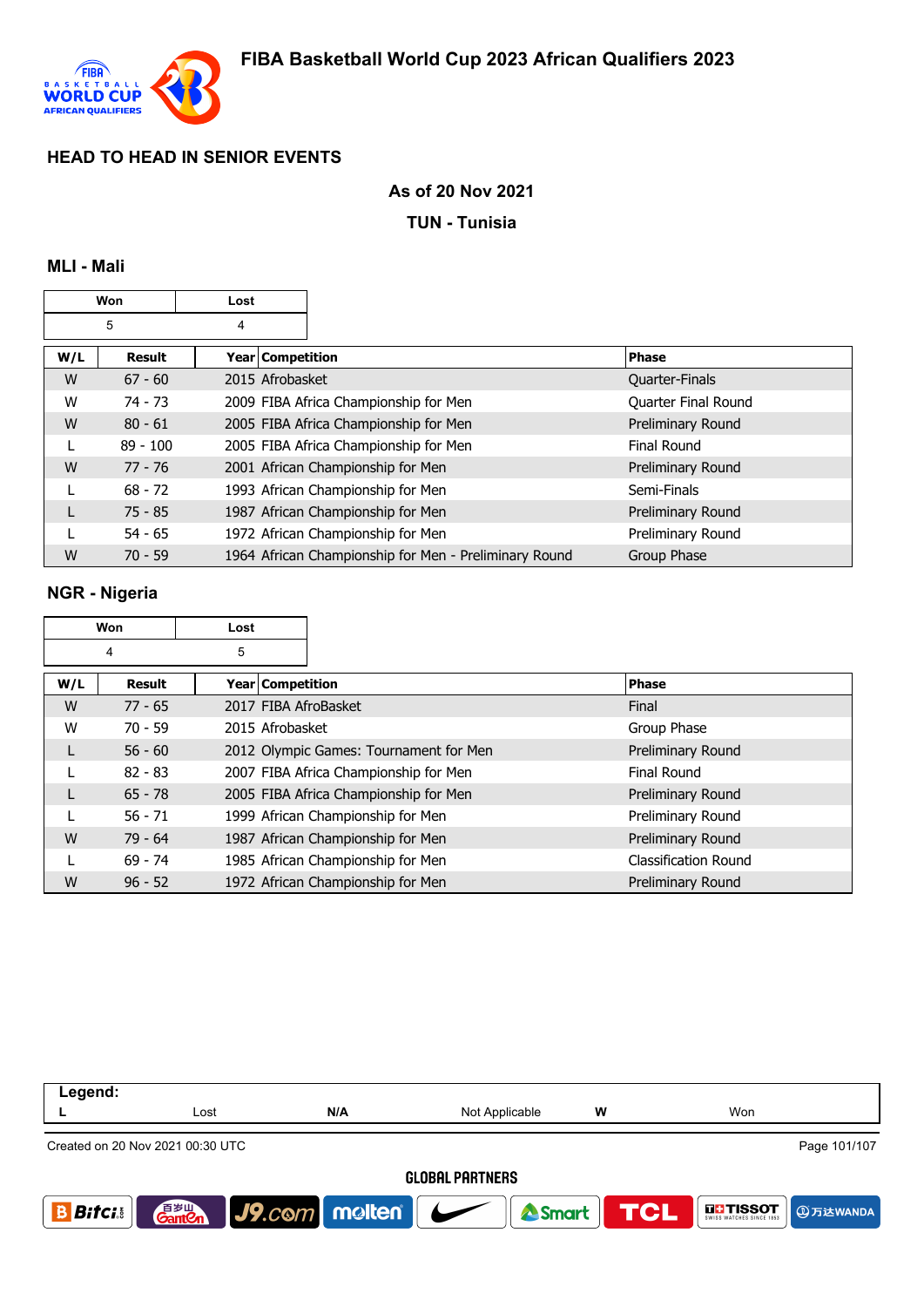# FIBA Basketball World Cup 2023 African Qualifiers 2023

## HEAD TO HEAD IN SENIOR EVENTS

**As of 20 Nov 2021**

**TUN - Tunisia**

### MLI - Mali

| Won | Lost |
|---|---|
| 5 | 4 |

| W/L | Result | Year | Competition | Phase |
|---|---|---|---|---|
| W | 67 - 60 | 2015 | Afrobasket | Quarter-Finals |
| W | 74 - 73 | 2009 | FIBA Africa Championship for Men | Quarter Final Round |
| W | 80 - 61 | 2005 | FIBA Africa Championship for Men | Preliminary Round |
| L | 89 - 100 | 2005 | FIBA Africa Championship for Men | Final Round |
| W | 77 - 76 | 2001 | African Championship for Men | Preliminary Round |
| L | 68 - 72 | 1993 | African Championship for Men | Semi-Finals |
| L | 75 - 85 | 1987 | African Championship for Men | Preliminary Round |
| L | 54 - 65 | 1972 | African Championship for Men | Preliminary Round |
| W | 70 - 59 | 1964 | African Championship for Men - Preliminary Round | Group Phase |

### NGR - Nigeria

| Won | Lost |
|---|---|
| 4 | 5 |

| W/L | Result | Year | Competition | Phase |
|---|---|---|---|---|
| W | 77 - 65 | 2017 | FIBA AfroBasket | Final |
| W | 70 - 59 | 2015 | Afrobasket | Group Phase |
| L | 56 - 60 | 2012 | Olympic Games: Tournament for Men | Preliminary Round |
| L | 82 - 83 | 2007 | FIBA Africa Championship for Men | Final Round |
| L | 65 - 78 | 2005 | FIBA Africa Championship for Men | Preliminary Round |
| L | 56 - 71 | 1999 | African Championship for Men | Preliminary Round |
| W | 79 - 64 | 1987 | African Championship for Men | Preliminary Round |
| L | 69 - 74 | 1985 | African Championship for Men | Classification Round |
| W | 96 - 52 | 1972 | African Championship for Men | Preliminary Round |

| Legend: | | | | | |
|---|---|---|---|---|---|
| L | Lost | N/A | Not Applicable | W | Won |

Created on 20 Nov 2021 00:30 UTC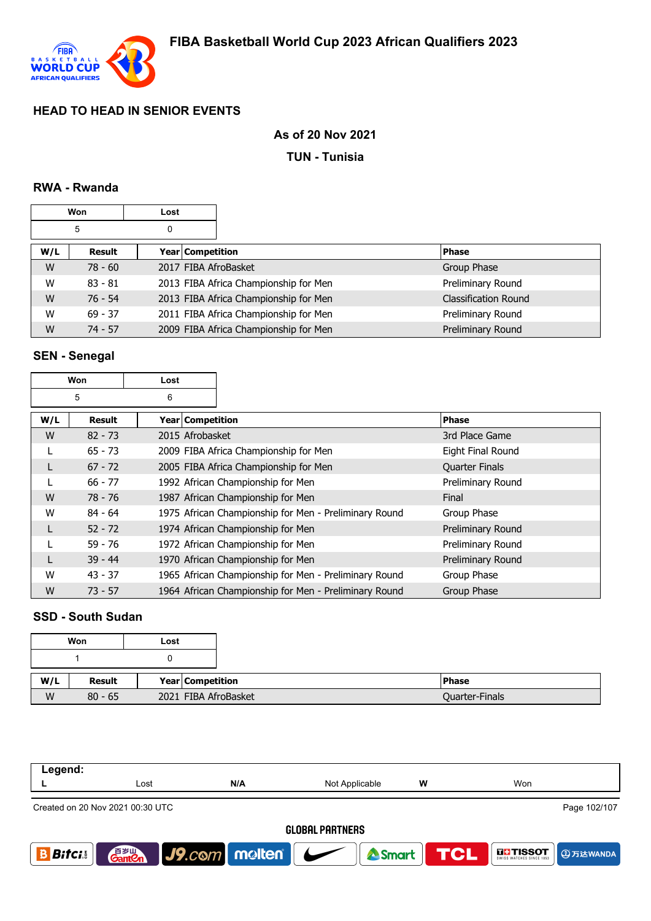## HEAD TO HEAD IN SENIOR EVENTS

**As of 20 Nov 2021**

**TUN - Tunisia**

### RWA - Rwanda

| Won | Lost |
|---|---|
| 5 | 0 |

| W/L | Result | Year | Competition | Phase |
|---|---|---|---|---|
| W | 78 - 60 | 2017 | FIBA AfroBasket | Group Phase |
| W | 83 - 81 | 2013 | FIBA Africa Championship for Men | Preliminary Round |
| W | 76 - 54 | 2013 | FIBA Africa Championship for Men | Classification Round |
| W | 69 - 37 | 2011 | FIBA Africa Championship for Men | Preliminary Round |
| W | 74 - 57 | 2009 | FIBA Africa Championship for Men | Preliminary Round |

### SEN - Senegal

| Won | Lost |
|---|---|
| 5 | 6 |

| W/L | Result | Year | Competition | Phase |
|---|---|---|---|---|
| W | 82 - 73 | 2015 | Afrobasket | 3rd Place Game |
| L | 65 - 73 | 2009 | FIBA Africa Championship for Men | Eight Final Round |
| L | 67 - 72 | 2005 | FIBA Africa Championship for Men | Quarter Finals |
| L | 66 - 77 | 1992 | African Championship for Men | Preliminary Round |
| W | 78 - 76 | 1987 | African Championship for Men | Final |
| W | 84 - 64 | 1975 | African Championship for Men - Preliminary Round | Group Phase |
| L | 52 - 72 | 1974 | African Championship for Men | Preliminary Round |
| L | 59 - 76 | 1972 | African Championship for Men | Preliminary Round |
| L | 39 - 44 | 1970 | African Championship for Men | Preliminary Round |
| W | 43 - 37 | 1965 | African Championship for Men - Preliminary Round | Group Phase |
| W | 73 - 57 | 1964 | African Championship for Men - Preliminary Round | Group Phase |

### SSD - South Sudan

| Won | Lost |
|---|---|
| 1 | 0 |

| W/L | Result | Year | Competition | Phase |
|---|---|---|---|---|
| W | 80 - 65 | 2021 | FIBA AfroBasket | Quarter-Finals |

| Legend: | | | | | |
|---|---|---|---|---|---|
| L | Lost | N/A | Not Applicable | W | Won |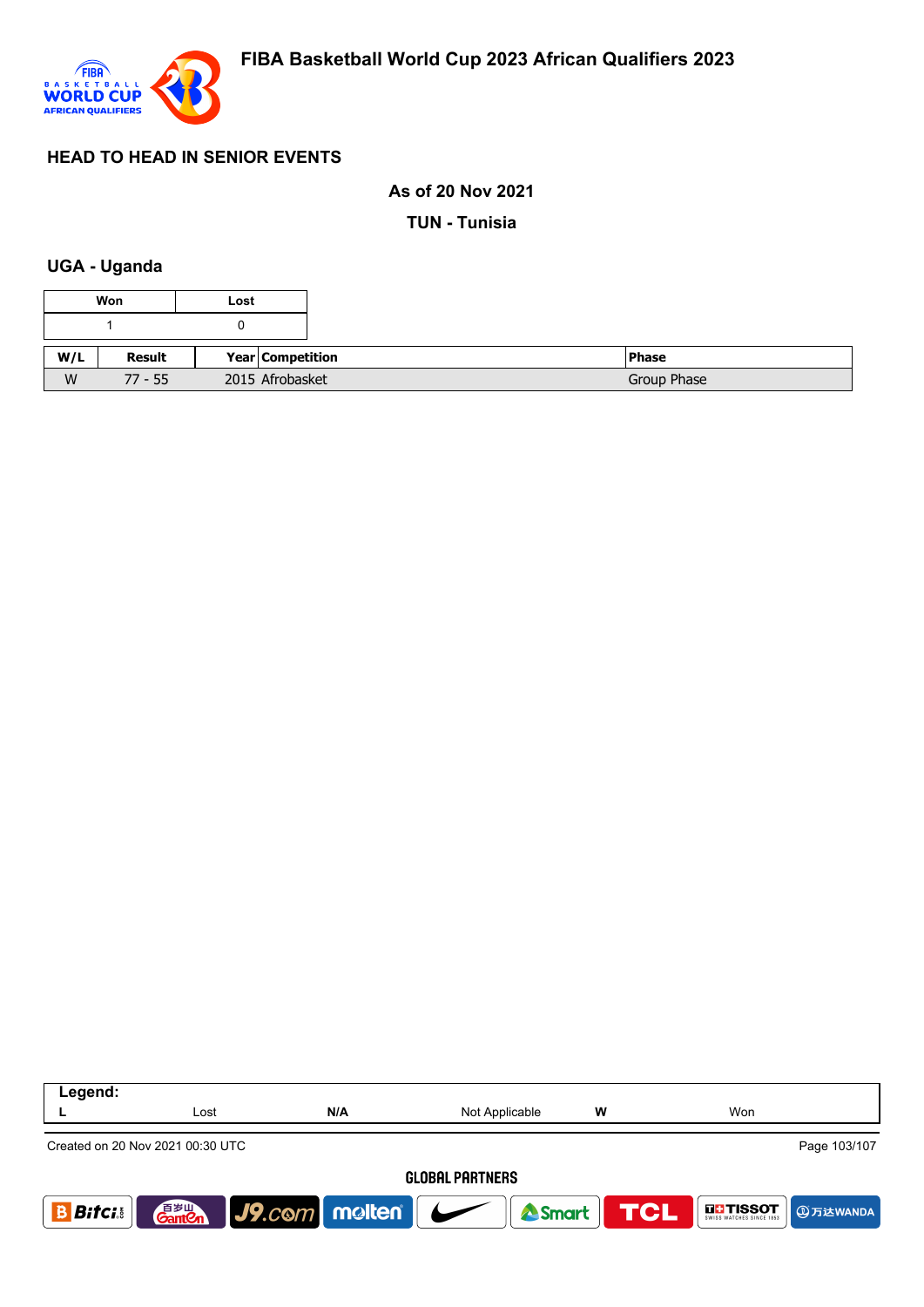# FIBA Basketball World Cup 2023 African Qualifiers 2023

## HEAD TO HEAD IN SENIOR EVENTS

**As of 20 Nov 2021**

**TUN - Tunisia**

### UGA - Uganda

| Won | Lost |
|---|---|
| 1 | 0 |

| W/L | Result | Year | Competition | Phase |
|---|---|---|---|---|
| W | 77 - 55 | 2015 | Afrobasket | Group Phase |

| Legend: | | | | | |
|---|---|---|---|---|---|
| L | Lost | N/A | Not Applicable | W | Won |

Created on 20 Nov 2021 00:30 UTC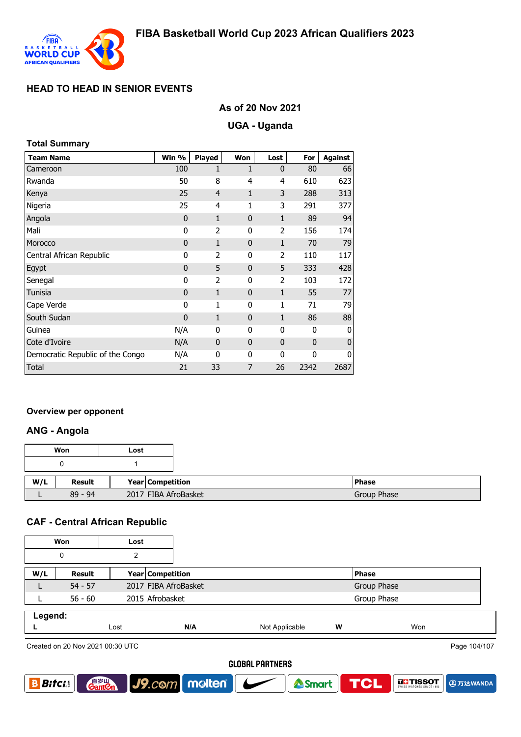# FIBA Basketball World Cup 2023 African Qualifiers 2023

## HEAD TO HEAD IN SENIOR EVENTS

### As of 20 Nov 2021

### UGA - Uganda

### Total Summary

| Team Name | Win % | Played | Won | Lost | For | Against |
|---|---|---|---|---|---|---|
| Cameroon | 100 | 1 | 1 | 0 | 80 | 66 |
| Rwanda | 50 | 8 | 4 | 4 | 610 | 623 |
| Kenya | 25 | 4 | 1 | 3 | 288 | 313 |
| Nigeria | 25 | 4 | 1 | 3 | 291 | 377 |
| Angola | 0 | 1 | 0 | 1 | 89 | 94 |
| Mali | 0 | 2 | 0 | 2 | 156 | 174 |
| Morocco | 0 | 1 | 0 | 1 | 70 | 79 |
| Central African Republic | 0 | 2 | 0 | 2 | 110 | 117 |
| Egypt | 0 | 5 | 0 | 5 | 333 | 428 |
| Senegal | 0 | 2 | 0 | 2 | 103 | 172 |
| Tunisia | 0 | 1 | 0 | 1 | 55 | 77 |
| Cape Verde | 0 | 1 | 0 | 1 | 71 | 79 |
| South Sudan | 0 | 1 | 0 | 1 | 86 | 88 |
| Guinea | N/A | 0 | 0 | 0 | 0 | 0 |
| Cote d'Ivoire | N/A | 0 | 0 | 0 | 0 | 0 |
| Democratic Republic of the Congo | N/A | 0 | 0 | 0 | 0 | 0 |
| Total | 21 | 33 | 7 | 26 | 2342 | 2687 |

### Overview per opponent

### ANG - Angola

| Won | Lost |
|---|---|
| 0 | 1 |

| W/L | Result | Year | Competition | Phase |
|---|---|---|---|---|
| L | 89 - 94 | 2017 | FIBA AfroBasket | Group Phase |

### CAF - Central African Republic

| Won | Lost |
|---|---|
| 0 | 2 |

| W/L | Result | Year | Competition | Phase |
|---|---|---|---|---|
| L | 54 - 57 | 2017 | FIBA AfroBasket | Group Phase |
| L | 56 - 60 | 2015 | Afrobasket | Group Phase |

**Legend:**

| L | Lost | N/A | Not Applicable | W | Won |
|---|---|---|---|---|---|

Created on 20 Nov 2021 00:30 UTC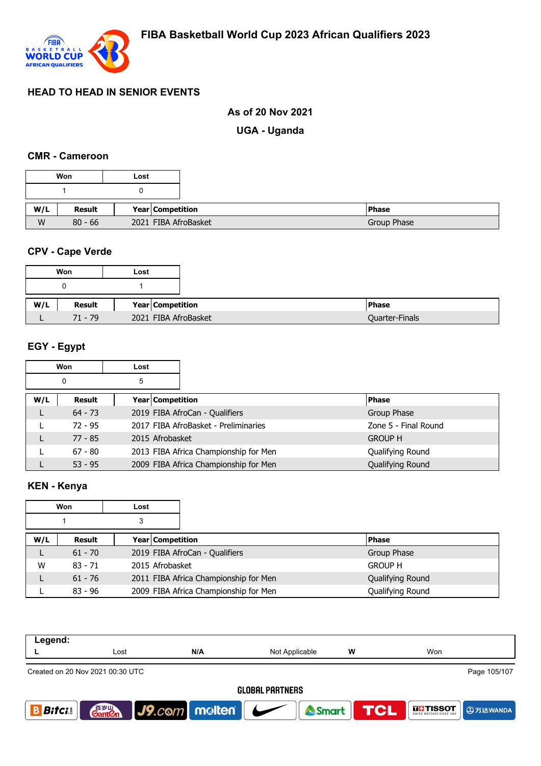# FIBA Basketball World Cup 2023 African Qualifiers 2023

## HEAD TO HEAD IN SENIOR EVENTS

**As of 20 Nov 2021**

**UGA - Uganda**

### CMR - Cameroon

| Won | Lost |
|---|---|
| 1 | 0 |

| W/L | Result | Year | Competition | Phase |
|---|---|---|---|---|
| W | 80 - 66 | 2021 | FIBA AfroBasket | Group Phase |

### CPV - Cape Verde

| Won | Lost |
|---|---|
| 0 | 1 |

| W/L | Result | Year | Competition | Phase |
|---|---|---|---|---|
| L | 71 - 79 | 2021 | FIBA AfroBasket | Quarter-Finals |

### EGY - Egypt

| Won | Lost |
|---|---|
| 0 | 5 |

| W/L | Result | Year | Competition | Phase |
|---|---|---|---|---|
| L | 64 - 73 | 2019 | FIBA AfroCan - Qualifiers | Group Phase |
| L | 72 - 95 | 2017 | FIBA AfroBasket - Preliminaries | Zone 5 - Final Round |
| L | 77 - 85 | 2015 | Afrobasket | GROUP H |
| L | 67 - 80 | 2013 | FIBA Africa Championship for Men | Qualifying Round |
| L | 53 - 95 | 2009 | FIBA Africa Championship for Men | Qualifying Round |

### KEN - Kenya

| Won | Lost |
|---|---|
| 1 | 3 |

| W/L | Result | Year | Competition | Phase |
|---|---|---|---|---|
| L | 61 - 70 | 2019 | FIBA AfroCan - Qualifiers | Group Phase |
| W | 83 - 71 | 2015 | Afrobasket | GROUP H |
| L | 61 - 76 | 2011 | FIBA Africa Championship for Men | Qualifying Round |
| L | 83 - 96 | 2009 | FIBA Africa Championship for Men | Qualifying Round |

**Legend:**

| L | Lost | N/A | Not Applicable | W | Won |
|---|---|---|---|---|---|

Created on 20 Nov 2021 00:30 UTC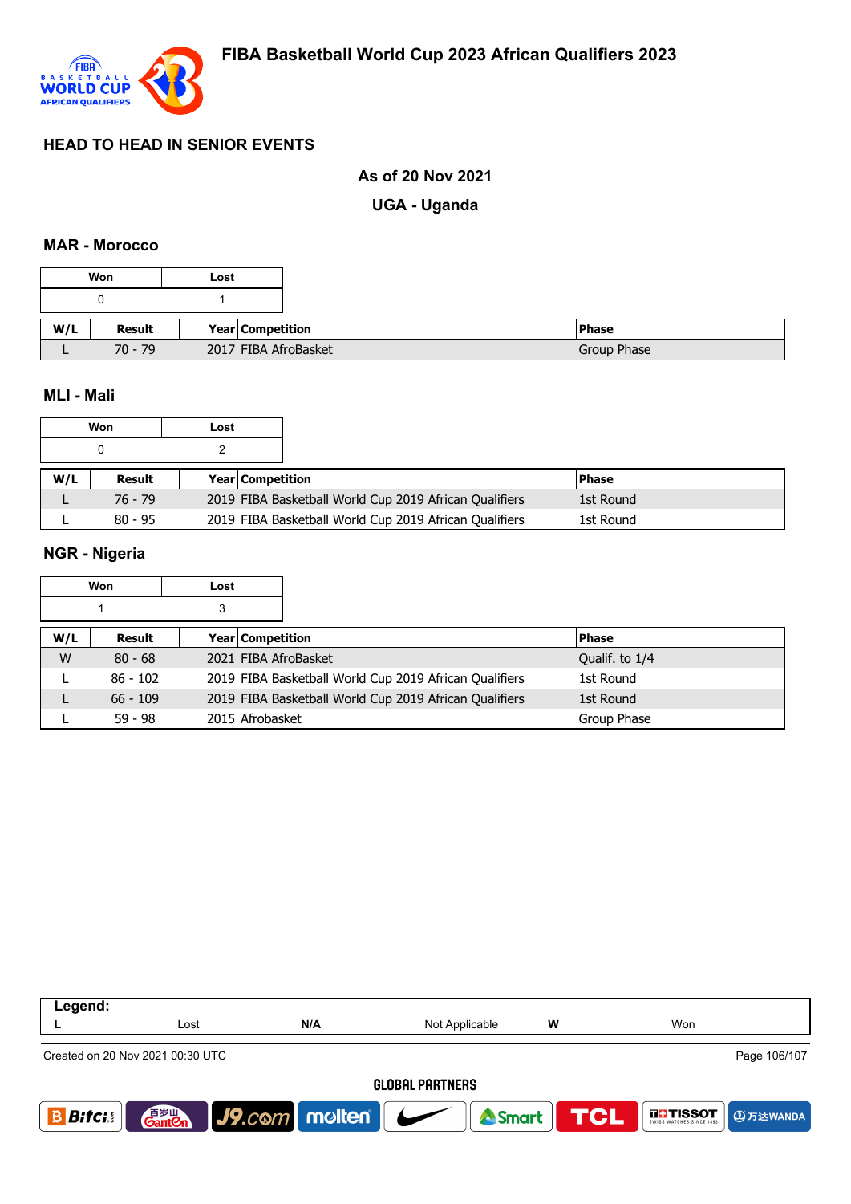# FIBA Basketball World Cup 2023 African Qualifiers 2023

## HEAD TO HEAD IN SENIOR EVENTS

### As of 20 Nov 2021

### UGA - Uganda

### MAR - Morocco

| Won | Lost |
|---|---|
| 0 | 1 |

| W/L | Result | Year | Competition | Phase |
|---|---|---|---|---|
| L | 70 - 79 | 2017 | FIBA AfroBasket | Group Phase |

### MLI - Mali

| Won | Lost |
|---|---|
| 0 | 2 |

| W/L | Result | Year | Competition | Phase |
|---|---|---|---|---|
| L | 76 - 79 | 2019 | FIBA Basketball World Cup 2019 African Qualifiers | 1st Round |
| L | 80 - 95 | 2019 | FIBA Basketball World Cup 2019 African Qualifiers | 1st Round |

### NGR - Nigeria

| Won | Lost |
|---|---|
| 1 | 3 |

| W/L | Result | Year | Competition | Phase |
|---|---|---|---|---|
| W | 80 - 68 | 2021 | FIBA AfroBasket | Qualif. to 1/4 |
| L | 86 - 102 | 2019 | FIBA Basketball World Cup 2019 African Qualifiers | 1st Round |
| L | 66 - 109 | 2019 | FIBA Basketball World Cup 2019 African Qualifiers | 1st Round |
| L | 59 - 98 | 2015 | Afrobasket | Group Phase |

| Legend: | | | | | |
|---|---|---|---|---|---|
| L | Lost | N/A | Not Applicable | W | Won |

Created on 20 Nov 2021 00:30 UTC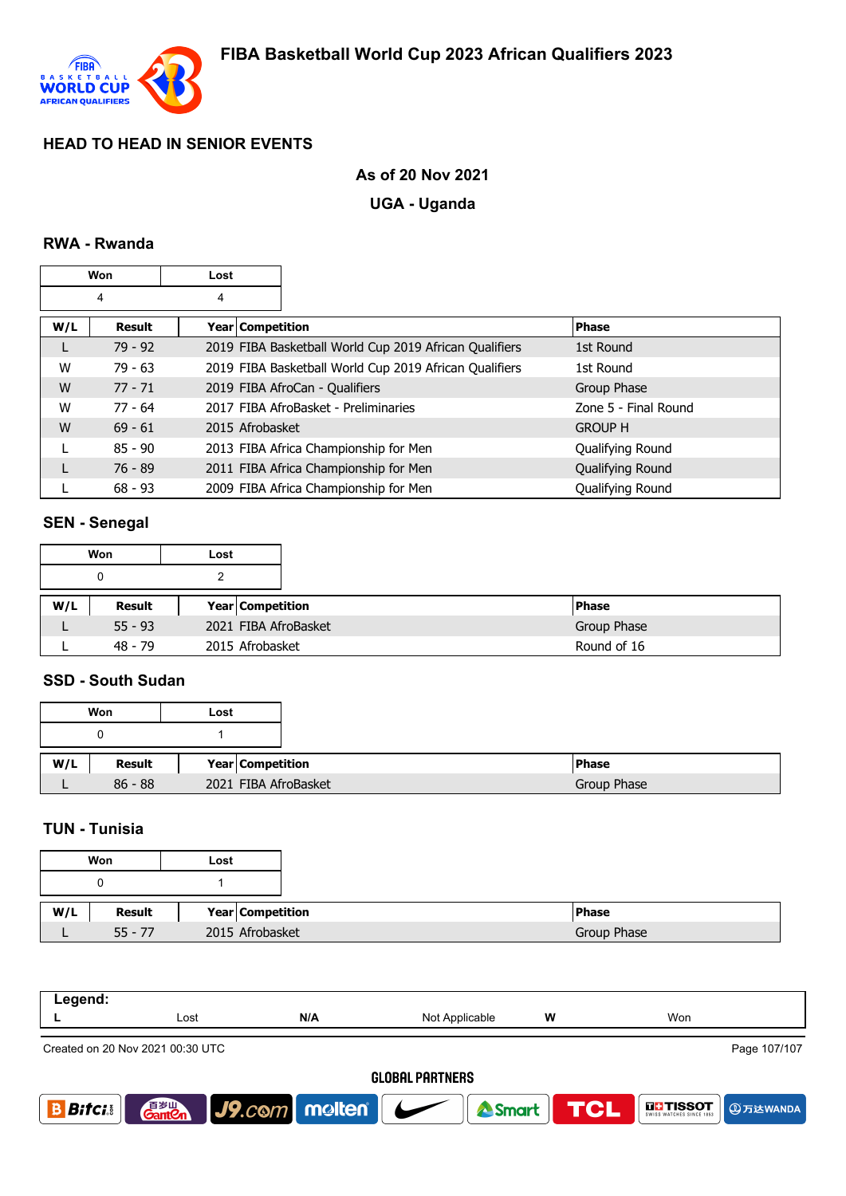# FIBA Basketball World Cup 2023 African Qualifiers 2023

## HEAD TO HEAD IN SENIOR EVENTS

**As of 20 Nov 2021**

**UGA - Uganda**

### RWA - Rwanda

| Won | Lost |
|---|---|
| 4 | 4 |

| W/L | Result | Year | Competition | Phase |
|---|---|---|---|---|
| L | 79 - 92 | 2019 | FIBA Basketball World Cup 2019 African Qualifiers | 1st Round |
| W | 79 - 63 | 2019 | FIBA Basketball World Cup 2019 African Qualifiers | 1st Round |
| W | 77 - 71 | 2019 | FIBA AfroCan - Qualifiers | Group Phase |
| W | 77 - 64 | 2017 | FIBA AfroBasket - Preliminaries | Zone 5 - Final Round |
| W | 69 - 61 | 2015 | Afrobasket | GROUP H |
| L | 85 - 90 | 2013 | FIBA Africa Championship for Men | Qualifying Round |
| L | 76 - 89 | 2011 | FIBA Africa Championship for Men | Qualifying Round |
| L | 68 - 93 | 2009 | FIBA Africa Championship for Men | Qualifying Round |

### SEN - Senegal

| Won | Lost |
|---|---|
| 0 | 2 |

| W/L | Result | Year | Competition | Phase |
|---|---|---|---|---|
| L | 55 - 93 | 2021 | FIBA AfroBasket | Group Phase |
| L | 48 - 79 | 2015 | Afrobasket | Round of 16 |

### SSD - South Sudan

| Won | Lost |
|---|---|
| 0 | 1 |

| W/L | Result | Year | Competition | Phase |
|---|---|---|---|---|
| L | 86 - 88 | 2021 | FIBA AfroBasket | Group Phase |

### TUN - Tunisia

| Won | Lost |
|---|---|
| 0 | 1 |

| W/L | Result | Year | Competition | Phase |
|---|---|---|---|---|
| L | 55 - 77 | 2015 | Afrobasket | Group Phase |

**Legend:**

| | | | | | |
|---|---|---|---|---|---|
| L | Lost | N/A | Not Applicable | W | Won |

Created on 20 Nov 2021 00:30 UTC

GLOBAL PARTNERS